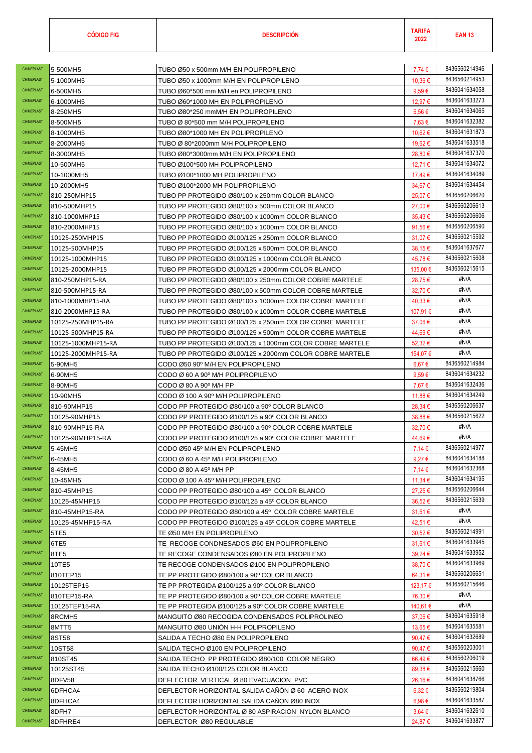| | CÓDIGO FIG | DESCRIPCIÓN | TARIFA 2022 | EAN 13 |
|---|---|---|---|---|
| CHIMEPLAST | 5-500MH5 | TUBO Ø50 x 500mm M/H EN POLIPROPILENO | 7,74 € | 8436560214946 |
| CHIMEPLAST | 5-1000MH5 | TUBO Ø50 x 1000mm M/H EN POLIPROPILENO | 10,36 € | 8436560214953 |
| CHIMEPLAST | 6-500MH5 | TUBO Ø60*500 mm M/H en POLIPROPILENO | 9,59 € | 8436041634058 |
| CHIMEPLAST | 6-1000MH5 | TUBO Ø60*1000 MH EN POLIPROPILENO | 12,97 € | 8436041633273 |
| CHIMEPLAST | 8-250MH5 | TUBO Ø80*250 mmM/H EN POLIPROPILENO | 6,56 € | 8436041634065 |
| CHIMEPLAST | 8-500MH5 | TUBO Ø 80*500 mm M/H POLIPROPILENO | 7,63 € | 8436041632382 |
| CHIMEPLAST | 8-1000MH5 | TUBO Ø80*1000 MH EN POLIPROPILENO | 10,62 € | 8436041631873 |
| CHIMEPLAST | 8-2000MH5 | TUBO Ø 80*2000mm M/H POLIPROPILENO | 19,62 € | 8436041633518 |
| CHIMEPLAST | 8-3000MH5 | TUBO Ø80*3000mm M/H EN POLIPROPILENO | 28,80 € | 8436041637370 |
| CHIMEPLAST | 10-500MH5 | TUBO Ø100*500 MH POLIPROPILENO | 12,71 € | 8436041634072 |
| CHIMEPLAST | 10-1000MH5 | TUBO Ø100*1000 MH POLIPROPILENO | 17,49 € | 8436041634089 |
| CHIMEPLAST | 10-2000MH5 | TUBO Ø100*2000 MH POLIPROPILENO | 34,67 € | 8436041634454 |
| CHIMEPLAST | 810-250MHP15 | TUBO PP PROTEGIDO Ø80/100 x 250mm COLOR BLANCO | 25,07 € | 8436560206620 |
| CHIMEPLAST | 810-500MHP15 | TUBO PP PROTEGIDO Ø80/100 x 500mm COLOR BLANCO | 27,00 € | 8436560206613 |
| CHIMEPLAST | 810-1000MHP15 | TUBO PP PROTEGIDO Ø80/100 x 1000mm COLOR BLANCO | 35,43 € | 8436560206606 |
| CHIMEPLAST | 810-2000MHP15 | TUBO PP PROTEGIDO Ø80/100 x 1000mm COLOR BLANCO | 91,56 € | 8436560206590 |
| CHIMEPLAST | 10125-250MHP15 | TUBO PP PROTEGIDO Ø100/125 x 250mm COLOR BLANCO | 31,07 € | 8436560215592 |
| CHIMEPLAST | 10125-500MHP15 | TUBO PP PROTEGIDO Ø100/125 x 500mm COLOR BLANCO | 38,15 € | 8436041637677 |
| CHIMEPLAST | 10125-1000MHP15 | TUBO PP PROTEGIDO Ø100/125 x 1000mm COLOR BLANCO | 45,78 € | 8436560215608 |
| CHIMEPLAST | 10125-2000MHP15 | TUBO PP PROTEGIDO Ø100/125 x 2000mm COLOR BLANCO | 135,00 € | 8436560215615 |
| CHIMEPLAST | 810-250MHP15-RA | TUBO PP PROTEGIDO Ø80/100 x 250mm COLOR COBRE MARTELE | 28,75 € | #N/A |
| CHIMEPLAST | 810-500MHP15-RA | TUBO PP PROTEGIDO Ø80/100 x 500mm COLOR COBRE MARTELE | 32,70 € | #N/A |
| CHIMEPLAST | 810-1000MHP15-RA | TUBO PP PROTEGIDO Ø80/100 x 1000mm COLOR COBRE MARTELE | 40,33 € | #N/A |
| CHIMEPLAST | 810-2000MHP15-RA | TUBO PP PROTEGIDO Ø80/100 x 1000mm COLOR COBRE MARTELE | 107,91 € | #N/A |
| CHIMEPLAST | 10125-250MHP15-RA | TUBO PP PROTEGIDO Ø100/125 x 250mm COLOR COBRE MARTELE | 37,06 € | #N/A |
| CHIMEPLAST | 10125-500MHP15-RA | TUBO PP PROTEGIDO Ø100/125 x 500mm COLOR COBRE MARTELE | 44,69 € | #N/A |
| CHIMEPLAST | 10125-1000MHP15-RA | TUBO PP PROTEGIDO Ø100/125 x 1000mm COLOR COBRE MARTELE | 52,32 € | #N/A |
| CHIMEPLAST | 10125-2000MHP15-RA | TUBO PP PROTEGIDO Ø100/125 x 2000mm COLOR COBRE MARTELE | 154,07 € | #N/A |
| CHIMEPLAST | 5-90MH5 | CODO Ø50 90º M/H EN POLIPROPILENO | 6,67 € | 8436560214984 |
| CHIMEPLAST | 6-90MH5 | CODO Ø 60 A 90º M/H POLIPROPILENO | 9,59 € | 8436041634232 |
| CHIMEPLAST | 8-90MH5 | CODO Ø 80 A 90º M/H PP | 7,67 € | 8436041632436 |
| CHIMEPLAST | 10-90MH5 | CODO Ø 100 A 90º M/H POLIPROPILENO | 11,88 € | 8436041634249 |
| CHIMEPLAST | 810-90MHP15 | CODO PP PROTEGIDO Ø80/100 a 90º COLOR BLANCO | 28,34 € | 8436560206637 |
| CHIMEPLAST | 10125-90MHP15 | CODO PP PROTEGIDO Ø100/125 a 90º COLOR BLANCO | 38,88 € | 8436560215622 |
| CHIMEPLAST | 810-90MHP15-RA | CODO PP PROTEGIDO Ø80/100 a 90º COLOR COBRE MARTELE | 32,70 € | #N/A |
| CHIMEPLAST | 10125-90MHP15-RA | CODO PP PROTEGIDO Ø100/125 a 90º COLOR COBRE MARTELE | 44,69 € | #N/A |
| CHIMEPLAST | 5-45MH5 | CODO Ø50 45º M/H EN POLIPROPILENO | 7,14 € | 8436560214977 |
| CHIMEPLAST | 6-45MH5 | CODO Ø 60 A 45º M/H POLIPROPILENO | 9,27 € | 8436041634188 |
| CHIMEPLAST | 8-45MH5 | CODO Ø 80 A 45º M/H PP | 7,14 € | 8436041632368 |
| CHIMEPLAST | 10-45MH5 | CODO Ø 100 A 45º M/H POLIPROPILENO | 11,34 € | 8436041634195 |
| CHIMEPLAST | 810-45MHP15 | CODO PP PROTEGIDO Ø80/100 a 45º COLOR BLANCO | 27,25 € | 8436560206644 |
| CHIMEPLAST | 10125-45MHP15 | CODO PP PROTEGIDO Ø100/125 a 45º COLOR BLANCO | 36,52 € | 8436560215639 |
| CHIMEPLAST | 810-45MHP15-RA | CODO PP PROTEGIDO Ø80/100 a 45º COLOR COBRE MARTELE | 31,61 € | #N/A |
| CHIMEPLAST | 10125-45MHP15-RA | CODO PP PROTEGIDO Ø100/125 a 45º COLOR COBRE MARTELE | 42,51 € | #N/A |
| CHIMEPLAST | 5TE5 | TE Ø50 M/H EN POLIPROPILENO | 30,52 € | 8436560214991 |
| CHIMEPLAST | 6TE5 | TE RECOGE CONDNESADOS Ø60 EN POLIPROPILENO | 31,61 € | 8436041633945 |
| CHIMEPLAST | 8TE5 | TE RECOGE CONDENSADOS Ø80 EN POLIPROPILENO | 39,24 € | 8436041633952 |
| CHIMEPLAST | 10TE5 | TE RECOGE CONDENSADOS Ø100 EN POLIPROPILENO | 38,70 € | 8436041633969 |
| CHIMEPLAST | 810TEP15 | TE PP PROTEGIDO Ø80/100 a 90º COLOR BLANCO | 64,31 € | 8436560206651 |
| CHIMEPLAST | 10125TEP15 | TE PP PROTEGIDA Ø100/125 a 90º COLOR BLANCO | 123,17 € | 8436560215646 |
| CHIMEPLAST | 810TEP15-RA | TE PP PROTEGIDO Ø80/100 a 90º COLOR COBRE MARTELE | 76,30 € | #N/A |
| CHIMEPLAST | 10125TEP15-RA | TE PP PROTEGIDA Ø100/125 a 90º COLOR COBRE MARTELE | 140,61 € | #N/A |
| CHIMEPLAST | 8RCMH5 | MANGUITO Ø80 RECOGIDA CONDENSADOS POLIPROLINEO | 37,06 € | 8436041635918 |
| CHIMEPLAST | 8MTT5 | MANGUITO Ø80 UNIÓN H-H POLIPROPILENO | 13,65 € | 8436041635581 |
| CHIMEPLAST | 8ST58 | SALIDA A TECHO Ø80 EN POLIPROPILENO | 90,47 € | 8436041632689 |
| CHIMEPLAST | 10ST58 | SALIDA TECHO Ø100 EN POLIPROPILENO | 90,47 € | 8436560203001 |
| CHIMEPLAST | 810ST45 | SALIDA TECHO PP PROTEGIDO Ø80/100 COLOR NEGRO | 66,49 € | 8436560206019 |
| CHIMEPLAST | 10125ST45 | SALIDA TECHO Ø100/125 COLOR BLANCO | 89,38 € | 8436560215660 |
| CHIMEPLAST | 8DFV58 | DEFLECTOR VERTICAL Ø 80 EVACUACION PVC | 26,16 € | 8436041638766 |
| CHIMEPLAST | 6DFHCA4 | DEFLECTOR HORIZONTAL SALIDA CAÑÓN Ø 60 ACERO INOX | 6,32 € | 8436560219804 |
| CHIMEPLAST | 8DFHCA4 | DEFLECTOR HORIZONTAL SALIDA CAÑON Ø80 INOX | 6,98 € | 8436041633587 |
| CHIMEPLAST | 8DFH7 | DEFLECTOR HORIZONTAL Ø 80 ASPIRACION NYLON BLANCO | 3,64 € | 8436041632610 |
| CHIMEPLAST | 8DFHRE4 | DEFLECTOR Ø80 REGULABLE | 24,87 € | 8436041633877 |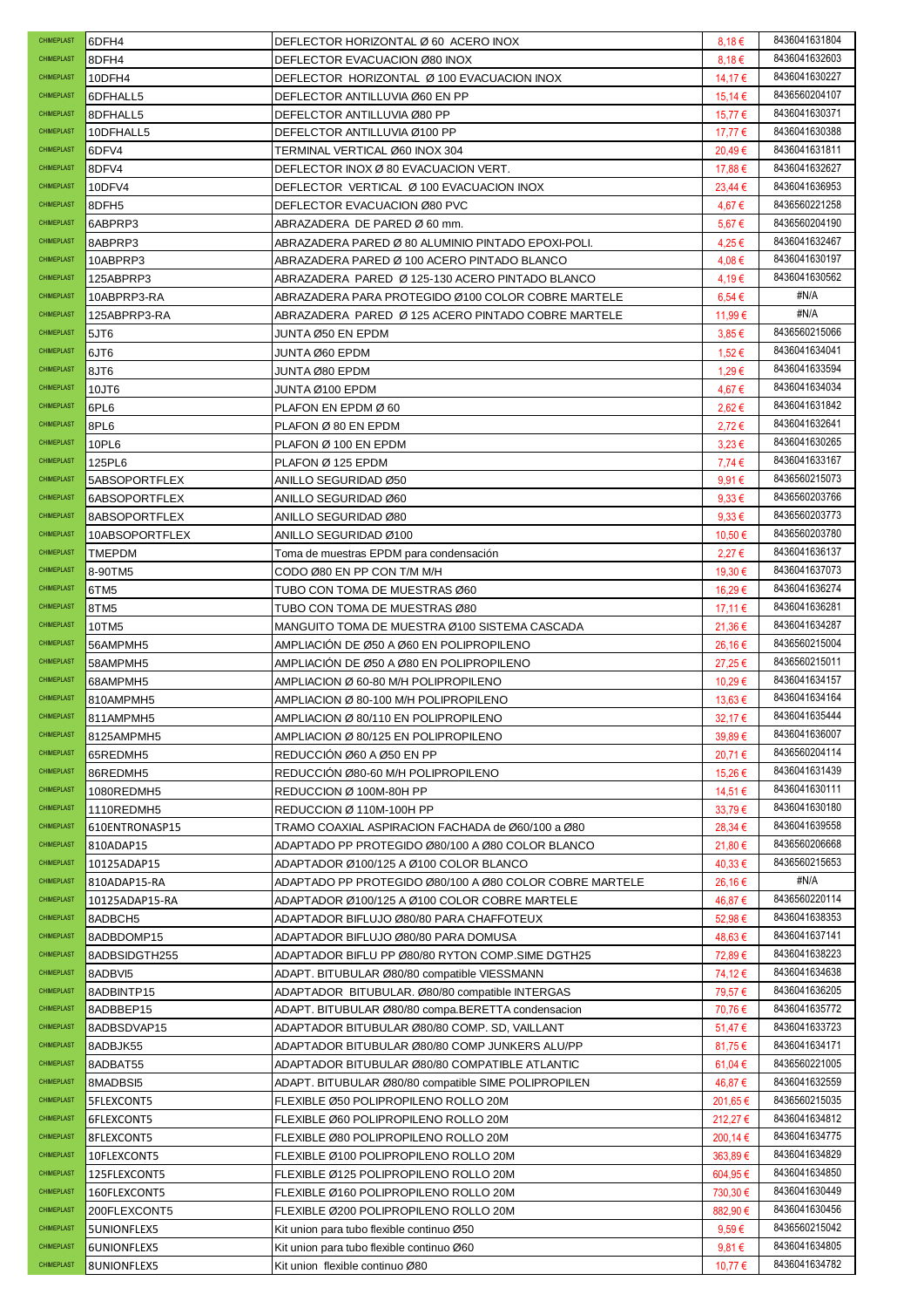| | | | | |
|---|---|---|---|---|
| CHIMEPLAST | 6DFH4 | DEFLECTOR HORIZONTAL Ø 60 ACERO INOX | 8,18 € | 8436041631804 |
| CHIMEPLAST | 8DFH4 | DEFLECTOR EVACUACION Ø80 INOX | 8,18 € | 8436041632603 |
| CHIMEPLAST | 10DFH4 | DEFLECTOR HORIZONTAL Ø 100 EVACUACION INOX | 14,17 € | 8436041630227 |
| CHIMEPLAST | 6DFHALL5 | DEFLECTOR ANTILLUVIA Ø60 EN PP | 15,14 € | 8436560204107 |
| CHIMEPLAST | 8DFHALL5 | DEFELCTOR ANTILLUVIA Ø80 PP | 15,77 € | 8436041630371 |
| CHIMEPLAST | 10DFHALL5 | DEFELCTOR ANTILLUVIA Ø100 PP | 17,77 € | 8436041630388 |
| CHIMEPLAST | 6DFV4 | TERMINAL VERTICAL Ø60 INOX 304 | 20,49 € | 8436041631811 |
| CHIMEPLAST | 8DFV4 | DEFLECTOR INOX Ø 80 EVACUACION VERT. | 17,88 € | 8436041632627 |
| CHIMEPLAST | 10DFV4 | DEFLECTOR VERTICAL Ø 100 EVACUACION INOX | 23,44 € | 8436041636953 |
| CHIMEPLAST | 8DFH5 | DEFLECTOR EVACUACION Ø80 PVC | 4,67 € | 8436560221258 |
| CHIMEPLAST | 6ABPRP3 | ABRAZADERA DE PARED Ø 60 mm. | 5,67 € | 8436560204190 |
| CHIMEPLAST | 8ABPRP3 | ABRAZADERA PARED Ø 80 ALUMINIO PINTADO EPOXI-POLI. | 4,25 € | 8436041632467 |
| CHIMEPLAST | 10ABPRP3 | ABRAZADERA PARED Ø 100 ACERO PINTADO BLANCO | 4,08 € | 8436041630197 |
| CHIMEPLAST | 125ABPRP3 | ABRAZADERA PARED Ø 125-130 ACERO PINTADO BLANCO | 4,19 € | 8436041630562 |
| CHIMEPLAST | 10ABPRP3-RA | ABRAZADERA PARA PROTEGIDO Ø100 COLOR COBRE MARTELE | 6,54 € | #N/A |
| CHIMEPLAST | 125ABPRP3-RA | ABRAZADERA PARED Ø 125 ACERO PINTADO COBRE MARTELE | 11,99 € | #N/A |
| CHIMEPLAST | 5JT6 | JUNTA Ø50 EN EPDM | 3,85 € | 8436560215066 |
| CHIMEPLAST | 6JT6 | JUNTA Ø60 EPDM | 1,52 € | 8436041634041 |
| CHIMEPLAST | 8JT6 | JUNTA Ø80 EPDM | 1,29 € | 8436041633594 |
| CHIMEPLAST | 10JT6 | JUNTA Ø100 EPDM | 4,67 € | 8436041634034 |
| CHIMEPLAST | 6PL6 | PLAFON EN EPDM Ø 60 | 2,62 € | 8436041631842 |
| CHIMEPLAST | 8PL6 | PLAFON Ø 80 EN EPDM | 2,72 € | 8436041632641 |
| CHIMEPLAST | 10PL6 | PLAFON Ø 100 EN EPDM | 3,23 € | 8436041630265 |
| CHIMEPLAST | 125PL6 | PLAFON Ø 125 EPDM | 7,74 € | 8436041633167 |
| CHIMEPLAST | 5ABSOPORTFLEX | ANILLO SEGURIDAD Ø50 | 9,91 € | 8436560215073 |
| CHIMEPLAST | 6ABSOPORTFLEX | ANILLO SEGURIDAD Ø60 | 9,33 € | 8436560203766 |
| CHIMEPLAST | 8ABSOPORTFLEX | ANILLO SEGURIDAD Ø80 | 9,33 € | 8436560203773 |
| CHIMEPLAST | 10ABSOPORTFLEX | ANILLO SEGURIDAD Ø100 | 10,50 € | 8436560203780 |
| CHIMEPLAST | TMEPDM | Toma de muestras EPDM para condensación | 2,27 € | 8436041636137 |
| CHIMEPLAST | 8-90TM5 | CODO Ø80 EN PP CON T/M M/H | 19,30 € | 8436041637073 |
| CHIMEPLAST | 6TM5 | TUBO CON TOMA DE MUESTRAS Ø60 | 16,29 € | 8436041636274 |
| CHIMEPLAST | 8TM5 | TUBO CON TOMA DE MUESTRAS Ø80 | 17,11 € | 8436041636281 |
| CHIMEPLAST | 10TM5 | MANGUITO TOMA DE MUESTRA Ø100 SISTEMA CASCADA | 21,36 € | 8436041634287 |
| CHIMEPLAST | 56AMPMH5 | AMPLIACIÓN DE Ø50 A Ø60 EN POLIPROPILENO | 26,16 € | 8436560215004 |
| CHIMEPLAST | 58AMPMH5 | AMPLIACIÓN DE Ø50 A Ø80 EN POLIPROPILENO | 27,25 € | 8436560215011 |
| CHIMEPLAST | 68AMPMH5 | AMPLIACION Ø 60-80 M/H POLIPROPILENO | 10,29 € | 8436041634157 |
| CHIMEPLAST | 810AMPMH5 | AMPLIACION Ø 80-100 M/H POLIPROPILENO | 13,63 € | 8436041634164 |
| CHIMEPLAST | 811AMPMH5 | AMPLIACION Ø 80/110 EN POLIPROPILENO | 32,17 € | 8436041635444 |
| CHIMEPLAST | 8125AMPMH5 | AMPLIACION Ø 80/125 EN POLIPROPILENO | 39,89 € | 8436041636007 |
| CHIMEPLAST | 65REDMH5 | REDUCCIÓN Ø60 A Ø50 EN PP | 20,71 € | 8436560204114 |
| CHIMEPLAST | 86REDMH5 | REDUCCIÓN Ø80-60 M/H POLIPROPILENO | 15,26 € | 8436041631439 |
| CHIMEPLAST | 1080REDMH5 | REDUCCION Ø 100M-80H PP | 14,51 € | 8436041630111 |
| CHIMEPLAST | 1110REDMH5 | REDUCCION Ø 110M-100H PP | 33,79 € | 8436041630180 |
| CHIMEPLAST | 610ENTRONASP15 | TRAMO COAXIAL ASPIRACION FACHADA de Ø60/100 a Ø80 | 28,34 € | 8436041639558 |
| CHIMEPLAST | 810ADAP15 | ADAPTADO PP PROTEGIDO Ø80/100 A Ø80 COLOR BLANCO | 21,80 € | 8436560206668 |
| CHIMEPLAST | 10125ADAP15 | ADAPTADOR Ø100/125 A Ø100 COLOR BLANCO | 40,33 € | 8436560215653 |
| CHIMEPLAST | 810ADAP15-RA | ADAPTADO PP PROTEGIDO Ø80/100 A Ø80 COLOR COBRE MARTELE | 26,16 € | #N/A |
| CHIMEPLAST | 10125ADAP15-RA | ADAPTADOR Ø100/125 A Ø100 COLOR COBRE MARTELE | 46,87 € | 8436560220114 |
| CHIMEPLAST | 8ADBCH5 | ADAPTADOR BIFLUJO Ø80/80 PARA CHAFFOTEUX | 52,98 € | 8436041638353 |
| CHIMEPLAST | 8ADBDOMP15 | ADAPTADOR BIFLUJO Ø80/80 PARA DOMUSA | 48,63 € | 8436041637141 |
| CHIMEPLAST | 8ADBSIDGTH255 | ADAPTADOR BIFLU PP Ø80/80 RYTON COMP.SIME DGTH25 | 72,89 € | 8436041638223 |
| CHIMEPLAST | 8ADBVI5 | ADAPT. BITUBULAR Ø80/80 compatible VIESSMANN | 74,12 € | 8436041634638 |
| CHIMEPLAST | 8ADBINTP15 | ADAPTADOR BITUBULAR. Ø80/80 compatible INTERGAS | 79,57 € | 8436041636205 |
| CHIMEPLAST | 8ADBBEP15 | ADAPT. BITUBULAR Ø80/80 compa.BERETTA condensacion | 70,76 € | 8436041635772 |
| CHIMEPLAST | 8ADBSDVAP15 | ADAPTADOR BITUBULAR Ø80/80 COMP. SD, VAILLANT | 51,47 € | 8436041633723 |
| CHIMEPLAST | 8ADBJK55 | ADAPTADOR BITUBULAR Ø80/80 COMP JUNKERS ALU/PP | 81,75 € | 8436041634171 |
| CHIMEPLAST | 8ADBAT55 | ADAPTADOR BITUBULAR Ø80/80 COMPATIBLE ATLANTIC | 61,04 € | 8436560221005 |
| CHIMEPLAST | 8MADBSI5 | ADAPT. BITUBULAR Ø80/80 compatible SIME POLIPROPILEN | 46,87 € | 8436041632559 |
| CHIMEPLAST | 5FLEXCONT5 | FLEXIBLE Ø50 POLIPROPILENO ROLLO 20M | 201,65 € | 8436560215035 |
| CHIMEPLAST | 6FLEXCONT5 | FLEXIBLE Ø60 POLIPROPILENO ROLLO 20M | 212,27 € | 8436041634812 |
| CHIMEPLAST | 8FLEXCONT5 | FLEXIBLE Ø80 POLIPROPILENO ROLLO 20M | 200,14 € | 8436041634775 |
| CHIMEPLAST | 10FLEXCONT5 | FLEXIBLE Ø100 POLIPROPILENO ROLLO 20M | 363,89 € | 8436041634829 |
| CHIMEPLAST | 125FLEXCONT5 | FLEXIBLE Ø125 POLIPROPILENO ROLLO 20M | 604,95 € | 8436041634850 |
| CHIMEPLAST | 160FLEXCONT5 | FLEXIBLE Ø160 POLIPROPILENO ROLLO 20M | 730,30 € | 8436041630449 |
| CHIMEPLAST | 200FLEXCONT5 | FLEXIBLE Ø200 POLIPROPILENO ROLLO 20M | 882,90 € | 8436041630456 |
| CHIMEPLAST | 5UNIONFLEX5 | Kit union para tubo flexible continuo Ø50 | 9,59 € | 8436560215042 |
| CHIMEPLAST | 6UNIONFLEX5 | Kit union para tubo flexible continuo Ø60 | 9,81 € | 8436041634805 |
| CHIMEPLAST | 8UNIONFLEX5 | Kit union flexible continuo Ø80 | 10,77 € | 8436041634782 |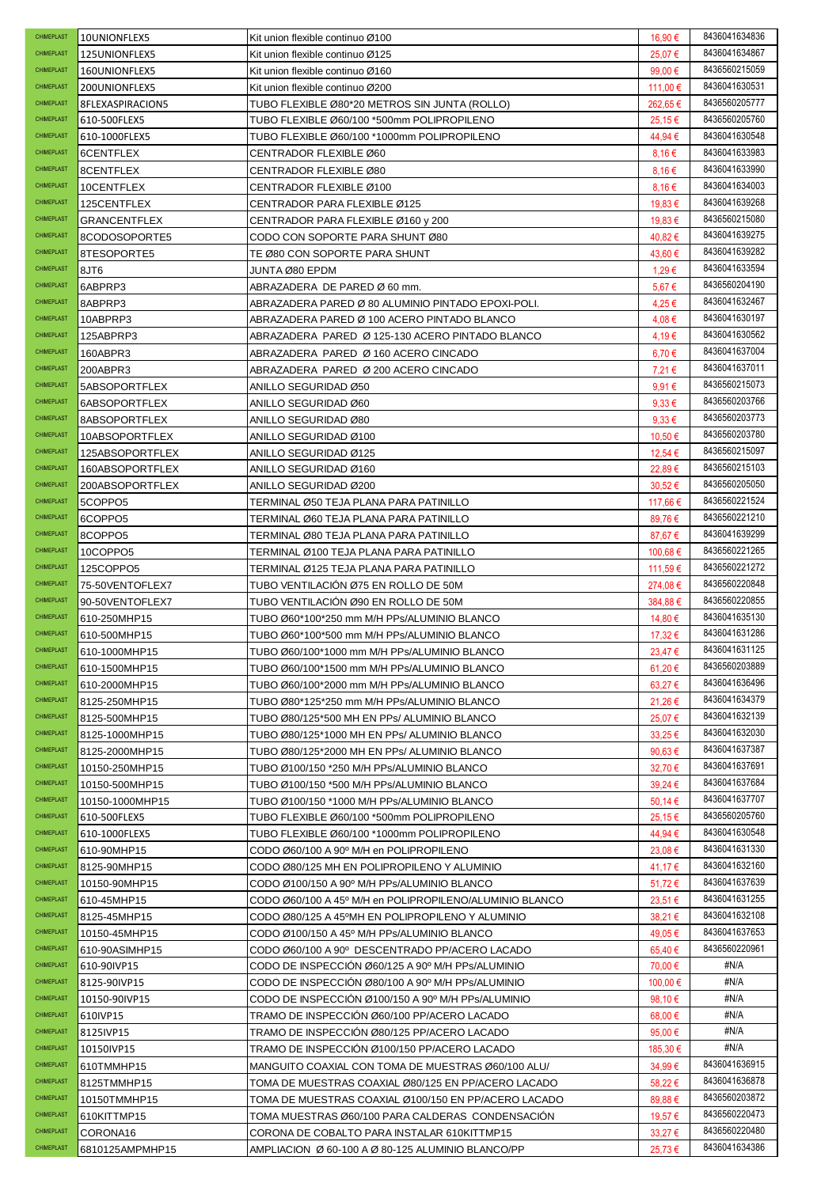| | | | | |
|---|---|---|---|---|
| CHIMEPLAST | 10UNIONFLEX5 | Kit union flexible continuo Ø100 | 16,90 € | 8436041634836 |
| CHIMEPLAST | 125UNIONFLEX5 | Kit union flexible continuo Ø125 | 25,07 € | 8436041634867 |
| CHIMEPLAST | 160UNIONFLEX5 | Kit union flexible continuo Ø160 | 99,00 € | 8436560215059 |
| CHIMEPLAST | 200UNIONFLEX5 | Kit union flexible continuo Ø200 | 111,00 € | 8436041630531 |
| CHIMEPLAST | 8FLEXASPIRACION5 | TUBO FLEXIBLE Ø80*20 METROS SIN JUNTA (ROLLO) | 262,65 € | 8436560205777 |
| CHIMEPLAST | 610-500FLEX5 | TUBO FLEXIBLE Ø60/100 *500mm POLIPROPILENO | 25,15 € | 8436560205760 |
| CHIMEPLAST | 610-1000FLEX5 | TUBO FLEXIBLE Ø60/100 *1000mm POLIPROPILENO | 44,94 € | 8436041630548 |
| CHIMEPLAST | 6CENTFLEX | CENTRADOR FLEXIBLE Ø60 | 8,16 € | 8436041633983 |
| CHIMEPLAST | 8CENTFLEX | CENTRADOR FLEXIBLE Ø80 | 8,16 € | 8436041633990 |
| CHIMEPLAST | 10CENTFLEX | CENTRADOR FLEXIBLE Ø100 | 8,16 € | 8436041634003 |
| CHIMEPLAST | 125CENTFLEX | CENTRADOR PARA FLEXIBLE Ø125 | 19,83 € | 8436041639268 |
| CHIMEPLAST | GRANCENTFLEX | CENTRADOR PARA FLEXIBLE Ø160 y 200 | 19,83 € | 8436560215080 |
| CHIMEPLAST | 8CODOSOPORTE5 | CODO CON SOPORTE PARA SHUNT Ø80 | 40,82 € | 8436041639275 |
| CHIMEPLAST | 8TESOPORTE5 | TE Ø80 CON SOPORTE PARA SHUNT | 43,60 € | 8436041639282 |
| CHIMEPLAST | 8JT6 | JUNTA Ø80 EPDM | 1,29 € | 8436041633594 |
| CHIMEPLAST | 6ABPRP3 | ABRAZADERA DE PARED Ø 60 mm. | 5,67 € | 8436560204190 |
| CHIMEPLAST | 8ABPRP3 | ABRAZADERA PARED Ø 80 ALUMINIO PINTADO EPOXI-POLI. | 4,25 € | 8436041632467 |
| CHIMEPLAST | 10ABPRP3 | ABRAZADERA PARED Ø 100 ACERO PINTADO BLANCO | 4,08 € | 8436041630197 |
| CHIMEPLAST | 125ABPRP3 | ABRAZADERA PARED Ø 125-130 ACERO PINTADO BLANCO | 4,19 € | 8436041630562 |
| CHIMEPLAST | 160ABPR3 | ABRAZADERA PARED Ø 160 ACERO CINCADO | 6,70 € | 8436041637004 |
| CHIMEPLAST | 200ABPR3 | ABRAZADERA PARED Ø 200 ACERO CINCADO | 7,21 € | 8436041637011 |
| CHIMEPLAST | 5ABSOPORTFLEX | ANILLO SEGURIDAD Ø50 | 9,91 € | 8436560215073 |
| CHIMEPLAST | 6ABSOPORTFLEX | ANILLO SEGURIDAD Ø60 | 9,33 € | 8436560203766 |
| CHIMEPLAST | 8ABSOPORTFLEX | ANILLO SEGURIDAD Ø80 | 9,33 € | 8436560203773 |
| CHIMEPLAST | 10ABSOPORTFLEX | ANILLO SEGURIDAD Ø100 | 10,50 € | 8436560203780 |
| CHIMEPLAST | 125ABSOPORTFLEX | ANILLO SEGURIDAD Ø125 | 12,54 € | 8436560215097 |
| CHIMEPLAST | 160ABSOPORTFLEX | ANILLO SEGURIDAD Ø160 | 22,89 € | 8436560215103 |
| CHIMEPLAST | 200ABSOPORTFLEX | ANILLO SEGURIDAD Ø200 | 30,52 € | 8436560205050 |
| CHIMEPLAST | 5COPPO5 | TERMINAL Ø50 TEJA PLANA PARA PATINILLO | 117,66 € | 8436560221524 |
| CHIMEPLAST | 6COPPO5 | TERMINAL Ø60 TEJA PLANA PARA PATINILLO | 89,76 € | 8436560221210 |
| CHIMEPLAST | 8COPPO5 | TERMINAL Ø80 TEJA PLANA PARA PATINILLO | 87,67 € | 8436041639299 |
| CHIMEPLAST | 10COPPO5 | TERMINAL Ø100 TEJA PLANA PARA PATINILLO | 100,68 € | 8436560221265 |
| CHIMEPLAST | 125COPPO5 | TERMINAL Ø125 TEJA PLANA PARA PATINILLO | 111,59 € | 8436560221272 |
| CHIMEPLAST | 75-50VENTOFLEX7 | TUBO VENTILACIÓN Ø75 EN ROLLO DE 50M | 274,08 € | 8436560220848 |
| CHIMEPLAST | 90-50VENTOFLEX7 | TUBO VENTILACIÓN Ø90 EN ROLLO DE 50M | 384,88 € | 8436560220855 |
| CHIMEPLAST | 610-250MHP15 | TUBO Ø60*100*250 mm M/H PPs/ALUMINIO BLANCO | 14,80 € | 8436041635130 |
| CHIMEPLAST | 610-500MHP15 | TUBO Ø60*100*500 mm M/H PPs/ALUMINIO BLANCO | 17,32 € | 8436041631286 |
| CHIMEPLAST | 610-1000MHP15 | TUBO Ø60/100*1000 mm M/H PPs/ALUMINIO BLANCO | 23,47 € | 8436041631125 |
| CHIMEPLAST | 610-1500MHP15 | TUBO Ø60/100*1500 mm M/H PPs/ALUMINIO BLANCO | 61,20 € | 8436560203889 |
| CHIMEPLAST | 610-2000MHP15 | TUBO Ø60/100*2000 mm M/H PPs/ALUMINIO BLANCO | 63,27 € | 8436041636496 |
| CHIMEPLAST | 8125-250MHP15 | TUBO Ø80*125*250 mm M/H PPs/ALUMINIO BLANCO | 21,26 € | 8436041634379 |
| CHIMEPLAST | 8125-500MHP15 | TUBO Ø80/125*500 MH EN PPs/ ALUMINIO BLANCO | 25,07 € | 8436041632139 |
| CHIMEPLAST | 8125-1000MHP15 | TUBO Ø80/125*1000 MH EN PPs/ ALUMINIO BLANCO | 33,25 € | 8436041632030 |
| CHIMEPLAST | 8125-2000MHP15 | TUBO Ø80/125*2000 MH EN PPs/ ALUMINIO BLANCO | 90,63 € | 8436041637387 |
| CHIMEPLAST | 10150-250MHP15 | TUBO Ø100/150 *250 M/H PPs/ALUMINIO BLANCO | 32,70 € | 8436041637691 |
| CHIMEPLAST | 10150-500MHP15 | TUBO Ø100/150 *500 M/H PPs/ALUMINIO BLANCO | 39,24 € | 8436041637684 |
| CHIMEPLAST | 10150-1000MHP15 | TUBO Ø100/150 *1000 M/H PPs/ALUMINIO BLANCO | 50,14 € | 8436041637707 |
| CHIMEPLAST | 610-500FLEX5 | TUBO FLEXIBLE Ø60/100 *500mm POLIPROPILENO | 25,15 € | 8436560205760 |
| CHIMEPLAST | 610-1000FLEX5 | TUBO FLEXIBLE Ø60/100 *1000mm POLIPROPILENO | 44,94 € | 8436041630548 |
| CHIMEPLAST | 610-90MHP15 | CODO Ø60/100 A 90º M/H en POLIPROPILENO | 23,08 € | 8436041631330 |
| CHIMEPLAST | 8125-90MHP15 | CODO Ø80/125 MH EN POLIPROPILENO Y ALUMINIO | 41,17 € | 8436041632160 |
| CHIMEPLAST | 10150-90MHP15 | CODO Ø100/150 A 90º M/H PPs/ALUMINIO BLANCO | 51,72 € | 8436041637639 |
| CHIMEPLAST | 610-45MHP15 | CODO Ø60/100 A 45º M/H en POLIPROPILENO/ALUMINIO BLANCO | 23,51 € | 8436041631255 |
| CHIMEPLAST | 8125-45MHP15 | CODO Ø80/125 A 45ºMH EN POLIPROPILENO Y ALUMINIO | 38,21 € | 8436041632108 |
| CHIMEPLAST | 10150-45MHP15 | CODO Ø100/150 A 45º M/H PPs/ALUMINIO BLANCO | 49,05 € | 8436041637653 |
| CHIMEPLAST | 610-90ASIMHP15 | CODO Ø60/100 A 90º DESCENTRADO PP/ACERO LACADO | 65,40 € | 8436560220961 |
| CHIMEPLAST | 610-90IVP15 | CODO DE INSPECCIÓN Ø60/125 A 90º M/H PPs/ALUMINIO | 70,00 € | #N/A |
| CHIMEPLAST | 8125-90IVP15 | CODO DE INSPECCIÓN Ø80/100 A 90º M/H PPs/ALUMINIO | 100,00 € | #N/A |
| CHIMEPLAST | 10150-90IVP15 | CODO DE INSPECCIÓN Ø100/150 A 90º M/H PPs/ALUMINIO | 98,10 € | #N/A |
| CHIMEPLAST | 610IVP15 | TRAMO DE INSPECCIÓN Ø60/100 PP/ACERO LACADO | 68,00 € | #N/A |
| CHIMEPLAST | 8125IVP15 | TRAMO DE INSPECCIÓN Ø80/125 PP/ACERO LACADO | 95,00 € | #N/A |
| CHIMEPLAST | 10150IVP15 | TRAMO DE INSPECCIÓN Ø100/150 PP/ACERO LACADO | 185,30 € | #N/A |
| CHIMEPLAST | 610TMMHP15 | MANGUITO COAXIAL CON TOMA DE MUESTRAS Ø60/100 ALU/ | 34,99 € | 8436041636915 |
| CHIMEPLAST | 8125TMMHP15 | TOMA DE MUESTRAS COAXIAL Ø80/125 EN PP/ACERO LACADO | 58,22 € | 8436041636878 |
| CHIMEPLAST | 10150TMMHP15 | TOMA DE MUESTRAS COAXIAL Ø100/150 EN PP/ACERO LACADO | 89,88 € | 8436560203872 |
| CHIMEPLAST | 610KITTMP15 | TOMA MUESTRAS Ø60/100 PARA CALDERAS CONDENSACIÓN | 19,57 € | 8436560220473 |
| CHIMEPLAST | CORONA16 | CORONA DE COBALTO PARA INSTALAR 610KITTMP15 | 33,27 € | 8436560220480 |
| CHIMEPLAST | 6810125AMPMHP15 | AMPLIACION Ø 60-100 A Ø 80-125 ALUMINIO BLANCO/PP | 25,73 € | 8436041634386 |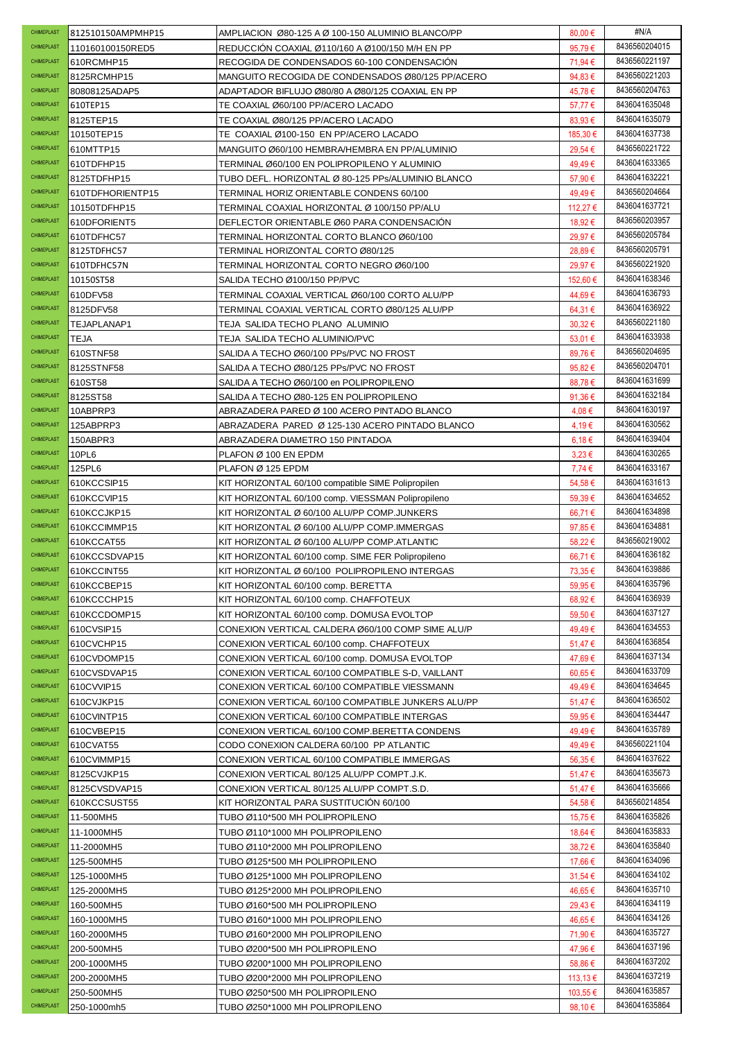| | | | | |
|---|---|---|---|---|
| CHIMEPLAST | 812510150AMPMHP15 | AMPLIACION Ø80-125 A Ø 100-150 ALUMINIO BLANCO/PP | 80,00 € | #N/A |
| CHIMEPLAST | 110160100150RED5 | REDUCCIÓN COAXIAL Ø110/160 A Ø100/150 M/H EN PP | 95,79 € | 8436560204015 |
| CHIMEPLAST | 610RCMHP15 | RECOGIDA DE CONDENSADOS 60-100 CONDENSACIÓN | 71,94 € | 8436560221197 |
| CHIMEPLAST | 8125RCMHP15 | MANGUITO RECOGIDA DE CONDENSADOS Ø80/125 PP/ACERO | 94,83 € | 8436560221203 |
| CHIMEPLAST | 80808125ADAP5 | ADAPTADOR BIFLUJO Ø80/80 A Ø80/125 COAXIAL EN PP | 45,78 € | 8436560204763 |
| CHIMEPLAST | 610TEP15 | TE COAXIAL Ø60/100 PP/ACERO LACADO | 57,77 € | 8436041635048 |
| CHIMEPLAST | 8125TEP15 | TE COAXIAL Ø80/125 PP/ACERO LACADO | 83,93 € | 8436041635079 |
| CHIMEPLAST | 10150TEP15 | TE COAXIAL Ø100-150 EN PP/ACERO LACADO | 185,30 € | 8436041637738 |
| CHIMEPLAST | 610MTTP15 | MANGUITO Ø60/100 HEMBRA/HEMBRA EN PP/ALUMINIO | 29,54 € | 8436560221722 |
| CHIMEPLAST | 610TDFHP15 | TERMINAL Ø60/100 EN POLIPROPILENO Y ALUMINIO | 49,49 € | 8436041633365 |
| CHIMEPLAST | 8125TDFHP15 | TUBO DEFL. HORIZONTAL Ø 80-125 PPs/ALUMINIO BLANCO | 57,90 € | 8436041632221 |
| CHIMEPLAST | 610TDFHORIENTP15 | TERMINAL HORIZ ORIENTABLE CONDENS 60/100 | 49,49 € | 8436560204664 |
| CHIMEPLAST | 10150TDFHP15 | TERMINAL COAXIAL HORIZONTAL Ø 100/150 PP/ALU | 112,27 € | 8436041637721 |
| CHIMEPLAST | 610DFORIENT5 | DEFLECTOR ORIENTABLE Ø60 PARA CONDENSACIÓN | 18,92 € | 8436560203957 |
| CHIMEPLAST | 610TDFHC57 | TERMINAL HORIZONTAL CORTO BLANCO Ø60/100 | 29,97 € | 8436560205784 |
| CHIMEPLAST | 8125TDFHC57 | TERMINAL HORIZONTAL CORTO Ø80/125 | 28,89 € | 8436560205791 |
| CHIMEPLAST | 610TDFHC57N | TERMINAL HORIZONTAL CORTO NEGRO Ø60/100 | 29,97 € | 8436560221920 |
| CHIMEPLAST | 10150ST58 | SALIDA TECHO Ø100/150 PP/PVC | 152,60 € | 8436041638346 |
| CHIMEPLAST | 610DFV58 | TERMINAL COAXIAL VERTICAL Ø60/100 CORTO ALU/PP | 44,69 € | 8436041636793 |
| CHIMEPLAST | 8125DFV58 | TERMINAL COAXIAL VERTICAL CORTO Ø80/125 ALU/PP | 64,31 € | 8436041636922 |
| CHIMEPLAST | TEJAPLANAP1 | TEJA SALIDA TECHO PLANO ALUMINIO | 30,32 € | 8436560221180 |
| CHIMEPLAST | TEJA | TEJA SALIDA TECHO ALUMINIO/PVC | 53,01 € | 8436041633938 |
| CHIMEPLAST | 610STNF58 | SALIDA A TECHO Ø60/100 PPs/PVC NO FROST | 89,76 € | 8436560204695 |
| CHIMEPLAST | 8125STNF58 | SALIDA A TECHO Ø80/125 PPs/PVC NO FROST | 95,82 € | 8436560204701 |
| CHIMEPLAST | 610ST58 | SALIDA A TECHO Ø60/100 en POLIPROPILENO | 88,78 € | 8436041631699 |
| CHIMEPLAST | 8125ST58 | SALIDA A TECHO Ø80-125 EN POLIPROPILENO | 91,36 € | 8436041632184 |
| CHIMEPLAST | 10ABPRP3 | ABRAZADERA PARED Ø 100 ACERO PINTADO BLANCO | 4,08 € | 8436041630197 |
| CHIMEPLAST | 125ABPRP3 | ABRAZADERA PARED Ø 125-130 ACERO PINTADO BLANCO | 4,19 € | 8436041630562 |
| CHIMEPLAST | 150ABPR3 | ABRAZADERA DIAMETRO 150 PINTADOA | 6,18 € | 8436041639404 |
| CHIMEPLAST | 10PL6 | PLAFON Ø 100 EN EPDM | 3,23 € | 8436041630265 |
| CHIMEPLAST | 125PL6 | PLAFON Ø 125 EPDM | 7,74 € | 8436041633167 |
| CHIMEPLAST | 610KCCSIP15 | KIT HORIZONTAL 60/100 compatible SIME Polipropilen | 54,58 € | 8436041631613 |
| CHIMEPLAST | 610KCCVIP15 | KIT HORIZONTAL 60/100 comp. VIESSMAN Polipropileno | 59,39 € | 8436041634652 |
| CHIMEPLAST | 610KCCJKP15 | KIT HORIZONTAL Ø 60/100 ALU/PP COMP.JUNKERS | 66,71 € | 8436041634898 |
| CHIMEPLAST | 610KCCIMMP15 | KIT HORIZONTAL Ø 60/100 ALU/PP COMP.IMMERGAS | 97,85 € | 8436041634881 |
| CHIMEPLAST | 610KCCAT55 | KIT HORIZONTAL Ø 60/100 ALU/PP COMP.ATLANTIC | 58,22 € | 8436560219002 |
| CHIMEPLAST | 610KCCSDVAP15 | KIT HORIZONTAL 60/100 comp. SIME FER Polipropileno | 66,71 € | 8436041636182 |
| CHIMEPLAST | 610KCCINT55 | KIT HORIZONTAL Ø 60/100 POLIPROPILENO INTERGAS | 73,35 € | 8436041639886 |
| CHIMEPLAST | 610KCCBEP15 | KIT HORIZONTAL 60/100 comp. BERETTA | 59,95 € | 8436041635796 |
| CHIMEPLAST | 610KCCCHP15 | KIT HORIZONTAL 60/100 comp. CHAFFOTEUX | 68,92 € | 8436041636939 |
| CHIMEPLAST | 610KCCDOMP15 | KIT HORIZONTAL 60/100 comp. DOMUSA EVOLTOP | 59,50 € | 8436041637127 |
| CHIMEPLAST | 610CVSIP15 | CONEXION VERTICAL CALDERA Ø60/100 COMP SIME ALU/P | 49,49 € | 8436041634553 |
| CHIMEPLAST | 610CVCHP15 | CONEXION VERTICAL 60/100 comp. CHAFFOTEUX | 51,47 € | 8436041636854 |
| CHIMEPLAST | 610CVDOMP15 | CONEXION VERTICAL 60/100 comp. DOMUSA EVOLTOP | 47,69 € | 8436041637134 |
| CHIMEPLAST | 610CVSDVAP15 | CONEXION VERTICAL 60/100 COMPATIBLE S-D, VAILLANT | 60,65 € | 8436041633709 |
| CHIMEPLAST | 610CVVIP15 | CONEXION VERTICAL 60/100 COMPATIBLE VIESSMANN | 49,49 € | 8436041634645 |
| CHIMEPLAST | 610CVJKP15 | CONEXION VERTICAL 60/100 COMPATIBLE JUNKERS ALU/PP | 51,47 € | 8436041636502 |
| CHIMEPLAST | 610CVINTP15 | CONEXION VERTICAL 60/100 COMPATIBLE INTERGAS | 59,95 € | 8436041634447 |
| CHIMEPLAST | 610CVBEP15 | CONEXION VERTICAL 60/100 COMP.BERETTA CONDENS | 49,49 € | 8436041635789 |
| CHIMEPLAST | 610CVAT55 | CODO CONEXION CALDERA 60/100 PP ATLANTIC | 49,49 € | 8436560221104 |
| CHIMEPLAST | 610CVIMMP15 | CONEXION VERTICAL 60/100 COMPATIBLE IMMERGAS | 56,35 € | 8436041637622 |
| CHIMEPLAST | 8125CVJKP15 | CONEXION VERTICAL 80/125 ALU/PP COMPT.J.K. | 51,47 € | 8436041635673 |
| CHIMEPLAST | 8125CVSDVAP15 | CONEXION VERTICAL 80/125 ALU/PP COMPT.S.D. | 51,47 € | 8436041635666 |
| CHIMEPLAST | 610KCCSUST55 | KIT HORIZONTAL PARA SUSTITUCIÓN 60/100 | 54,58 € | 8436560214854 |
| CHIMEPLAST | 11-500MH5 | TUBO Ø110*500 MH POLIPROPILENO | 15,75 € | 8436041635826 |
| CHIMEPLAST | 11-1000MH5 | TUBO Ø110*1000 MH POLIPROPILENO | 18,64 € | 8436041635833 |
| CHIMEPLAST | 11-2000MH5 | TUBO Ø110*2000 MH POLIPROPILENO | 38,72 € | 8436041635840 |
| CHIMEPLAST | 125-500MH5 | TUBO Ø125*500 MH POLIPROPILENO | 17,66 € | 8436041634096 |
| CHIMEPLAST | 125-1000MH5 | TUBO Ø125*1000 MH POLIPROPILENO | 31,54 € | 8436041634102 |
| CHIMEPLAST | 125-2000MH5 | TUBO Ø125*2000 MH POLIPROPILENO | 46,65 € | 8436041635710 |
| CHIMEPLAST | 160-500MH5 | TUBO Ø160*500 MH POLIPROPILENO | 29,43 € | 8436041634119 |
| CHIMEPLAST | 160-1000MH5 | TUBO Ø160*1000 MH POLIPROPILENO | 46,65 € | 8436041634126 |
| CHIMEPLAST | 160-2000MH5 | TUBO Ø160*2000 MH POLIPROPILENO | 71,90 € | 8436041635727 |
| CHIMEPLAST | 200-500MH5 | TUBO Ø200*500 MH POLIPROPILENO | 47,96 € | 8436041637196 |
| CHIMEPLAST | 200-1000MH5 | TUBO Ø200*1000 MH POLIPROPILENO | 58,86 € | 8436041637202 |
| CHIMEPLAST | 200-2000MH5 | TUBO Ø200*2000 MH POLIPROPILENO | 113,13 € | 8436041637219 |
| CHIMEPLAST | 250-500MH5 | TUBO Ø250*500 MH POLIPROPILENO | 103,55 € | 8436041635857 |
| CHIMEPLAST | 250-1000mh5 | TUBO Ø250*1000 MH POLIPROPILENO | 98,10 € | 8436041635864 |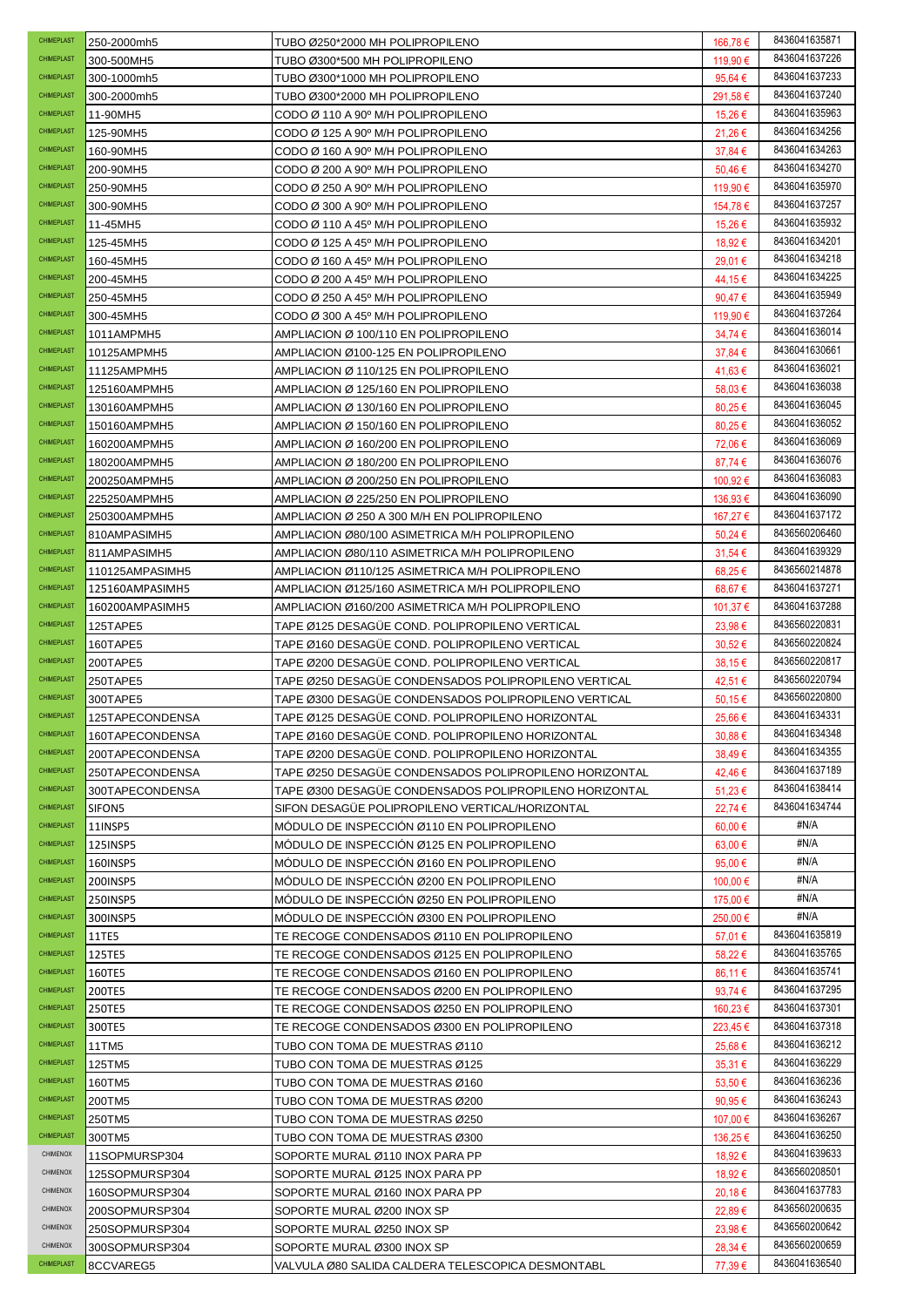| | | | | |
|---|---|---|---|---|
| CHIMEPLAST | 250-2000mh5 | TUBO Ø250*2000 MH POLIPROPILENO | 166,78 € | 8436041635871 |
| CHIMEPLAST | 300-500MH5 | TUBO Ø300*500 MH POLIPROPILENO | 119,90 € | 8436041637226 |
| CHIMEPLAST | 300-1000mh5 | TUBO Ø300*1000 MH POLIPROPILENO | 95,64 € | 8436041637233 |
| CHIMEPLAST | 300-2000mh5 | TUBO Ø300*2000 MH POLIPROPILENO | 291,58 € | 8436041637240 |
| CHIMEPLAST | 11-90MH5 | CODO Ø 110 A 90º M/H POLIPROPILENO | 15,26 € | 8436041635963 |
| CHIMEPLAST | 125-90MH5 | CODO Ø 125 A 90º M/H POLIPROPILENO | 21,26 € | 8436041634256 |
| CHIMEPLAST | 160-90MH5 | CODO Ø 160 A 90º M/H POLIPROPILENO | 37,84 € | 8436041634263 |
| CHIMEPLAST | 200-90MH5 | CODO Ø 200 A 90º M/H POLIPROPILENO | 50,46 € | 8436041634270 |
| CHIMEPLAST | 250-90MH5 | CODO Ø 250 A 90º M/H POLIPROPILENO | 119,90 € | 8436041635970 |
| CHIMEPLAST | 300-90MH5 | CODO Ø 300 A 90º M/H POLIPROPILENO | 154,78 € | 8436041637257 |
| CHIMEPLAST | 11-45MH5 | CODO Ø 110 A 45º M/H POLIPROPILENO | 15,26 € | 8436041635932 |
| CHIMEPLAST | 125-45MH5 | CODO Ø 125 A 45º M/H POLIPROPILENO | 18,92 € | 8436041634201 |
| CHIMEPLAST | 160-45MH5 | CODO Ø 160 A 45º M/H POLIPROPILENO | 29,01 € | 8436041634218 |
| CHIMEPLAST | 200-45MH5 | CODO Ø 200 A 45º M/H POLIPROPILENO | 44,15 € | 8436041634225 |
| CHIMEPLAST | 250-45MH5 | CODO Ø 250 A 45º M/H POLIPROPILENO | 90,47 € | 8436041635949 |
| CHIMEPLAST | 300-45MH5 | CODO Ø 300 A 45º M/H POLIPROPILENO | 119,90 € | 8436041637264 |
| CHIMEPLAST | 1011AMPMH5 | AMPLIACION Ø 100/110 EN POLIPROPILENO | 34,74 € | 8436041636014 |
| CHIMEPLAST | 10125AMPMH5 | AMPLIACION Ø100-125 EN POLIPROPILENO | 37,84 € | 8436041630661 |
| CHIMEPLAST | 11125AMPMH5 | AMPLIACION Ø 110/125 EN POLIPROPILENO | 41,63 € | 8436041636021 |
| CHIMEPLAST | 125160AMPMH5 | AMPLIACION Ø 125/160 EN POLIPROPILENO | 58,03 € | 8436041636038 |
| CHIMEPLAST | 130160AMPMH5 | AMPLIACION Ø 130/160 EN POLIPROPILENO | 80,25 € | 8436041636045 |
| CHIMEPLAST | 150160AMPMH5 | AMPLIACION Ø 150/160 EN POLIPROPILENO | 80,25 € | 8436041636052 |
| CHIMEPLAST | 160200AMPMH5 | AMPLIACION Ø 160/200 EN POLIPROPILENO | 72,06 € | 8436041636069 |
| CHIMEPLAST | 180200AMPMH5 | AMPLIACION Ø 180/200 EN POLIPROPILENO | 87,74 € | 8436041636076 |
| CHIMEPLAST | 200250AMPMH5 | AMPLIACION Ø 200/250 EN POLIPROPILENO | 100,92 € | 8436041636083 |
| CHIMEPLAST | 225250AMPMH5 | AMPLIACION Ø 225/250 EN POLIPROPILENO | 136,93 € | 8436041636090 |
| CHIMEPLAST | 250300AMPMH5 | AMPLIACION Ø 250 A 300 M/H EN POLIPROPILENO | 167,27 € | 8436041637172 |
| CHIMEPLAST | 810AMPASIMH5 | AMPLIACION Ø80/100 ASIMETRICA M/H POLIPROPILENO | 50,24 € | 8436560206460 |
| CHIMEPLAST | 811AMPASIMH5 | AMPLIACION Ø80/110 ASIMETRICA M/H POLIPROPILENO | 31,54 € | 8436041639329 |
| CHIMEPLAST | 110125AMPASIMH5 | AMPLIACION Ø110/125 ASIMETRICA M/H POLIPROPILENO | 68,25 € | 8436560214878 |
| CHIMEPLAST | 125160AMPASIMH5 | AMPLIACION Ø125/160 ASIMETRICA M/H POLIPROPILENO | 68,67 € | 8436041637271 |
| CHIMEPLAST | 160200AMPASIMH5 | AMPLIACION Ø160/200 ASIMETRICA M/H POLIPROPILENO | 101,37 € | 8436041637288 |
| CHIMEPLAST | 125TAPE5 | TAPE Ø125 DESAGÜE COND. POLIPROPILENO VERTICAL | 23,98 € | 8436560220831 |
| CHIMEPLAST | 160TAPE5 | TAPE Ø160 DESAGÜE COND. POLIPROPILENO VERTICAL | 30,52 € | 8436560220824 |
| CHIMEPLAST | 200TAPE5 | TAPE Ø200 DESAGÜE COND. POLIPROPILENO VERTICAL | 38,15 € | 8436560220817 |
| CHIMEPLAST | 250TAPE5 | TAPE Ø250 DESAGÜE CONDENSADOS POLIPROPILENO VERTICAL | 42,51 € | 8436560220794 |
| CHIMEPLAST | 300TAPE5 | TAPE Ø300 DESAGÜE CONDENSADOS POLIPROPILENO VERTICAL | 50,15 € | 8436560220800 |
| CHIMEPLAST | 125TAPECONDENSA | TAPE Ø125 DESAGÜE COND. POLIPROPILENO HORIZONTAL | 25,66 € | 8436041634331 |
| CHIMEPLAST | 160TAPECONDENSA | TAPE Ø160 DESAGÜE COND. POLIPROPILENO HORIZONTAL | 30,88 € | 8436041634348 |
| CHIMEPLAST | 200TAPECONDENSA | TAPE Ø200 DESAGÜE COND. POLIPROPILENO HORIZONTAL | 38,49 € | 8436041634355 |
| CHIMEPLAST | 250TAPECONDENSA | TAPE Ø250 DESAGÜE CONDENSADOS POLIPROPILENO HORIZONTAL | 42,46 € | 8436041637189 |
| CHIMEPLAST | 300TAPECONDENSA | TAPE Ø300 DESAGÜE CONDENSADOS POLIPROPILENO HORIZONTAL | 51,23 € | 8436041638414 |
| CHIMEPLAST | SIFON5 | SIFON DESAGÜE POLIPROPILENO VERTICAL/HORIZONTAL | 22,74 € | 8436041634744 |
| CHIMEPLAST | 11INSP5 | MÓDULO DE INSPECCIÓN Ø110 EN POLIPROPILENO | 60,00 € | #N/A |
| CHIMEPLAST | 125INSP5 | MÓDULO DE INSPECCIÓN Ø125 EN POLIPROPILENO | 63,00 € | #N/A |
| CHIMEPLAST | 160INSP5 | MÓDULO DE INSPECCIÓN Ø160 EN POLIPROPILENO | 95,00 € | #N/A |
| CHIMEPLAST | 200INSP5 | MÓDULO DE INSPECCIÓN Ø200 EN POLIPROPILENO | 100,00 € | #N/A |
| CHIMEPLAST | 250INSP5 | MÓDULO DE INSPECCIÓN Ø250 EN POLIPROPILENO | 175,00 € | #N/A |
| CHIMEPLAST | 300INSP5 | MÓDULO DE INSPECCIÓN Ø300 EN POLIPROPILENO | 250,00 € | #N/A |
| CHIMEPLAST | 11TE5 | TE RECOGE CONDENSADOS Ø110 EN POLIPROPILENO | 57,01 € | 8436041635819 |
| CHIMEPLAST | 125TE5 | TE RECOGE CONDENSADOS Ø125 EN POLIPROPILENO | 58,22 € | 8436041635765 |
| CHIMEPLAST | 160TE5 | TE RECOGE CONDENSADOS Ø160 EN POLIPROPILENO | 86,11 € | 8436041635741 |
| CHIMEPLAST | 200TE5 | TE RECOGE CONDENSADOS Ø200 EN POLIPROPILENO | 93,74 € | 8436041637295 |
| CHIMEPLAST | 250TE5 | TE RECOGE CONDENSADOS Ø250 EN POLIPROPILENO | 160,23 € | 8436041637301 |
| CHIMEPLAST | 300TE5 | TE RECOGE CONDENSADOS Ø300 EN POLIPROPILENO | 223,45 € | 8436041637318 |
| CHIMEPLAST | 11TM5 | TUBO CON TOMA DE MUESTRAS Ø110 | 25,68 € | 8436041636212 |
| CHIMEPLAST | 125TM5 | TUBO CON TOMA DE MUESTRAS Ø125 | 35,31 € | 8436041636229 |
| CHIMEPLAST | 160TM5 | TUBO CON TOMA DE MUESTRAS Ø160 | 53,50 € | 8436041636236 |
| CHIMEPLAST | 200TM5 | TUBO CON TOMA DE MUESTRAS Ø200 | 90,95 € | 8436041636243 |
| CHIMEPLAST | 250TM5 | TUBO CON TOMA DE MUESTRAS Ø250 | 107,00 € | 8436041636267 |
| CHIMEPLAST | 300TM5 | TUBO CON TOMA DE MUESTRAS Ø300 | 136,25 € | 8436041636250 |
| CHIMENOX | 11SOPMURSP304 | SOPORTE MURAL Ø110 INOX PARA PP | 18,92 € | 8436041639633 |
| CHIMENOX | 125SOPMURSP304 | SOPORTE MURAL Ø125 INOX PARA PP | 18,92 € | 8436560208501 |
| CHIMENOX | 160SOPMURSP304 | SOPORTE MURAL Ø160 INOX PARA PP | 20,18 € | 8436041637783 |
| CHIMENOX | 200SOPMURSP304 | SOPORTE MURAL Ø200 INOX SP | 22,89 € | 8436560200635 |
| CHIMENOX | 250SOPMURSP304 | SOPORTE MURAL Ø250 INOX SP | 23,98 € | 8436560200642 |
| CHIMENOX | 300SOPMURSP304 | SOPORTE MURAL Ø300 INOX SP | 28,34 € | 8436560200659 |
| CHIMEPLAST | 8CCVAREG5 | VALVULA Ø80 SALIDA CALDERA TELESCOPICA DESMONTABL | 77,39 € | 8436041636540 |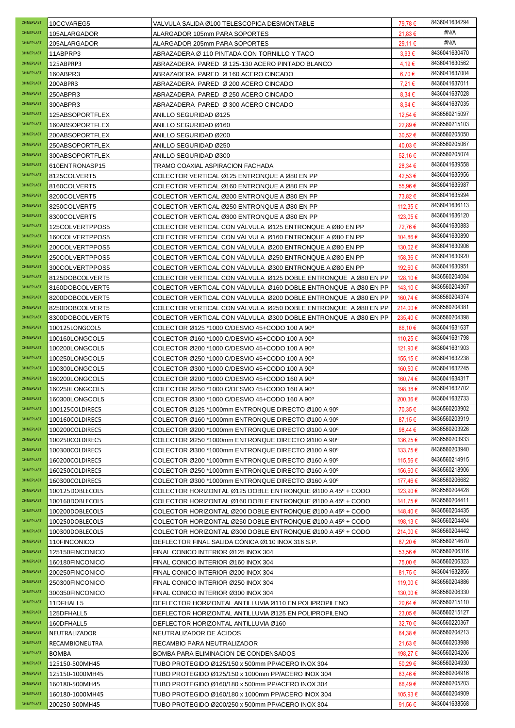| | | | | |
|---|---|---|---|---|
| CHIMEPLAST | 10CCVAREG5 | VALVULA SALIDA Ø100 TELESCOPICA DESMONTABLE | 79,78 € | 8436041634294 |
| CHIMEPLAST | 105ALARGADOR | ALARGADOR 105mm PARA SOPORTES | 21,83 € | #N/A |
| CHIMEPLAST | 205ALARGADOR | ALARGADOR 205mm PARA SOPORTES | 29,11 € | #N/A |
| CHIMEPLAST | 11ABPRP3 | ABRAZADERA Ø 110 PINTADA CON TORNILLO Y TACO | 3,93 € | 8436041630470 |
| CHIMEPLAST | 125ABPRP3 | ABRAZADERA PARED Ø 125-130 ACERO PINTADO BLANCO | 4,19 € | 8436041630562 |
| CHIMEPLAST | 160ABPR3 | ABRAZADERA PARED Ø 160 ACERO CINCADO | 6,70 € | 8436041637004 |
| CHIMEPLAST | 200ABPR3 | ABRAZADERA PARED Ø 200 ACERO CINCADO | 7,21 € | 8436041637011 |
| CHIMEPLAST | 250ABPR3 | ABRAZADERA PARED Ø 250 ACERO CINCADO | 8,34 € | 8436041637028 |
| CHIMEPLAST | 300ABPR3 | ABRAZADERA PARED Ø 300 ACERO CINCADO | 8,94 € | 8436041637035 |
| CHIMEPLAST | 125ABSOPORTFLEX | ANILLO SEGURIDAD Ø125 | 12,54 € | 8436560215097 |
| CHIMEPLAST | 160ABSOPORTFLEX | ANILLO SEGURIDAD Ø160 | 22,89 € | 8436560215103 |
| CHIMEPLAST | 200ABSOPORTFLEX | ANILLO SEGURIDAD Ø200 | 30,52 € | 8436560205050 |
| CHIMEPLAST | 250ABSOPORTFLEX | ANILLO SEGURIDAD Ø250 | 40,03 € | 8436560205067 |
| CHIMEPLAST | 300ABSOPORTFLEX | ANILLO SEGURIDAD Ø300 | 52,16 € | 8436560205074 |
| CHIMEPLAST | 610ENTRONASP15 | TRAMO COAXIAL ASPIRACION FACHADA | 28,34 € | 8436041639558 |
| CHIMEPLAST | 8125COLVERT5 | COLECTOR VERTICAL Ø125 ENTRONQUE A Ø80 EN PP | 42,53 € | 8436041635956 |
| CHIMEPLAST | 8160COLVERT5 | COLECTOR VERTICAL Ø160 ENTRONQUE A Ø80 EN PP | 55,96 € | 8436041635987 |
| CHIMEPLAST | 8200COLVERT5 | COLECTOR VERTICAL Ø200 ENTRONQUE A Ø80 EN PP | 73,82 € | 8436041635994 |
| CHIMEPLAST | 8250COLVERT5 | COLECTOR VERTICAL Ø250 ENTRONQUE A Ø80 EN PP | 112,35 € | 8436041636113 |
| CHIMEPLAST | 8300COLVERT5 | COLECTOR VERTICAL Ø300 ENTRONQUE A Ø80 EN PP | 123,05 € | 8436041636120 |
| CHIMEPLAST | 125COLVERTPPOS5 | COLECTOR VERTICAL CON VÁLVULA Ø125 ENTRONQUE A Ø80 EN PP | 72,76 € | 8436041630883 |
| CHIMEPLAST | 160COLVERTPPOS5 | COLECTOR VERTICAL CON VÁLVULA Ø160 ENTRONQUE A Ø80 EN PP | 104,86 € | 8436041630890 |
| CHIMEPLAST | 200COLVERTPPOS5 | COLECTOR VERTICAL CON VÁLVULA Ø200 ENTRONQUE A Ø80 EN PP | 130,02 € | 8436041630906 |
| CHIMEPLAST | 250COLVERTPPOS5 | COLECTOR VERTICAL CON VÁLVULA Ø250 ENTRONQUE A Ø80 EN PP | 158,36 € | 8436041630920 |
| CHIMEPLAST | 300COLVERTPPOS5 | COLECTOR VERTICAL CON VÁLVULA Ø300 ENTRONQUE A Ø80 EN PP | 192,60 € | 8436041630951 |
| CHIMEPLAST | 8125DOBCOLVERT5 | COLECTOR VERTICAL CON VÁLVULA Ø125 DOBLE ENTRONQUE A Ø80 EN PP | 128,10 € | 8436560204084 |
| CHIMEPLAST | 8160DOBCOLVERT5 | COLECTOR VERTICAL CON VÁLVULA Ø160 DOBLE ENTRONQUE A Ø80 EN PP | 143,10 € | 8436560204367 |
| CHIMEPLAST | 8200DOBCOLVERT5 | COLECTOR VERTICAL CON VÁLVULA Ø200 DOBLE ENTRONQUE A Ø80 EN PP | 160,74 € | 8436560204374 |
| CHIMEPLAST | 8250DOBCOLVERT5 | COLECTOR VERTICAL CON VÁLVULA Ø250 DOBLE ENTRONQUE A Ø80 EN PP | 214,00 € | 8436560204381 |
| CHIMEPLAST | 8300DOBCOLVERT5 | COLECTOR VERTICAL CON VÁLVULA Ø300 DOBLE ENTRONQUE A Ø80 EN PP | 235,40 € | 8436560204398 |
| CHIMEPLAST | 100125LONGCOL5 | COLECTOR Ø125 *1000 C/DESVIO 45+CODO 100 A 90º | 86,10 € | 8436041631637 |
| CHIMEPLAST | 100160LONGCOL5 | COLECTOR Ø160 *1000 C/DESVIO 45+CODO 100 A 90º | 110,25 € | 8436041631798 |
| CHIMEPLAST | 100200LONGCOL5 | COLECTOR Ø200 *1000 C/DESVIO 45+CODO 100 A 90º | 121,90 € | 8436041631903 |
| CHIMEPLAST | 100250LONGCOL5 | COLECTOR Ø250 *1000 C/DESVIO 45+CODO 100 A 90º | 155,15 € | 8436041632238 |
| CHIMEPLAST | 100300LONGCOL5 | COLECTOR Ø300 *1000 C/DESVIO 45+CODO 100 A 90º | 160,50 € | 8436041632245 |
| CHIMEPLAST | 160200LONGCOL5 | COLECTOR Ø200 *1000 C/DESVIO 45+CODO 160 A 90º | 160,74 € | 8436041634317 |
| CHIMEPLAST | 160250LONGCOL5 | COLECTOR Ø250 *1000 C/DESVIO 45+CODO 160 A 90º | 198,38 € | 8436041632702 |
| CHIMEPLAST | 160300LONGCOL5 | COLECTOR Ø300 *1000 C/DESVIO 45+CODO 160 A 90º | 200,36 € | 8436041632733 |
| CHIMEPLAST | 100125COLDIREC5 | COLECTOR Ø125 *1000mm ENTRONQUE DIRECTO Ø100 A 90º | 70,35 € | 8436560203902 |
| CHIMEPLAST | 100160COLDIREC5 | COLECTOR Ø160 *1000mm ENTRONQUE DIRECTO Ø100 A 90º | 87,15 € | 8436560203919 |
| CHIMEPLAST | 100200COLDIREC5 | COLECTOR Ø200 *1000mm ENTRONQUE DIRECTO Ø100 A 90º | 98,44 € | 8436560203926 |
| CHIMEPLAST | 100250COLDIREC5 | COLECTOR Ø250 *1000mm ENTRONQUE DIRECTO Ø100 A 90º | 136,25 € | 8436560203933 |
| CHIMEPLAST | 100300COLDIREC5 | COLECTOR Ø300 *1000mm ENTRONQUE DIRECTO Ø100 A 90º | 133,75 € | 8436560203940 |
| CHIMEPLAST | 160200COLDIREC5 | COLECTOR Ø200 *1000mm ENTRONQUE DIRECTO Ø160 A 90º | 115,56 € | 8436560214915 |
| CHIMEPLAST | 160250COLDIREC5 | COLECTOR Ø250 *1000mm ENTRONQUE DIRECTO Ø160 A 90º | 156,60 € | 8436560218906 |
| CHIMEPLAST | 160300COLDIREC5 | COLECTOR Ø300 *1000mm ENTRONQUE DIRECTO Ø160 A 90º | 177,46 € | 8436560206682 |
| CHIMEPLAST | 100125DOBLECOL5 | COLECTOR HORIZONTAL Ø125 DOBLE ENTRONQUE Ø100 A 45º + CODO | 123,90 € | 8436560204428 |
| CHIMEPLAST | 100160DOBLECOL5 | COLECTOR HORIZONTAL Ø160 DOBLE ENTRONQUE Ø100 A 45º + CODO | 141,75 € | 8436560204411 |
| CHIMEPLAST | 100200DOBLECOL5 | COLECTOR HORIZONTAL Ø200 DOBLE ENTRONQUE Ø100 A 45º + CODO | 148,40 € | 8436560204435 |
| CHIMEPLAST | 100250DOBLECOL5 | COLECTOR HORIZONTAL Ø250 DOBLE ENTRONQUE Ø100 A 45º + CODO | 198,13 € | 8436560204404 |
| CHIMEPLAST | 100300DOBLECOL5 | COLECTOR HORIZONTAL Ø300 DOBLE ENTRONQUE Ø100 A 45º + CODO | 214,00 € | 8436560204442 |
| CHIMEPLAST | 110FINCONICO | DEFLECTOR FINAL SALIDA CÓNICA Ø110 INOX 316 S.P. | 87,20 € | 8436560214670 |
| CHIMEPLAST | 125150FINCONICO | FINAL CONICO INTERIOR Ø125 INOX 304 | 53,56 € | 8436560206316 |
| CHIMEPLAST | 160180FINCONICO | FINAL CONICO INTERIOR Ø160 INOX 304 | 75,00 € | 8436560206323 |
| CHIMEPLAST | 200250FINCONICO | FINAL CONICO INTERIOR Ø200 INOX 304 | 81,75 € | 8436041632856 |
| CHIMEPLAST | 250300FINCONICO | FINAL CONICO INTERIOR Ø250 INOX 304 | 119,00 € | 8436560204886 |
| CHIMEPLAST | 300350FINCONICO | FINAL CONICO INTERIOR Ø300 INOX 304 | 130,00 € | 8436560206330 |
| CHIMEPLAST | 11DFHALL5 | DEFLECTOR HORIZONTAL ANTILLUVIA Ø110 EN POLIPROPILENO | 20,64 € | 8436560215110 |
| CHIMEPLAST | 125DFHALL5 | DEFLECTOR HORIZONTAL ANTILLUVIA Ø125 EN POLIPROPILENO | 23,05 € | 8436560215127 |
| CHIMEPLAST | 160DFHALL5 | DEFLECTOR HORIZONTAL ANTILLUVIA Ø160 | 32,70 € | 8436560220367 |
| CHIMEPLAST | NEUTRALIZADOR | NEUTRALIZADOR DE ÁCIDOS | 64,38 € | 8436560204213 |
| CHIMEPLAST | RECAMBIONEUTRA | RECAMBIO PARA NEUTRALIZADOR | 21,63 € | 8436560203988 |
| CHIMEPLAST | BOMBA | BOMBA PARA ELIMINACION DE CONDENSADOS | 198,27 € | 8436560204206 |
| CHIMEPLAST | 125150-500MH45 | TUBO PROTEGIDO Ø125/150 x 500mm PP/ACERO INOX 304 | 50,29 € | 8436560204930 |
| CHIMEPLAST | 125150-1000MH45 | TUBO PROTEGIDO Ø125/150 x 1000mm PP/ACERO INOX 304 | 83,46 € | 8436560204916 |
| CHIMEPLAST | 160180-500MH45 | TUBO PROTEGIDO Ø160/180 x 500mm PP/ACERO INOX 304 | 66,49 € | 8436560205203 |
| CHIMEPLAST | 160180-1000MH45 | TUBO PROTEGIDO Ø160/180 x 1000mm PP/ACERO INOX 304 | 105,93 € | 8436560204909 |
| CHIMEPLAST | 200250-500MH45 | TUBO PROTEGIDO Ø200/250 x 500mm PP/ACERO INOX 304 | 91,56 € | 8436041638568 |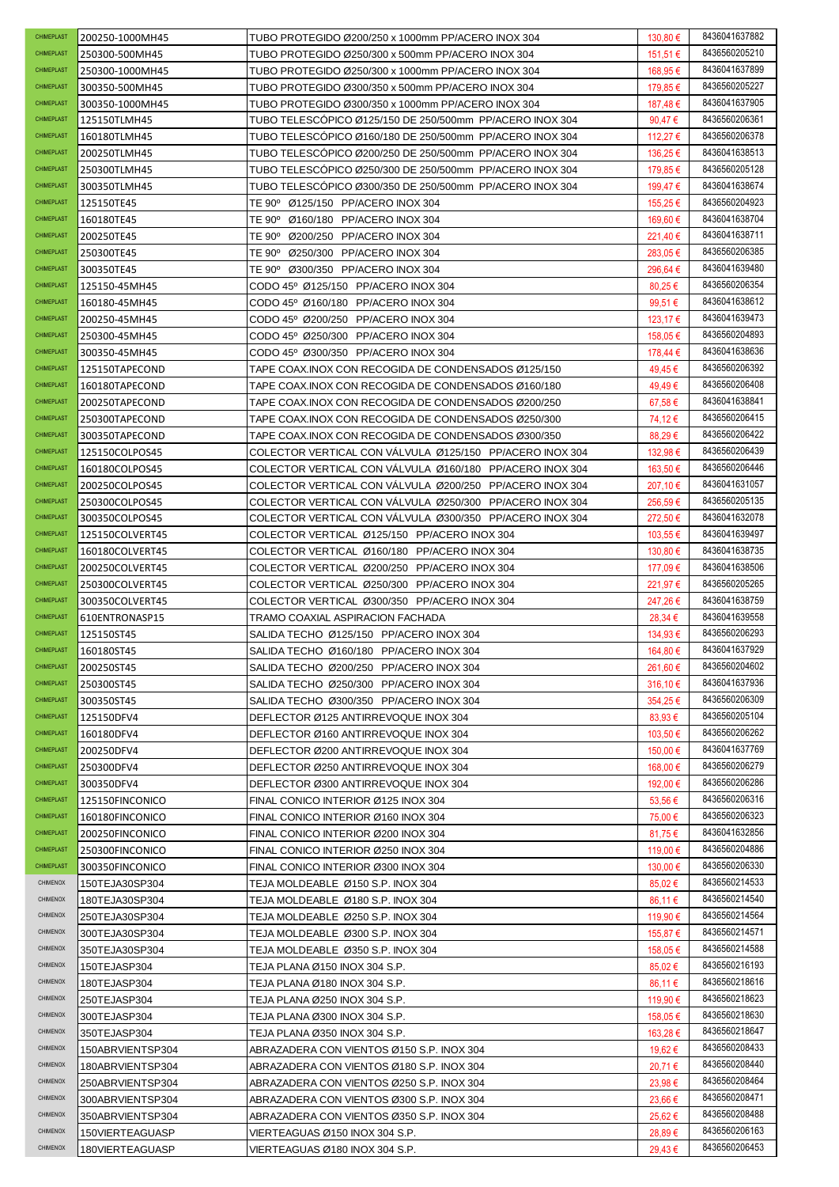| | | | | |
|---|---|---|---|---|
| CHIMEPLAST | 200250-1000MH45 | TUBO PROTEGIDO Ø200/250 x 1000mm PP/ACERO INOX 304 | 130,80 € | 8436041637882 |
| CHIMEPLAST | 250300-500MH45 | TUBO PROTEGIDO Ø250/300 x 500mm PP/ACERO INOX 304 | 151,51 € | 8436560205210 |
| CHIMEPLAST | 250300-1000MH45 | TUBO PROTEGIDO Ø250/300 x 1000mm PP/ACERO INOX 304 | 168,95 € | 8436041637899 |
| CHIMEPLAST | 300350-500MH45 | TUBO PROTEGIDO Ø300/350 x 500mm PP/ACERO INOX 304 | 179,85 € | 8436560205227 |
| CHIMEPLAST | 300350-1000MH45 | TUBO PROTEGIDO Ø300/350 x 1000mm PP/ACERO INOX 304 | 187,48 € | 8436041637905 |
| CHIMEPLAST | 125150TLMH45 | TUBO TELESCÓPICO Ø125/150 DE 250/500mm PP/ACERO INOX 304 | 90,47 € | 8436560206361 |
| CHIMEPLAST | 160180TLMH45 | TUBO TELESCÓPICO Ø160/180 DE 250/500mm PP/ACERO INOX 304 | 112,27 € | 8436560206378 |
| CHIMEPLAST | 200250TLMH45 | TUBO TELESCÓPICO Ø200/250 DE 250/500mm PP/ACERO INOX 304 | 136,25 € | 8436041638513 |
| CHIMEPLAST | 250300TLMH45 | TUBO TELESCÓPICO Ø250/300 DE 250/500mm PP/ACERO INOX 304 | 179,85 € | 8436560205128 |
| CHIMEPLAST | 300350TLMH45 | TUBO TELESCÓPICO Ø300/350 DE 250/500mm PP/ACERO INOX 304 | 199,47 € | 8436041638674 |
| CHIMEPLAST | 125150TE45 | TE 90º Ø125/150 PP/ACERO INOX 304 | 155,25 € | 8436560204923 |
| CHIMEPLAST | 160180TE45 | TE 90º Ø160/180 PP/ACERO INOX 304 | 169,60 € | 8436041638704 |
| CHIMEPLAST | 200250TE45 | TE 90º Ø200/250 PP/ACERO INOX 304 | 221,40 € | 8436041638711 |
| CHIMEPLAST | 250300TE45 | TE 90º Ø250/300 PP/ACERO INOX 304 | 283,05 € | 8436560206385 |
| CHIMEPLAST | 300350TE45 | TE 90º Ø300/350 PP/ACERO INOX 304 | 296,64 € | 8436041639480 |
| CHIMEPLAST | 125150-45MH45 | CODO 45º Ø125/150 PP/ACERO INOX 304 | 80,25 € | 8436560206354 |
| CHIMEPLAST | 160180-45MH45 | CODO 45º Ø160/180 PP/ACERO INOX 304 | 99,51 € | 8436041638612 |
| CHIMEPLAST | 200250-45MH45 | CODO 45º Ø200/250 PP/ACERO INOX 304 | 123,17 € | 8436041639473 |
| CHIMEPLAST | 250300-45MH45 | CODO 45º Ø250/300 PP/ACERO INOX 304 | 158,05 € | 8436560204893 |
| CHIMEPLAST | 300350-45MH45 | CODO 45º Ø300/350 PP/ACERO INOX 304 | 178,44 € | 8436041638636 |
| CHIMEPLAST | 125150TAPECOND | TAPE COAX.INOX CON RECOGIDA DE CONDENSADOS Ø125/150 | 49,45 € | 8436560206392 |
| CHIMEPLAST | 160180TAPECOND | TAPE COAX.INOX CON RECOGIDA DE CONDENSADOS Ø160/180 | 49,49 € | 8436560206408 |
| CHIMEPLAST | 200250TAPECOND | TAPE COAX.INOX CON RECOGIDA DE CONDENSADOS Ø200/250 | 67,58 € | 8436041638841 |
| CHIMEPLAST | 250300TAPECOND | TAPE COAX.INOX CON RECOGIDA DE CONDENSADOS Ø250/300 | 74,12 € | 8436560206415 |
| CHIMEPLAST | 300350TAPECOND | TAPE COAX.INOX CON RECOGIDA DE CONDENSADOS Ø300/350 | 88,29 € | 8436560206422 |
| CHIMEPLAST | 125150COLPOS45 | COLECTOR VERTICAL CON VÁLVULA Ø125/150 PP/ACERO INOX 304 | 132,98 € | 8436560206439 |
| CHIMEPLAST | 160180COLPOS45 | COLECTOR VERTICAL CON VÁLVULA Ø160/180 PP/ACERO INOX 304 | 163,50 € | 8436560206446 |
| CHIMEPLAST | 200250COLPOS45 | COLECTOR VERTICAL CON VÁLVULA Ø200/250 PP/ACERO INOX 304 | 207,10 € | 8436041631057 |
| CHIMEPLAST | 250300COLPOS45 | COLECTOR VERTICAL CON VÁLVULA Ø250/300 PP/ACERO INOX 304 | 256,59 € | 8436560205135 |
| CHIMEPLAST | 300350COLPOS45 | COLECTOR VERTICAL CON VÁLVULA Ø300/350 PP/ACERO INOX 304 | 272,50 € | 8436041632078 |
| CHIMEPLAST | 125150COLVERT45 | COLECTOR VERTICAL Ø125/150 PP/ACERO INOX 304 | 103,55 € | 8436041639497 |
| CHIMEPLAST | 160180COLVERT45 | COLECTOR VERTICAL Ø160/180 PP/ACERO INOX 304 | 130,80 € | 8436041638735 |
| CHIMEPLAST | 200250COLVERT45 | COLECTOR VERTICAL Ø200/250 PP/ACERO INOX 304 | 177,09 € | 8436041638506 |
| CHIMEPLAST | 250300COLVERT45 | COLECTOR VERTICAL Ø250/300 PP/ACERO INOX 304 | 221,97 € | 8436560205265 |
| CHIMEPLAST | 300350COLVERT45 | COLECTOR VERTICAL Ø300/350 PP/ACERO INOX 304 | 247,26 € | 8436041638759 |
| CHIMEPLAST | 610ENTRONASP15 | TRAMO COAXIAL ASPIRACION FACHADA | 28,34 € | 8436041639558 |
| CHIMEPLAST | 125150ST45 | SALIDA TECHO Ø125/150 PP/ACERO INOX 304 | 134,93 € | 8436560206293 |
| CHIMEPLAST | 160180ST45 | SALIDA TECHO Ø160/180 PP/ACERO INOX 304 | 164,80 € | 8436041637929 |
| CHIMEPLAST | 200250ST45 | SALIDA TECHO Ø200/250 PP/ACERO INOX 304 | 261,60 € | 8436560204602 |
| CHIMEPLAST | 250300ST45 | SALIDA TECHO Ø250/300 PP/ACERO INOX 304 | 316,10 € | 8436041637936 |
| CHIMEPLAST | 300350ST45 | SALIDA TECHO Ø300/350 PP/ACERO INOX 304 | 354,25 € | 8436560206309 |
| CHIMEPLAST | 125150DFV4 | DEFLECTOR Ø125 ANTIRREVOQUE INOX 304 | 83,93 € | 8436560205104 |
| CHIMEPLAST | 160180DFV4 | DEFLECTOR Ø160 ANTIRREVOQUE INOX 304 | 103,50 € | 8436560206262 |
| CHIMEPLAST | 200250DFV4 | DEFLECTOR Ø200 ANTIRREVOQUE INOX 304 | 150,00 € | 8436041637769 |
| CHIMEPLAST | 250300DFV4 | DEFLECTOR Ø250 ANTIRREVOQUE INOX 304 | 168,00 € | 8436560206279 |
| CHIMEPLAST | 300350DFV4 | DEFLECTOR Ø300 ANTIRREVOQUE INOX 304 | 192,00 € | 8436560206286 |
| CHIMEPLAST | 125150FINCONICO | FINAL CONICO INTERIOR Ø125 INOX 304 | 53,56 € | 8436560206316 |
| CHIMEPLAST | 160180FINCONICO | FINAL CONICO INTERIOR Ø160 INOX 304 | 75,00 € | 8436560206323 |
| CHIMEPLAST | 200250FINCONICO | FINAL CONICO INTERIOR Ø200 INOX 304 | 81,75 € | 8436041632856 |
| CHIMEPLAST | 250300FINCONICO | FINAL CONICO INTERIOR Ø250 INOX 304 | 119,00 € | 8436560204886 |
| CHIMEPLAST | 300350FINCONICO | FINAL CONICO INTERIOR Ø300 INOX 304 | 130,00 € | 8436560206330 |
| CHIMENOX | 150TEJA30SP304 | TEJA MOLDEABLE Ø150 S.P. INOX 304 | 85,02 € | 8436560214533 |
| CHIMENOX | 180TEJA30SP304 | TEJA MOLDEABLE Ø180 S.P. INOX 304 | 86,11 € | 8436560214540 |
| CHIMENOX | 250TEJA30SP304 | TEJA MOLDEABLE Ø250 S.P. INOX 304 | 119,90 € | 8436560214564 |
| CHIMENOX | 300TEJA30SP304 | TEJA MOLDEABLE Ø300 S.P. INOX 304 | 155,87 € | 8436560214571 |
| CHIMENOX | 350TEJA30SP304 | TEJA MOLDEABLE Ø350 S.P. INOX 304 | 158,05 € | 8436560214588 |
| CHIMENOX | 150TEJASP304 | TEJA PLANA Ø150 INOX 304 S.P. | 85,02 € | 8436560216193 |
| CHIMENOX | 180TEJASP304 | TEJA PLANA Ø180 INOX 304 S.P. | 86,11 € | 8436560218616 |
| CHIMENOX | 250TEJASP304 | TEJA PLANA Ø250 INOX 304 S.P. | 119,90 € | 8436560218623 |
| CHIMENOX | 300TEJASP304 | TEJA PLANA Ø300 INOX 304 S.P. | 158,05 € | 8436560218630 |
| CHIMENOX | 350TEJASP304 | TEJA PLANA Ø350 INOX 304 S.P. | 163,28 € | 8436560218647 |
| CHIMENOX | 150ABRVIENTSP304 | ABRAZADERA CON VIENTOS Ø150 S.P. INOX 304 | 19,62 € | 8436560208433 |
| CHIMENOX | 180ABRVIENTSP304 | ABRAZADERA CON VIENTOS Ø180 S.P. INOX 304 | 20,71 € | 8436560208440 |
| CHIMENOX | 250ABRVIENTSP304 | ABRAZADERA CON VIENTOS Ø250 S.P. INOX 304 | 23,98 € | 8436560208464 |
| CHIMENOX | 300ABRVIENTSP304 | ABRAZADERA CON VIENTOS Ø300 S.P. INOX 304 | 23,66 € | 8436560208471 |
| CHIMENOX | 350ABRVIENTSP304 | ABRAZADERA CON VIENTOS Ø350 S.P. INOX 304 | 25,62 € | 8436560208488 |
| CHIMENOX | 150VIERTEAGUASP | VIERTEAGUAS Ø150 INOX 304 S.P. | 28,89 € | 8436560206163 |
| CHIMENOX | 180VIERTEAGUASP | VIERTEAGUAS Ø180 INOX 304 S.P. | 29,43 € | 8436560206453 |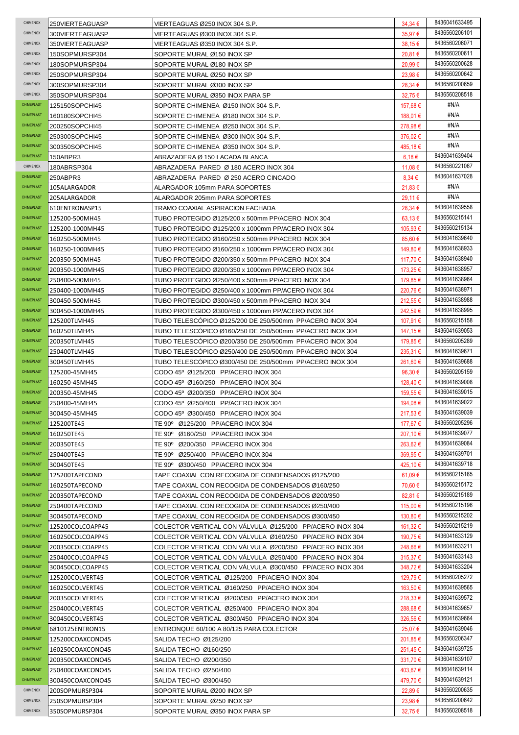| | | | | |
|---|---|---|---|---|
| CHIMENOX | 250VIERTEAGUASP | VIERTEAGUAS Ø250 INOX 304 S.P. | 34,34 € | 8436041633495 |
| CHIMENOX | 300VIERTEAGUASP | VIERTEAGUAS Ø300 INOX 304 S.P. | 35,97 € | 8436560206101 |
| CHIMENOX | 350VIERTEAGUASP | VIERTEAGUAS Ø350 INOX 304 S.P. | 38,15 € | 8436560206071 |
| CHIMENOX | 150SOPMURSP304 | SOPORTE MURAL Ø150 INOX SP | 20,81 € | 8436560200611 |
| CHIMENOX | 180SOPMURSP304 | SOPORTE MURAL Ø180 INOX SP | 20,99 € | 8436560200628 |
| CHIMENOX | 250SOPMURSP304 | SOPORTE MURAL Ø250 INOX SP | 23,98 € | 8436560200642 |
| CHIMENOX | 300SOPMURSP304 | SOPORTE MURAL Ø300 INOX SP | 28,34 € | 8436560200659 |
| CHIMENOX | 350SOPMURSP304 | SOPORTE MURAL Ø350 INOX PARA SP | 32,75 € | 8436560208518 |
| CHIMEPLAST | 125150SOPCHI45 | SOPORTE CHIMENEA Ø150 INOX 304 S.P. | 157,68 € | #N/A |
| CHIMEPLAST | 160180SOPCHI45 | SOPORTE CHIMENEA Ø180 INOX 304 S.P. | 188,01 € | #N/A |
| CHIMEPLAST | 200250SOPCHI45 | SOPORTE CHIMENEA Ø250 INOX 304 S.P. | 278,98 € | #N/A |
| CHIMEPLAST | 250300SOPCHI45 | SOPORTE CHIMENEA Ø300 INOX 304 S.P. | 376,02 € | #N/A |
| CHIMEPLAST | 300350SOPCHI45 | SOPORTE CHIMENEA Ø350 INOX 304 S.P. | 485,18 € | #N/A |
| CHIMEPLAST | 150ABPR3 | ABRAZADERA Ø 150 LACADA BLANCA | 6,18 € | 8436041639404 |
| CHIMENOX | 180ABRSP304 | ABRAZADERA PARED Ø 180 ACERO INOX 304 | 11,08 € | 8436560221067 |
| CHIMEPLAST | 250ABPR3 | ABRAZADERA PARED Ø 250 ACERO CINCADO | 8,34 € | 8436041637028 |
| CHIMEPLAST | 105ALARGADOR | ALARGADOR 105mm PARA SOPORTES | 21,83 € | #N/A |
| CHIMEPLAST | 205ALARGADOR | ALARGADOR 205mm PARA SOPORTES | 29,11 € | #N/A |
| CHIMEPLAST | 610ENTRONASP15 | TRAMO COAXIAL ASPIRACION FACHADA | 28,34 € | 8436041639558 |
| CHIMEPLAST | 125200-500MH45 | TUBO PROTEGIDO Ø125/200 x 500mm PP/ACERO INOX 304 | 63,13 € | 8436560215141 |
| CHIMEPLAST | 125200-1000MH45 | TUBO PROTEGIDO Ø125/200 x 1000mm PP/ACERO INOX 304 | 105,93 € | 8436560215134 |
| CHIMEPLAST | 160250-500MH45 | TUBO PROTEGIDO Ø160/250 x 500mm PP/ACERO INOX 304 | 85,60 € | 8436041639640 |
| CHIMEPLAST | 160250-1000MH45 | TUBO PROTEGIDO Ø160/250 x 1000mm PP/ACERO INOX 304 | 149,80 € | 8436041638933 |
| CHIMEPLAST | 200350-500MH45 | TUBO PROTEGIDO Ø200/350 x 500mm PP/ACERO INOX 304 | 117,70 € | 8436041638940 |
| CHIMEPLAST | 200350-1000MH45 | TUBO PROTEGIDO Ø200/350 x 1000mm PP/ACERO INOX 304 | 173,25 € | 8436041638957 |
| CHIMEPLAST | 250400-500MH45 | TUBO PROTEGIDO Ø250/400 x 500mm PP/ACERO INOX 304 | 179,85 € | 8436041638964 |
| CHIMEPLAST | 250400-1000MH45 | TUBO PROTEGIDO Ø250/400 x 1000mm PP/ACERO INOX 304 | 220,76 € | 8436041638971 |
| CHIMEPLAST | 300450-500MH45 | TUBO PROTEGIDO Ø300/450 x 500mm PP/ACERO INOX 304 | 212,55 € | 8436041638988 |
| CHIMEPLAST | 300450-1000MH45 | TUBO PROTEGIDO Ø300/450 x 1000mm PP/ACERO INOX 304 | 242,59 € | 8436041638995 |
| CHIMEPLAST | 125200TLMH45 | TUBO TELESCÓPICO Ø125/200 DE 250/500mm PP/ACERO INOX 304 | 107,91 € | 8436560215158 |
| CHIMEPLAST | 160250TLMH45 | TUBO TELESCÓPICO Ø160/250 DE 250/500mm PP/ACERO INOX 304 | 147,15 € | 8436041639053 |
| CHIMEPLAST | 200350TLMH45 | TUBO TELESCÓPICO Ø200/350 DE 250/500mm PP/ACERO INOX 304 | 179,85 € | 8436560205289 |
| CHIMEPLAST | 250400TLMH45 | TUBO TELESCÓPICO Ø250/400 DE 250/500mm PP/ACERO INOX 304 | 235,31 € | 8436041639671 |
| CHIMEPLAST | 300450TLMH45 | TUBO TELESCÓPICO Ø300/450 DE 250/500mm PP/ACERO INOX 304 | 261,60 € | 8436041639688 |
| CHIMEPLAST | 125200-45MH45 | CODO 45º Ø125/200 PP/ACERO INOX 304 | 96,30 € | 8436560205159 |
| CHIMEPLAST | 160250-45MH45 | CODO 45º Ø160/250 PP/ACERO INOX 304 | 128,40 € | 8436041639008 |
| CHIMEPLAST | 200350-45MH45 | CODO 45º Ø200/350 PP/ACERO INOX 304 | 159,55 € | 8436041639015 |
| CHIMEPLAST | 250400-45MH45 | CODO 45º Ø250/400 PP/ACERO INOX 304 | 194,08 € | 8436041639022 |
| CHIMEPLAST | 300450-45MH45 | CODO 45º Ø300/450 PP/ACERO INOX 304 | 217,53 € | 8436041639039 |
| CHIMEPLAST | 125200TE45 | TE 90º Ø125/200 PP/ACERO INOX 304 | 177,67 € | 8436560205296 |
| CHIMEPLAST | 160250TE45 | TE 90º Ø160/250 PP/ACERO INOX 304 | 207,10 € | 8436041639077 |
| CHIMEPLAST | 200350TE45 | TE 90º Ø200/350 PP/ACERO INOX 304 | 263,62 € | 8436041639084 |
| CHIMEPLAST | 250400TE45 | TE 90º Ø250/400 PP/ACERO INOX 304 | 369,95 € | 8436041639701 |
| CHIMEPLAST | 300450TE45 | TE 90º Ø300/450 PP/ACERO INOX 304 | 425,10 € | 8436041639718 |
| CHIMEPLAST | 125200TAPECOND | TAPE COAXIAL CON RECOGIDA DE CONDENSADOS Ø125/200 | 61,09 € | 8436560215165 |
| CHIMEPLAST | 160250TAPECOND | TAPE COAXIAL CON RECOGIDA DE CONDENSADOS Ø160/250 | 70,60 € | 8436560215172 |
| CHIMEPLAST | 200350TAPECOND | TAPE COAXIAL CON RECOGIDA DE CONDENSADOS Ø200/350 | 82,81 € | 8436560215189 |
| CHIMEPLAST | 250400TAPECOND | TAPE COAXIAL CON RECOGIDA DE CONDENSADOS Ø250/400 | 115,00 € | 8436560215196 |
| CHIMEPLAST | 300450TAPECOND | TAPE COAXIAL CON RECOGIDA DE CONDENSADOS Ø300/450 | 130,80 € | 8436560215202 |
| CHIMEPLAST | 125200COLCOAPP45 | COLECTOR VERTICAL CON VÁLVULA Ø125/200 PP/ACERO INOX 304 | 161,32 € | 8436560215219 |
| CHIMEPLAST | 160250COLCOAPP45 | COLECTOR VERTICAL CON VÁLVULA Ø160/250 PP/ACERO INOX 304 | 190,75 € | 8436041633129 |
| CHIMEPLAST | 200350COLCOAPP45 | COLECTOR VERTICAL CON VÁLVULA Ø200/350 PP/ACERO INOX 304 | 248,66 € | 8436041633211 |
| CHIMEPLAST | 250400COLCOAPP45 | COLECTOR VERTICAL CON VÁLVULA Ø250/400 PP/ACERO INOX 304 | 315,37 € | 8436041633143 |
| CHIMEPLAST | 300450COLCOAPP45 | COLECTOR VERTICAL CON VÁLVULA Ø300/450 PP/ACERO INOX 304 | 348,72 € | 8436041633204 |
| CHIMEPLAST | 125200COLVERT45 | COLECTOR VERTICAL Ø125/200 PP/ACERO INOX 304 | 129,79 € | 8436560205272 |
| CHIMEPLAST | 160250COLVERT45 | COLECTOR VERTICAL Ø160/250 PP/ACERO INOX 304 | 163,50 € | 8436041639565 |
| CHIMEPLAST | 200350COLVERT45 | COLECTOR VERTICAL Ø200/350 PP/ACERO INOX 304 | 218,33 € | 8436041639572 |
| CHIMEPLAST | 250400COLVERT45 | COLECTOR VERTICAL Ø250/400 PP/ACERO INOX 304 | 288,68 € | 8436041639657 |
| CHIMEPLAST | 300450COLVERT45 | COLECTOR VERTICAL Ø300/450 PP/ACERO INOX 304 | 326,56 € | 8436041639664 |
| CHIMEPLAST | 6810125ENTRON15 | ENTRONQUE 60/100 A 80/125 PARA COLECTOR | 25,07 € | 8436041639046 |
| CHIMEPLAST | 125200COAXCONO45 | SALIDA TECHO Ø125/200 | 201,85 € | 8436560206347 |
| CHIMEPLAST | 160250COAXCONO45 | SALIDA TECHO Ø160/250 | 251,45 € | 8436041639725 |
| CHIMEPLAST | 200350COAXCONO45 | SALIDA TECHO Ø200/350 | 331,70 € | 8436041639107 |
| CHIMEPLAST | 250400COAXCONO45 | SALIDA TECHO Ø250/400 | 403,67 € | 8436041639114 |
| CHIMEPLAST | 300450COAXCONO45 | SALIDA TECHO Ø300/450 | 479,70 € | 8436041639121 |
| CHIMENOX | 200SOPMURSP304 | SOPORTE MURAL Ø200 INOX SP | 22,89 € | 8436560200635 |
| CHIMENOX | 250SOPMURSP304 | SOPORTE MURAL Ø250 INOX SP | 23,98 € | 8436560200642 |
| CHIMENOX | 350SOPMURSP304 | SOPORTE MURAL Ø350 INOX PARA SP | 32,75 € | 8436560208518 |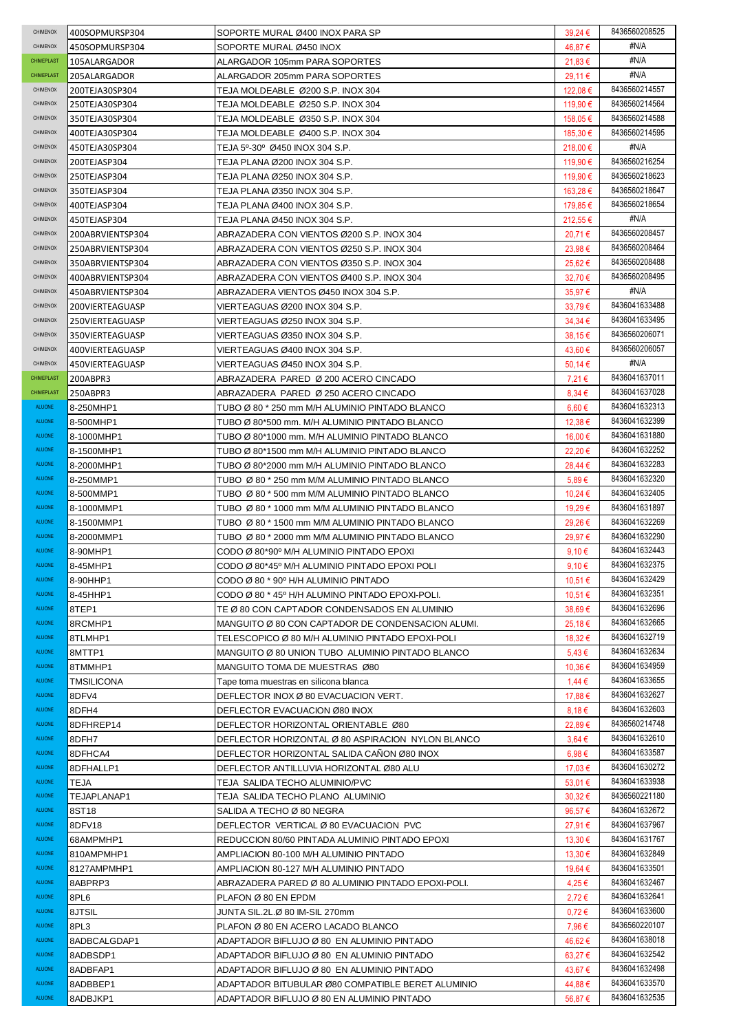| | | | | |
|---|---|---|---|---|
| CHIMENOX | 400SOPMURSP304 | SOPORTE MURAL Ø400 INOX PARA SP | 39,24 € | 8436560208525 |
| CHIMENOX | 450SOPMURSP304 | SOPORTE MURAL Ø450 INOX | 46,87 € | #N/A |
| CHIMEPLAST | 105ALARGADOR | ALARGADOR 105mm PARA SOPORTES | 21,83 € | #N/A |
| CHIMEPLAST | 205ALARGADOR | ALARGADOR 205mm PARA SOPORTES | 29,11 € | #N/A |
| CHIMENOX | 200TEJA30SP304 | TEJA MOLDEABLE Ø200 S.P. INOX 304 | 122,08 € | 8436560214557 |
| CHIMENOX | 250TEJA30SP304 | TEJA MOLDEABLE Ø250 S.P. INOX 304 | 119,90 € | 8436560214564 |
| CHIMENOX | 350TEJA30SP304 | TEJA MOLDEABLE Ø350 S.P. INOX 304 | 158,05 € | 8436560214588 |
| CHIMENOX | 400TEJA30SP304 | TEJA MOLDEABLE Ø400 S.P. INOX 304 | 185,30 € | 8436560214595 |
| CHIMENOX | 450TEJA30SP304 | TEJA 5º-30º Ø450 INOX 304 S.P. | 218,00 € | #N/A |
| CHIMENOX | 200TEJASP304 | TEJA PLANA Ø200 INOX 304 S.P. | 119,90 € | 8436560216254 |
| CHIMENOX | 250TEJASP304 | TEJA PLANA Ø250 INOX 304 S.P. | 119,90 € | 8436560218623 |
| CHIMENOX | 350TEJASP304 | TEJA PLANA Ø350 INOX 304 S.P. | 163,28 € | 8436560218647 |
| CHIMENOX | 400TEJASP304 | TEJA PLANA Ø400 INOX 304 S.P. | 179,85 € | 8436560218654 |
| CHIMENOX | 450TEJASP304 | TEJA PLANA Ø450 INOX 304 S.P. | 212,55 € | #N/A |
| CHIMENOX | 200ABRVIENTSP304 | ABRAZADERA CON VIENTOS Ø200 S.P. INOX 304 | 20,71 € | 8436560208457 |
| CHIMENOX | 250ABRVIENTSP304 | ABRAZADERA CON VIENTOS Ø250 S.P. INOX 304 | 23,98 € | 8436560208464 |
| CHIMENOX | 350ABRVIENTSP304 | ABRAZADERA CON VIENTOS Ø350 S.P. INOX 304 | 25,62 € | 8436560208488 |
| CHIMENOX | 400ABRVIENTSP304 | ABRAZADERA CON VIENTOS Ø400 S.P. INOX 304 | 32,70 € | 8436560208495 |
| CHIMENOX | 450ABRVIENTSP304 | ABRAZADERA VIENTOS Ø450 INOX 304 S.P. | 35,97 € | #N/A |
| CHIMENOX | 200VIERTEAGUASP | VIERTEAGUAS Ø200 INOX 304 S.P. | 33,79 € | 8436041633488 |
| CHIMENOX | 250VIERTEAGUASP | VIERTEAGUAS Ø250 INOX 304 S.P. | 34,34 € | 8436041633495 |
| CHIMENOX | 350VIERTEAGUASP | VIERTEAGUAS Ø350 INOX 304 S.P. | 38,15 € | 8436560206071 |
| CHIMENOX | 400VIERTEAGUASP | VIERTEAGUAS Ø400 INOX 304 S.P. | 43,60 € | 8436560206057 |
| CHIMENOX | 450VIERTEAGUASP | VIERTEAGUAS Ø450 INOX 304 S.P. | 50,14 € | #N/A |
| CHIMEPLAST | 200ABPR3 | ABRAZADERA PARED Ø 200 ACERO CINCADO | 7,21 € | 8436041637011 |
| CHIMEPLAST | 250ABPR3 | ABRAZADERA PARED Ø 250 ACERO CINCADO | 8,34 € | 8436041637028 |
| ALUONE | 8-250MHP1 | TUBO Ø 80 * 250 mm M/H ALUMINIO PINTADO BLANCO | 6,60 € | 8436041632313 |
| ALUONE | 8-500MHP1 | TUBO Ø 80*500 mm. M/H ALUMINIO PINTADO BLANCO | 12,38 € | 8436041632399 |
| ALUONE | 8-1000MHP1 | TUBO Ø 80*1000 mm. M/H ALUMINIO PINTADO BLANCO | 16,00 € | 8436041631880 |
| ALUONE | 8-1500MHP1 | TUBO Ø 80*1500 mm M/H ALUMINIO PINTADO BLANCO | 22,20 € | 8436041632252 |
| ALUONE | 8-2000MHP1 | TUBO Ø 80*2000 mm M/H ALUMINIO PINTADO BLANCO | 28,44 € | 8436041632283 |
| ALUONE | 8-250MMP1 | TUBO Ø 80 * 250 mm M/M ALUMINIO PINTADO BLANCO | 5,89 € | 8436041632320 |
| ALUONE | 8-500MMP1 | TUBO Ø 80 * 500 mm M/M ALUMINIO PINTADO BLANCO | 10,24 € | 8436041632405 |
| ALUONE | 8-1000MMP1 | TUBO Ø 80 * 1000 mm M/M ALUMINIO PINTADO BLANCO | 19,29 € | 8436041631897 |
| ALUONE | 8-1500MMP1 | TUBO Ø 80 * 1500 mm M/M ALUMINIO PINTADO BLANCO | 29,26 € | 8436041632269 |
| ALUONE | 8-2000MMP1 | TUBO Ø 80 * 2000 mm M/M ALUMINIO PINTADO BLANCO | 29,97 € | 8436041632290 |
| ALUONE | 8-90MHP1 | CODO Ø 80*90º M/H ALUMINIO PINTADO EPOXI | 9,10 € | 8436041632443 |
| ALUONE | 8-45MHP1 | CODO Ø 80*45º M/H ALUMINIO PINTADO EPOXI POLI | 9,10 € | 8436041632375 |
| ALUONE | 8-90HHP1 | CODO Ø 80 * 90º H/H ALUMINIO PINTADO | 10,51 € | 8436041632429 |
| ALUONE | 8-45HHP1 | CODO Ø 80 * 45º H/H ALUMINO PINTADO EPOXI-POLI. | 10,51 € | 8436041632351 |
| ALUONE | 8TEP1 | TE Ø 80 CON CAPTADOR CONDENSADOS EN ALUMINIO | 38,69 € | 8436041632696 |
| ALUONE | 8RCMHP1 | MANGUITO Ø 80 CON CAPTADOR DE CONDENSACION ALUMI. | 25,18 € | 8436041632665 |
| ALUONE | 8TLMHP1 | TELESCOPICO Ø 80 M/H ALUMINIO PINTADO EPOXI-POLI | 18,32 € | 8436041632719 |
| ALUONE | 8MTTP1 | MANGUITO Ø 80 UNION TUBO ALUMINIO PINTADO BLANCO | 5,43 € | 8436041632634 |
| ALUONE | 8TMMHP1 | MANGUITO TOMA DE MUESTRAS Ø80 | 10,36 € | 8436041634959 |
| ALUONE | TMSILICONA | Tape toma muestras en silicona blanca | 1,44 € | 8436041633655 |
| ALUONE | 8DFV4 | DEFLECTOR INOX Ø 80 EVACUACION VERT. | 17,88 € | 8436041632627 |
| ALUONE | 8DFH4 | DEFLECTOR EVACUACION Ø80 INOX | 8,18 € | 8436041632603 |
| ALUONE | 8DFHREP14 | DEFLECTOR HORIZONTAL ORIENTABLE Ø80 | 22,89 € | 8436560214748 |
| ALUONE | 8DFH7 | DEFLECTOR HORIZONTAL Ø 80 ASPIRACION NYLON BLANCO | 3,64 € | 8436041632610 |
| ALUONE | 8DFHCA4 | DEFLECTOR HORIZONTAL SALIDA CAÑON Ø80 INOX | 6,98 € | 8436041633587 |
| ALUONE | 8DFHALLP1 | DEFLECTOR ANTILLUVIA HORIZONTAL Ø80 ALU | 17,03 € | 8436041630272 |
| ALUONE | TEJA | TEJA SALIDA TECHO ALUMINIO/PVC | 53,01 € | 8436041633938 |
| ALUONE | TEJAPLANAP1 | TEJA SALIDA TECHO PLANO ALUMINIO | 30,32 € | 8436560221180 |
| ALUONE | 8ST18 | SALIDA A TECHO Ø 80 NEGRA | 96,57 € | 8436041632672 |
| ALUONE | 8DFV18 | DEFLECTOR VERTICAL Ø 80 EVACUACION PVC | 27,91 € | 8436041637967 |
| ALUONE | 68AMPMHP1 | REDUCCION 80/60 PINTADA ALUMINIO PINTADO EPOXI | 13,30 € | 8436041631767 |
| ALUONE | 810AMPMHP1 | AMPLIACION 80-100 M/H ALUMINIO PINTADO | 13,30 € | 8436041632849 |
| ALUONE | 8127AMPMHP1 | AMPLIACION 80-127 M/H ALUMINIO PINTADO | 19,64 € | 8436041633501 |
| ALUONE | 8ABPRP3 | ABRAZADERA PARED Ø 80 ALUMINIO PINTADO EPOXI-POLI. | 4,25 € | 8436041632467 |
| ALUONE | 8PL6 | PLAFON Ø 80 EN EPDM | 2,72 € | 8436041632641 |
| ALUONE | 8JTSIL | JUNTA SIL.2L.Ø 80 IM-SIL 270mm | 0,72 € | 8436041633600 |
| ALUONE | 8PL3 | PLAFON Ø 80 EN ACERO LACADO BLANCO | 7,96 € | 8436560220107 |
| ALUONE | 8ADBCALGDAP1 | ADAPTADOR BIFLUJO Ø 80 EN ALUMINIO PINTADO | 46,62 € | 8436041638018 |
| ALUONE | 8ADBSDP1 | ADAPTADOR BIFLUJO Ø 80 EN ALUMINIO PINTADO | 63,27 € | 8436041632542 |
| ALUONE | 8ADBFAP1 | ADAPTADOR BIFLUJO Ø 80 EN ALUMINIO PINTADO | 43,67 € | 8436041632498 |
| ALUONE | 8ADBBEP1 | ADAPTADOR BITUBULAR Ø80 COMPATIBLE BERET ALUMINIO | 44,88 € | 8436041633570 |
| ALUONE | 8ADBJKP1 | ADAPTADOR BIFLUJO Ø 80 EN ALUMINIO PINTADO | 56,87 € | 8436041632535 |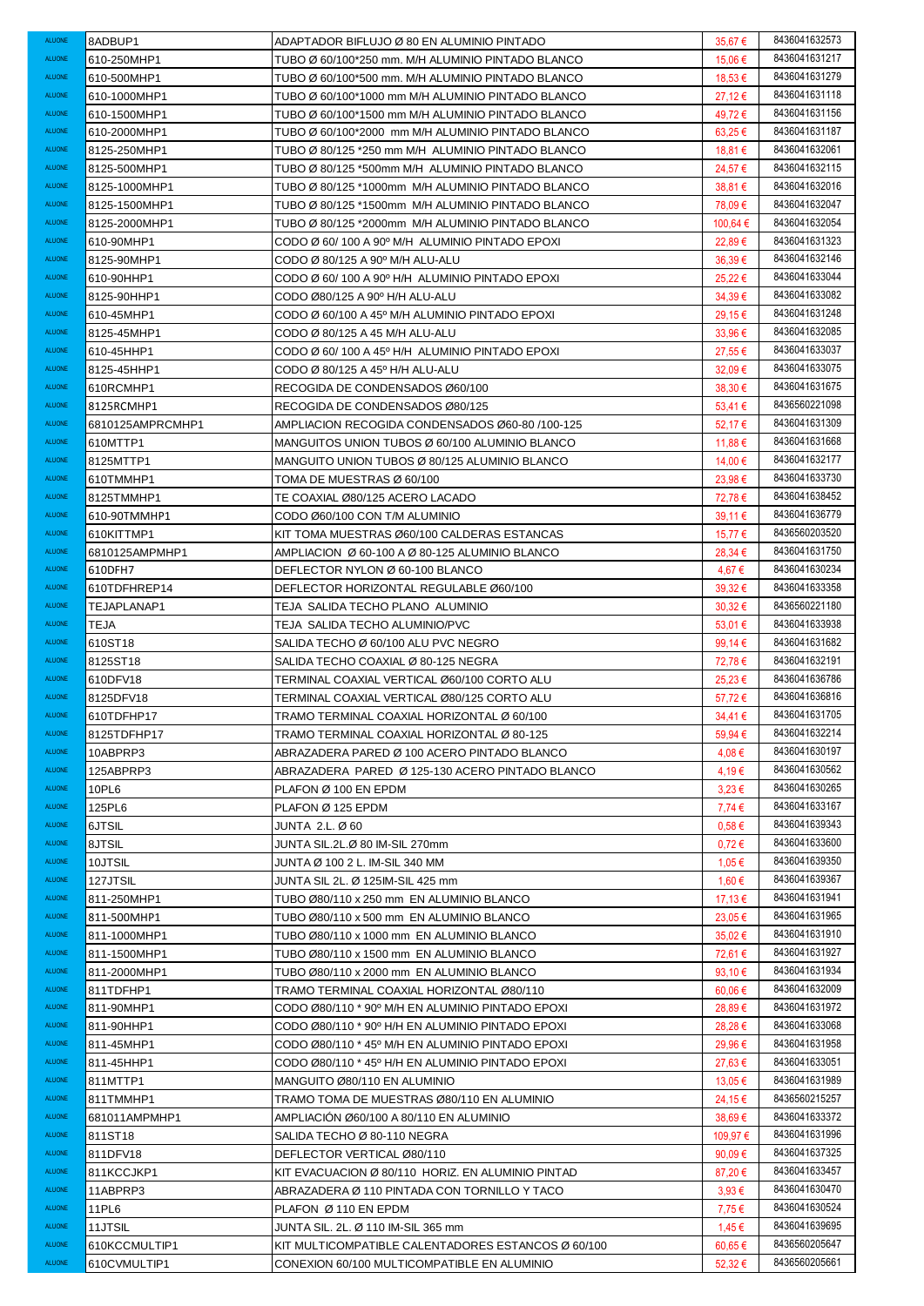| | | | | |
|---|---|---|---|---|
| ALUONE | 8ADBUP1 | ADAPTADOR BIFLUJO Ø 80 EN ALUMINIO PINTADO | 35,67 € | 8436041632573 |
| ALUONE | 610-250MHP1 | TUBO Ø 60/100*250 mm. M/H ALUMINIO PINTADO BLANCO | 15,06 € | 8436041631217 |
| ALUONE | 610-500MHP1 | TUBO Ø 60/100*500 mm. M/H ALUMINIO PINTADO BLANCO | 18,53 € | 8436041631279 |
| ALUONE | 610-1000MHP1 | TUBO Ø 60/100*1000 mm M/H ALUMINIO PINTADO BLANCO | 27,12 € | 8436041631118 |
| ALUONE | 610-1500MHP1 | TUBO Ø 60/100*1500 mm M/H ALUMINIO PINTADO BLANCO | 49,72 € | 8436041631156 |
| ALUONE | 610-2000MHP1 | TUBO Ø 60/100*2000 mm M/H ALUMINIO PINTADO BLANCO | 63,25 € | 8436041631187 |
| ALUONE | 8125-250MHP1 | TUBO Ø 80/125 *250 mm M/H ALUMINIO PINTADO BLANCO | 18,81 € | 8436041632061 |
| ALUONE | 8125-500MHP1 | TUBO Ø 80/125 *500mm M/H ALUMINIO PINTADO BLANCO | 24,57 € | 8436041632115 |
| ALUONE | 8125-1000MHP1 | TUBO Ø 80/125 *1000mm M/H ALUMINIO PINTADO BLANCO | 38,81 € | 8436041632016 |
| ALUONE | 8125-1500MHP1 | TUBO Ø 80/125 *1500mm M/H ALUMINIO PINTADO BLANCO | 78,09 € | 8436041632047 |
| ALUONE | 8125-2000MHP1 | TUBO Ø 80/125 *2000mm M/H ALUMINIO PINTADO BLANCO | 100,64 € | 8436041632054 |
| ALUONE | 610-90MHP1 | CODO Ø 60/ 100 A 90º M/H ALUMINIO PINTADO EPOXI | 22,89 € | 8436041631323 |
| ALUONE | 8125-90MHP1 | CODO Ø 80/125 A 90º M/H ALU-ALU | 36,39 € | 8436041632146 |
| ALUONE | 610-90HHP1 | CODO Ø 60/ 100 A 90º H/H ALUMINIO PINTADO EPOXI | 25,22 € | 8436041633044 |
| ALUONE | 8125-90HHP1 | CODO Ø80/125 A 90º H/H ALU-ALU | 34,39 € | 8436041633082 |
| ALUONE | 610-45MHP1 | CODO Ø 60/100 A 45º M/H ALUMINIO PINTADO EPOXI | 29,15 € | 8436041631248 |
| ALUONE | 8125-45MHP1 | CODO Ø 80/125 A 45 M/H ALU-ALU | 33,96 € | 8436041632085 |
| ALUONE | 610-45HHP1 | CODO Ø 60/ 100 A 45º H/H ALUMINIO PINTADO EPOXI | 27,55 € | 8436041633037 |
| ALUONE | 8125-45HHP1 | CODO Ø 80/125 A 45º H/H ALU-ALU | 32,09 € | 8436041633075 |
| ALUONE | 610RCMHP1 | RECOGIDA DE CONDENSADOS Ø60/100 | 38,30 € | 8436041631675 |
| ALUONE | 8125RCMHP1 | RECOGIDA DE CONDENSADOS Ø80/125 | 53,41 € | 8436560221098 |
| ALUONE | 6810125AMPRCMHP1 | AMPLIACION RECOGIDA CONDENSADOS Ø60-80 /100-125 | 52,17 € | 8436041631309 |
| ALUONE | 610MTTP1 | MANGUITOS UNION TUBOS Ø 60/100 ALUMINIO BLANCO | 11,88 € | 8436041631668 |
| ALUONE | 8125MTTP1 | MANGUITO UNION TUBOS Ø 80/125 ALUMINIO BLANCO | 14,00 € | 8436041632177 |
| ALUONE | 610TMMHP1 | TOMA DE MUESTRAS Ø 60/100 | 23,98 € | 8436041633730 |
| ALUONE | 8125TMMHP1 | TE COAXIAL Ø80/125 ACERO LACADO | 72,78 € | 8436041638452 |
| ALUONE | 610-90TMMHP1 | CODO Ø60/100 CON T/M ALUMINIO | 39,11 € | 8436041636779 |
| ALUONE | 610KITTMP1 | KIT TOMA MUESTRAS Ø60/100 CALDERAS ESTANCAS | 15,77 € | 8436560203520 |
| ALUONE | 6810125AMPMHP1 | AMPLIACION Ø 60-100 A Ø 80-125 ALUMINIO BLANCO | 28,34 € | 8436041631750 |
| ALUONE | 610DFH7 | DEFLECTOR NYLON Ø 60-100 BLANCO | 4,67 € | 8436041630234 |
| ALUONE | 610TDFHREP14 | DEFLECTOR HORIZONTAL REGULABLE Ø60/100 | 39,32 € | 8436041633358 |
| ALUONE | TEJAPLANAP1 | TEJA SALIDA TECHO PLANO ALUMINIO | 30,32 € | 8436560221180 |
| ALUONE | TEJA | TEJA SALIDA TECHO ALUMINIO/PVC | 53,01 € | 8436041633938 |
| ALUONE | 610ST18 | SALIDA TECHO Ø 60/100 ALU PVC NEGRO | 99,14 € | 8436041631682 |
| ALUONE | 8125ST18 | SALIDA TECHO COAXIAL Ø 80-125 NEGRA | 72,78 € | 8436041632191 |
| ALUONE | 610DFV18 | TERMINAL COAXIAL VERTICAL Ø60/100 CORTO ALU | 25,23 € | 8436041636786 |
| ALUONE | 8125DFV18 | TERMINAL COAXIAL VERTICAL Ø80/125 CORTO ALU | 57,72 € | 8436041636816 |
| ALUONE | 610TDFHP17 | TRAMO TERMINAL COAXIAL HORIZONTAL Ø 60/100 | 34,41 € | 8436041631705 |
| ALUONE | 8125TDFHP17 | TRAMO TERMINAL COAXIAL HORIZONTAL Ø 80-125 | 59,94 € | 8436041632214 |
| ALUONE | 10ABPRP3 | ABRAZADERA PARED Ø 100 ACERO PINTADO BLANCO | 4,08 € | 8436041630197 |
| ALUONE | 125ABPRP3 | ABRAZADERA PARED Ø 125-130 ACERO PINTADO BLANCO | 4,19 € | 8436041630562 |
| ALUONE | 10PL6 | PLAFON Ø 100 EN EPDM | 3,23 € | 8436041630265 |
| ALUONE | 125PL6 | PLAFON Ø 125 EPDM | 7,74 € | 8436041633167 |
| ALUONE | 6JTSIL | JUNTA 2.L. Ø 60 | 0,58 € | 8436041639343 |
| ALUONE | 8JTSIL | JUNTA SIL.2L.Ø 80 IM-SIL 270mm | 0,72 € | 8436041633600 |
| ALUONE | 10JTSIL | JUNTA Ø 100 2 L. IM-SIL 340 MM | 1,05 € | 8436041639350 |
| ALUONE | 127JTSIL | JUNTA SIL 2L. Ø 125IM-SIL 425 mm | 1,60 € | 8436041639367 |
| ALUONE | 811-250MHP1 | TUBO Ø80/110 x 250 mm EN ALUMINIO BLANCO | 17,13 € | 8436041631941 |
| ALUONE | 811-500MHP1 | TUBO Ø80/110 x 500 mm EN ALUMINIO BLANCO | 23,05 € | 8436041631965 |
| ALUONE | 811-1000MHP1 | TUBO Ø80/110 x 1000 mm EN ALUMINIO BLANCO | 35,02 € | 8436041631910 |
| ALUONE | 811-1500MHP1 | TUBO Ø80/110 x 1500 mm EN ALUMINIO BLANCO | 72,61 € | 8436041631927 |
| ALUONE | 811-2000MHP1 | TUBO Ø80/110 x 2000 mm EN ALUMINIO BLANCO | 93,10 € | 8436041631934 |
| ALUONE | 811TDFHP1 | TRAMO TERMINAL COAXIAL HORIZONTAL Ø80/110 | 60,06 € | 8436041632009 |
| ALUONE | 811-90MHP1 | CODO Ø80/110 * 90º M/H EN ALUMINIO PINTADO EPOXI | 28,89 € | 8436041631972 |
| ALUONE | 811-90HHP1 | CODO Ø80/110 * 90º H/H EN ALUMINIO PINTADO EPOXI | 28,28 € | 8436041633068 |
| ALUONE | 811-45MHP1 | CODO Ø80/110 * 45º M/H EN ALUMINIO PINTADO EPOXI | 29,96 € | 8436041631958 |
| ALUONE | 811-45HHP1 | CODO Ø80/110 * 45º H/H EN ALUMINIO PINTADO EPOXI | 27,63 € | 8436041633051 |
| ALUONE | 811MTTP1 | MANGUITO Ø80/110 EN ALUMINIO | 13,05 € | 8436041631989 |
| ALUONE | 811TMMHP1 | TRAMO TOMA DE MUESTRAS Ø80/110 EN ALUMINIO | 24,15 € | 8436560215257 |
| ALUONE | 681011AMPMHP1 | AMPLIACIÓN Ø60/100 A 80/110 EN ALUMINIO | 38,69 € | 8436041633372 |
| ALUONE | 811ST18 | SALIDA TECHO Ø 80-110 NEGRA | 109,97 € | 8436041631996 |
| ALUONE | 811DFV18 | DEFLECTOR VERTICAL Ø80/110 | 90,09 € | 8436041637325 |
| ALUONE | 811KCCJKP1 | KIT EVACUACION Ø 80/110 HORIZ. EN ALUMINIO PINTAD | 87,20 € | 8436041633457 |
| ALUONE | 11ABPRP3 | ABRAZADERA Ø 110 PINTADA CON TORNILLO Y TACO | 3,93 € | 8436041630470 |
| ALUONE | 11PL6 | PLAFON Ø 110 EN EPDM | 7,75 € | 8436041630524 |
| ALUONE | 11JTSIL | JUNTA SIL. 2L. Ø 110 IM-SIL 365 mm | 1,45 € | 8436041639695 |
| ALUONE | 610KCCMULTIP1 | KIT MULTICOMPATIBLE CALENTADORES ESTANCOS Ø 60/100 | 60,65 € | 8436560205647 |
| ALUONE | 610CVMULTIP1 | CONEXION 60/100 MULTICOMPATIBLE EN ALUMINIO | 52,32 € | 8436560205661 |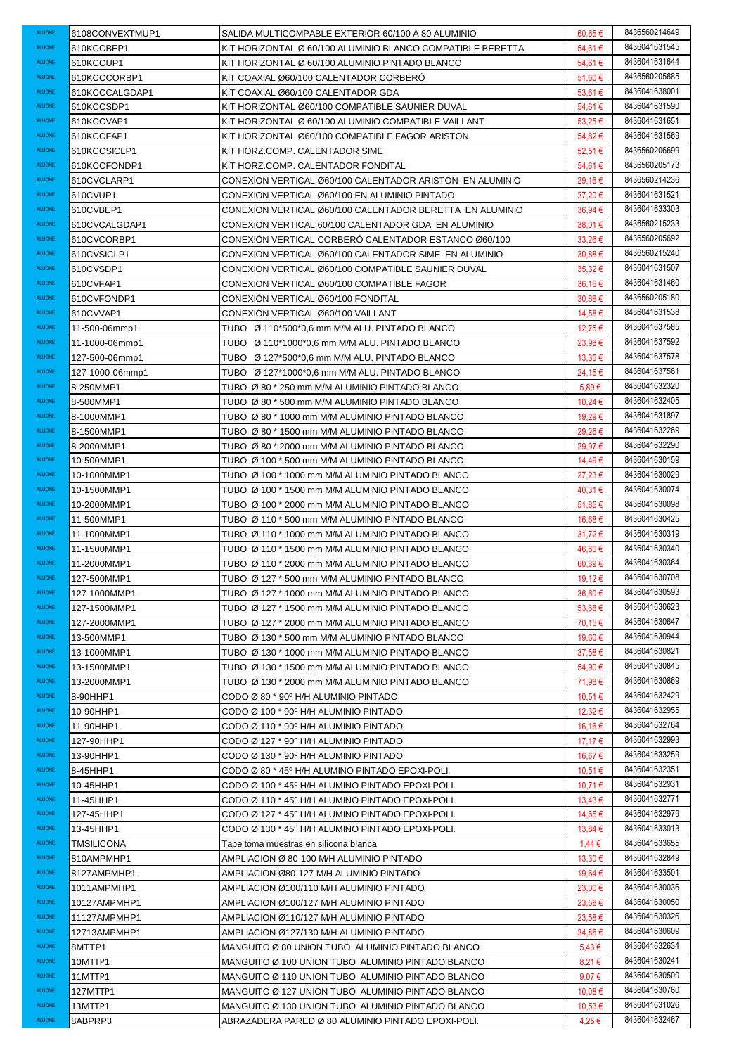| | | | | |
|---|---|---|---|---|
| ALUONE | 6108CONVEXTMUP1 | SALIDA MULTICOMPABLE EXTERIOR 60/100 A 80 ALUMINIO | 60,65 € | 8436560214649 |
| ALUONE | 610KCCBEP1 | KIT HORIZONTAL Ø 60/100 ALUMINIO BLANCO COMPATIBLE BERETTA | 54,61 € | 8436041631545 |
| ALUONE | 610KCCUP1 | KIT HORIZONTAL Ø 60/100 ALUMINIO PINTADO BLANCO | 54,61 € | 8436041631644 |
| ALUONE | 610KCCCORBP1 | KIT COAXIAL Ø60/100 CALENTADOR CORBERÓ | 51,60 € | 8436560205685 |
| ALUONE | 610KCCCALGDAP1 | KIT COAXIAL Ø60/100 CALENTADOR GDA | 53,61 € | 8436041638001 |
| ALUONE | 610KCCSDP1 | KIT HORIZONTAL Ø60/100 COMPATIBLE SAUNIER DUVAL | 54,61 € | 8436041631590 |
| ALUONE | 610KCCVAP1 | KIT HORIZONTAL Ø 60/100 ALUMINIO COMPATIBLE VAILLANT | 53,25 € | 8436041631651 |
| ALUONE | 610KCCFAP1 | KIT HORIZONTAL Ø60/100 COMPATIBLE FAGOR ARISTON | 54,82 € | 8436041631569 |
| ALUONE | 610KCCSICLP1 | KIT HORZ.COMP. CALENTADOR SIME | 52,51 € | 8436560206699 |
| ALUONE | 610KCCFONDP1 | KIT HORZ.COMP. CALENTADOR FONDITAL | 54,61 € | 8436560205173 |
| ALUONE | 610CVCLARP1 | CONEXION VERTICAL Ø60/100 CALENTADOR ARISTON EN ALUMINIO | 29,16 € | 8436560214236 |
| ALUONE | 610CVUP1 | CONEXION VERTICAL Ø60/100 EN ALUMINIO PINTADO | 27,20 € | 8436041631521 |
| ALUONE | 610CVBEP1 | CONEXION VERTICAL Ø60/100 CALENTADOR BERETTA EN ALUMINIO | 36,94 € | 8436041633303 |
| ALUONE | 610CVCALGDAP1 | CONEXION VERTICAL 60/100 CALENTADOR GDA EN ALUMINIO | 38,01 € | 8436560215233 |
| ALUONE | 610CVCORBP1 | CONEXIÓN VERTICAL CORBERÓ CALENTADOR ESTANCO Ø60/100 | 33,26 € | 8436560205692 |
| ALUONE | 610CVSICLP1 | CONEXION VERTICAL Ø60/100 CALENTADOR SIME EN ALUMINIO | 30,88 € | 8436560215240 |
| ALUONE | 610CVSDP1 | CONEXION VERTICAL Ø60/100 COMPATIBLE SAUNIER DUVAL | 35,32 € | 8436041631507 |
| ALUONE | 610CVFAP1 | CONEXION VERTICAL Ø60/100 COMPATIBLE FAGOR | 36,16 € | 8436041631460 |
| ALUONE | 610CVFONDP1 | CONEXIÓN VERTICAL Ø60/100 FONDITAL | 30,88 € | 8436560205180 |
| ALUONE | 610CVVAP1 | CONEXIÓN VERTICAL Ø60/100 VAILLANT | 14,58 € | 8436041631538 |
| ALUONE | 11-500-06mmp1 | TUBO Ø 110*500*0,6 mm M/M ALU. PINTADO BLANCO | 12,75 € | 8436041637585 |
| ALUONE | 11-1000-06mmp1 | TUBO Ø 110*1000*0,6 mm M/M ALU. PINTADO BLANCO | 23,98 € | 8436041637592 |
| ALUONE | 127-500-06mmp1 | TUBO Ø 127*500*0,6 mm M/M ALU. PINTADO BLANCO | 13,35 € | 8436041637578 |
| ALUONE | 127-1000-06mmp1 | TUBO Ø 127*1000*0,6 mm M/M ALU. PINTADO BLANCO | 24,15 € | 8436041637561 |
| ALUONE | 8-250MMP1 | TUBO Ø 80 * 250 mm M/M ALUMINIO PINTADO BLANCO | 5,89 € | 8436041632320 |
| ALUONE | 8-500MMP1 | TUBO Ø 80 * 500 mm M/M ALUMINIO PINTADO BLANCO | 10,24 € | 8436041632405 |
| ALUONE | 8-1000MMP1 | TUBO Ø 80 * 1000 mm M/M ALUMINIO PINTADO BLANCO | 19,29 € | 8436041631897 |
| ALUONE | 8-1500MMP1 | TUBO Ø 80 * 1500 mm M/M ALUMINIO PINTADO BLANCO | 29,26 € | 8436041632269 |
| ALUONE | 8-2000MMP1 | TUBO Ø 80 * 2000 mm M/M ALUMINIO PINTADO BLANCO | 29,97 € | 8436041632290 |
| ALUONE | 10-500MMP1 | TUBO Ø 100 * 500 mm M/M ALUMINIO PINTADO BLANCO | 14,49 € | 8436041630159 |
| ALUONE | 10-1000MMP1 | TUBO Ø 100 * 1000 mm M/M ALUMINIO PINTADO BLANCO | 27,23 € | 8436041630029 |
| ALUONE | 10-1500MMP1 | TUBO Ø 100 * 1500 mm M/M ALUMINIO PINTADO BLANCO | 40,31 € | 8436041630074 |
| ALUONE | 10-2000MMP1 | TUBO Ø 100 * 2000 mm M/M ALUMINIO PINTADO BLANCO | 51,85 € | 8436041630098 |
| ALUONE | 11-500MMP1 | TUBO Ø 110 * 500 mm M/M ALUMINIO PINTADO BLANCO | 16,68 € | 8436041630425 |
| ALUONE | 11-1000MMP1 | TUBO Ø 110 * 1000 mm M/M ALUMINIO PINTADO BLANCO | 31,72 € | 8436041630319 |
| ALUONE | 11-1500MMP1 | TUBO Ø 110 * 1500 mm M/M ALUMINIO PINTADO BLANCO | 46,60 € | 8436041630340 |
| ALUONE | 11-2000MMP1 | TUBO Ø 110 * 2000 mm M/M ALUMINIO PINTADO BLANCO | 60,39 € | 8436041630364 |
| ALUONE | 127-500MMP1 | TUBO Ø 127 * 500 mm M/M ALUMINIO PINTADO BLANCO | 19,12 € | 8436041630708 |
| ALUONE | 127-1000MMP1 | TUBO Ø 127 * 1000 mm M/M ALUMINIO PINTADO BLANCO | 36,60 € | 8436041630593 |
| ALUONE | 127-1500MMP1 | TUBO Ø 127 * 1500 mm M/M ALUMINIO PINTADO BLANCO | 53,68 € | 8436041630623 |
| ALUONE | 127-2000MMP1 | TUBO Ø 127 * 2000 mm M/M ALUMINIO PINTADO BLANCO | 70,15 € | 8436041630647 |
| ALUONE | 13-500MMP1 | TUBO Ø 130 * 500 mm M/M ALUMINIO PINTADO BLANCO | 19,60 € | 8436041630944 |
| ALUONE | 13-1000MMP1 | TUBO Ø 130 * 1000 mm M/M ALUMINIO PINTADO BLANCO | 37,58 € | 8436041630821 |
| ALUONE | 13-1500MMP1 | TUBO Ø 130 * 1500 mm M/M ALUMINIO PINTADO BLANCO | 54,90 € | 8436041630845 |
| ALUONE | 13-2000MMP1 | TUBO Ø 130 * 2000 mm M/M ALUMINIO PINTADO BLANCO | 71,98 € | 8436041630869 |
| ALUONE | 8-90HHP1 | CODO Ø 80 * 90º H/H ALUMINIO PINTADO | 10,51 € | 8436041632429 |
| ALUONE | 10-90HHP1 | CODO Ø 100 * 90º H/H ALUMINIO PINTADO | 12,32 € | 8436041632955 |
| ALUONE | 11-90HHP1 | CODO Ø 110 * 90º H/H ALUMINIO PINTADO | 16,16 € | 8436041632764 |
| ALUONE | 127-90HHP1 | CODO Ø 127 * 90º H/H ALUMINIO PINTADO | 17,17 € | 8436041632993 |
| ALUONE | 13-90HHP1 | CODO Ø 130 * 90º H/H ALUMINIO PINTADO | 16,67 € | 8436041633259 |
| ALUONE | 8-45HHP1 | CODO Ø 80 * 45º H/H ALUMINO PINTADO EPOXI-POLI. | 10,51 € | 8436041632351 |
| ALUONE | 10-45HHP1 | CODO Ø 100 * 45º H/H ALUMINO PINTADO EPOXI-POLI. | 10,71 € | 8436041632931 |
| ALUONE | 11-45HHP1 | CODO Ø 110 * 45º H/H ALUMINO PINTADO EPOXI-POLI. | 13,43 € | 8436041632771 |
| ALUONE | 127-45HHP1 | CODO Ø 127 * 45º H/H ALUMINO PINTADO EPOXI-POLI. | 14,65 € | 8436041632979 |
| ALUONE | 13-45HHP1 | CODO Ø 130 * 45º H/H ALUMINO PINTADO EPOXI-POLI. | 13,84 € | 8436041633013 |
| ALUONE | TMSILICONA | Tape toma muestras en silicona blanca | 1,44 € | 8436041633655 |
| ALUONE | 810AMPMHP1 | AMPLIACION Ø 80-100 M/H ALUMINIO PINTADO | 13,30 € | 8436041632849 |
| ALUONE | 8127AMPMHP1 | AMPLIACION Ø80-127 M/H ALUMINIO PINTADO | 19,64 € | 8436041633501 |
| ALUONE | 1011AMPMHP1 | AMPLIACION Ø100/110 M/H ALUMINIO PINTADO | 23,00 € | 8436041630036 |
| ALUONE | 10127AMPMHP1 | AMPLIACION Ø100/127 M/H ALUMINIO PINTADO | 23,58 € | 8436041630050 |
| ALUONE | 11127AMPMHP1 | AMPLIACION Ø110/127 M/H ALUMINIO PINTADO | 23,58 € | 8436041630326 |
| ALUONE | 12713AMPMHP1 | AMPLIACION Ø127/130 M/H ALUMINIO PINTADO | 24,86 € | 8436041630609 |
| ALUONE | 8MTTP1 | MANGUITO Ø 80 UNION TUBO ALUMINIO PINTADO BLANCO | 5,43 € | 8436041632634 |
| ALUONE | 10MTTP1 | MANGUITO Ø 100 UNION TUBO ALUMINIO PINTADO BLANCO | 8,21 € | 8436041630241 |
| ALUONE | 11MTTP1 | MANGUITO Ø 110 UNION TUBO ALUMINIO PINTADO BLANCO | 9,07 € | 8436041630500 |
| ALUONE | 127MTTP1 | MANGUITO Ø 127 UNION TUBO ALUMINIO PINTADO BLANCO | 10,08 € | 8436041630760 |
| ALUONE | 13MTTP1 | MANGUITO Ø 130 UNION TUBO ALUMINIO PINTADO BLANCO | 10,53 € | 8436041631026 |
| ALUONE | 8ABPRP3 | ABRAZADERA PARED Ø 80 ALUMINIO PINTADO EPOXI-POLI. | 4,25 € | 8436041632467 |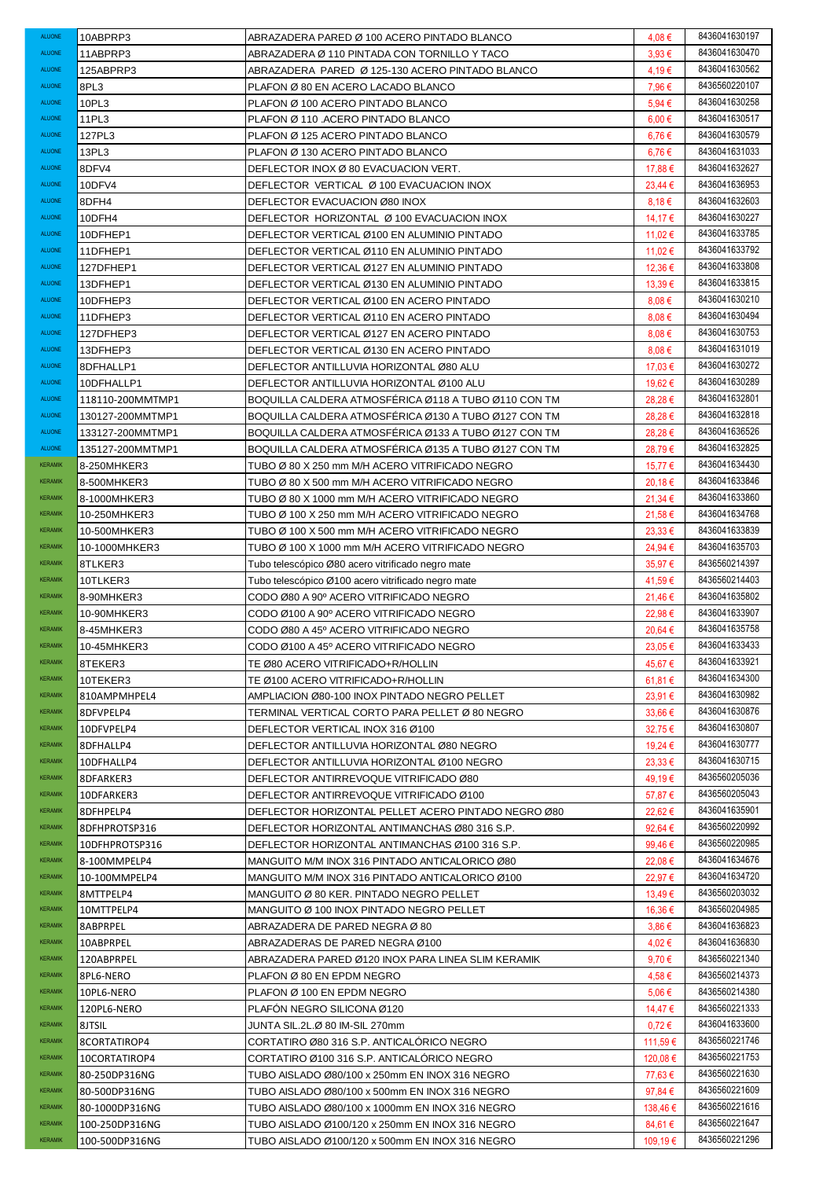| | | | | |
|---|---|---|---|---|
| ALUONE | 10ABPRP3 | ABRAZADERA PARED Ø 100 ACERO PINTADO BLANCO | 4,08 € | 8436041630197 |
| ALUONE | 11ABPRP3 | ABRAZADERA Ø 110 PINTADA CON TORNILLO Y TACO | 3,93 € | 8436041630470 |
| ALUONE | 125ABPRP3 | ABRAZADERA PARED Ø 125-130 ACERO PINTADO BLANCO | 4,19 € | 8436041630562 |
| ALUONE | 8PL3 | PLAFON Ø 80 EN ACERO LACADO BLANCO | 7,96 € | 8436560220107 |
| ALUONE | 10PL3 | PLAFON Ø 100 ACERO PINTADO BLANCO | 5,94 € | 8436041630258 |
| ALUONE | 11PL3 | PLAFON Ø 110 .ACERO PINTADO BLANCO | 6,00 € | 8436041630517 |
| ALUONE | 127PL3 | PLAFON Ø 125 ACERO PINTADO BLANCO | 6,76 € | 8436041630579 |
| ALUONE | 13PL3 | PLAFON Ø 130 ACERO PINTADO BLANCO | 6,76 € | 8436041631033 |
| ALUONE | 8DFV4 | DEFLECTOR INOX Ø 80 EVACUACION VERT. | 17,88 € | 8436041632627 |
| ALUONE | 10DFV4 | DEFLECTOR VERTICAL Ø 100 EVACUACION INOX | 23,44 € | 8436041636953 |
| ALUONE | 8DFH4 | DEFLECTOR EVACUACION Ø80 INOX | 8,18 € | 8436041632603 |
| ALUONE | 10DFH4 | DEFLECTOR HORIZONTAL Ø 100 EVACUACION INOX | 14,17 € | 8436041630227 |
| ALUONE | 10DFHEP1 | DEFLECTOR VERTICAL Ø100 EN ALUMINIO PINTADO | 11,02 € | 8436041633785 |
| ALUONE | 11DFHEP1 | DEFLECTOR VERTICAL Ø110 EN ALUMINIO PINTADO | 11,02 € | 8436041633792 |
| ALUONE | 127DFHEP1 | DEFLECTOR VERTICAL Ø127 EN ALUMINIO PINTADO | 12,36 € | 8436041633808 |
| ALUONE | 13DFHEP1 | DEFLECTOR VERTICAL Ø130 EN ALUMINIO PINTADO | 13,39 € | 8436041633815 |
| ALUONE | 10DFHEP3 | DEFLECTOR VERTICAL Ø100 EN ACERO PINTADO | 8,08 € | 8436041630210 |
| ALUONE | 11DFHEP3 | DEFLECTOR VERTICAL Ø110 EN ACERO PINTADO | 8,08 € | 8436041630494 |
| ALUONE | 127DFHEP3 | DEFLECTOR VERTICAL Ø127 EN ACERO PINTADO | 8,08 € | 8436041630753 |
| ALUONE | 13DFHEP3 | DEFLECTOR VERTICAL Ø130 EN ACERO PINTADO | 8,08 € | 8436041631019 |
| ALUONE | 8DFHALLP1 | DEFLECTOR ANTILLUVIA HORIZONTAL Ø80 ALU | 17,03 € | 8436041630272 |
| ALUONE | 10DFHALLP1 | DEFLECTOR ANTILLUVIA HORIZONTAL Ø100 ALU | 19,62 € | 8436041630289 |
| ALUONE | 118110-200MMTMP1 | BOQUILLA CALDERA ATMOSFÉRICA Ø118 A TUBO Ø110 CON TM | 28,28 € | 8436041632801 |
| ALUONE | 130127-200MMTMP1 | BOQUILLA CALDERA ATMOSFÉRICA Ø130 A TUBO Ø127 CON TM | 28,28 € | 8436041632818 |
| ALUONE | 133127-200MMTMP1 | BOQUILLA CALDERA ATMOSFÉRICA Ø133 A TUBO Ø127 CON TM | 28,28 € | 8436041636526 |
| ALUONE | 135127-200MMTMP1 | BOQUILLA CALDERA ATMOSFÉRICA Ø135 A TUBO Ø127 CON TM | 28,79 € | 8436041632825 |
| KERAMIK | 8-250MHKER3 | TUBO Ø 80 X 250 mm M/H ACERO VITRIFICADO NEGRO | 15,77 € | 8436041634430 |
| KERAMIK | 8-500MHKER3 | TUBO Ø 80 X 500 mm M/H ACERO VITRIFICADO NEGRO | 20,18 € | 8436041633846 |
| KERAMIK | 8-1000MHKER3 | TUBO Ø 80 X 1000 mm M/H ACERO VITRIFICADO NEGRO | 21,34 € | 8436041633860 |
| KERAMIK | 10-250MHKER3 | TUBO Ø 100 X 250 mm M/H ACERO VITRIFICADO NEGRO | 21,58 € | 8436041634768 |
| KERAMIK | 10-500MHKER3 | TUBO Ø 100 X 500 mm M/H ACERO VITRIFICADO NEGRO | 23,33 € | 8436041633839 |
| KERAMIK | 10-1000MHKER3 | TUBO Ø 100 X 1000 mm M/H ACERO VITRIFICADO NEGRO | 24,94 € | 8436041635703 |
| KERAMIK | 8TLKER3 | Tubo telescópico Ø80 acero vitrificado negro mate | 35,97 € | 8436560214397 |
| KERAMIK | 10TLKER3 | Tubo telescópico Ø100 acero vitrificado negro mate | 41,59 € | 8436560214403 |
| KERAMIK | 8-90MHKER3 | CODO Ø80 A 90º ACERO VITRIFICADO NEGRO | 21,46 € | 8436041635802 |
| KERAMIK | 10-90MHKER3 | CODO Ø100 A 90º ACERO VITRIFICADO NEGRO | 22,98 € | 8436041633907 |
| KERAMIK | 8-45MHKER3 | CODO Ø80 A 45º ACERO VITRIFICADO NEGRO | 20,64 € | 8436041635758 |
| KERAMIK | 10-45MHKER3 | CODO Ø100 A 45º ACERO VITRIFICADO NEGRO | 23,05 € | 8436041633433 |
| KERAMIK | 8TEKER3 | TE Ø80 ACERO VITRIFICADO+R/HOLLIN | 45,67 € | 8436041633921 |
| KERAMIK | 10TEKER3 | TE Ø100 ACERO VITRIFICADO+R/HOLLIN | 61,81 € | 8436041634300 |
| KERAMIK | 810AMPMHPEL4 | AMPLIACION Ø80-100 INOX PINTADO NEGRO PELLET | 23,91 € | 8436041630982 |
| KERAMIK | 8DFVPELP4 | TERMINAL VERTICAL CORTO PARA PELLET Ø 80 NEGRO | 33,66 € | 8436041630876 |
| KERAMIK | 10DFVPELP4 | DEFLECTOR VERTICAL INOX 316 Ø100 | 32,75 € | 8436041630807 |
| KERAMIK | 8DFHALLP4 | DEFLECTOR ANTILLUVIA HORIZONTAL Ø80 NEGRO | 19,24 € | 8436041630777 |
| KERAMIK | 10DFHALLP4 | DEFLECTOR ANTILLUVIA HORIZONTAL Ø100 NEGRO | 23,33 € | 8436041630715 |
| KERAMIK | 8DFARKER3 | DEFLECTOR ANTIRREVOQUE VITRIFICADO Ø80 | 49,19 € | 8436560205036 |
| KERAMIK | 10DFARKER3 | DEFLECTOR ANTIRREVOQUE VITRIFICADO Ø100 | 57,87 € | 8436560205043 |
| KERAMIK | 8DFHPELP4 | DEFLECTOR HORIZONTAL PELLET ACERO PINTADO NEGRO Ø80 | 22,62 € | 8436041635901 |
| KERAMIK | 8DFHPROTSP316 | DEFLECTOR HORIZONTAL ANTIMANCHAS Ø80 316 S.P. | 92,64 € | 8436560220992 |
| KERAMIK | 10DFHPROTSP316 | DEFLECTOR HORIZONTAL ANTIMANCHAS Ø100 316 S.P. | 99,46 € | 8436560220985 |
| KERAMIK | 8-100MMPELP4 | MANGUITO M/M INOX 316 PINTADO ANTICALORICO Ø80 | 22,08 € | 8436041634676 |
| KERAMIK | 10-100MMPELP4 | MANGUITO M/M INOX 316 PINTADO ANTICALORICO Ø100 | 22,97 € | 8436041634720 |
| KERAMIK | 8MTTPELP4 | MANGUITO Ø 80 KER. PINTADO NEGRO PELLET | 13,49 € | 8436560203032 |
| KERAMIK | 10MTTPELP4 | MANGUITO Ø 100 INOX PINTADO NEGRO PELLET | 16,36 € | 8436560204985 |
| KERAMIK | 8ABPRPEL | ABRAZADERA DE PARED NEGRA Ø 80 | 3,86 € | 8436041636823 |
| KERAMIK | 10ABPRPEL | ABRAZADERAS DE PARED NEGRA Ø100 | 4,02 € | 8436041636830 |
| KERAMIK | 120ABPRPEL | ABRAZADERA PARED Ø120 INOX PARA LINEA SLIM KERAMIK | 9,70 € | 8436560221340 |
| KERAMIK | 8PL6-NERO | PLAFON Ø 80 EN EPDM NEGRO | 4,58 € | 8436560214373 |
| KERAMIK | 10PL6-NERO | PLAFON Ø 100 EN EPDM NEGRO | 5,06 € | 8436560214380 |
| KERAMIK | 120PL6-NERO | PLAFÓN NEGRO SILICONA Ø120 | 14,47 € | 8436560221333 |
| KERAMIK | 8JTSIL | JUNTA SIL.2L.Ø 80 IM-SIL 270mm | 0,72 € | 8436041633600 |
| KERAMIK | 8CORTATIROP4 | CORTATIRO Ø80 316 S.P. ANTICALÓRICO NEGRO | 111,59 € | 8436560221746 |
| KERAMIK | 10CORTATIROP4 | CORTATIRO Ø100 316 S.P. ANTICALÓRICO NEGRO | 120,08 € | 8436560221753 |
| KERAMIK | 80-250DP316NG | TUBO AISLADO Ø80/100 x 250mm EN INOX 316 NEGRO | 77,63 € | 8436560221630 |
| KERAMIK | 80-500DP316NG | TUBO AISLADO Ø80/100 x 500mm EN INOX 316 NEGRO | 97,84 € | 8436560221609 |
| KERAMIK | 80-1000DP316NG | TUBO AISLADO Ø80/100 x 1000mm EN INOX 316 NEGRO | 138,46 € | 8436560221616 |
| KERAMIK | 100-250DP316NG | TUBO AISLADO Ø100/120 x 250mm EN INOX 316 NEGRO | 84,61 € | 8436560221647 |
| KERAMIK | 100-500DP316NG | TUBO AISLADO Ø100/120 x 500mm EN INOX 316 NEGRO | 109,19 € | 8436560221296 |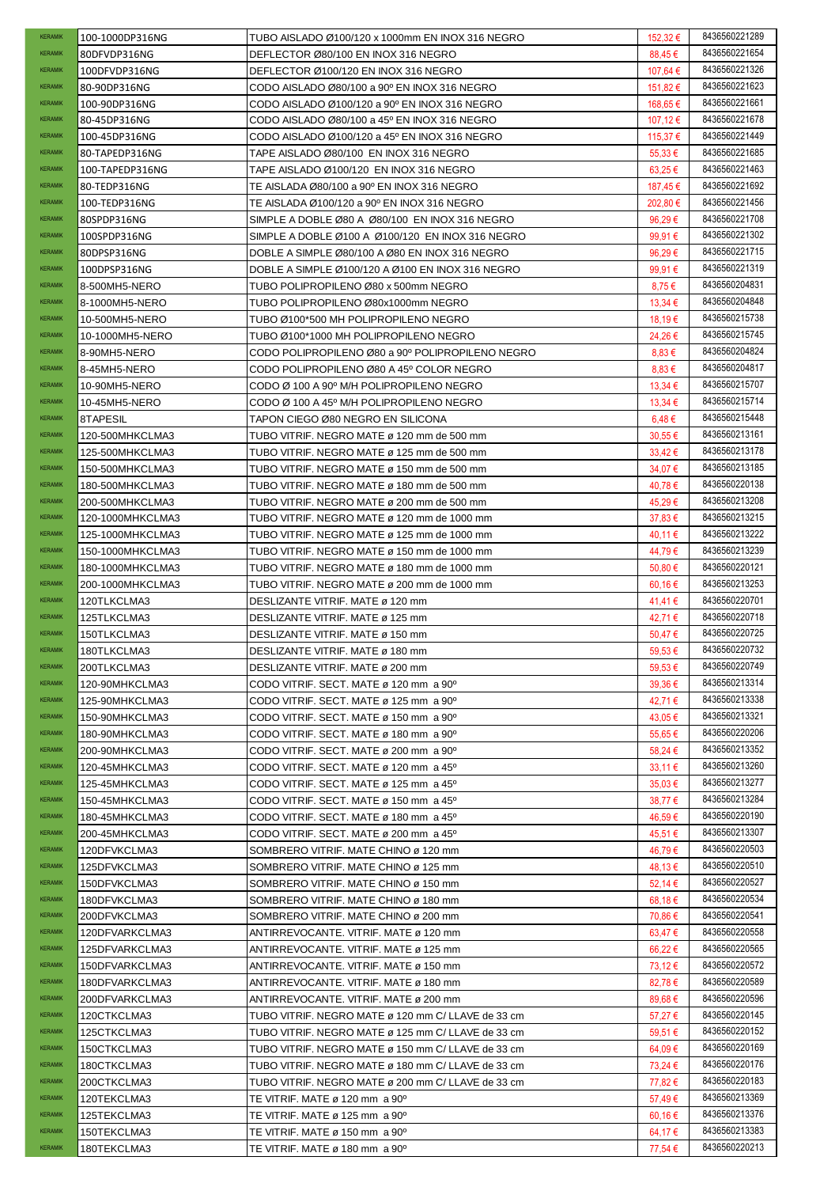| | | | | |
|---|---|---|---|---|
| KERAMIK | 100-1000DP316NG | TUBO AISLADO Ø100/120 x 1000mm EN INOX 316 NEGRO | 152,32 € | 8436560221289 |
| KERAMIK | 80DFVDP316NG | DEFLECTOR Ø80/100 EN INOX 316 NEGRO | 88,45 € | 8436560221654 |
| KERAMIK | 100DFVDP316NG | DEFLECTOR Ø100/120 EN INOX 316 NEGRO | 107,64 € | 8436560221326 |
| KERAMIK | 80-90DP316NG | CODO AISLADO Ø80/100 a 90º EN INOX 316 NEGRO | 151,82 € | 8436560221623 |
| KERAMIK | 100-90DP316NG | CODO AISLADO Ø100/120 a 90º EN INOX 316 NEGRO | 168,65 € | 8436560221661 |
| KERAMIK | 80-45DP316NG | CODO AISLADO Ø80/100 a 45º EN INOX 316 NEGRO | 107,12 € | 8436560221678 |
| KERAMIK | 100-45DP316NG | CODO AISLADO Ø100/120 a 45º EN INOX 316 NEGRO | 115,37 € | 8436560221449 |
| KERAMIK | 80-TAPEDP316NG | TAPE AISLADO Ø80/100 EN INOX 316 NEGRO | 55,33 € | 8436560221685 |
| KERAMIK | 100-TAPEDP316NG | TAPE AISLADO Ø100/120 EN INOX 316 NEGRO | 63,25 € | 8436560221463 |
| KERAMIK | 80-TEDP316NG | TE AISLADA Ø80/100 a 90º EN INOX 316 NEGRO | 187,45 € | 8436560221692 |
| KERAMIK | 100-TEDP316NG | TE AISLADA Ø100/120 a 90º EN INOX 316 NEGRO | 202,80 € | 8436560221456 |
| KERAMIK | 80SPDP316NG | SIMPLE A DOBLE Ø80 A Ø80/100 EN INOX 316 NEGRO | 96,29 € | 8436560221708 |
| KERAMIK | 100SPDP316NG | SIMPLE A DOBLE Ø100 A Ø100/120 EN INOX 316 NEGRO | 99,91 € | 8436560221302 |
| KERAMIK | 80DPSP316NG | DOBLE A SIMPLE Ø80/100 A Ø80 EN INOX 316 NEGRO | 96,29 € | 8436560221715 |
| KERAMIK | 100DPSP316NG | DOBLE A SIMPLE Ø100/120 A Ø100 EN INOX 316 NEGRO | 99,91 € | 8436560221319 |
| KERAMIK | 8-500MH5-NERO | TUBO POLIPROPILENO Ø80 x 500mm NEGRO | 8,75 € | 8436560204831 |
| KERAMIK | 8-1000MH5-NERO | TUBO POLIPROPILENO Ø80x1000mm NEGRO | 13,34 € | 8436560204848 |
| KERAMIK | 10-500MH5-NERO | TUBO Ø100*500 MH POLIPROPILENO NEGRO | 18,19 € | 8436560215738 |
| KERAMIK | 10-1000MH5-NERO | TUBO Ø100*1000 MH POLIPROPILENO NEGRO | 24,26 € | 8436560215745 |
| KERAMIK | 8-90MH5-NERO | CODO POLIPROPILENO Ø80 a 90º POLIPROPILENO NEGRO | 8,83 € | 8436560204824 |
| KERAMIK | 8-45MH5-NERO | CODO POLIPROPILENO Ø80 A 45º COLOR NEGRO | 8,83 € | 8436560204817 |
| KERAMIK | 10-90MH5-NERO | CODO Ø 100 A 90º M/H POLIPROPILENO NEGRO | 13,34 € | 8436560215707 |
| KERAMIK | 10-45MH5-NERO | CODO Ø 100 A 45º M/H POLIPROPILENO NEGRO | 13,34 € | 8436560215714 |
| KERAMIK | 8TAPESIL | TAPON CIEGO Ø80 NEGRO EN SILICONA | 6,48 € | 8436560215448 |
| KERAMIK | 120-500MHKCLMA3 | TUBO VITRIF. NEGRO MATE ø 120 mm de 500 mm | 30,55 € | 8436560213161 |
| KERAMIK | 125-500MHKCLMA3 | TUBO VITRIF. NEGRO MATE ø 125 mm de 500 mm | 33,42 € | 8436560213178 |
| KERAMIK | 150-500MHKCLMA3 | TUBO VITRIF. NEGRO MATE ø 150 mm de 500 mm | 34,07 € | 8436560213185 |
| KERAMIK | 180-500MHKCLMA3 | TUBO VITRIF. NEGRO MATE ø 180 mm de 500 mm | 40,78 € | 8436560220138 |
| KERAMIK | 200-500MHKCLMA3 | TUBO VITRIF. NEGRO MATE ø 200 mm de 500 mm | 45,29 € | 8436560213208 |
| KERAMIK | 120-1000MHKCLMA3 | TUBO VITRIF. NEGRO MATE ø 120 mm de 1000 mm | 37,83 € | 8436560213215 |
| KERAMIK | 125-1000MHKCLMA3 | TUBO VITRIF. NEGRO MATE ø 125 mm de 1000 mm | 40,11 € | 8436560213222 |
| KERAMIK | 150-1000MHKCLMA3 | TUBO VITRIF. NEGRO MATE ø 150 mm de 1000 mm | 44,79 € | 8436560213239 |
| KERAMIK | 180-1000MHKCLMA3 | TUBO VITRIF. NEGRO MATE ø 180 mm de 1000 mm | 50,80 € | 8436560220121 |
| KERAMIK | 200-1000MHKCLMA3 | TUBO VITRIF. NEGRO MATE ø 200 mm de 1000 mm | 60,16 € | 8436560213253 |
| KERAMIK | 120TLKCLMA3 | DESLIZANTE VITRIF. MATE ø 120 mm | 41,41 € | 8436560220701 |
| KERAMIK | 125TLKCLMA3 | DESLIZANTE VITRIF. MATE ø 125 mm | 42,71 € | 8436560220718 |
| KERAMIK | 150TLKCLMA3 | DESLIZANTE VITRIF. MATE ø 150 mm | 50,47 € | 8436560220725 |
| KERAMIK | 180TLKCLMA3 | DESLIZANTE VITRIF. MATE ø 180 mm | 59,53 € | 8436560220732 |
| KERAMIK | 200TLKCLMA3 | DESLIZANTE VITRIF. MATE ø 200 mm | 59,53 € | 8436560220749 |
| KERAMIK | 120-90MHKCLMA3 | CODO VITRIF. SECT. MATE ø 120 mm a 90º | 39,36 € | 8436560213314 |
| KERAMIK | 125-90MHKCLMA3 | CODO VITRIF. SECT. MATE ø 125 mm a 90º | 42,71 € | 8436560213338 |
| KERAMIK | 150-90MHKCLMA3 | CODO VITRIF. SECT. MATE ø 150 mm a 90º | 43,05 € | 8436560213321 |
| KERAMIK | 180-90MHKCLMA3 | CODO VITRIF. SECT. MATE ø 180 mm a 90º | 55,65 € | 8436560220206 |
| KERAMIK | 200-90MHKCLMA3 | CODO VITRIF. SECT. MATE ø 200 mm a 90º | 58,24 € | 8436560213352 |
| KERAMIK | 120-45MHKCLMA3 | CODO VITRIF. SECT. MATE ø 120 mm a 45º | 33,11 € | 8436560213260 |
| KERAMIK | 125-45MHKCLMA3 | CODO VITRIF. SECT. MATE ø 125 mm a 45º | 35,03 € | 8436560213277 |
| KERAMIK | 150-45MHKCLMA3 | CODO VITRIF. SECT. MATE ø 150 mm a 45º | 38,77 € | 8436560213284 |
| KERAMIK | 180-45MHKCLMA3 | CODO VITRIF. SECT. MATE ø 180 mm a 45º | 46,59 € | 8436560220190 |
| KERAMIK | 200-45MHKCLMA3 | CODO VITRIF. SECT. MATE ø 200 mm a 45º | 45,51 € | 8436560213307 |
| KERAMIK | 120DFVKCLMA3 | SOMBRERO VITRIF. MATE CHINO ø 120 mm | 46,79 € | 8436560220503 |
| KERAMIK | 125DFVKCLMA3 | SOMBRERO VITRIF. MATE CHINO ø 125 mm | 48,13 € | 8436560220510 |
| KERAMIK | 150DFVKCLMA3 | SOMBRERO VITRIF. MATE CHINO ø 150 mm | 52,14 € | 8436560220527 |
| KERAMIK | 180DFVKCLMA3 | SOMBRERO VITRIF. MATE CHINO ø 180 mm | 68,18 € | 8436560220534 |
| KERAMIK | 200DFVKCLMA3 | SOMBRERO VITRIF. MATE CHINO ø 200 mm | 70,86 € | 8436560220541 |
| KERAMIK | 120DFVARKCLMA3 | ANTIRREVOCANTE. VITRIF. MATE ø 120 mm | 63,47 € | 8436560220558 |
| KERAMIK | 125DFVARKCLMA3 | ANTIRREVOCANTE. VITRIF. MATE ø 125 mm | 66,22 € | 8436560220565 |
| KERAMIK | 150DFVARKCLMA3 | ANTIRREVOCANTE. VITRIF. MATE ø 150 mm | 73,12 € | 8436560220572 |
| KERAMIK | 180DFVARKCLMA3 | ANTIRREVOCANTE. VITRIF. MATE ø 180 mm | 82,78 € | 8436560220589 |
| KERAMIK | 200DFVARKCLMA3 | ANTIRREVOCANTE. VITRIF. MATE ø 200 mm | 89,68 € | 8436560220596 |
| KERAMIK | 120CTKCLMA3 | TUBO VITRIF. NEGRO MATE ø 120 mm C/ LLAVE de 33 cm | 57,27 € | 8436560220145 |
| KERAMIK | 125CTKCLMA3 | TUBO VITRIF. NEGRO MATE ø 125 mm C/ LLAVE de 33 cm | 59,51 € | 8436560220152 |
| KERAMIK | 150CTKCLMA3 | TUBO VITRIF. NEGRO MATE ø 150 mm C/ LLAVE de 33 cm | 64,09 € | 8436560220169 |
| KERAMIK | 180CTKCLMA3 | TUBO VITRIF. NEGRO MATE ø 180 mm C/ LLAVE de 33 cm | 73,24 € | 8436560220176 |
| KERAMIK | 200CTKCLMA3 | TUBO VITRIF. NEGRO MATE ø 200 mm C/ LLAVE de 33 cm | 77,82 € | 8436560220183 |
| KERAMIK | 120TEKCLMA3 | TE VITRIF. MATE ø 120 mm a 90º | 57,49 € | 8436560213369 |
| KERAMIK | 125TEKCLMA3 | TE VITRIF. MATE ø 125 mm a 90º | 60,16 € | 8436560213376 |
| KERAMIK | 150TEKCLMA3 | TE VITRIF. MATE ø 150 mm a 90º | 64,17 € | 8436560213383 |
| KERAMIK | 180TEKCLMA3 | TE VITRIF. MATE ø 180 mm a 90º | 77,54 € | 8436560220213 |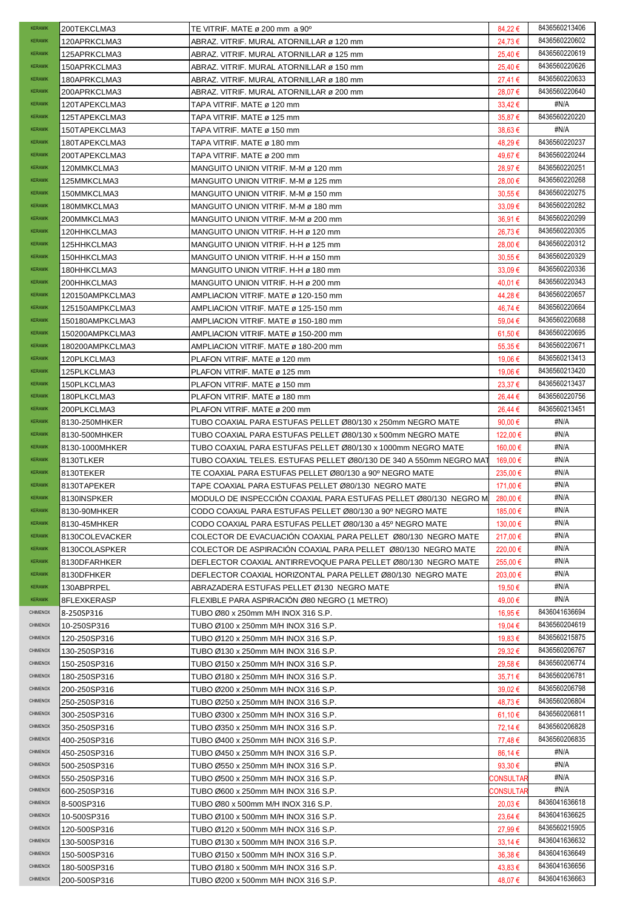| | | | | |
|---|---|---|---|---|
| KERAMIK | 200TEKCLMA3 | TE VITRIF. MATE ø 200 mm a 90º | 84,22 € | 8436560213406 |
| KERAMIK | 120APRKCLMA3 | ABRAZ. VITRIF. MURAL ATORNILLAR ø 120 mm | 24,73 € | 8436560220602 |
| KERAMIK | 125APRKCLMA3 | ABRAZ. VITRIF. MURAL ATORNILLAR ø 125 mm | 25,40 € | 8436560220619 |
| KERAMIK | 150APRKCLMA3 | ABRAZ. VITRIF. MURAL ATORNILLAR ø 150 mm | 25,40 € | 8436560220626 |
| KERAMIK | 180APRKCLMA3 | ABRAZ. VITRIF. MURAL ATORNILLAR ø 180 mm | 27,41 € | 8436560220633 |
| KERAMIK | 200APRKCLMA3 | ABRAZ. VITRIF. MURAL ATORNILLAR ø 200 mm | 28,07 € | 8436560220640 |
| KERAMIK | 120TAPEKCLMA3 | TAPA VITRIF. MATE ø 120 mm | 33,42 € | #N/A |
| KERAMIK | 125TAPEKCLMA3 | TAPA VITRIF. MATE ø 125 mm | 35,87 € | 8436560220220 |
| KERAMIK | 150TAPEKCLMA3 | TAPA VITRIF. MATE ø 150 mm | 38,63 € | #N/A |
| KERAMIK | 180TAPEKCLMA3 | TAPA VITRIF. MATE ø 180 mm | 48,29 € | 8436560220237 |
| KERAMIK | 200TAPEKCLMA3 | TAPA VITRIF. MATE ø 200 mm | 49,67 € | 8436560220244 |
| KERAMIK | 120MMKCLMA3 | MANGUITO UNION VITRIF. M-M ø 120 mm | 28,97 € | 8436560220251 |
| KERAMIK | 125MMKCLMA3 | MANGUITO UNION VITRIF. M-M ø 125 mm | 28,00 € | 8436560220268 |
| KERAMIK | 150MMKCLMA3 | MANGUITO UNION VITRIF. M-M ø 150 mm | 30,55 € | 8436560220275 |
| KERAMIK | 180MMKCLMA3 | MANGUITO UNION VITRIF. M-M ø 180 mm | 33,09 € | 8436560220282 |
| KERAMIK | 200MMKCLMA3 | MANGUITO UNION VITRIF. M-M ø 200 mm | 36,91 € | 8436560220299 |
| KERAMIK | 120HHKCLMA3 | MANGUITO UNION VITRIF. H-H ø 120 mm | 26,73 € | 8436560220305 |
| KERAMIK | 125HHKCLMA3 | MANGUITO UNION VITRIF. H-H ø 125 mm | 28,00 € | 8436560220312 |
| KERAMIK | 150HHKCLMA3 | MANGUITO UNION VITRIF. H-H ø 150 mm | 30,55 € | 8436560220329 |
| KERAMIK | 180HHKCLMA3 | MANGUITO UNION VITRIF. H-H ø 180 mm | 33,09 € | 8436560220336 |
| KERAMIK | 200HHKCLMA3 | MANGUITO UNION VITRIF. H-H ø 200 mm | 40,01 € | 8436560220343 |
| KERAMIK | 120150AMPKCLMA3 | AMPLIACION VITRIF. MATE ø 120-150 mm | 44,28 € | 8436560220657 |
| KERAMIK | 125150AMPKCLMA3 | AMPLIACION VITRIF. MATE ø 125-150 mm | 46,74 € | 8436560220664 |
| KERAMIK | 150180AMPKCLMA3 | AMPLIACION VITRIF. MATE ø 150-180 mm | 59,04 € | 8436560220688 |
| KERAMIK | 150200AMPKCLMA3 | AMPLIACION VITRIF. MATE ø 150-200 mm | 61,50 € | 8436560220695 |
| KERAMIK | 180200AMPKCLMA3 | AMPLIACION VITRIF. MATE ø 180-200 mm | 55,35 € | 8436560220671 |
| KERAMIK | 120PLKCLMA3 | PLAFON VITRIF. MATE ø 120 mm | 19,06 € | 8436560213413 |
| KERAMIK | 125PLKCLMA3 | PLAFON VITRIF. MATE ø 125 mm | 19,06 € | 8436560213420 |
| KERAMIK | 150PLKCLMA3 | PLAFON VITRIF. MATE ø 150 mm | 23,37 € | 8436560213437 |
| KERAMIK | 180PLKCLMA3 | PLAFON VITRIF. MATE ø 180 mm | 26,44 € | 8436560220756 |
| KERAMIK | 200PLKCLMA3 | PLAFON VITRIF. MATE ø 200 mm | 26,44 € | 8436560213451 |
| KERAMIK | 8130-250MHKER | TUBO COAXIAL PARA ESTUFAS PELLET Ø80/130 x 250mm NEGRO MATE | 90,00 € | #N/A |
| KERAMIK | 8130-500MHKER | TUBO COAXIAL PARA ESTUFAS PELLET Ø80/130 x 500mm NEGRO MATE | 122,00 € | #N/A |
| KERAMIK | 8130-1000MHKER | TUBO COAXIAL PARA ESTUFAS PELLET Ø80/130 x 1000mm NEGRO MATE | 160,00 € | #N/A |
| KERAMIK | 8130TLKER | TUBO COAXIAL TELES. ESTUFAS PELLET Ø80/130 DE 340 A 550mm NEGRO MAT | 169,00 € | #N/A |
| KERAMIK | 8130TEKER | TE COAXIAL PARA ESTUFAS PELLET Ø80/130 a 90º NEGRO MATE | 235,00 € | #N/A |
| KERAMIK | 8130TAPEKER | TAPE COAXIAL PARA ESTUFAS PELLET Ø80/130 NEGRO MATE | 171,00 € | #N/A |
| KERAMIK | 8130INSPKER | MODULO DE INSPECCIÓN COAXIAL PARA ESTUFAS PELLET Ø80/130 NEGRO M | 280,00 € | #N/A |
| KERAMIK | 8130-90MHKER | CODO COAXIAL PARA ESTUFAS PELLET Ø80/130 a 90º NEGRO MATE | 185,00 € | #N/A |
| KERAMIK | 8130-45MHKER | CODO COAXIAL PARA ESTUFAS PELLET Ø80/130 a 45º NEGRO MATE | 130,00 € | #N/A |
| KERAMIK | 8130COLEVACKER | COLECTOR DE EVACUACIÓN COAXIAL PARA PELLET Ø80/130 NEGRO MATE | 217,00 € | #N/A |
| KERAMIK | 8130COLASPKER | COLECTOR DE ASPIRACIÓN COAXIAL PARA PELLET Ø80/130 NEGRO MATE | 220,00 € | #N/A |
| KERAMIK | 8130DFARHKER | DEFLECTOR COAXIAL ANTIRREVOQUE PARA PELLET Ø80/130 NEGRO MATE | 255,00 € | #N/A |
| KERAMIK | 8130DFHKER | DEFLECTOR COAXIAL HORIZONTAL PARA PELLET Ø80/130 NEGRO MATE | 203,00 € | #N/A |
| KERAMIK | 130ABPRPEL | ABRAZADERA ESTUFAS PELLET Ø130 NEGRO MATE | 19,50 € | #N/A |
| KERAMIK | 8FLEXKERASP | FLEXIBLE PARA ASPIRACIÓN Ø80 NEGRO (1 METRO) | 49,00 € | #N/A |
| CHIMENOX | 8-250SP316 | TUBO Ø80 x 250mm M/H INOX 316 S.P. | 16,95 € | 8436041636694 |
| CHIMENOX | 10-250SP316 | TUBO Ø100 x 250mm M/H INOX 316 S.P. | 19,04 € | 8436560204619 |
| CHIMENOX | 120-250SP316 | TUBO Ø120 x 250mm M/H INOX 316 S.P. | 19,83 € | 8436560215875 |
| CHIMENOX | 130-250SP316 | TUBO Ø130 x 250mm M/H INOX 316 S.P. | 29,32 € | 8436560206767 |
| CHIMENOX | 150-250SP316 | TUBO Ø150 x 250mm M/H INOX 316 S.P. | 29,58 € | 8436560206774 |
| CHIMENOX | 180-250SP316 | TUBO Ø180 x 250mm M/H INOX 316 S.P. | 35,71 € | 8436560206781 |
| CHIMENOX | 200-250SP316 | TUBO Ø200 x 250mm M/H INOX 316 S.P. | 39,02 € | 8436560206798 |
| CHIMENOX | 250-250SP316 | TUBO Ø250 x 250mm M/H INOX 316 S.P. | 48,73 € | 8436560206804 |
| CHIMENOX | 300-250SP316 | TUBO Ø300 x 250mm M/H INOX 316 S.P. | 61,10 € | 8436560206811 |
| CHIMENOX | 350-250SP316 | TUBO Ø350 x 250mm M/H INOX 316 S.P. | 72,14 € | 8436560206828 |
| CHIMENOX | 400-250SP316 | TUBO Ø400 x 250mm M/H INOX 316 S.P. | 77,48 € | 8436560206835 |
| CHIMENOX | 450-250SP316 | TUBO Ø450 x 250mm M/H INOX 316 S.P. | 86,14 € | #N/A |
| CHIMENOX | 500-250SP316 | TUBO Ø550 x 250mm M/H INOX 316 S.P. | 93,30 € | #N/A |
| CHIMENOX | 550-250SP316 | TUBO Ø500 x 250mm M/H INOX 316 S.P. | CONSULTAR | #N/A |
| CHIMENOX | 600-250SP316 | TUBO Ø600 x 250mm M/H INOX 316 S.P. | CONSULTAR | #N/A |
| CHIMENOX | 8-500SP316 | TUBO Ø80 x 500mm M/H INOX 316 S.P. | 20,03 € | 8436041636618 |
| CHIMENOX | 10-500SP316 | TUBO Ø100 x 500mm M/H INOX 316 S.P. | 23,64 € | 8436041636625 |
| CHIMENOX | 120-500SP316 | TUBO Ø120 x 500mm M/H INOX 316 S.P. | 27,99 € | 8436560215905 |
| CHIMENOX | 130-500SP316 | TUBO Ø130 x 500mm M/H INOX 316 S.P. | 33,14 € | 8436041636632 |
| CHIMENOX | 150-500SP316 | TUBO Ø150 x 500mm M/H INOX 316 S.P. | 36,38 € | 8436041636649 |
| CHIMENOX | 180-500SP316 | TUBO Ø180 x 500mm M/H INOX 316 S.P. | 43,83 € | 8436041636656 |
| CHIMENOX | 200-500SP316 | TUBO Ø200 x 500mm M/H INOX 316 S.P. | 48,07 € | 8436041636663 |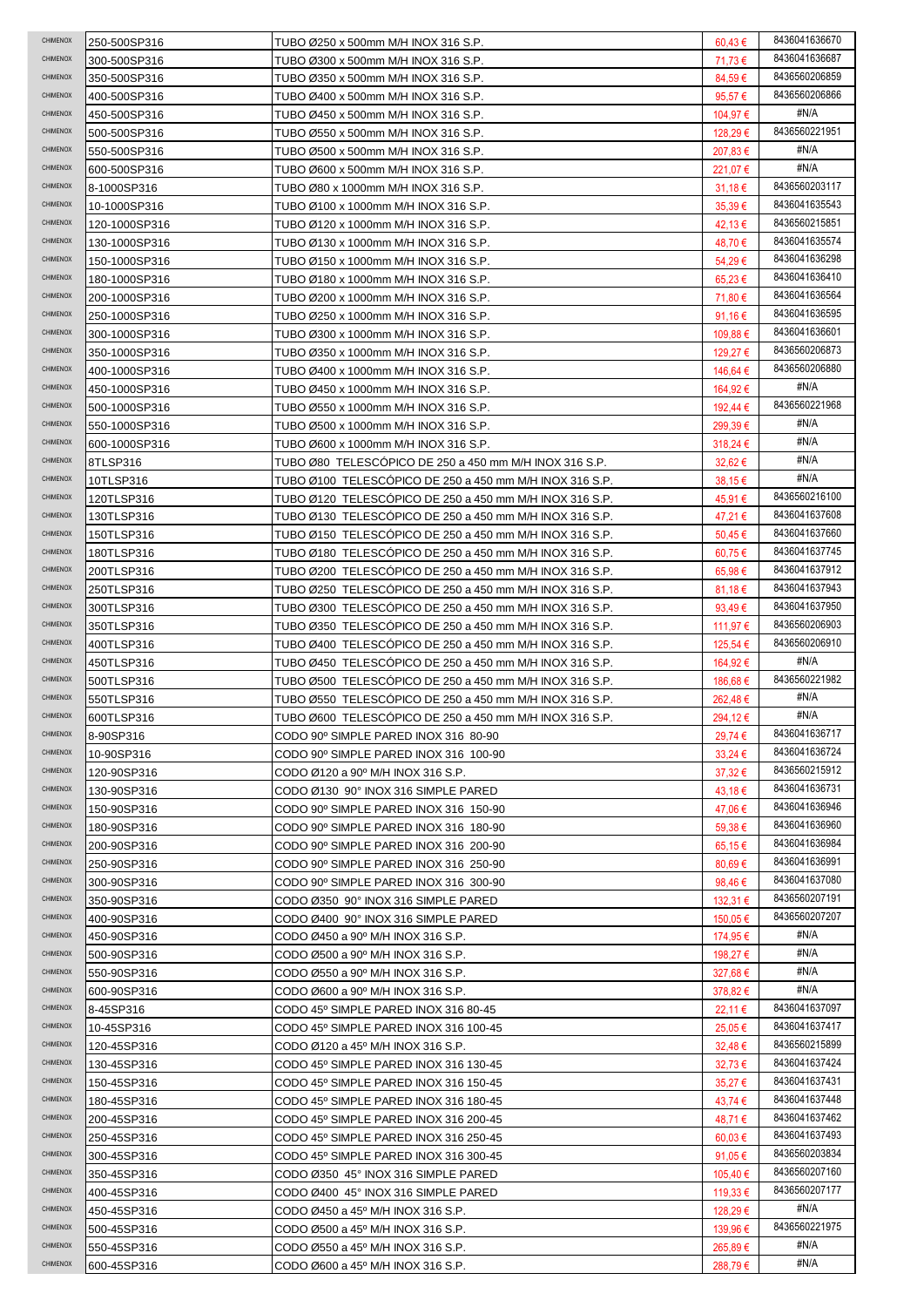| | | | | |
|---|---|---|---|---|
| CHIMENOX | 250-500SP316 | TUBO Ø250 x 500mm M/H INOX 316 S.P. | 60,43 € | 8436041636670 |
| CHIMENOX | 300-500SP316 | TUBO Ø300 x 500mm M/H INOX 316 S.P. | 71,73 € | 8436041636687 |
| CHIMENOX | 350-500SP316 | TUBO Ø350 x 500mm M/H INOX 316 S.P. | 84,59 € | 8436560206859 |
| CHIMENOX | 400-500SP316 | TUBO Ø400 x 500mm M/H INOX 316 S.P. | 95,57 € | 8436560206866 |
| CHIMENOX | 450-500SP316 | TUBO Ø450 x 500mm M/H INOX 316 S.P. | 104,97 € | #N/A |
| CHIMENOX | 500-500SP316 | TUBO Ø550 x 500mm M/H INOX 316 S.P. | 128,29 € | 8436560221951 |
| CHIMENOX | 550-500SP316 | TUBO Ø500 x 500mm M/H INOX 316 S.P. | 207,83 € | #N/A |
| CHIMENOX | 600-500SP316 | TUBO Ø600 x 500mm M/H INOX 316 S.P. | 221,07 € | #N/A |
| CHIMENOX | 8-1000SP316 | TUBO Ø80 x 1000mm M/H INOX 316 S.P. | 31,18 € | 8436560203117 |
| CHIMENOX | 10-1000SP316 | TUBO Ø100 x 1000mm M/H INOX 316 S.P. | 35,39 € | 8436041635543 |
| CHIMENOX | 120-1000SP316 | TUBO Ø120 x 1000mm M/H INOX 316 S.P. | 42,13 € | 8436560215851 |
| CHIMENOX | 130-1000SP316 | TUBO Ø130 x 1000mm M/H INOX 316 S.P. | 48,70 € | 8436041635574 |
| CHIMENOX | 150-1000SP316 | TUBO Ø150 x 1000mm M/H INOX 316 S.P. | 54,29 € | 8436041636298 |
| CHIMENOX | 180-1000SP316 | TUBO Ø180 x 1000mm M/H INOX 316 S.P. | 65,23 € | 8436041636410 |
| CHIMENOX | 200-1000SP316 | TUBO Ø200 x 1000mm M/H INOX 316 S.P. | 71,80 € | 8436041636564 |
| CHIMENOX | 250-1000SP316 | TUBO Ø250 x 1000mm M/H INOX 316 S.P. | 91,16 € | 8436041636595 |
| CHIMENOX | 300-1000SP316 | TUBO Ø300 x 1000mm M/H INOX 316 S.P. | 109,88 € | 8436041636601 |
| CHIMENOX | 350-1000SP316 | TUBO Ø350 x 1000mm M/H INOX 316 S.P. | 129,27 € | 8436560206873 |
| CHIMENOX | 400-1000SP316 | TUBO Ø400 x 1000mm M/H INOX 316 S.P. | 146,64 € | 8436560206880 |
| CHIMENOX | 450-1000SP316 | TUBO Ø450 x 1000mm M/H INOX 316 S.P. | 164,92 € | #N/A |
| CHIMENOX | 500-1000SP316 | TUBO Ø550 x 1000mm M/H INOX 316 S.P. | 192,44 € | 8436560221968 |
| CHIMENOX | 550-1000SP316 | TUBO Ø500 x 1000mm M/H INOX 316 S.P. | 299,39 € | #N/A |
| CHIMENOX | 600-1000SP316 | TUBO Ø600 x 1000mm M/H INOX 316 S.P. | 318,24 € | #N/A |
| CHIMENOX | 8TLSP316 | TUBO Ø80 TELESCÓPICO DE 250 a 450 mm M/H INOX 316 S.P. | 32,62 € | #N/A |
| CHIMENOX | 10TLSP316 | TUBO Ø100 TELESCÓPICO DE 250 a 450 mm M/H INOX 316 S.P. | 38,15 € | #N/A |
| CHIMENOX | 120TLSP316 | TUBO Ø120 TELESCÓPICO DE 250 a 450 mm M/H INOX 316 S.P. | 45,91 € | 8436560216100 |
| CHIMENOX | 130TLSP316 | TUBO Ø130 TELESCÓPICO DE 250 a 450 mm M/H INOX 316 S.P. | 47,21 € | 8436041637608 |
| CHIMENOX | 150TLSP316 | TUBO Ø150 TELESCÓPICO DE 250 a 450 mm M/H INOX 316 S.P. | 50,45 € | 8436041637660 |
| CHIMENOX | 180TLSP316 | TUBO Ø180 TELESCÓPICO DE 250 a 450 mm M/H INOX 316 S.P. | 60,75 € | 8436041637745 |
| CHIMENOX | 200TLSP316 | TUBO Ø200 TELESCÓPICO DE 250 a 450 mm M/H INOX 316 S.P. | 65,98 € | 8436041637912 |
| CHIMENOX | 250TLSP316 | TUBO Ø250 TELESCÓPICO DE 250 a 450 mm M/H INOX 316 S.P. | 81,18 € | 8436041637943 |
| CHIMENOX | 300TLSP316 | TUBO Ø300 TELESCÓPICO DE 250 a 450 mm M/H INOX 316 S.P. | 93,49 € | 8436041637950 |
| CHIMENOX | 350TLSP316 | TUBO Ø350 TELESCÓPICO DE 250 a 450 mm M/H INOX 316 S.P. | 111,97 € | 8436560206903 |
| CHIMENOX | 400TLSP316 | TUBO Ø400 TELESCÓPICO DE 250 a 450 mm M/H INOX 316 S.P. | 125,54 € | 8436560206910 |
| CHIMENOX | 450TLSP316 | TUBO Ø450 TELESCÓPICO DE 250 a 450 mm M/H INOX 316 S.P. | 164,92 € | #N/A |
| CHIMENOX | 500TLSP316 | TUBO Ø500 TELESCÓPICO DE 250 a 450 mm M/H INOX 316 S.P. | 186,68 € | 8436560221982 |
| CHIMENOX | 550TLSP316 | TUBO Ø550 TELESCÓPICO DE 250 a 450 mm M/H INOX 316 S.P. | 262,48 € | #N/A |
| CHIMENOX | 600TLSP316 | TUBO Ø600 TELESCÓPICO DE 250 a 450 mm M/H INOX 316 S.P. | 294,12 € | #N/A |
| CHIMENOX | 8-90SP316 | CODO 90º SIMPLE PARED INOX 316 80-90 | 29,74 € | 8436041636717 |
| CHIMENOX | 10-90SP316 | CODO 90º SIMPLE PARED INOX 316 100-90 | 33,24 € | 8436041636724 |
| CHIMENOX | 120-90SP316 | CODO Ø120 a 90º M/H INOX 316 S.P. | 37,32 € | 8436560215912 |
| CHIMENOX | 130-90SP316 | CODO Ø130 90° INOX 316 SIMPLE PARED | 43,18 € | 8436041636731 |
| CHIMENOX | 150-90SP316 | CODO 90º SIMPLE PARED INOX 316 150-90 | 47,06 € | 8436041636946 |
| CHIMENOX | 180-90SP316 | CODO 90º SIMPLE PARED INOX 316 180-90 | 59,38 € | 8436041636960 |
| CHIMENOX | 200-90SP316 | CODO 90º SIMPLE PARED INOX 316 200-90 | 65,15 € | 8436041636984 |
| CHIMENOX | 250-90SP316 | CODO 90º SIMPLE PARED INOX 316 250-90 | 80,69 € | 8436041636991 |
| CHIMENOX | 300-90SP316 | CODO 90º SIMPLE PARED INOX 316 300-90 | 98,46 € | 8436041637080 |
| CHIMENOX | 350-90SP316 | CODO Ø350 90° INOX 316 SIMPLE PARED | 132,31 € | 8436560207191 |
| CHIMENOX | 400-90SP316 | CODO Ø400 90° INOX 316 SIMPLE PARED | 150,05 € | 8436560207207 |
| CHIMENOX | 450-90SP316 | CODO Ø450 a 90º M/H INOX 316 S.P. | 174,95 € | #N/A |
| CHIMENOX | 500-90SP316 | CODO Ø500 a 90º M/H INOX 316 S.P. | 198,27 € | #N/A |
| CHIMENOX | 550-90SP316 | CODO Ø550 a 90º M/H INOX 316 S.P. | 327,68 € | #N/A |
| CHIMENOX | 600-90SP316 | CODO Ø600 a 90º M/H INOX 316 S.P. | 378,82 € | #N/A |
| CHIMENOX | 8-45SP316 | CODO 45º SIMPLE PARED INOX 316 80-45 | 22,11 € | 8436041637097 |
| CHIMENOX | 10-45SP316 | CODO 45º SIMPLE PARED INOX 316 100-45 | 25,05 € | 8436041637417 |
| CHIMENOX | 120-45SP316 | CODO Ø120 a 45º M/H INOX 316 S.P. | 32,48 € | 8436560215899 |
| CHIMENOX | 130-45SP316 | CODO 45º SIMPLE PARED INOX 316 130-45 | 32,73 € | 8436041637424 |
| CHIMENOX | 150-45SP316 | CODO 45º SIMPLE PARED INOX 316 150-45 | 35,27 € | 8436041637431 |
| CHIMENOX | 180-45SP316 | CODO 45º SIMPLE PARED INOX 316 180-45 | 43,74 € | 8436041637448 |
| CHIMENOX | 200-45SP316 | CODO 45º SIMPLE PARED INOX 316 200-45 | 48,71 € | 8436041637462 |
| CHIMENOX | 250-45SP316 | CODO 45º SIMPLE PARED INOX 316 250-45 | 60,03 € | 8436041637493 |
| CHIMENOX | 300-45SP316 | CODO 45º SIMPLE PARED INOX 316 300-45 | 91,05 € | 8436560203834 |
| CHIMENOX | 350-45SP316 | CODO Ø350 45° INOX 316 SIMPLE PARED | 105,40 € | 8436560207160 |
| CHIMENOX | 400-45SP316 | CODO Ø400 45° INOX 316 SIMPLE PARED | 119,33 € | 8436560207177 |
| CHIMENOX | 450-45SP316 | CODO Ø450 a 45º M/H INOX 316 S.P. | 128,29 € | #N/A |
| CHIMENOX | 500-45SP316 | CODO Ø500 a 45º M/H INOX 316 S.P. | 139,96 € | 8436560221975 |
| CHIMENOX | 550-45SP316 | CODO Ø550 a 45º M/H INOX 316 S.P. | 265,89 € | #N/A |
| CHIMENOX | 600-45SP316 | CODO Ø600 a 45º M/H INOX 316 S.P. | 288,79 € | #N/A |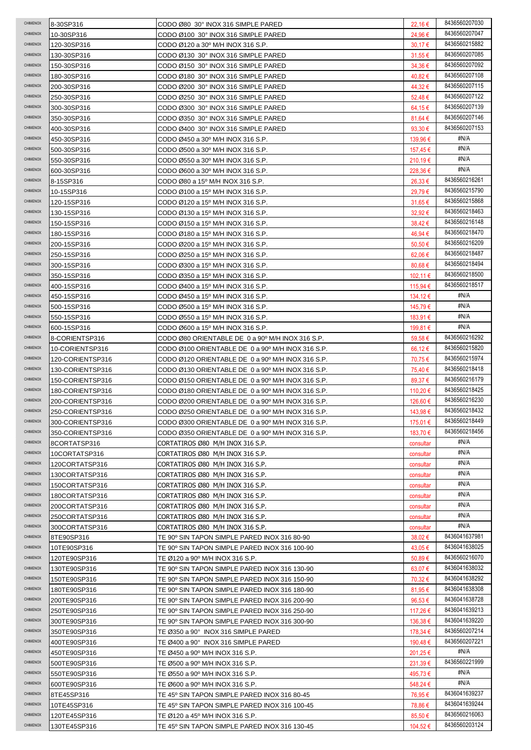| | | | | |
|---|---|---|---|---|
| CHIMENOX | 8-30SP316 | CODO Ø80 30° INOX 316 SIMPLE PARED | 22,16 € | 8436560207030 |
| CHIMENOX | 10-30SP316 | CODO Ø100 30° INOX 316 SIMPLE PARED | 24,96 € | 8436560207047 |
| CHIMENOX | 120-30SP316 | CODO Ø120 a 30º M/H INOX 316 S.P. | 30,17 € | 8436560215882 |
| CHIMENOX | 130-30SP316 | CODO Ø130 30° INOX 316 SIMPLE PARED | 31,55 € | 8436560207085 |
| CHIMENOX | 150-30SP316 | CODO Ø150 30° INOX 316 SIMPLE PARED | 34,36 € | 8436560207092 |
| CHIMENOX | 180-30SP316 | CODO Ø180 30° INOX 316 SIMPLE PARED | 40,82 € | 8436560207108 |
| CHIMENOX | 200-30SP316 | CODO Ø200 30° INOX 316 SIMPLE PARED | 44,32 € | 8436560207115 |
| CHIMENOX | 250-30SP316 | CODO Ø250 30° INOX 316 SIMPLE PARED | 52,48 € | 8436560207122 |
| CHIMENOX | 300-30SP316 | CODO Ø300 30° INOX 316 SIMPLE PARED | 64,15 € | 8436560207139 |
| CHIMENOX | 350-30SP316 | CODO Ø350 30° INOX 316 SIMPLE PARED | 81,64 € | 8436560207146 |
| CHIMENOX | 400-30SP316 | CODO Ø400 30° INOX 316 SIMPLE PARED | 93,30 € | 8436560207153 |
| CHIMENOX | 450-30SP316 | CODO Ø450 a 30º M/H INOX 316 S.P. | 139,96 € | #N/A |
| CHIMENOX | 500-30SP316 | CODO Ø500 a 30º M/H INOX 316 S.P. | 157,45 € | #N/A |
| CHIMENOX | 550-30SP316 | CODO Ø550 a 30º M/H INOX 316 S.P. | 210,19 € | #N/A |
| CHIMENOX | 600-30SP316 | CODO Ø600 a 30º M/H INOX 316 S.P. | 228,36 € | #N/A |
| CHIMENOX | 8-15SP316 | CODO Ø80 a 15º M/H INOX 316 S.P. | 26,33 € | 8436560216261 |
| CHIMENOX | 10-15SP316 | CODO Ø100 a 15º M/H INOX 316 S.P. | 29,79 € | 8436560215790 |
| CHIMENOX | 120-15SP316 | CODO Ø120 a 15º M/H INOX 316 S.P. | 31,65 € | 8436560215868 |
| CHIMENOX | 130-15SP316 | CODO Ø130 a 15º M/H INOX 316 S.P. | 32,92 € | 8436560218463 |
| CHIMENOX | 150-15SP316 | CODO Ø150 a 15º M/H INOX 316 S.P. | 38,42 € | 8436560216148 |
| CHIMENOX | 180-15SP316 | CODO Ø180 a 15º M/H INOX 316 S.P. | 46,94 € | 8436560218470 |
| CHIMENOX | 200-15SP316 | CODO Ø200 a 15º M/H INOX 316 S.P. | 50,50 € | 8436560216209 |
| CHIMENOX | 250-15SP316 | CODO Ø250 a 15º M/H INOX 316 S.P. | 62,06 € | 8436560218487 |
| CHIMENOX | 300-15SP316 | CODO Ø300 a 15º M/H INOX 316 S.P. | 80,68 € | 8436560218494 |
| CHIMENOX | 350-15SP316 | CODO Ø350 a 15º M/H INOX 316 S.P. | 102,11 € | 8436560218500 |
| CHIMENOX | 400-15SP316 | CODO Ø400 a 15º M/H INOX 316 S.P. | 115,94 € | 8436560218517 |
| CHIMENOX | 450-15SP316 | CODO Ø450 a 15º M/H INOX 316 S.P. | 134,12 € | #N/A |
| CHIMENOX | 500-15SP316 | CODO Ø500 a 15º M/H INOX 316 S.P. | 145,79 € | #N/A |
| CHIMENOX | 550-15SP316 | CODO Ø550 a 15º M/H INOX 316 S.P. | 183,91 € | #N/A |
| CHIMENOX | 600-15SP316 | CODO Ø600 a 15º M/H INOX 316 S.P. | 199,81 € | #N/A |
| CHIMENOX | 8-CORIENTSP316 | CODO Ø80 ORIENTABLE DE 0 a 90º M/H INOX 316 S.P. | 59,58 € | 8436560216292 |
| CHIMENOX | 10-CORIENTSP316 | CODO Ø100 ORIENTABLE DE 0 a 90º M/H INOX 316 S.P. | 66,12 € | 8436560215820 |
| CHIMENOX | 120-CORIENTSP316 | CODO Ø120 ORIENTABLE DE 0 a 90º M/H INOX 316 S.P. | 70,75 € | 8436560215974 |
| CHIMENOX | 130-CORIENTSP316 | CODO Ø130 ORIENTABLE DE 0 a 90º M/H INOX 316 S.P. | 75,40 € | 8436560218418 |
| CHIMENOX | 150-CORIENTSP316 | CODO Ø150 ORIENTABLE DE 0 a 90º M/H INOX 316 S.P. | 89,37 € | 8436560216179 |
| CHIMENOX | 180-CORIENTSP316 | CODO Ø180 ORIENTABLE DE 0 a 90º M/H INOX 316 S.P. | 110,20 € | 8436560218425 |
| CHIMENOX | 200-CORIENTSP316 | CODO Ø200 ORIENTABLE DE 0 a 90º M/H INOX 316 S.P. | 126,60 € | 8436560216230 |
| CHIMENOX | 250-CORIENTSP316 | CODO Ø250 ORIENTABLE DE 0 a 90º M/H INOX 316 S.P. | 143,98 € | 8436560218432 |
| CHIMENOX | 300-CORIENTSP316 | CODO Ø300 ORIENTABLE DE 0 a 90º M/H INOX 316 S.P. | 175,01 € | 8436560218449 |
| CHIMENOX | 350-CORIENTSP316 | CODO Ø350 ORIENTABLE DE 0 a 90º M/H INOX 316 S.P. | 183,70 € | 8436560218456 |
| CHIMENOX | 8CORTATSP316 | CORTATIROS Ø80 M/H INOX 316 S.P. | consultar | #N/A |
| CHIMENOX | 10CORTATSP316 | CORTATIROS Ø80 M/H INOX 316 S.P. | consultar | #N/A |
| CHIMENOX | 120CORTATSP316 | CORTATIROS Ø80 M/H INOX 316 S.P. | consultar | #N/A |
| CHIMENOX | 130CORTATSP316 | CORTATIROS Ø80 M/H INOX 316 S.P. | consultar | #N/A |
| CHIMENOX | 150CORTATSP316 | CORTATIROS Ø80 M/H INOX 316 S.P. | consultar | #N/A |
| CHIMENOX | 180CORTATSP316 | CORTATIROS Ø80 M/H INOX 316 S.P. | consultar | #N/A |
| CHIMENOX | 200CORTATSP316 | CORTATIROS Ø80 M/H INOX 316 S.P. | consultar | #N/A |
| CHIMENOX | 250CORTATSP316 | CORTATIROS Ø80 M/H INOX 316 S.P. | consultar | #N/A |
| CHIMENOX | 300CORTATSP316 | CORTATIROS Ø80 M/H INOX 316 S.P. | consultar | #N/A |
| CHIMENOX | 8TE90SP316 | TE 90º SIN TAPON SIMPLE PARED INOX 316 80-90 | 38,02 € | 8436041637981 |
| CHIMENOX | 10TE90SP316 | TE 90º SIN TAPON SIMPLE PARED INOX 316 100-90 | 43,05 € | 8436041638025 |
| CHIMENOX | 120TE90SP316 | TE Ø120 a 90º M/H INOX 316 S.P. | 50,89 € | 8436560216070 |
| CHIMENOX | 130TE90SP316 | TE 90º SIN TAPON SIMPLE PARED INOX 316 130-90 | 63,07 € | 8436041638032 |
| CHIMENOX | 150TE90SP316 | TE 90º SIN TAPON SIMPLE PARED INOX 316 150-90 | 70,32 € | 8436041638292 |
| CHIMENOX | 180TE90SP316 | TE 90º SIN TAPON SIMPLE PARED INOX 316 180-90 | 81,95 € | 8436041638308 |
| CHIMENOX | 200TE90SP316 | TE 90º SIN TAPON SIMPLE PARED INOX 316 200-90 | 96,53 € | 8436041638728 |
| CHIMENOX | 250TE90SP316 | TE 90º SIN TAPON SIMPLE PARED INOX 316 250-90 | 117,26 € | 8436041639213 |
| CHIMENOX | 300TE90SP316 | TE 90º SIN TAPON SIMPLE PARED INOX 316 300-90 | 136,38 € | 8436041639220 |
| CHIMENOX | 350TE90SP316 | TE Ø350 a 90° INOX 316 SIMPLE PARED | 178,34 € | 8436560207214 |
| CHIMENOX | 400TE90SP316 | TE Ø400 a 90° INOX 316 SIMPLE PARED | 190,48 € | 8436560207221 |
| CHIMENOX | 450TE90SP316 | TE Ø450 a 90º M/H INOX 316 S.P. | 201,25 € | #N/A |
| CHIMENOX | 500TE90SP316 | TE Ø500 a 90º M/H INOX 316 S.P. | 231,39 € | 8436560221999 |
| CHIMENOX | 550TE90SP316 | TE Ø550 a 90º M/H INOX 316 S.P. | 495,73 € | #N/A |
| CHIMENOX | 600TE90SP316 | TE Ø600 a 90º M/H INOX 316 S.P. | 548,24 € | #N/A |
| CHIMENOX | 8TE45SP316 | TE 45º SIN TAPON SIMPLE PARED INOX 316 80-45 | 76,95 € | 8436041639237 |
| CHIMENOX | 10TE45SP316 | TE 45º SIN TAPON SIMPLE PARED INOX 316 100-45 | 78,86 € | 8436041639244 |
| CHIMENOX | 120TE45SP316 | TE Ø120 a 45º M/H INOX 316 S.P. | 85,50 € | 8436560216063 |
| CHIMENOX | 130TE45SP316 | TE 45º SIN TAPON SIMPLE PARED INOX 316 130-45 | 104,52 € | 8436560203124 |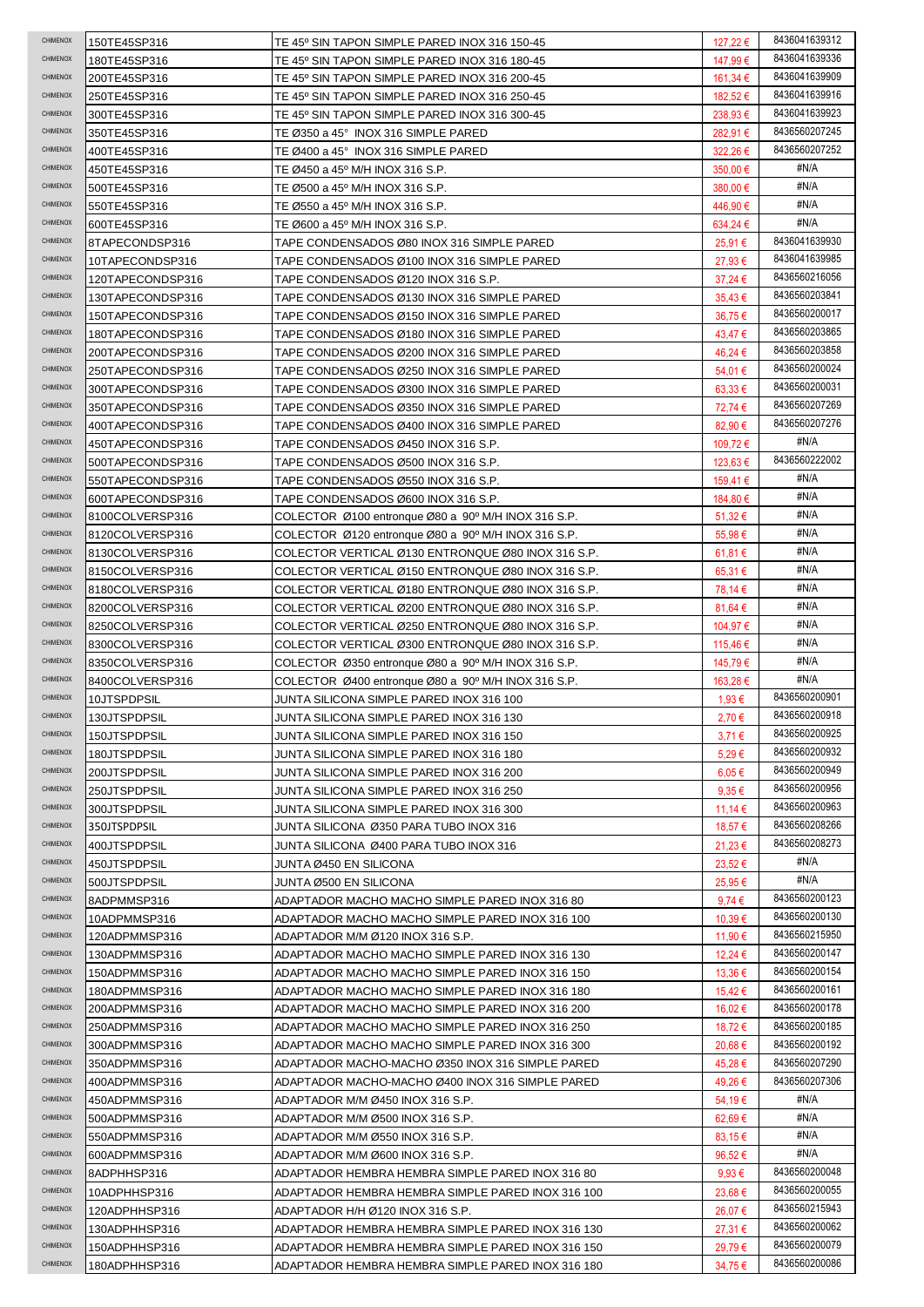| | | | | |
|---|---|---|---|---|
| CHIMENOX | 150TE45SP316 | TE 45º SIN TAPON SIMPLE PARED INOX 316 150-45 | 127,22 € | 8436041639312 |
| CHIMENOX | 180TE45SP316 | TE 45º SIN TAPON SIMPLE PARED INOX 316 180-45 | 147,99 € | 8436041639336 |
| CHIMENOX | 200TE45SP316 | TE 45º SIN TAPON SIMPLE PARED INOX 316 200-45 | 161,34 € | 8436041639909 |
| CHIMENOX | 250TE45SP316 | TE 45º SIN TAPON SIMPLE PARED INOX 316 250-45 | 182,52 € | 8436041639916 |
| CHIMENOX | 300TE45SP316 | TE 45º SIN TAPON SIMPLE PARED INOX 316 300-45 | 238,93 € | 8436041639923 |
| CHIMENOX | 350TE45SP316 | TE Ø350 a 45° INOX 316 SIMPLE PARED | 282,91 € | 8436560207245 |
| CHIMENOX | 400TE45SP316 | TE Ø400 a 45° INOX 316 SIMPLE PARED | 322,26 € | 8436560207252 |
| CHIMENOX | 450TE45SP316 | TE Ø450 a 45º M/H INOX 316 S.P. | 350,00 € | #N/A |
| CHIMENOX | 500TE45SP316 | TE Ø500 a 45º M/H INOX 316 S.P. | 380,00 € | #N/A |
| CHIMENOX | 550TE45SP316 | TE Ø550 a 45º M/H INOX 316 S.P. | 446,90 € | #N/A |
| CHIMENOX | 600TE45SP316 | TE Ø600 a 45º M/H INOX 316 S.P. | 634,24 € | #N/A |
| CHIMENOX | 8TAPECONDSP316 | TAPE CONDENSADOS Ø80 INOX 316 SIMPLE PARED | 25,91 € | 8436041639930 |
| CHIMENOX | 10TAPECONDSP316 | TAPE CONDENSADOS Ø100 INOX 316 SIMPLE PARED | 27,93 € | 8436041639985 |
| CHIMENOX | 120TAPECONDSP316 | TAPE CONDENSADOS Ø120 INOX 316 S.P. | 37,24 € | 8436560216056 |
| CHIMENOX | 130TAPECONDSP316 | TAPE CONDENSADOS Ø130 INOX 316 SIMPLE PARED | 35,43 € | 8436560203841 |
| CHIMENOX | 150TAPECONDSP316 | TAPE CONDENSADOS Ø150 INOX 316 SIMPLE PARED | 36,75 € | 8436560200017 |
| CHIMENOX | 180TAPECONDSP316 | TAPE CONDENSADOS Ø180 INOX 316 SIMPLE PARED | 43,47 € | 8436560203865 |
| CHIMENOX | 200TAPECONDSP316 | TAPE CONDENSADOS Ø200 INOX 316 SIMPLE PARED | 46,24 € | 8436560203858 |
| CHIMENOX | 250TAPECONDSP316 | TAPE CONDENSADOS Ø250 INOX 316 SIMPLE PARED | 54,01 € | 8436560200024 |
| CHIMENOX | 300TAPECONDSP316 | TAPE CONDENSADOS Ø300 INOX 316 SIMPLE PARED | 63,33 € | 8436560200031 |
| CHIMENOX | 350TAPECONDSP316 | TAPE CONDENSADOS Ø350 INOX 316 SIMPLE PARED | 72,74 € | 8436560207269 |
| CHIMENOX | 400TAPECONDSP316 | TAPE CONDENSADOS Ø400 INOX 316 SIMPLE PARED | 82,90 € | 8436560207276 |
| CHIMENOX | 450TAPECONDSP316 | TAPE CONDENSADOS Ø450 INOX 316 S.P. | 109,72 € | #N/A |
| CHIMENOX | 500TAPECONDSP316 | TAPE CONDENSADOS Ø500 INOX 316 S.P. | 123,63 € | 8436560222002 |
| CHIMENOX | 550TAPECONDSP316 | TAPE CONDENSADOS Ø550 INOX 316 S.P. | 159,41 € | #N/A |
| CHIMENOX | 600TAPECONDSP316 | TAPE CONDENSADOS Ø600 INOX 316 S.P. | 184,80 € | #N/A |
| CHIMENOX | 8100COLVERSP316 | COLECTOR Ø100 entronque Ø80 a 90º M/H INOX 316 S.P. | 51,32 € | #N/A |
| CHIMENOX | 8120COLVERSP316 | COLECTOR Ø120 entronque Ø80 a 90º M/H INOX 316 S.P. | 55,98 € | #N/A |
| CHIMENOX | 8130COLVERSP316 | COLECTOR VERTICAL Ø130 ENTRONQUE Ø80 INOX 316 S.P. | 61,81 € | #N/A |
| CHIMENOX | 8150COLVERSP316 | COLECTOR VERTICAL Ø150 ENTRONQUE Ø80 INOX 316 S.P. | 65,31 € | #N/A |
| CHIMENOX | 8180COLVERSP316 | COLECTOR VERTICAL Ø180 ENTRONQUE Ø80 INOX 316 S.P. | 78,14 € | #N/A |
| CHIMENOX | 8200COLVERSP316 | COLECTOR VERTICAL Ø200 ENTRONQUE Ø80 INOX 316 S.P. | 81,64 € | #N/A |
| CHIMENOX | 8250COLVERSP316 | COLECTOR VERTICAL Ø250 ENTRONQUE Ø80 INOX 316 S.P. | 104,97 € | #N/A |
| CHIMENOX | 8300COLVERSP316 | COLECTOR VERTICAL Ø300 ENTRONQUE Ø80 INOX 316 S.P. | 115,46 € | #N/A |
| CHIMENOX | 8350COLVERSP316 | COLECTOR Ø350 entronque Ø80 a 90º M/H INOX 316 S.P. | 145,79 € | #N/A |
| CHIMENOX | 8400COLVERSP316 | COLECTOR Ø400 entronque Ø80 a 90º M/H INOX 316 S.P. | 163,28 € | #N/A |
| CHIMENOX | 10JTSPDPSIL | JUNTA SILICONA SIMPLE PARED INOX 316 100 | 1,93 € | 8436560200901 |
| CHIMENOX | 130JTSPDPSIL | JUNTA SILICONA SIMPLE PARED INOX 316 130 | 2,70 € | 8436560200918 |
| CHIMENOX | 150JTSPDPSIL | JUNTA SILICONA SIMPLE PARED INOX 316 150 | 3,71 € | 8436560200925 |
| CHIMENOX | 180JTSPDPSIL | JUNTA SILICONA SIMPLE PARED INOX 316 180 | 5,29 € | 8436560200932 |
| CHIMENOX | 200JTSPDPSIL | JUNTA SILICONA SIMPLE PARED INOX 316 200 | 6,05 € | 8436560200949 |
| CHIMENOX | 250JTSPDPSIL | JUNTA SILICONA SIMPLE PARED INOX 316 250 | 9,35 € | 8436560200956 |
| CHIMENOX | 300JTSPDPSIL | JUNTA SILICONA SIMPLE PARED INOX 316 300 | 11,14 € | 8436560200963 |
| CHIMENOX | 350JTSPDPSIL | JUNTA SILICONA Ø350 PARA TUBO INOX 316 | 18,57 € | 8436560208266 |
| CHIMENOX | 400JTSPDPSIL | JUNTA SILICONA Ø400 PARA TUBO INOX 316 | 21,23 € | 8436560208273 |
| CHIMENOX | 450JTSPDPSIL | JUNTA Ø450 EN SILICONA | 23,52 € | #N/A |
| CHIMENOX | 500JTSPDPSIL | JUNTA Ø500 EN SILICONA | 25,95 € | #N/A |
| CHIMENOX | 8ADPMMSP316 | ADAPTADOR MACHO MACHO SIMPLE PARED INOX 316 80 | 9,74 € | 8436560200123 |
| CHIMENOX | 10ADPMMSP316 | ADAPTADOR MACHO MACHO SIMPLE PARED INOX 316 100 | 10,39 € | 8436560200130 |
| CHIMENOX | 120ADPMMSP316 | ADAPTADOR M/M Ø120 INOX 316 S.P. | 11,90 € | 8436560215950 |
| CHIMENOX | 130ADPMMSP316 | ADAPTADOR MACHO MACHO SIMPLE PARED INOX 316 130 | 12,24 € | 8436560200147 |
| CHIMENOX | 150ADPMMSP316 | ADAPTADOR MACHO MACHO SIMPLE PARED INOX 316 150 | 13,36 € | 8436560200154 |
| CHIMENOX | 180ADPMMSP316 | ADAPTADOR MACHO MACHO SIMPLE PARED INOX 316 180 | 15,42 € | 8436560200161 |
| CHIMENOX | 200ADPMMSP316 | ADAPTADOR MACHO MACHO SIMPLE PARED INOX 316 200 | 16,02 € | 8436560200178 |
| CHIMENOX | 250ADPMMSP316 | ADAPTADOR MACHO MACHO SIMPLE PARED INOX 316 250 | 18,72 € | 8436560200185 |
| CHIMENOX | 300ADPMMSP316 | ADAPTADOR MACHO MACHO SIMPLE PARED INOX 316 300 | 20,68 € | 8436560200192 |
| CHIMENOX | 350ADPMMSP316 | ADAPTADOR MACHO-MACHO Ø350 INOX 316 SIMPLE PARED | 45,28 € | 8436560207290 |
| CHIMENOX | 400ADPMMSP316 | ADAPTADOR MACHO-MACHO Ø400 INOX 316 SIMPLE PARED | 49,26 € | 8436560207306 |
| CHIMENOX | 450ADPMMSP316 | ADAPTADOR M/M Ø450 INOX 316 S.P. | 54,19 € | #N/A |
| CHIMENOX | 500ADPMMSP316 | ADAPTADOR M/M Ø500 INOX 316 S.P. | 62,69 € | #N/A |
| CHIMENOX | 550ADPMMSP316 | ADAPTADOR M/M Ø550 INOX 316 S.P. | 83,15 € | #N/A |
| CHIMENOX | 600ADPMMSP316 | ADAPTADOR M/M Ø600 INOX 316 S.P. | 96,52 € | #N/A |
| CHIMENOX | 8ADPHHSP316 | ADAPTADOR HEMBRA HEMBRA SIMPLE PARED INOX 316 80 | 9,93 € | 8436560200048 |
| CHIMENOX | 10ADPHHSP316 | ADAPTADOR HEMBRA HEMBRA SIMPLE PARED INOX 316 100 | 23,68 € | 8436560200055 |
| CHIMENOX | 120ADPHHSP316 | ADAPTADOR H/H Ø120 INOX 316 S.P. | 26,07 € | 8436560215943 |
| CHIMENOX | 130ADPHHSP316 | ADAPTADOR HEMBRA HEMBRA SIMPLE PARED INOX 316 130 | 27,31 € | 8436560200062 |
| CHIMENOX | 150ADPHHSP316 | ADAPTADOR HEMBRA HEMBRA SIMPLE PARED INOX 316 150 | 29,79 € | 8436560200079 |
| CHIMENOX | 180ADPHHSP316 | ADAPTADOR HEMBRA HEMBRA SIMPLE PARED INOX 316 180 | 34,75 € | 8436560200086 |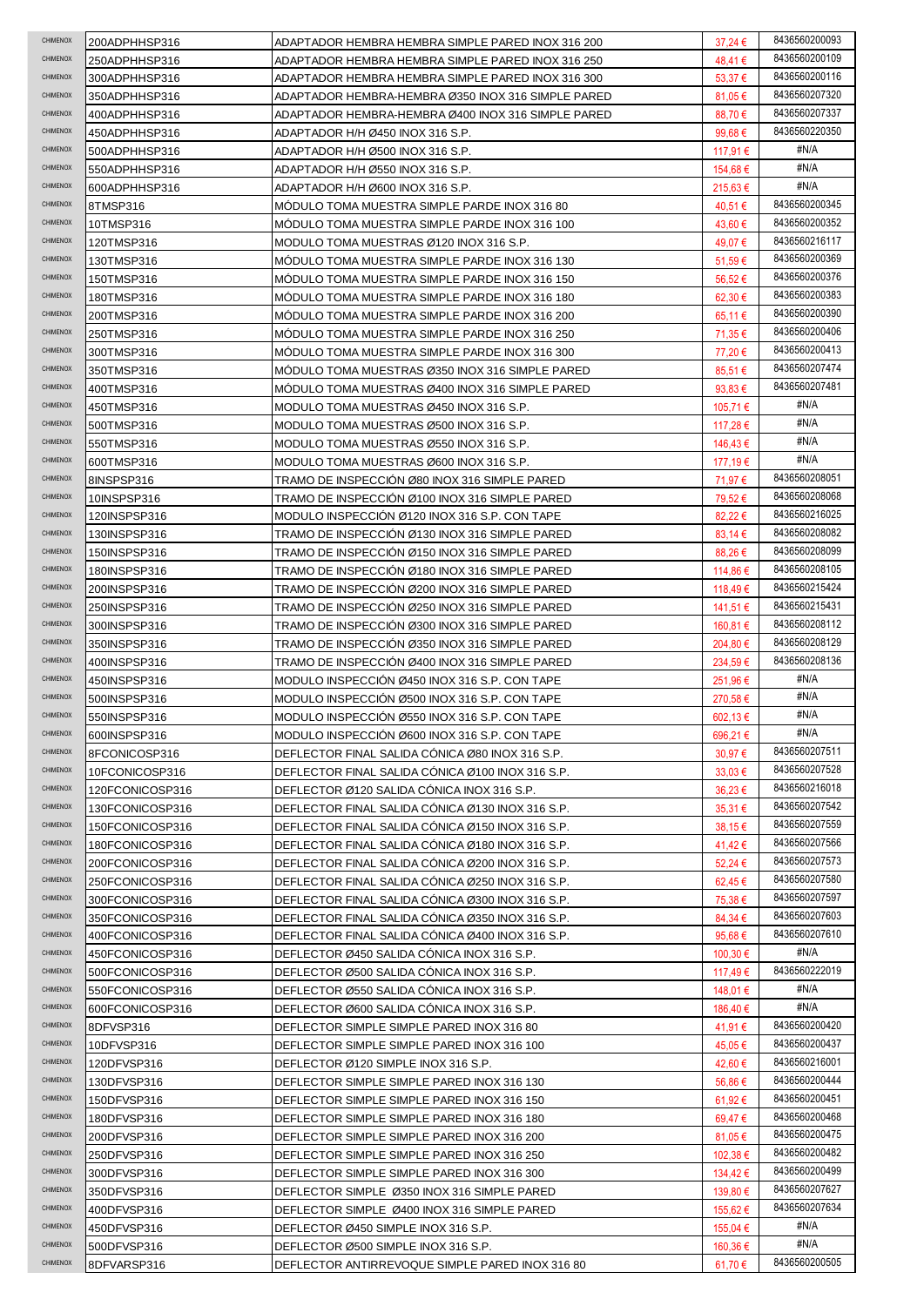| CHIMENOX | 200ADPHHSP316 | ADAPTADOR HEMBRA HEMBRA SIMPLE PARED INOX 316 200 | 37,24 € | 8436560200093 |
|---|---|---|---|---|
| CHIMENOX | 250ADPHHSP316 | ADAPTADOR HEMBRA HEMBRA SIMPLE PARED INOX 316 250 | 48,41 € | 8436560200109 |
| CHIMENOX | 300ADPHHSP316 | ADAPTADOR HEMBRA HEMBRA SIMPLE PARED INOX 316 300 | 53,37 € | 8436560200116 |
| CHIMENOX | 350ADPHHSP316 | ADAPTADOR HEMBRA-HEMBRA Ø350 INOX 316 SIMPLE PARED | 81,05 € | 8436560207320 |
| CHIMENOX | 400ADPHHSP316 | ADAPTADOR HEMBRA-HEMBRA Ø400 INOX 316 SIMPLE PARED | 88,70 € | 8436560207337 |
| CHIMENOX | 450ADPHHSP316 | ADAPTADOR H/H Ø450 INOX 316 S.P. | 99,68 € | 8436560220350 |
| CHIMENOX | 500ADPHHSP316 | ADAPTADOR H/H Ø500 INOX 316 S.P. | 117,91 € | #N/A |
| CHIMENOX | 550ADPHHSP316 | ADAPTADOR H/H Ø550 INOX 316 S.P. | 154,68 € | #N/A |
| CHIMENOX | 600ADPHHSP316 | ADAPTADOR H/H Ø600 INOX 316 S.P. | 215,63 € | #N/A |
| CHIMENOX | 8TMSP316 | MÓDULO TOMA MUESTRA SIMPLE PARDE INOX 316 80 | 40,51 € | 8436560200345 |
| CHIMENOX | 10TMSP316 | MÓDULO TOMA MUESTRA SIMPLE PARDE INOX 316 100 | 43,60 € | 8436560200352 |
| CHIMENOX | 120TMSP316 | MODULO TOMA MUESTRAS Ø120 INOX 316 S.P. | 49,07 € | 8436560216117 |
| CHIMENOX | 130TMSP316 | MÓDULO TOMA MUESTRA SIMPLE PARDE INOX 316 130 | 51,59 € | 8436560200369 |
| CHIMENOX | 150TMSP316 | MÓDULO TOMA MUESTRA SIMPLE PARDE INOX 316 150 | 56,52 € | 8436560200376 |
| CHIMENOX | 180TMSP316 | MÓDULO TOMA MUESTRA SIMPLE PARDE INOX 316 180 | 62,30 € | 8436560200383 |
| CHIMENOX | 200TMSP316 | MÓDULO TOMA MUESTRA SIMPLE PARDE INOX 316 200 | 65,11 € | 8436560200390 |
| CHIMENOX | 250TMSP316 | MÓDULO TOMA MUESTRA SIMPLE PARDE INOX 316 250 | 71,35 € | 8436560200406 |
| CHIMENOX | 300TMSP316 | MÓDULO TOMA MUESTRA SIMPLE PARDE INOX 316 300 | 77,20 € | 8436560200413 |
| CHIMENOX | 350TMSP316 | MÓDULO TOMA MUESTRAS Ø350 INOX 316 SIMPLE PARED | 85,51 € | 8436560207474 |
| CHIMENOX | 400TMSP316 | MÓDULO TOMA MUESTRAS Ø400 INOX 316 SIMPLE PARED | 93,83 € | 8436560207481 |
| CHIMENOX | 450TMSP316 | MODULO TOMA MUESTRAS Ø450 INOX 316 S.P. | 105,71 € | #N/A |
| CHIMENOX | 500TMSP316 | MODULO TOMA MUESTRAS Ø500 INOX 316 S.P. | 117,28 € | #N/A |
| CHIMENOX | 550TMSP316 | MODULO TOMA MUESTRAS Ø550 INOX 316 S.P. | 146,43 € | #N/A |
| CHIMENOX | 600TMSP316 | MODULO TOMA MUESTRAS Ø600 INOX 316 S.P. | 177,19 € | #N/A |
| CHIMENOX | 8INSPSP316 | TRAMO DE INSPECCIÓN Ø80 INOX 316 SIMPLE PARED | 71,97 € | 8436560208051 |
| CHIMENOX | 10INSPSP316 | TRAMO DE INSPECCIÓN Ø100 INOX 316 SIMPLE PARED | 79,52 € | 8436560208068 |
| CHIMENOX | 120INSPSP316 | MODULO INSPECCIÓN Ø120 INOX 316 S.P. CON TAPE | 82,22 € | 8436560216025 |
| CHIMENOX | 130INSPSP316 | TRAMO DE INSPECCIÓN Ø130 INOX 316 SIMPLE PARED | 83,14 € | 8436560208082 |
| CHIMENOX | 150INSPSP316 | TRAMO DE INSPECCIÓN Ø150 INOX 316 SIMPLE PARED | 88,26 € | 8436560208099 |
| CHIMENOX | 180INSPSP316 | TRAMO DE INSPECCIÓN Ø180 INOX 316 SIMPLE PARED | 114,86 € | 8436560208105 |
| CHIMENOX | 200INSPSP316 | TRAMO DE INSPECCIÓN Ø200 INOX 316 SIMPLE PARED | 118,49 € | 8436560215424 |
| CHIMENOX | 250INSPSP316 | TRAMO DE INSPECCIÓN Ø250 INOX 316 SIMPLE PARED | 141,51 € | 8436560215431 |
| CHIMENOX | 300INSPSP316 | TRAMO DE INSPECCIÓN Ø300 INOX 316 SIMPLE PARED | 160,81 € | 8436560208112 |
| CHIMENOX | 350INSPSP316 | TRAMO DE INSPECCIÓN Ø350 INOX 316 SIMPLE PARED | 204,80 € | 8436560208129 |
| CHIMENOX | 400INSPSP316 | TRAMO DE INSPECCIÓN Ø400 INOX 316 SIMPLE PARED | 234,59 € | 8436560208136 |
| CHIMENOX | 450INSPSP316 | MODULO INSPECCIÓN Ø450 INOX 316 S.P. CON TAPE | 251,96 € | #N/A |
| CHIMENOX | 500INSPSP316 | MODULO INSPECCIÓN Ø500 INOX 316 S.P. CON TAPE | 270,58 € | #N/A |
| CHIMENOX | 550INSPSP316 | MODULO INSPECCIÓN Ø550 INOX 316 S.P. CON TAPE | 602,13 € | #N/A |
| CHIMENOX | 600INSPSP316 | MODULO INSPECCIÓN Ø600 INOX 316 S.P. CON TAPE | 696,21 € | #N/A |
| CHIMENOX | 8FCONICOSP316 | DEFLECTOR FINAL SALIDA CÓNICA Ø80 INOX 316 S.P. | 30,97 € | 8436560207511 |
| CHIMENOX | 10FCONICOSP316 | DEFLECTOR FINAL SALIDA CÓNICA Ø100 INOX 316 S.P. | 33,03 € | 8436560207528 |
| CHIMENOX | 120FCONICOSP316 | DEFLECTOR Ø120 SALIDA CÓNICA INOX 316 S.P. | 36,23 € | 8436560216018 |
| CHIMENOX | 130FCONICOSP316 | DEFLECTOR FINAL SALIDA CÓNICA Ø130 INOX 316 S.P. | 35,31 € | 8436560207542 |
| CHIMENOX | 150FCONICOSP316 | DEFLECTOR FINAL SALIDA CÓNICA Ø150 INOX 316 S.P. | 38,15 € | 8436560207559 |
| CHIMENOX | 180FCONICOSP316 | DEFLECTOR FINAL SALIDA CÓNICA Ø180 INOX 316 S.P. | 41,42 € | 8436560207566 |
| CHIMENOX | 200FCONICOSP316 | DEFLECTOR FINAL SALIDA CÓNICA Ø200 INOX 316 S.P. | 52,24 € | 8436560207573 |
| CHIMENOX | 250FCONICOSP316 | DEFLECTOR FINAL SALIDA CÓNICA Ø250 INOX 316 S.P. | 62,45 € | 8436560207580 |
| CHIMENOX | 300FCONICOSP316 | DEFLECTOR FINAL SALIDA CÓNICA Ø300 INOX 316 S.P. | 75,38 € | 8436560207597 |
| CHIMENOX | 350FCONICOSP316 | DEFLECTOR FINAL SALIDA CÓNICA Ø350 INOX 316 S.P. | 84,34 € | 8436560207603 |
| CHIMENOX | 400FCONICOSP316 | DEFLECTOR FINAL SALIDA CÓNICA Ø400 INOX 316 S.P. | 95,68 € | 8436560207610 |
| CHIMENOX | 450FCONICOSP316 | DEFLECTOR Ø450 SALIDA CÓNICA INOX 316 S.P. | 100,30 € | #N/A |
| CHIMENOX | 500FCONICOSP316 | DEFLECTOR Ø500 SALIDA CÓNICA INOX 316 S.P. | 117,49 € | 8436560222019 |
| CHIMENOX | 550FCONICOSP316 | DEFLECTOR Ø550 SALIDA CÓNICA INOX 316 S.P. | 148,01 € | #N/A |
| CHIMENOX | 600FCONICOSP316 | DEFLECTOR Ø600 SALIDA CÓNICA INOX 316 S.P. | 186,40 € | #N/A |
| CHIMENOX | 8DFVSP316 | DEFLECTOR SIMPLE SIMPLE PARED INOX 316 80 | 41,91 € | 8436560200420 |
| CHIMENOX | 10DFVSP316 | DEFLECTOR SIMPLE SIMPLE PARED INOX 316 100 | 45,05 € | 8436560200437 |
| CHIMENOX | 120DFVSP316 | DEFLECTOR Ø120 SIMPLE INOX 316 S.P. | 42,60 € | 8436560216001 |
| CHIMENOX | 130DFVSP316 | DEFLECTOR SIMPLE SIMPLE PARED INOX 316 130 | 56,86 € | 8436560200444 |
| CHIMENOX | 150DFVSP316 | DEFLECTOR SIMPLE SIMPLE PARED INOX 316 150 | 61,92 € | 8436560200451 |
| CHIMENOX | 180DFVSP316 | DEFLECTOR SIMPLE SIMPLE PARED INOX 316 180 | 69,47 € | 8436560200468 |
| CHIMENOX | 200DFVSP316 | DEFLECTOR SIMPLE SIMPLE PARED INOX 316 200 | 81,05 € | 8436560200475 |
| CHIMENOX | 250DFVSP316 | DEFLECTOR SIMPLE SIMPLE PARED INOX 316 250 | 102,38 € | 8436560200482 |
| CHIMENOX | 300DFVSP316 | DEFLECTOR SIMPLE SIMPLE PARED INOX 316 300 | 134,42 € | 8436560200499 |
| CHIMENOX | 350DFVSP316 | DEFLECTOR SIMPLE  Ø350 INOX 316 SIMPLE PARED | 139,80 € | 8436560207627 |
| CHIMENOX | 400DFVSP316 | DEFLECTOR SIMPLE  Ø400 INOX 316 SIMPLE PARED | 155,62 € | 8436560207634 |
| CHIMENOX | 450DFVSP316 | DEFLECTOR Ø450 SIMPLE INOX 316 S.P. | 155,04 € | #N/A |
| CHIMENOX | 500DFVSP316 | DEFLECTOR Ø500 SIMPLE INOX 316 S.P. | 160,36 € | #N/A |
| CHIMENOX | 8DFVARSP316 | DEFLECTOR ANTIRREVOQUE SIMPLE PARED INOX 316 80 | 61,70 € | 8436560200505 |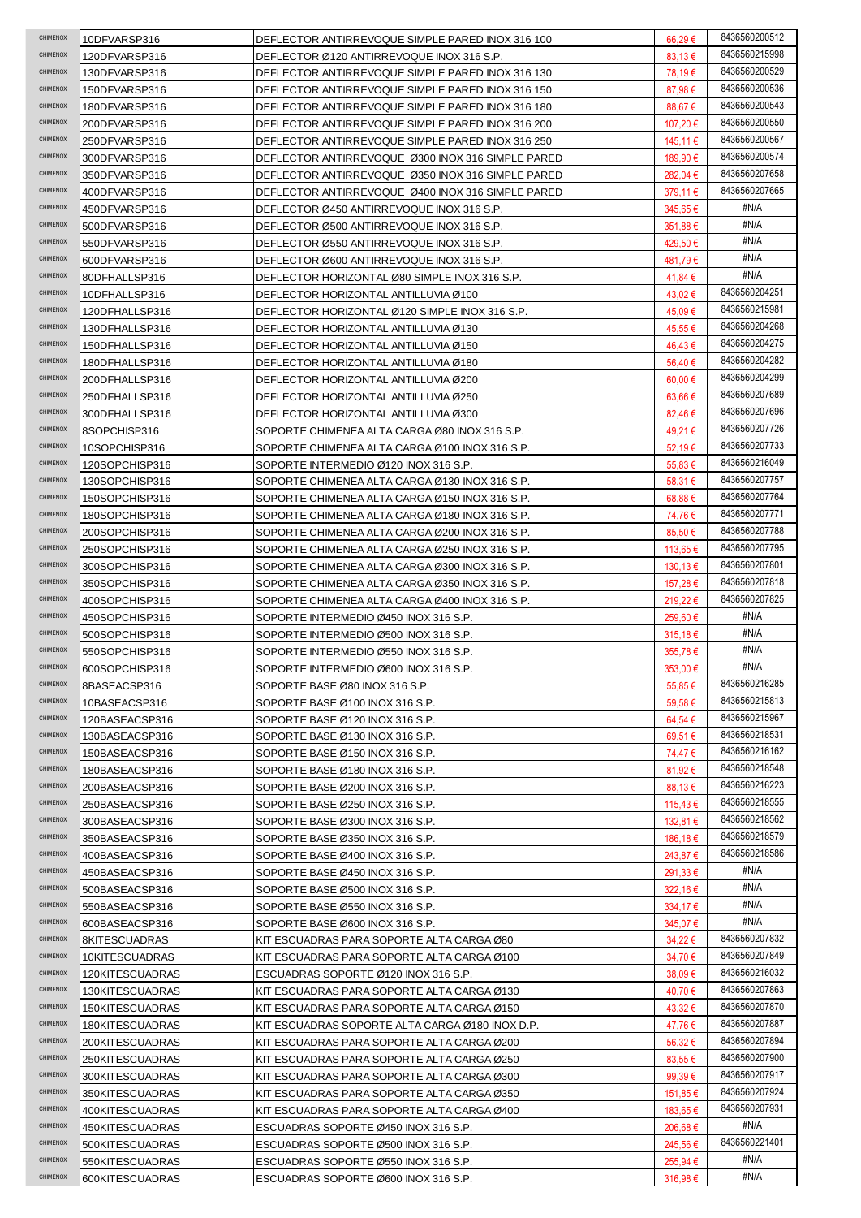| | | | | |
|---|---|---|---|---|
| CHIMENOX | 10DFVARSP316 | DEFLECTOR ANTIRREVOQUE SIMPLE PARED INOX 316 100 | 66,29 € | 8436560200512 |
| CHIMENOX | 120DFVARSP316 | DEFLECTOR Ø120 ANTIRREVOQUE INOX 316 S.P. | 83,13 € | 8436560215998 |
| CHIMENOX | 130DFVARSP316 | DEFLECTOR ANTIRREVOQUE SIMPLE PARED INOX 316 130 | 78,19 € | 8436560200529 |
| CHIMENOX | 150DFVARSP316 | DEFLECTOR ANTIRREVOQUE SIMPLE PARED INOX 316 150 | 87,98 € | 8436560200536 |
| CHIMENOX | 180DFVARSP316 | DEFLECTOR ANTIRREVOQUE SIMPLE PARED INOX 316 180 | 88,67 € | 8436560200543 |
| CHIMENOX | 200DFVARSP316 | DEFLECTOR ANTIRREVOQUE SIMPLE PARED INOX 316 200 | 107,20 € | 8436560200550 |
| CHIMENOX | 250DFVARSP316 | DEFLECTOR ANTIRREVOQUE SIMPLE PARED INOX 316 250 | 145,11 € | 8436560200567 |
| CHIMENOX | 300DFVARSP316 | DEFLECTOR ANTIRREVOQUE Ø300 INOX 316 SIMPLE PARED | 189,90 € | 8436560200574 |
| CHIMENOX | 350DFVARSP316 | DEFLECTOR ANTIRREVOQUE Ø350 INOX 316 SIMPLE PARED | 282,04 € | 8436560207658 |
| CHIMENOX | 400DFVARSP316 | DEFLECTOR ANTIRREVOQUE Ø400 INOX 316 SIMPLE PARED | 379,11 € | 8436560207665 |
| CHIMENOX | 450DFVARSP316 | DEFLECTOR Ø450 ANTIRREVOQUE INOX 316 S.P. | 345,65 € | #N/A |
| CHIMENOX | 500DFVARSP316 | DEFLECTOR Ø500 ANTIRREVOQUE INOX 316 S.P. | 351,88 € | #N/A |
| CHIMENOX | 550DFVARSP316 | DEFLECTOR Ø550 ANTIRREVOQUE INOX 316 S.P. | 429,50 € | #N/A |
| CHIMENOX | 600DFVARSP316 | DEFLECTOR Ø600 ANTIRREVOQUE INOX 316 S.P. | 481,79 € | #N/A |
| CHIMENOX | 80DFHALLSP316 | DEFLECTOR HORIZONTAL Ø80 SIMPLE INOX 316 S.P. | 41,84 € | #N/A |
| CHIMENOX | 10DFHALLSP316 | DEFLECTOR HORIZONTAL ANTILLUVIA Ø100 | 43,02 € | 8436560204251 |
| CHIMENOX | 120DFHALLSP316 | DEFLECTOR HORIZONTAL Ø120 SIMPLE INOX 316 S.P. | 45,09 € | 8436560215981 |
| CHIMENOX | 130DFHALLSP316 | DEFLECTOR HORIZONTAL ANTILLUVIA Ø130 | 45,55 € | 8436560204268 |
| CHIMENOX | 150DFHALLSP316 | DEFLECTOR HORIZONTAL ANTILLUVIA Ø150 | 46,43 € | 8436560204275 |
| CHIMENOX | 180DFHALLSP316 | DEFLECTOR HORIZONTAL ANTILLUVIA Ø180 | 56,40 € | 8436560204282 |
| CHIMENOX | 200DFHALLSP316 | DEFLECTOR HORIZONTAL ANTILLUVIA Ø200 | 60,00 € | 8436560204299 |
| CHIMENOX | 250DFHALLSP316 | DEFLECTOR HORIZONTAL ANTILLUVIA Ø250 | 63,66 € | 8436560207689 |
| CHIMENOX | 300DFHALLSP316 | DEFLECTOR HORIZONTAL ANTILLUVIA Ø300 | 82,46 € | 8436560207696 |
| CHIMENOX | 8SOPCHISP316 | SOPORTE CHIMENEA ALTA CARGA Ø80 INOX 316 S.P. | 49,21 € | 8436560207726 |
| CHIMENOX | 10SOPCHISP316 | SOPORTE CHIMENEA ALTA CARGA Ø100 INOX 316 S.P. | 52,19 € | 8436560207733 |
| CHIMENOX | 120SOPCHISP316 | SOPORTE INTERMEDIO Ø120 INOX 316 S.P. | 55,83 € | 8436560216049 |
| CHIMENOX | 130SOPCHISP316 | SOPORTE CHIMENEA ALTA CARGA Ø130 INOX 316 S.P. | 58,31 € | 8436560207757 |
| CHIMENOX | 150SOPCHISP316 | SOPORTE CHIMENEA ALTA CARGA Ø150 INOX 316 S.P. | 68,88 € | 8436560207764 |
| CHIMENOX | 180SOPCHISP316 | SOPORTE CHIMENEA ALTA CARGA Ø180 INOX 316 S.P. | 74,76 € | 8436560207771 |
| CHIMENOX | 200SOPCHISP316 | SOPORTE CHIMENEA ALTA CARGA Ø200 INOX 316 S.P. | 85,50 € | 8436560207788 |
| CHIMENOX | 250SOPCHISP316 | SOPORTE CHIMENEA ALTA CARGA Ø250 INOX 316 S.P. | 113,65 € | 8436560207795 |
| CHIMENOX | 300SOPCHISP316 | SOPORTE CHIMENEA ALTA CARGA Ø300 INOX 316 S.P. | 130,13 € | 8436560207801 |
| CHIMENOX | 350SOPCHISP316 | SOPORTE CHIMENEA ALTA CARGA Ø350 INOX 316 S.P. | 157,28 € | 8436560207818 |
| CHIMENOX | 400SOPCHISP316 | SOPORTE CHIMENEA ALTA CARGA Ø400 INOX 316 S.P. | 219,22 € | 8436560207825 |
| CHIMENOX | 450SOPCHISP316 | SOPORTE INTERMEDIO Ø450 INOX 316 S.P. | 259,60 € | #N/A |
| CHIMENOX | 500SOPCHISP316 | SOPORTE INTERMEDIO Ø500 INOX 316 S.P. | 315,18 € | #N/A |
| CHIMENOX | 550SOPCHISP316 | SOPORTE INTERMEDIO Ø550 INOX 316 S.P. | 355,78 € | #N/A |
| CHIMENOX | 600SOPCHISP316 | SOPORTE INTERMEDIO Ø600 INOX 316 S.P. | 353,00 € | #N/A |
| CHIMENOX | 8BASEACSP316 | SOPORTE BASE Ø80 INOX 316 S.P. | 55,85 € | 8436560216285 |
| CHIMENOX | 10BASEACSP316 | SOPORTE BASE Ø100 INOX 316 S.P. | 59,58 € | 8436560215813 |
| CHIMENOX | 120BASEACSP316 | SOPORTE BASE Ø120 INOX 316 S.P. | 64,54 € | 8436560215967 |
| CHIMENOX | 130BASEACSP316 | SOPORTE BASE Ø130 INOX 316 S.P. | 69,51 € | 8436560218531 |
| CHIMENOX | 150BASEACSP316 | SOPORTE BASE Ø150 INOX 316 S.P. | 74,47 € | 8436560216162 |
| CHIMENOX | 180BASEACSP316 | SOPORTE BASE Ø180 INOX 316 S.P. | 81,92 € | 8436560218548 |
| CHIMENOX | 200BASEACSP316 | SOPORTE BASE Ø200 INOX 316 S.P. | 88,13 € | 8436560216223 |
| CHIMENOX | 250BASEACSP316 | SOPORTE BASE Ø250 INOX 316 S.P. | 115,43 € | 8436560218555 |
| CHIMENOX | 300BASEACSP316 | SOPORTE BASE Ø300 INOX 316 S.P. | 132,81 € | 8436560218562 |
| CHIMENOX | 350BASEACSP316 | SOPORTE BASE Ø350 INOX 316 S.P. | 186,18 € | 8436560218579 |
| CHIMENOX | 400BASEACSP316 | SOPORTE BASE Ø400 INOX 316 S.P. | 243,87 € | 8436560218586 |
| CHIMENOX | 450BASEACSP316 | SOPORTE BASE Ø450 INOX 316 S.P. | 291,33 € | #N/A |
| CHIMENOX | 500BASEACSP316 | SOPORTE BASE Ø500 INOX 316 S.P. | 322,16 € | #N/A |
| CHIMENOX | 550BASEACSP316 | SOPORTE BASE Ø550 INOX 316 S.P. | 334,17 € | #N/A |
| CHIMENOX | 600BASEACSP316 | SOPORTE BASE Ø600 INOX 316 S.P. | 345,07 € | #N/A |
| CHIMENOX | 8KITESCUADRAS | KIT ESCUADRAS PARA SOPORTE ALTA CARGA Ø80 | 34,22 € | 8436560207832 |
| CHIMENOX | 10KITESCUADRAS | KIT ESCUADRAS PARA SOPORTE ALTA CARGA Ø100 | 34,70 € | 8436560207849 |
| CHIMENOX | 120KITESCUADRAS | ESCUADRAS SOPORTE Ø120 INOX 316 S.P. | 38,09 € | 8436560216032 |
| CHIMENOX | 130KITESCUADRAS | KIT ESCUADRAS PARA SOPORTE ALTA CARGA Ø130 | 40,70 € | 8436560207863 |
| CHIMENOX | 150KITESCUADRAS | KIT ESCUADRAS PARA SOPORTE ALTA CARGA Ø150 | 43,32 € | 8436560207870 |
| CHIMENOX | 180KITESCUADRAS | KIT ESCUADRAS SOPORTE ALTA CARGA Ø180 INOX D.P. | 47,76 € | 8436560207887 |
| CHIMENOX | 200KITESCUADRAS | KIT ESCUADRAS PARA SOPORTE ALTA CARGA Ø200 | 56,32 € | 8436560207894 |
| CHIMENOX | 250KITESCUADRAS | KIT ESCUADRAS PARA SOPORTE ALTA CARGA Ø250 | 83,55 € | 8436560207900 |
| CHIMENOX | 300KITESCUADRAS | KIT ESCUADRAS PARA SOPORTE ALTA CARGA Ø300 | 99,39 € | 8436560207917 |
| CHIMENOX | 350KITESCUADRAS | KIT ESCUADRAS PARA SOPORTE ALTA CARGA Ø350 | 151,85 € | 8436560207924 |
| CHIMENOX | 400KITESCUADRAS | KIT ESCUADRAS PARA SOPORTE ALTA CARGA Ø400 | 183,65 € | 8436560207931 |
| CHIMENOX | 450KITESCUADRAS | ESCUADRAS SOPORTE Ø450 INOX 316 S.P. | 206,68 € | #N/A |
| CHIMENOX | 500KITESCUADRAS | ESCUADRAS SOPORTE Ø500 INOX 316 S.P. | 245,56 € | 8436560221401 |
| CHIMENOX | 550KITESCUADRAS | ESCUADRAS SOPORTE Ø550 INOX 316 S.P. | 255,94 € | #N/A |
| CHIMENOX | 600KITESCUADRAS | ESCUADRAS SOPORTE Ø600 INOX 316 S.P. | 316,98 € | #N/A |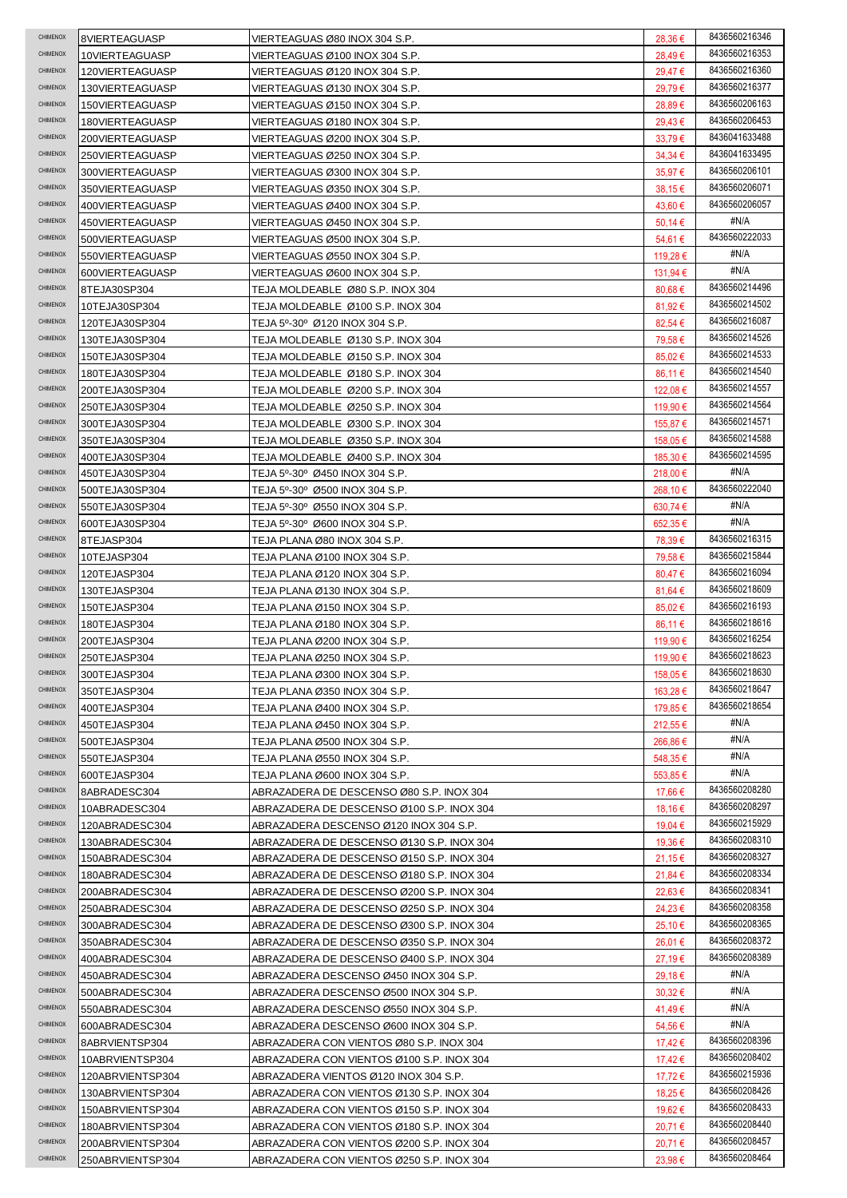| | | | | |
|---|---|---|---|---|
| CHIMENOX | 8VIERTEAGUASP | VIERTEAGUAS Ø80 INOX 304 S.P. | 28,36 € | 8436560216346 |
| CHIMENOX | 10VIERTEAGUASP | VIERTEAGUAS Ø100 INOX 304 S.P. | 28,49 € | 8436560216353 |
| CHIMENOX | 120VIERTEAGUASP | VIERTEAGUAS Ø120 INOX 304 S.P. | 29,47 € | 8436560216360 |
| CHIMENOX | 130VIERTEAGUASP | VIERTEAGUAS Ø130 INOX 304 S.P. | 29,79 € | 8436560216377 |
| CHIMENOX | 150VIERTEAGUASP | VIERTEAGUAS Ø150 INOX 304 S.P. | 28,89 € | 8436560206163 |
| CHIMENOX | 180VIERTEAGUASP | VIERTEAGUAS Ø180 INOX 304 S.P. | 29,43 € | 8436560206453 |
| CHIMENOX | 200VIERTEAGUASP | VIERTEAGUAS Ø200 INOX 304 S.P. | 33,79 € | 8436041633488 |
| CHIMENOX | 250VIERTEAGUASP | VIERTEAGUAS Ø250 INOX 304 S.P. | 34,34 € | 8436041633495 |
| CHIMENOX | 300VIERTEAGUASP | VIERTEAGUAS Ø300 INOX 304 S.P. | 35,97 € | 8436560206101 |
| CHIMENOX | 350VIERTEAGUASP | VIERTEAGUAS Ø350 INOX 304 S.P. | 38,15 € | 8436560206071 |
| CHIMENOX | 400VIERTEAGUASP | VIERTEAGUAS Ø400 INOX 304 S.P. | 43,60 € | 8436560206057 |
| CHIMENOX | 450VIERTEAGUASP | VIERTEAGUAS Ø450 INOX 304 S.P. | 50,14 € | #N/A |
| CHIMENOX | 500VIERTEAGUASP | VIERTEAGUAS Ø500 INOX 304 S.P. | 54,61 € | 8436560222033 |
| CHIMENOX | 550VIERTEAGUASP | VIERTEAGUAS Ø550 INOX 304 S.P. | 119,28 € | #N/A |
| CHIMENOX | 600VIERTEAGUASP | VIERTEAGUAS Ø600 INOX 304 S.P. | 131,94 € | #N/A |
| CHIMENOX | 8TEJA30SP304 | TEJA MOLDEABLE Ø80 S.P. INOX 304 | 80,68 € | 8436560214496 |
| CHIMENOX | 10TEJA30SP304 | TEJA MOLDEABLE Ø100 S.P. INOX 304 | 81,92 € | 8436560214502 |
| CHIMENOX | 120TEJA30SP304 | TEJA 5º-30º Ø120 INOX 304 S.P. | 82,54 € | 8436560216087 |
| CHIMENOX | 130TEJA30SP304 | TEJA MOLDEABLE Ø130 S.P. INOX 304 | 79,58 € | 8436560214526 |
| CHIMENOX | 150TEJA30SP304 | TEJA MOLDEABLE Ø150 S.P. INOX 304 | 85,02 € | 8436560214533 |
| CHIMENOX | 180TEJA30SP304 | TEJA MOLDEABLE Ø180 S.P. INOX 304 | 86,11 € | 8436560214540 |
| CHIMENOX | 200TEJA30SP304 | TEJA MOLDEABLE Ø200 S.P. INOX 304 | 122,08 € | 8436560214557 |
| CHIMENOX | 250TEJA30SP304 | TEJA MOLDEABLE Ø250 S.P. INOX 304 | 119,90 € | 8436560214564 |
| CHIMENOX | 300TEJA30SP304 | TEJA MOLDEABLE Ø300 S.P. INOX 304 | 155,87 € | 8436560214571 |
| CHIMENOX | 350TEJA30SP304 | TEJA MOLDEABLE Ø350 S.P. INOX 304 | 158,05 € | 8436560214588 |
| CHIMENOX | 400TEJA30SP304 | TEJA MOLDEABLE Ø400 S.P. INOX 304 | 185,30 € | 8436560214595 |
| CHIMENOX | 450TEJA30SP304 | TEJA 5º-30º Ø450 INOX 304 S.P. | 218,00 € | #N/A |
| CHIMENOX | 500TEJA30SP304 | TEJA 5º-30º Ø500 INOX 304 S.P. | 268,10 € | 8436560222040 |
| CHIMENOX | 550TEJA30SP304 | TEJA 5º-30º Ø550 INOX 304 S.P. | 630,74 € | #N/A |
| CHIMENOX | 600TEJA30SP304 | TEJA 5º-30º Ø600 INOX 304 S.P. | 652,35 € | #N/A |
| CHIMENOX | 8TEJASP304 | TEJA PLANA Ø80 INOX 304 S.P. | 78,39 € | 8436560216315 |
| CHIMENOX | 10TEJASP304 | TEJA PLANA Ø100 INOX 304 S.P. | 79,58 € | 8436560215844 |
| CHIMENOX | 120TEJASP304 | TEJA PLANA Ø120 INOX 304 S.P. | 80,47 € | 8436560216094 |
| CHIMENOX | 130TEJASP304 | TEJA PLANA Ø130 INOX 304 S.P. | 81,64 € | 8436560218609 |
| CHIMENOX | 150TEJASP304 | TEJA PLANA Ø150 INOX 304 S.P. | 85,02 € | 8436560216193 |
| CHIMENOX | 180TEJASP304 | TEJA PLANA Ø180 INOX 304 S.P. | 86,11 € | 8436560218616 |
| CHIMENOX | 200TEJASP304 | TEJA PLANA Ø200 INOX 304 S.P. | 119,90 € | 8436560216254 |
| CHIMENOX | 250TEJASP304 | TEJA PLANA Ø250 INOX 304 S.P. | 119,90 € | 8436560218623 |
| CHIMENOX | 300TEJASP304 | TEJA PLANA Ø300 INOX 304 S.P. | 158,05 € | 8436560218630 |
| CHIMENOX | 350TEJASP304 | TEJA PLANA Ø350 INOX 304 S.P. | 163,28 € | 8436560218647 |
| CHIMENOX | 400TEJASP304 | TEJA PLANA Ø400 INOX 304 S.P. | 179,85 € | 8436560218654 |
| CHIMENOX | 450TEJASP304 | TEJA PLANA Ø450 INOX 304 S.P. | 212,55 € | #N/A |
| CHIMENOX | 500TEJASP304 | TEJA PLANA Ø500 INOX 304 S.P. | 266,86 € | #N/A |
| CHIMENOX | 550TEJASP304 | TEJA PLANA Ø550 INOX 304 S.P. | 548,35 € | #N/A |
| CHIMENOX | 600TEJASP304 | TEJA PLANA Ø600 INOX 304 S.P. | 553,85 € | #N/A |
| CHIMENOX | 8ABRADESC304 | ABRAZADERA DE DESCENSO Ø80 S.P. INOX 304 | 17,66 € | 8436560208280 |
| CHIMENOX | 10ABRADESC304 | ABRAZADERA DE DESCENSO Ø100 S.P. INOX 304 | 18,16 € | 8436560208297 |
| CHIMENOX | 120ABRADESC304 | ABRAZADERA DESCENSO Ø120 INOX 304 S.P. | 19,04 € | 8436560215929 |
| CHIMENOX | 130ABRADESC304 | ABRAZADERA DE DESCENSO Ø130 S.P. INOX 304 | 19,36 € | 8436560208310 |
| CHIMENOX | 150ABRADESC304 | ABRAZADERA DE DESCENSO Ø150 S.P. INOX 304 | 21,15 € | 8436560208327 |
| CHIMENOX | 180ABRADESC304 | ABRAZADERA DE DESCENSO Ø180 S.P. INOX 304 | 21,84 € | 8436560208334 |
| CHIMENOX | 200ABRADESC304 | ABRAZADERA DE DESCENSO Ø200 S.P. INOX 304 | 22,63 € | 8436560208341 |
| CHIMENOX | 250ABRADESC304 | ABRAZADERA DE DESCENSO Ø250 S.P. INOX 304 | 24,23 € | 8436560208358 |
| CHIMENOX | 300ABRADESC304 | ABRAZADERA DE DESCENSO Ø300 S.P. INOX 304 | 25,10 € | 8436560208365 |
| CHIMENOX | 350ABRADESC304 | ABRAZADERA DE DESCENSO Ø350 S.P. INOX 304 | 26,01 € | 8436560208372 |
| CHIMENOX | 400ABRADESC304 | ABRAZADERA DE DESCENSO Ø400 S.P. INOX 304 | 27,19 € | 8436560208389 |
| CHIMENOX | 450ABRADESC304 | ABRAZADERA DESCENSO Ø450 INOX 304 S.P. | 29,18 € | #N/A |
| CHIMENOX | 500ABRADESC304 | ABRAZADERA DESCENSO Ø500 INOX 304 S.P. | 30,32 € | #N/A |
| CHIMENOX | 550ABRADESC304 | ABRAZADERA DESCENSO Ø550 INOX 304 S.P. | 41,49 € | #N/A |
| CHIMENOX | 600ABRADESC304 | ABRAZADERA DESCENSO Ø600 INOX 304 S.P. | 54,56 € | #N/A |
| CHIMENOX | 8ABRVIENTSP304 | ABRAZADERA CON VIENTOS Ø80 S.P. INOX 304 | 17,42 € | 8436560208396 |
| CHIMENOX | 10ABRVIENTSP304 | ABRAZADERA CON VIENTOS Ø100 S.P. INOX 304 | 17,42 € | 8436560208402 |
| CHIMENOX | 120ABRVIENTSP304 | ABRAZADERA VIENTOS Ø120 INOX 304 S.P. | 17,72 € | 8436560215936 |
| CHIMENOX | 130ABRVIENTSP304 | ABRAZADERA CON VIENTOS Ø130 S.P. INOX 304 | 18,25 € | 8436560208426 |
| CHIMENOX | 150ABRVIENTSP304 | ABRAZADERA CON VIENTOS Ø150 S.P. INOX 304 | 19,62 € | 8436560208433 |
| CHIMENOX | 180ABRVIENTSP304 | ABRAZADERA CON VIENTOS Ø180 S.P. INOX 304 | 20,71 € | 8436560208440 |
| CHIMENOX | 200ABRVIENTSP304 | ABRAZADERA CON VIENTOS Ø200 S.P. INOX 304 | 20,71 € | 8436560208457 |
| CHIMENOX | 250ABRVIENTSP304 | ABRAZADERA CON VIENTOS Ø250 S.P. INOX 304 | 23,98 € | 8436560208464 |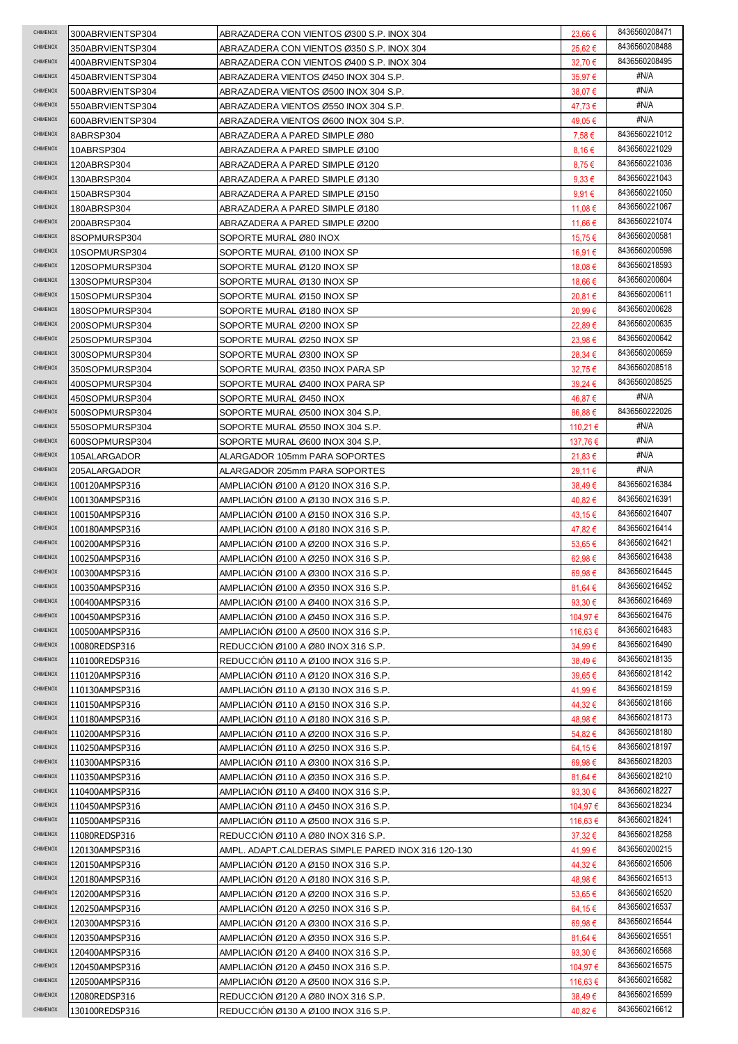| | | | | |
|---|---|---|---|---|
| CHIMENOX | 300ABRVIENTSP304 | ABRAZADERA CON VIENTOS Ø300 S.P. INOX 304 | 23,66 € | 8436560208471 |
| CHIMENOX | 350ABRVIENTSP304 | ABRAZADERA CON VIENTOS Ø350 S.P. INOX 304 | 25,62 € | 8436560208488 |
| CHIMENOX | 400ABRVIENTSP304 | ABRAZADERA CON VIENTOS Ø400 S.P. INOX 304 | 32,70 € | 8436560208495 |
| CHIMENOX | 450ABRVIENTSP304 | ABRAZADERA VIENTOS Ø450 INOX 304 S.P. | 35,97 € | #N/A |
| CHIMENOX | 500ABRVIENTSP304 | ABRAZADERA VIENTOS Ø500 INOX 304 S.P. | 38,07 € | #N/A |
| CHIMENOX | 550ABRVIENTSP304 | ABRAZADERA VIENTOS Ø550 INOX 304 S.P. | 47,73 € | #N/A |
| CHIMENOX | 600ABRVIENTSP304 | ABRAZADERA VIENTOS Ø600 INOX 304 S.P. | 49,05 € | #N/A |
| CHIMENOX | 8ABRSP304 | ABRAZADERA A PARED SIMPLE Ø80 | 7,58 € | 8436560221012 |
| CHIMENOX | 10ABRSP304 | ABRAZADERA A PARED SIMPLE Ø100 | 8,16 € | 8436560221029 |
| CHIMENOX | 120ABRSP304 | ABRAZADERA A PARED SIMPLE Ø120 | 8,75 € | 8436560221036 |
| CHIMENOX | 130ABRSP304 | ABRAZADERA A PARED SIMPLE Ø130 | 9,33 € | 8436560221043 |
| CHIMENOX | 150ABRSP304 | ABRAZADERA A PARED SIMPLE Ø150 | 9,91 € | 8436560221050 |
| CHIMENOX | 180ABRSP304 | ABRAZADERA A PARED SIMPLE Ø180 | 11,08 € | 8436560221067 |
| CHIMENOX | 200ABRSP304 | ABRAZADERA A PARED SIMPLE Ø200 | 11,66 € | 8436560221074 |
| CHIMENOX | 8SOPMURSP304 | SOPORTE MURAL Ø80 INOX | 15,75 € | 8436560200581 |
| CHIMENOX | 10SOPMURSP304 | SOPORTE MURAL Ø100 INOX SP | 16,91 € | 8436560200598 |
| CHIMENOX | 120SOPMURSP304 | SOPORTE MURAL Ø120 INOX SP | 18,08 € | 8436560218593 |
| CHIMENOX | 130SOPMURSP304 | SOPORTE MURAL Ø130 INOX SP | 18,66 € | 8436560200604 |
| CHIMENOX | 150SOPMURSP304 | SOPORTE MURAL Ø150 INOX SP | 20,81 € | 8436560200611 |
| CHIMENOX | 180SOPMURSP304 | SOPORTE MURAL Ø180 INOX SP | 20,99 € | 8436560200628 |
| CHIMENOX | 200SOPMURSP304 | SOPORTE MURAL Ø200 INOX SP | 22,89 € | 8436560200635 |
| CHIMENOX | 250SOPMURSP304 | SOPORTE MURAL Ø250 INOX SP | 23,98 € | 8436560200642 |
| CHIMENOX | 300SOPMURSP304 | SOPORTE MURAL Ø300 INOX SP | 28,34 € | 8436560200659 |
| CHIMENOX | 350SOPMURSP304 | SOPORTE MURAL Ø350 INOX PARA SP | 32,75 € | 8436560208518 |
| CHIMENOX | 400SOPMURSP304 | SOPORTE MURAL Ø400 INOX PARA SP | 39,24 € | 8436560208525 |
| CHIMENOX | 450SOPMURSP304 | SOPORTE MURAL Ø450 INOX | 46,87 € | #N/A |
| CHIMENOX | 500SOPMURSP304 | SOPORTE MURAL Ø500 INOX 304 S.P. | 86,88 € | 8436560222026 |
| CHIMENOX | 550SOPMURSP304 | SOPORTE MURAL Ø550 INOX 304 S.P. | 110,21 € | #N/A |
| CHIMENOX | 600SOPMURSP304 | SOPORTE MURAL Ø600 INOX 304 S.P. | 137,76 € | #N/A |
| CHIMENOX | 105ALARGADOR | ALARGADOR 105mm PARA SOPORTES | 21,83 € | #N/A |
| CHIMENOX | 205ALARGADOR | ALARGADOR 205mm PARA SOPORTES | 29,11 € | #N/A |
| CHIMENOX | 100120AMPSP316 | AMPLIACIÓN Ø100 A Ø120 INOX 316 S.P. | 38,49 € | 8436560216384 |
| CHIMENOX | 100130AMPSP316 | AMPLIACIÓN Ø100 A Ø130 INOX 316 S.P. | 40,82 € | 8436560216391 |
| CHIMENOX | 100150AMPSP316 | AMPLIACIÓN Ø100 A Ø150 INOX 316 S.P. | 43,15 € | 8436560216407 |
| CHIMENOX | 100180AMPSP316 | AMPLIACIÓN Ø100 A Ø180 INOX 316 S.P. | 47,82 € | 8436560216414 |
| CHIMENOX | 100200AMPSP316 | AMPLIACIÓN Ø100 A Ø200 INOX 316 S.P. | 53,65 € | 8436560216421 |
| CHIMENOX | 100250AMPSP316 | AMPLIACIÓN Ø100 A Ø250 INOX 316 S.P. | 62,98 € | 8436560216438 |
| CHIMENOX | 100300AMPSP316 | AMPLIACIÓN Ø100 A Ø300 INOX 316 S.P. | 69,98 € | 8436560216445 |
| CHIMENOX | 100350AMPSP316 | AMPLIACIÓN Ø100 A Ø350 INOX 316 S.P. | 81,64 € | 8436560216452 |
| CHIMENOX | 100400AMPSP316 | AMPLIACIÓN Ø100 A Ø400 INOX 316 S.P. | 93,30 € | 8436560216469 |
| CHIMENOX | 100450AMPSP316 | AMPLIACIÓN Ø100 A Ø450 INOX 316 S.P. | 104,97 € | 8436560216476 |
| CHIMENOX | 100500AMPSP316 | AMPLIACIÓN Ø100 A Ø500 INOX 316 S.P. | 116,63 € | 8436560216483 |
| CHIMENOX | 10080REDSP316 | REDUCCIÓN Ø100 A Ø80 INOX 316 S.P. | 34,99 € | 8436560216490 |
| CHIMENOX | 110100REDSP316 | REDUCCIÓN Ø110 A Ø100 INOX 316 S.P. | 38,49 € | 8436560218135 |
| CHIMENOX | 110120AMPSP316 | AMPLIACIÓN Ø110 A Ø120 INOX 316 S.P. | 39,65 € | 8436560218142 |
| CHIMENOX | 110130AMPSP316 | AMPLIACIÓN Ø110 A Ø130 INOX 316 S.P. | 41,99 € | 8436560218159 |
| CHIMENOX | 110150AMPSP316 | AMPLIACIÓN Ø110 A Ø150 INOX 316 S.P. | 44,32 € | 8436560218166 |
| CHIMENOX | 110180AMPSP316 | AMPLIACIÓN Ø110 A Ø180 INOX 316 S.P. | 48,98 € | 8436560218173 |
| CHIMENOX | 110200AMPSP316 | AMPLIACIÓN Ø110 A Ø200 INOX 316 S.P. | 54,82 € | 8436560218180 |
| CHIMENOX | 110250AMPSP316 | AMPLIACIÓN Ø110 A Ø250 INOX 316 S.P. | 64,15 € | 8436560218197 |
| CHIMENOX | 110300AMPSP316 | AMPLIACIÓN Ø110 A Ø300 INOX 316 S.P. | 69,98 € | 8436560218203 |
| CHIMENOX | 110350AMPSP316 | AMPLIACIÓN Ø110 A Ø350 INOX 316 S.P. | 81,64 € | 8436560218210 |
| CHIMENOX | 110400AMPSP316 | AMPLIACIÓN Ø110 A Ø400 INOX 316 S.P. | 93,30 € | 8436560218227 |
| CHIMENOX | 110450AMPSP316 | AMPLIACIÓN Ø110 A Ø450 INOX 316 S.P. | 104,97 € | 8436560218234 |
| CHIMENOX | 110500AMPSP316 | AMPLIACIÓN Ø110 A Ø500 INOX 316 S.P. | 116,63 € | 8436560218241 |
| CHIMENOX | 11080REDSP316 | REDUCCIÓN Ø110 A Ø80 INOX 316 S.P. | 37,32 € | 8436560218258 |
| CHIMENOX | 120130AMPSP316 | AMPL. ADAPT.CALDERAS SIMPLE PARED INOX 316 120-130 | 41,99 € | 8436560200215 |
| CHIMENOX | 120150AMPSP316 | AMPLIACIÓN Ø120 A Ø150 INOX 316 S.P. | 44,32 € | 8436560216506 |
| CHIMENOX | 120180AMPSP316 | AMPLIACIÓN Ø120 A Ø180 INOX 316 S.P. | 48,98 € | 8436560216513 |
| CHIMENOX | 120200AMPSP316 | AMPLIACIÓN Ø120 A Ø200 INOX 316 S.P. | 53,65 € | 8436560216520 |
| CHIMENOX | 120250AMPSP316 | AMPLIACIÓN Ø120 A Ø250 INOX 316 S.P. | 64,15 € | 8436560216537 |
| CHIMENOX | 120300AMPSP316 | AMPLIACIÓN Ø120 A Ø300 INOX 316 S.P. | 69,98 € | 8436560216544 |
| CHIMENOX | 120350AMPSP316 | AMPLIACIÓN Ø120 A Ø350 INOX 316 S.P. | 81,64 € | 8436560216551 |
| CHIMENOX | 120400AMPSP316 | AMPLIACIÓN Ø120 A Ø400 INOX 316 S.P. | 93,30 € | 8436560216568 |
| CHIMENOX | 120450AMPSP316 | AMPLIACIÓN Ø120 A Ø450 INOX 316 S.P. | 104,97 € | 8436560216575 |
| CHIMENOX | 120500AMPSP316 | AMPLIACIÓN Ø120 A Ø500 INOX 316 S.P. | 116,63 € | 8436560216582 |
| CHIMENOX | 12080REDSP316 | REDUCCIÓN Ø120 A Ø80 INOX 316 S.P. | 38,49 € | 8436560216599 |
| CHIMENOX | 130100REDSP316 | REDUCCIÓN Ø130 A Ø100 INOX 316 S.P. | 40,82 € | 8436560216612 |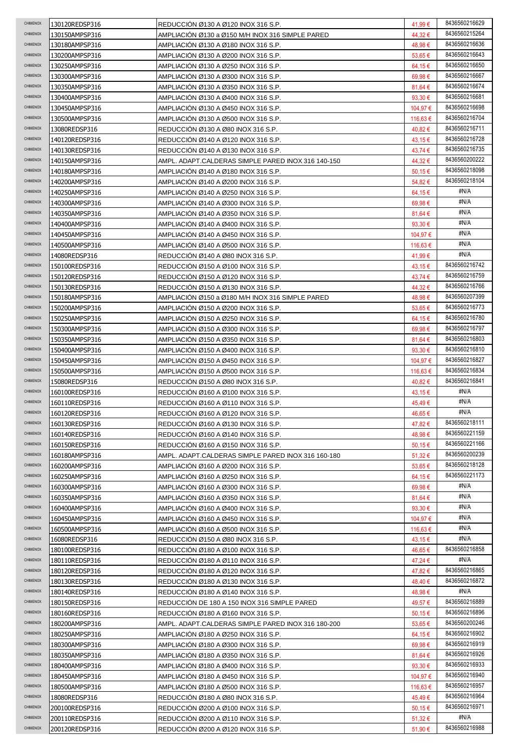| | | | | |
|---|---|---|---|---|
| CHIMENOX | 130120REDSP316 | REDUCCIÓN Ø130 A Ø120 INOX 316 S.P. | 41,99 € | 8436560216629 |
| CHIMENOX | 130150AMPSP316 | AMPLIACIÓN Ø130 a Ø150 M/H INOX 316 SIMPLE PARED | 44,32 € | 8436560215264 |
| CHIMENOX | 130180AMPSP316 | AMPLIACIÓN Ø130 A Ø180 INOX 316 S.P. | 48,98 € | 8436560216636 |
| CHIMENOX | 130200AMPSP316 | AMPLIACIÓN Ø130 A Ø200 INOX 316 S.P. | 53,65 € | 8436560216643 |
| CHIMENOX | 130250AMPSP316 | AMPLIACIÓN Ø130 A Ø250 INOX 316 S.P. | 64,15 € | 8436560216650 |
| CHIMENOX | 130300AMPSP316 | AMPLIACIÓN Ø130 A Ø300 INOX 316 S.P. | 69,98 € | 8436560216667 |
| CHIMENOX | 130350AMPSP316 | AMPLIACIÓN Ø130 A Ø350 INOX 316 S.P. | 81,64 € | 8436560216674 |
| CHIMENOX | 130400AMPSP316 | AMPLIACIÓN Ø130 A Ø400 INOX 316 S.P. | 93,30 € | 8436560216681 |
| CHIMENOX | 130450AMPSP316 | AMPLIACIÓN Ø130 A Ø450 INOX 316 S.P. | 104,97 € | 8436560216698 |
| CHIMENOX | 130500AMPSP316 | AMPLIACIÓN Ø130 A Ø500 INOX 316 S.P. | 116,63 € | 8436560216704 |
| CHIMENOX | 13080REDSP316 | REDUCCIÓN Ø130 A Ø80 INOX 316 S.P. | 40,82 € | 8436560216711 |
| CHIMENOX | 140120REDSP316 | REDUCCIÓN Ø140 A Ø120 INOX 316 S.P. | 43,15 € | 8436560216728 |
| CHIMENOX | 140130REDSP316 | REDUCCIÓN Ø140 A Ø130 INOX 316 S.P. | 43,74 € | 8436560216735 |
| CHIMENOX | 140150AMPSP316 | AMPL. ADAPT.CALDERAS SIMPLE PARED INOX 316 140-150 | 44,32 € | 8436560200222 |
| CHIMENOX | 140180AMPSP316 | AMPLIACIÓN Ø140 A Ø180 INOX 316 S.P. | 50,15 € | 8436560218098 |
| CHIMENOX | 140200AMPSP316 | AMPLIACIÓN Ø140 A Ø200 INOX 316 S.P. | 54,82 € | 8436560218104 |
| CHIMENOX | 140250AMPSP316 | AMPLIACIÓN Ø140 A Ø250 INOX 316 S.P. | 64,15 € | #N/A |
| CHIMENOX | 140300AMPSP316 | AMPLIACIÓN Ø140 A Ø300 INOX 316 S.P. | 69,98 € | #N/A |
| CHIMENOX | 140350AMPSP316 | AMPLIACIÓN Ø140 A Ø350 INOX 316 S.P. | 81,64 € | #N/A |
| CHIMENOX | 140400AMPSP316 | AMPLIACIÓN Ø140 A Ø400 INOX 316 S.P. | 93,30 € | #N/A |
| CHIMENOX | 140450AMPSP316 | AMPLIACIÓN Ø140 A Ø450 INOX 316 S.P. | 104,97 € | #N/A |
| CHIMENOX | 140500AMPSP316 | AMPLIACIÓN Ø140 A Ø500 INOX 316 S.P. | 116,63 € | #N/A |
| CHIMENOX | 14080REDSP316 | REDUCCIÓN Ø140 A Ø80 INOX 316 S.P. | 41,99 € | #N/A |
| CHIMENOX | 150100REDSP316 | REDUCCIÓN Ø150 A Ø100 INOX 316 S.P. | 43,15 € | 8436560216742 |
| CHIMENOX | 150120REDSP316 | REDUCCIÓN Ø150 A Ø120 INOX 316 S.P. | 43,74 € | 8436560216759 |
| CHIMENOX | 150130REDSP316 | REDUCCIÓN Ø150 A Ø130 INOX 316 S.P. | 44,32 € | 8436560216766 |
| CHIMENOX | 150180AMPSP316 | AMPLIACIÓN Ø150 a Ø180 M/H INOX 316 SIMPLE PARED | 48,98 € | 8436560207399 |
| CHIMENOX | 150200AMPSP316 | AMPLIACIÓN Ø150 A Ø200 INOX 316 S.P. | 53,65 € | 8436560216773 |
| CHIMENOX | 150250AMPSP316 | AMPLIACIÓN Ø150 A Ø250 INOX 316 S.P. | 64,15 € | 8436560216780 |
| CHIMENOX | 150300AMPSP316 | AMPLIACIÓN Ø150 A Ø300 INOX 316 S.P. | 69,98 € | 8436560216797 |
| CHIMENOX | 150350AMPSP316 | AMPLIACIÓN Ø150 A Ø350 INOX 316 S.P. | 81,64 € | 8436560216803 |
| CHIMENOX | 150400AMPSP316 | AMPLIACIÓN Ø150 A Ø400 INOX 316 S.P. | 93,30 € | 8436560216810 |
| CHIMENOX | 150450AMPSP316 | AMPLIACIÓN Ø150 A Ø450 INOX 316 S.P. | 104,97 € | 8436560216827 |
| CHIMENOX | 150500AMPSP316 | AMPLIACIÓN Ø150 A Ø500 INOX 316 S.P. | 116,63 € | 8436560216834 |
| CHIMENOX | 15080REDSP316 | REDUCCIÓN Ø150 A Ø80 INOX 316 S.P. | 40,82 € | 8436560216841 |
| CHIMENOX | 160100REDSP316 | REDUCCIÓN Ø160 A Ø100 INOX 316 S.P. | 43,15 € | #N/A |
| CHIMENOX | 160110REDSP316 | REDUCCIÓN Ø160 A Ø110 INOX 316 S.P. | 45,49 € | #N/A |
| CHIMENOX | 160120REDSP316 | REDUCCIÓN Ø160 A Ø120 INOX 316 S.P. | 46,65 € | #N/A |
| CHIMENOX | 160130REDSP316 | REDUCCIÓN Ø160 A Ø130 INOX 316 S.P. | 47,82 € | 8436560218111 |
| CHIMENOX | 160140REDSP316 | REDUCCIÓN Ø160 A Ø140 INOX 316 S.P. | 48,98 € | 8436560221159 |
| CHIMENOX | 160150REDSP316 | REDUCCIÓN Ø160 A Ø150 INOX 316 S.P. | 50,15 € | 8436560221166 |
| CHIMENOX | 160180AMPSP316 | AMPL. ADAPT.CALDERAS SIMPLE PARED INOX 316 160-180 | 51,32 € | 8436560200239 |
| CHIMENOX | 160200AMPSP316 | AMPLIACIÓN Ø160 A Ø200 INOX 316 S.P. | 53,65 € | 8436560218128 |
| CHIMENOX | 160250AMPSP316 | AMPLIACIÓN Ø160 A Ø250 INOX 316 S.P. | 64,15 € | 8436560221173 |
| CHIMENOX | 160300AMPSP316 | AMPLIACIÓN Ø160 A Ø300 INOX 316 S.P. | 69,98 € | #N/A |
| CHIMENOX | 160350AMPSP316 | AMPLIACIÓN Ø160 A Ø350 INOX 316 S.P. | 81,64 € | #N/A |
| CHIMENOX | 160400AMPSP316 | AMPLIACIÓN Ø160 A Ø400 INOX 316 S.P. | 93,30 € | #N/A |
| CHIMENOX | 160450AMPSP316 | AMPLIACIÓN Ø160 A Ø450 INOX 316 S.P. | 104,97 € | #N/A |
| CHIMENOX | 160500AMPSP316 | AMPLIACIÓN Ø160 A Ø500 INOX 316 S.P. | 116,63 € | #N/A |
| CHIMENOX | 16080REDSP316 | REDUCCIÓN Ø150 A Ø80 INOX 316 S.P. | 43,15 € | #N/A |
| CHIMENOX | 180100REDSP316 | REDUCCIÓN Ø180 A Ø100 INOX 316 S.P. | 46,65 € | 8436560216858 |
| CHIMENOX | 180110REDSP316 | REDUCCIÓN Ø180 A Ø110 INOX 316 S.P. | 47,24 € | #N/A |
| CHIMENOX | 180120REDSP316 | REDUCCIÓN Ø180 A Ø120 INOX 316 S.P. | 47,82 € | 8436560216865 |
| CHIMENOX | 180130REDSP316 | REDUCCIÓN Ø180 A Ø130 INOX 316 S.P. | 48,40 € | 8436560216872 |
| CHIMENOX | 180140REDSP316 | REDUCCIÓN Ø180 A Ø140 INOX 316 S.P. | 48,98 € | #N/A |
| CHIMENOX | 180150REDSP316 | REDUCCIÓN DE 180 A 150 INOX 316 SIMPLE PARED | 49,57 € | 8436560216889 |
| CHIMENOX | 180160REDSP316 | REDUCCIÓN Ø180 A Ø160 INOX 316 S.P. | 50,15 € | 8436560216896 |
| CHIMENOX | 180200AMPSP316 | AMPL. ADAPT.CALDERAS SIMPLE PARED INOX 316 180-200 | 53,65 € | 8436560200246 |
| CHIMENOX | 180250AMPSP316 | AMPLIACIÓN Ø180 A Ø250 INOX 316 S.P. | 64,15 € | 8436560216902 |
| CHIMENOX | 180300AMPSP316 | AMPLIACIÓN Ø180 A Ø300 INOX 316 S.P. | 69,98 € | 8436560216919 |
| CHIMENOX | 180350AMPSP316 | AMPLIACIÓN Ø180 A Ø350 INOX 316 S.P. | 81,64 € | 8436560216926 |
| CHIMENOX | 180400AMPSP316 | AMPLIACIÓN Ø180 A Ø400 INOX 316 S.P. | 93,30 € | 8436560216933 |
| CHIMENOX | 180450AMPSP316 | AMPLIACIÓN Ø180 A Ø450 INOX 316 S.P. | 104,97 € | 8436560216940 |
| CHIMENOX | 180500AMPSP316 | AMPLIACIÓN Ø180 A Ø500 INOX 316 S.P. | 116,63 € | 8436560216957 |
| CHIMENOX | 18080REDSP316 | REDUCCIÓN Ø180 A Ø80 INOX 316 S.P. | 45,49 € | 8436560216964 |
| CHIMENOX | 200100REDSP316 | REDUCCIÓN Ø200 A Ø100 INOX 316 S.P. | 50,15 € | 8436560216971 |
| CHIMENOX | 200110REDSP316 | REDUCCIÓN Ø200 A Ø110 INOX 316 S.P. | 51,32 € | #N/A |
| CHIMENOX | 200120REDSP316 | REDUCCIÓN Ø200 A Ø120 INOX 316 S.P. | 51,90 € | 8436560216988 |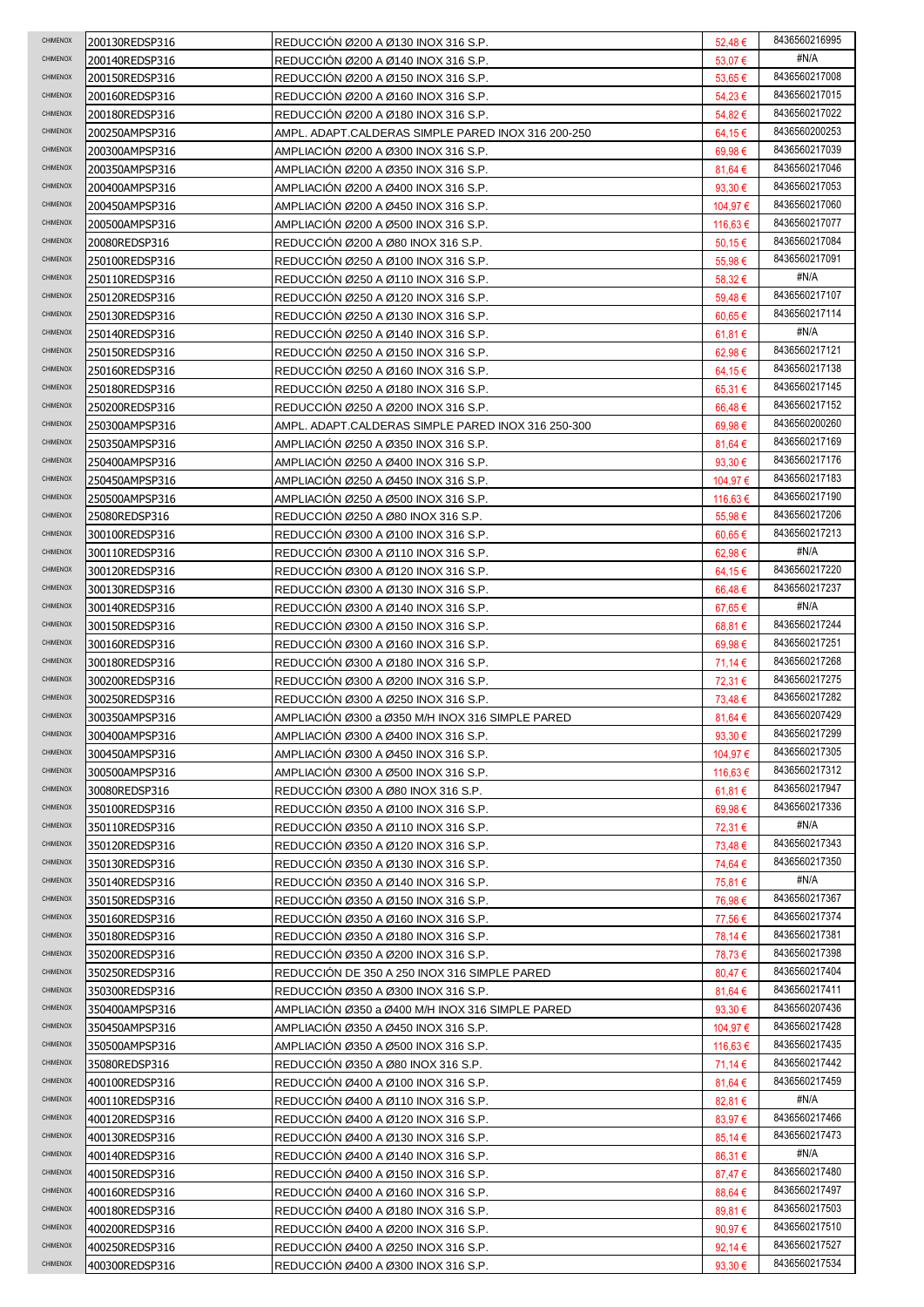| | | | | |
|---|---|---|---|---|
| CHIMENOX | 200130REDSP316 | REDUCCIÓN Ø200 A Ø130 INOX 316 S.P. | 52,48 € | 8436560216995 |
| CHIMENOX | 200140REDSP316 | REDUCCIÓN Ø200 A Ø140 INOX 316 S.P. | 53,07 € | #N/A |
| CHIMENOX | 200150REDSP316 | REDUCCIÓN Ø200 A Ø150 INOX 316 S.P. | 53,65 € | 8436560217008 |
| CHIMENOX | 200160REDSP316 | REDUCCIÓN Ø200 A Ø160 INOX 316 S.P. | 54,23 € | 8436560217015 |
| CHIMENOX | 200180REDSP316 | REDUCCIÓN Ø200 A Ø180 INOX 316 S.P. | 54,82 € | 8436560217022 |
| CHIMENOX | 200250AMPSP316 | AMPL. ADAPT.CALDERAS SIMPLE PARED INOX 316 200-250 | 64,15 € | 8436560200253 |
| CHIMENOX | 200300AMPSP316 | AMPLIACIÓN Ø200 A Ø300 INOX 316 S.P. | 69,98 € | 8436560217039 |
| CHIMENOX | 200350AMPSP316 | AMPLIACIÓN Ø200 A Ø350 INOX 316 S.P. | 81,64 € | 8436560217046 |
| CHIMENOX | 200400AMPSP316 | AMPLIACIÓN Ø200 A Ø400 INOX 316 S.P. | 93,30 € | 8436560217053 |
| CHIMENOX | 200450AMPSP316 | AMPLIACIÓN Ø200 A Ø450 INOX 316 S.P. | 104,97 € | 8436560217060 |
| CHIMENOX | 200500AMPSP316 | AMPLIACIÓN Ø200 A Ø500 INOX 316 S.P. | 116,63 € | 8436560217077 |
| CHIMENOX | 20080REDSP316 | REDUCCIÓN Ø200 A Ø80 INOX 316 S.P. | 50,15 € | 8436560217084 |
| CHIMENOX | 250100REDSP316 | REDUCCIÓN Ø250 A Ø100 INOX 316 S.P. | 55,98 € | 8436560217091 |
| CHIMENOX | 250110REDSP316 | REDUCCIÓN Ø250 A Ø110 INOX 316 S.P. | 58,32 € | #N/A |
| CHIMENOX | 250120REDSP316 | REDUCCIÓN Ø250 A Ø120 INOX 316 S.P. | 59,48 € | 8436560217107 |
| CHIMENOX | 250130REDSP316 | REDUCCIÓN Ø250 A Ø130 INOX 316 S.P. | 60,65 € | 8436560217114 |
| CHIMENOX | 250140REDSP316 | REDUCCIÓN Ø250 A Ø140 INOX 316 S.P. | 61,81 € | #N/A |
| CHIMENOX | 250150REDSP316 | REDUCCIÓN Ø250 A Ø150 INOX 316 S.P. | 62,98 € | 8436560217121 |
| CHIMENOX | 250160REDSP316 | REDUCCIÓN Ø250 A Ø160 INOX 316 S.P. | 64,15 € | 8436560217138 |
| CHIMENOX | 250180REDSP316 | REDUCCIÓN Ø250 A Ø180 INOX 316 S.P. | 65,31 € | 8436560217145 |
| CHIMENOX | 250200REDSP316 | REDUCCIÓN Ø250 A Ø200 INOX 316 S.P. | 66,48 € | 8436560217152 |
| CHIMENOX | 250300AMPSP316 | AMPL. ADAPT.CALDERAS SIMPLE PARED INOX 316 250-300 | 69,98 € | 8436560200260 |
| CHIMENOX | 250350AMPSP316 | AMPLIACIÓN Ø250 A Ø350 INOX 316 S.P. | 81,64 € | 8436560217169 |
| CHIMENOX | 250400AMPSP316 | AMPLIACIÓN Ø250 A Ø400 INOX 316 S.P. | 93,30 € | 8436560217176 |
| CHIMENOX | 250450AMPSP316 | AMPLIACIÓN Ø250 A Ø450 INOX 316 S.P. | 104,97 € | 8436560217183 |
| CHIMENOX | 250500AMPSP316 | AMPLIACIÓN Ø250 A Ø500 INOX 316 S.P. | 116,63 € | 8436560217190 |
| CHIMENOX | 25080REDSP316 | REDUCCIÓN Ø250 A Ø80 INOX 316 S.P. | 55,98 € | 8436560217206 |
| CHIMENOX | 300100REDSP316 | REDUCCIÓN Ø300 A Ø100 INOX 316 S.P. | 60,65 € | 8436560217213 |
| CHIMENOX | 300110REDSP316 | REDUCCIÓN Ø300 A Ø110 INOX 316 S.P. | 62,98 € | #N/A |
| CHIMENOX | 300120REDSP316 | REDUCCIÓN Ø300 A Ø120 INOX 316 S.P. | 64,15 € | 8436560217220 |
| CHIMENOX | 300130REDSP316 | REDUCCIÓN Ø300 A Ø130 INOX 316 S.P. | 66,48 € | 8436560217237 |
| CHIMENOX | 300140REDSP316 | REDUCCIÓN Ø300 A Ø140 INOX 316 S.P. | 67,65 € | #N/A |
| CHIMENOX | 300150REDSP316 | REDUCCIÓN Ø300 A Ø150 INOX 316 S.P. | 68,81 € | 8436560217244 |
| CHIMENOX | 300160REDSP316 | REDUCCIÓN Ø300 A Ø160 INOX 316 S.P. | 69,98 € | 8436560217251 |
| CHIMENOX | 300180REDSP316 | REDUCCIÓN Ø300 A Ø180 INOX 316 S.P. | 71,14 € | 8436560217268 |
| CHIMENOX | 300200REDSP316 | REDUCCIÓN Ø300 A Ø200 INOX 316 S.P. | 72,31 € | 8436560217275 |
| CHIMENOX | 300250REDSP316 | REDUCCIÓN Ø300 A Ø250 INOX 316 S.P. | 73,48 € | 8436560217282 |
| CHIMENOX | 300350AMPSP316 | AMPLIACIÓN Ø300 a Ø350 M/H INOX 316 SIMPLE PARED | 81,64 € | 8436560207429 |
| CHIMENOX | 300400AMPSP316 | AMPLIACIÓN Ø300 A Ø400 INOX 316 S.P. | 93,30 € | 8436560217299 |
| CHIMENOX | 300450AMPSP316 | AMPLIACIÓN Ø300 A Ø450 INOX 316 S.P. | 104,97 € | 8436560217305 |
| CHIMENOX | 300500AMPSP316 | AMPLIACIÓN Ø300 A Ø500 INOX 316 S.P. | 116,63 € | 8436560217312 |
| CHIMENOX | 30080REDSP316 | REDUCCIÓN Ø300 A Ø80 INOX 316 S.P. | 61,81 € | 8436560217947 |
| CHIMENOX | 350100REDSP316 | REDUCCIÓN Ø350 A Ø100 INOX 316 S.P. | 69,98 € | 8436560217336 |
| CHIMENOX | 350110REDSP316 | REDUCCIÓN Ø350 A Ø110 INOX 316 S.P. | 72,31 € | #N/A |
| CHIMENOX | 350120REDSP316 | REDUCCIÓN Ø350 A Ø120 INOX 316 S.P. | 73,48 € | 8436560217343 |
| CHIMENOX | 350130REDSP316 | REDUCCIÓN Ø350 A Ø130 INOX 316 S.P. | 74,64 € | 8436560217350 |
| CHIMENOX | 350140REDSP316 | REDUCCIÓN Ø350 A Ø140 INOX 316 S.P. | 75,81 € | #N/A |
| CHIMENOX | 350150REDSP316 | REDUCCIÓN Ø350 A Ø150 INOX 316 S.P. | 76,98 € | 8436560217367 |
| CHIMENOX | 350160REDSP316 | REDUCCIÓN Ø350 A Ø160 INOX 316 S.P. | 77,56 € | 8436560217374 |
| CHIMENOX | 350180REDSP316 | REDUCCIÓN Ø350 A Ø180 INOX 316 S.P. | 78,14 € | 8436560217381 |
| CHIMENOX | 350200REDSP316 | REDUCCIÓN Ø350 A Ø200 INOX 316 S.P. | 78,73 € | 8436560217398 |
| CHIMENOX | 350250REDSP316 | REDUCCIÓN DE 350 A 250 INOX 316 SIMPLE PARED | 80,47 € | 8436560217404 |
| CHIMENOX | 350300REDSP316 | REDUCCIÓN Ø350 A Ø300 INOX 316 S.P. | 81,64 € | 8436560217411 |
| CHIMENOX | 350400AMPSP316 | AMPLIACIÓN Ø350 a Ø400 M/H INOX 316 SIMPLE PARED | 93,30 € | 8436560207436 |
| CHIMENOX | 350450AMPSP316 | AMPLIACIÓN Ø350 A Ø450 INOX 316 S.P. | 104,97 € | 8436560217428 |
| CHIMENOX | 350500AMPSP316 | AMPLIACIÓN Ø350 A Ø500 INOX 316 S.P. | 116,63 € | 8436560217435 |
| CHIMENOX | 35080REDSP316 | REDUCCIÓN Ø350 A Ø80 INOX 316 S.P. | 71,14 € | 8436560217442 |
| CHIMENOX | 400100REDSP316 | REDUCCIÓN Ø400 A Ø100 INOX 316 S.P. | 81,64 € | 8436560217459 |
| CHIMENOX | 400110REDSP316 | REDUCCIÓN Ø400 A Ø110 INOX 316 S.P. | 82,81 € | #N/A |
| CHIMENOX | 400120REDSP316 | REDUCCIÓN Ø400 A Ø120 INOX 316 S.P. | 83,97 € | 8436560217466 |
| CHIMENOX | 400130REDSP316 | REDUCCIÓN Ø400 A Ø130 INOX 316 S.P. | 85,14 € | 8436560217473 |
| CHIMENOX | 400140REDSP316 | REDUCCIÓN Ø400 A Ø140 INOX 316 S.P. | 86,31 € | #N/A |
| CHIMENOX | 400150REDSP316 | REDUCCIÓN Ø400 A Ø150 INOX 316 S.P. | 87,47 € | 8436560217480 |
| CHIMENOX | 400160REDSP316 | REDUCCIÓN Ø400 A Ø160 INOX 316 S.P. | 88,64 € | 8436560217497 |
| CHIMENOX | 400180REDSP316 | REDUCCIÓN Ø400 A Ø180 INOX 316 S.P. | 89,81 € | 8436560217503 |
| CHIMENOX | 400200REDSP316 | REDUCCIÓN Ø400 A Ø200 INOX 316 S.P. | 90,97 € | 8436560217510 |
| CHIMENOX | 400250REDSP316 | REDUCCIÓN Ø400 A Ø250 INOX 316 S.P. | 92,14 € | 8436560217527 |
| CHIMENOX | 400300REDSP316 | REDUCCIÓN Ø400 A Ø300 INOX 316 S.P. | 93,30 € | 8436560217534 |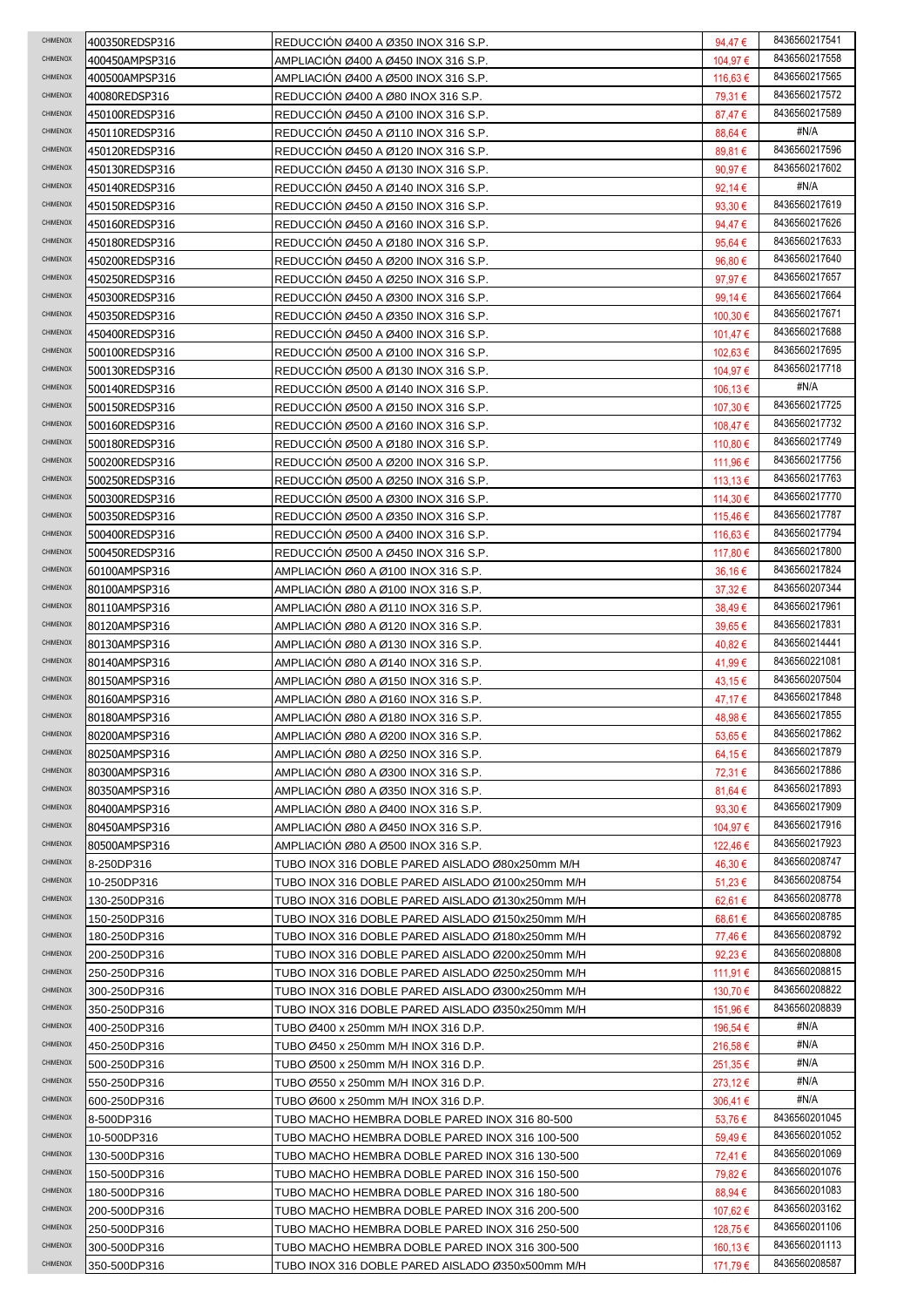| | | | | |
|---|---|---|---|---|
| CHIMENOX | 400350REDSP316 | REDUCCIÓN Ø400 A Ø350 INOX 316 S.P. | 94,47 € | 8436560217541 |
| CHIMENOX | 400450AMPSP316 | AMPLIACIÓN Ø400 A Ø450 INOX 316 S.P. | 104,97 € | 8436560217558 |
| CHIMENOX | 400500AMPSP316 | AMPLIACIÓN Ø400 A Ø500 INOX 316 S.P. | 116,63 € | 8436560217565 |
| CHIMENOX | 40080REDSP316 | REDUCCIÓN Ø400 A Ø80 INOX 316 S.P. | 79,31 € | 8436560217572 |
| CHIMENOX | 450100REDSP316 | REDUCCIÓN Ø450 A Ø100 INOX 316 S.P. | 87,47 € | 8436560217589 |
| CHIMENOX | 450110REDSP316 | REDUCCIÓN Ø450 A Ø110 INOX 316 S.P. | 88,64 € | #N/A |
| CHIMENOX | 450120REDSP316 | REDUCCIÓN Ø450 A Ø120 INOX 316 S.P. | 89,81 € | 8436560217596 |
| CHIMENOX | 450130REDSP316 | REDUCCIÓN Ø450 A Ø130 INOX 316 S.P. | 90,97 € | 8436560217602 |
| CHIMENOX | 450140REDSP316 | REDUCCIÓN Ø450 A Ø140 INOX 316 S.P. | 92,14 € | #N/A |
| CHIMENOX | 450150REDSP316 | REDUCCIÓN Ø450 A Ø150 INOX 316 S.P. | 93,30 € | 8436560217619 |
| CHIMENOX | 450160REDSP316 | REDUCCIÓN Ø450 A Ø160 INOX 316 S.P. | 94,47 € | 8436560217626 |
| CHIMENOX | 450180REDSP316 | REDUCCIÓN Ø450 A Ø180 INOX 316 S.P. | 95,64 € | 8436560217633 |
| CHIMENOX | 450200REDSP316 | REDUCCIÓN Ø450 A Ø200 INOX 316 S.P. | 96,80 € | 8436560217640 |
| CHIMENOX | 450250REDSP316 | REDUCCIÓN Ø450 A Ø250 INOX 316 S.P. | 97,97 € | 8436560217657 |
| CHIMENOX | 450300REDSP316 | REDUCCIÓN Ø450 A Ø300 INOX 316 S.P. | 99,14 € | 8436560217664 |
| CHIMENOX | 450350REDSP316 | REDUCCIÓN Ø450 A Ø350 INOX 316 S.P. | 100,30 € | 8436560217671 |
| CHIMENOX | 450400REDSP316 | REDUCCIÓN Ø450 A Ø400 INOX 316 S.P. | 101,47 € | 8436560217688 |
| CHIMENOX | 500100REDSP316 | REDUCCIÓN Ø500 A Ø100 INOX 316 S.P. | 102,63 € | 8436560217695 |
| CHIMENOX | 500130REDSP316 | REDUCCIÓN Ø500 A Ø130 INOX 316 S.P. | 104,97 € | 8436560217718 |
| CHIMENOX | 500140REDSP316 | REDUCCIÓN Ø500 A Ø140 INOX 316 S.P. | 106,13 € | #N/A |
| CHIMENOX | 500150REDSP316 | REDUCCIÓN Ø500 A Ø150 INOX 316 S.P. | 107,30 € | 8436560217725 |
| CHIMENOX | 500160REDSP316 | REDUCCIÓN Ø500 A Ø160 INOX 316 S.P. | 108,47 € | 8436560217732 |
| CHIMENOX | 500180REDSP316 | REDUCCIÓN Ø500 A Ø180 INOX 316 S.P. | 110,80 € | 8436560217749 |
| CHIMENOX | 500200REDSP316 | REDUCCIÓN Ø500 A Ø200 INOX 316 S.P. | 111,96 € | 8436560217756 |
| CHIMENOX | 500250REDSP316 | REDUCCIÓN Ø500 A Ø250 INOX 316 S.P. | 113,13 € | 8436560217763 |
| CHIMENOX | 500300REDSP316 | REDUCCIÓN Ø500 A Ø300 INOX 316 S.P. | 114,30 € | 8436560217770 |
| CHIMENOX | 500350REDSP316 | REDUCCIÓN Ø500 A Ø350 INOX 316 S.P. | 115,46 € | 8436560217787 |
| CHIMENOX | 500400REDSP316 | REDUCCIÓN Ø500 A Ø400 INOX 316 S.P. | 116,63 € | 8436560217794 |
| CHIMENOX | 500450REDSP316 | REDUCCIÓN Ø500 A Ø450 INOX 316 S.P. | 117,80 € | 8436560217800 |
| CHIMENOX | 60100AMPSP316 | AMPLIACIÓN Ø60 A Ø100 INOX 316 S.P. | 36,16 € | 8436560217824 |
| CHIMENOX | 80100AMPSP316 | AMPLIACIÓN Ø80 A Ø100 INOX 316 S.P. | 37,32 € | 8436560207344 |
| CHIMENOX | 80110AMPSP316 | AMPLIACIÓN Ø80 A Ø110 INOX 316 S.P. | 38,49 € | 8436560217961 |
| CHIMENOX | 80120AMPSP316 | AMPLIACIÓN Ø80 A Ø120 INOX 316 S.P. | 39,65 € | 8436560217831 |
| CHIMENOX | 80130AMPSP316 | AMPLIACIÓN Ø80 A Ø130 INOX 316 S.P. | 40,82 € | 8436560214441 |
| CHIMENOX | 80140AMPSP316 | AMPLIACIÓN Ø80 A Ø140 INOX 316 S.P. | 41,99 € | 8436560221081 |
| CHIMENOX | 80150AMPSP316 | AMPLIACIÓN Ø80 A Ø150 INOX 316 S.P. | 43,15 € | 8436560207504 |
| CHIMENOX | 80160AMPSP316 | AMPLIACIÓN Ø80 A Ø160 INOX 316 S.P. | 47,17 € | 8436560217848 |
| CHIMENOX | 80180AMPSP316 | AMPLIACIÓN Ø80 A Ø180 INOX 316 S.P. | 48,98 € | 8436560217855 |
| CHIMENOX | 80200AMPSP316 | AMPLIACIÓN Ø80 A Ø200 INOX 316 S.P. | 53,65 € | 8436560217862 |
| CHIMENOX | 80250AMPSP316 | AMPLIACIÓN Ø80 A Ø250 INOX 316 S.P. | 64,15 € | 8436560217879 |
| CHIMENOX | 80300AMPSP316 | AMPLIACIÓN Ø80 A Ø300 INOX 316 S.P. | 72,31 € | 8436560217886 |
| CHIMENOX | 80350AMPSP316 | AMPLIACIÓN Ø80 A Ø350 INOX 316 S.P. | 81,64 € | 8436560217893 |
| CHIMENOX | 80400AMPSP316 | AMPLIACIÓN Ø80 A Ø400 INOX 316 S.P. | 93,30 € | 8436560217909 |
| CHIMENOX | 80450AMPSP316 | AMPLIACIÓN Ø80 A Ø450 INOX 316 S.P. | 104,97 € | 8436560217916 |
| CHIMENOX | 80500AMPSP316 | AMPLIACIÓN Ø80 A Ø500 INOX 316 S.P. | 122,46 € | 8436560217923 |
| CHIMENOX | 8-250DP316 | TUBO INOX 316 DOBLE PARED AISLADO Ø80x250mm M/H | 46,30 € | 8436560208747 |
| CHIMENOX | 10-250DP316 | TUBO INOX 316 DOBLE PARED AISLADO Ø100x250mm M/H | 51,23 € | 8436560208754 |
| CHIMENOX | 130-250DP316 | TUBO INOX 316 DOBLE PARED AISLADO Ø130x250mm M/H | 62,61 € | 8436560208778 |
| CHIMENOX | 150-250DP316 | TUBO INOX 316 DOBLE PARED AISLADO Ø150x250mm M/H | 68,61 € | 8436560208785 |
| CHIMENOX | 180-250DP316 | TUBO INOX 316 DOBLE PARED AISLADO Ø180x250mm M/H | 77,46 € | 8436560208792 |
| CHIMENOX | 200-250DP316 | TUBO INOX 316 DOBLE PARED AISLADO Ø200x250mm M/H | 92,23 € | 8436560208808 |
| CHIMENOX | 250-250DP316 | TUBO INOX 316 DOBLE PARED AISLADO Ø250x250mm M/H | 111,91 € | 8436560208815 |
| CHIMENOX | 300-250DP316 | TUBO INOX 316 DOBLE PARED AISLADO Ø300x250mm M/H | 130,70 € | 8436560208822 |
| CHIMENOX | 350-250DP316 | TUBO INOX 316 DOBLE PARED AISLADO Ø350x250mm M/H | 151,96 € | 8436560208839 |
| CHIMENOX | 400-250DP316 | TUBO Ø400 x 250mm M/H INOX 316 D.P. | 196,54 € | #N/A |
| CHIMENOX | 450-250DP316 | TUBO Ø450 x 250mm M/H INOX 316 D.P. | 216,58 € | #N/A |
| CHIMENOX | 500-250DP316 | TUBO Ø500 x 250mm M/H INOX 316 D.P. | 251,35 € | #N/A |
| CHIMENOX | 550-250DP316 | TUBO Ø550 x 250mm M/H INOX 316 D.P. | 273,12 € | #N/A |
| CHIMENOX | 600-250DP316 | TUBO Ø600 x 250mm M/H INOX 316 D.P. | 306,41 € | #N/A |
| CHIMENOX | 8-500DP316 | TUBO MACHO HEMBRA DOBLE PARED INOX 316 80-500 | 53,76 € | 8436560201045 |
| CHIMENOX | 10-500DP316 | TUBO MACHO HEMBRA DOBLE PARED INOX 316 100-500 | 59,49 € | 8436560201052 |
| CHIMENOX | 130-500DP316 | TUBO MACHO HEMBRA DOBLE PARED INOX 316 130-500 | 72,41 € | 8436560201069 |
| CHIMENOX | 150-500DP316 | TUBO MACHO HEMBRA DOBLE PARED INOX 316 150-500 | 79,82 € | 8436560201076 |
| CHIMENOX | 180-500DP316 | TUBO MACHO HEMBRA DOBLE PARED INOX 316 180-500 | 88,94 € | 8436560201083 |
| CHIMENOX | 200-500DP316 | TUBO MACHO HEMBRA DOBLE PARED INOX 316 200-500 | 107,62 € | 8436560203162 |
| CHIMENOX | 250-500DP316 | TUBO MACHO HEMBRA DOBLE PARED INOX 316 250-500 | 128,75 € | 8436560201106 |
| CHIMENOX | 300-500DP316 | TUBO MACHO HEMBRA DOBLE PARED INOX 316 300-500 | 160,13 € | 8436560201113 |
| CHIMENOX | 350-500DP316 | TUBO INOX 316 DOBLE PARED AISLADO Ø350x500mm M/H | 171,79 € | 8436560208587 |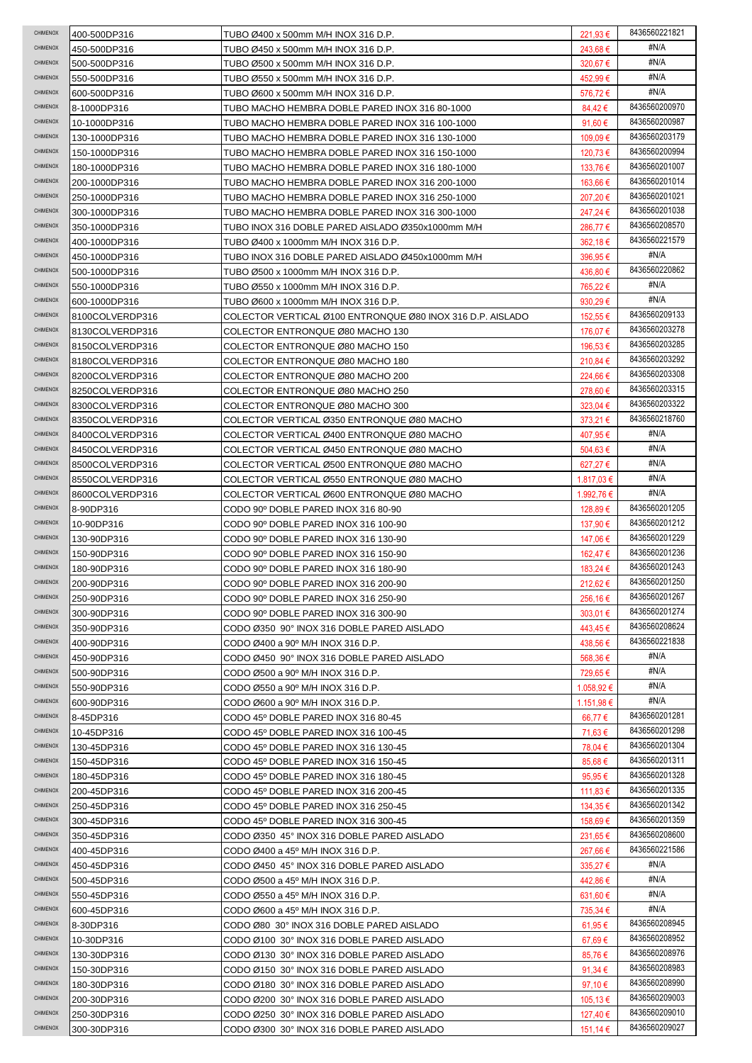| | | | | |
|---|---|---|---|---|
| CHIMENOX | 400-500DP316 | TUBO Ø400 x 500mm M/H INOX 316 D.P. | 221,93 € | 8436560221821 |
| CHIMENOX | 450-500DP316 | TUBO Ø450 x 500mm M/H INOX 316 D.P. | 243,68 € | #N/A |
| CHIMENOX | 500-500DP316 | TUBO Ø500 x 500mm M/H INOX 316 D.P. | 320,67 € | #N/A |
| CHIMENOX | 550-500DP316 | TUBO Ø550 x 500mm M/H INOX 316 D.P. | 452,99 € | #N/A |
| CHIMENOX | 600-500DP316 | TUBO Ø600 x 500mm M/H INOX 316 D.P. | 576,72 € | #N/A |
| CHIMENOX | 8-1000DP316 | TUBO MACHO HEMBRA DOBLE PARED INOX 316 80-1000 | 84,42 € | 8436560200970 |
| CHIMENOX | 10-1000DP316 | TUBO MACHO HEMBRA DOBLE PARED INOX 316 100-1000 | 91,60 € | 8436560200987 |
| CHIMENOX | 130-1000DP316 | TUBO MACHO HEMBRA DOBLE PARED INOX 316 130-1000 | 109,09 € | 8436560203179 |
| CHIMENOX | 150-1000DP316 | TUBO MACHO HEMBRA DOBLE PARED INOX 316 150-1000 | 120,73 € | 8436560200994 |
| CHIMENOX | 180-1000DP316 | TUBO MACHO HEMBRA DOBLE PARED INOX 316 180-1000 | 133,76 € | 8436560201007 |
| CHIMENOX | 200-1000DP316 | TUBO MACHO HEMBRA DOBLE PARED INOX 316 200-1000 | 163,66 € | 8436560201014 |
| CHIMENOX | 250-1000DP316 | TUBO MACHO HEMBRA DOBLE PARED INOX 316 250-1000 | 207,20 € | 8436560201021 |
| CHIMENOX | 300-1000DP316 | TUBO MACHO HEMBRA DOBLE PARED INOX 316 300-1000 | 247,24 € | 8436560201038 |
| CHIMENOX | 350-1000DP316 | TUBO INOX 316 DOBLE PARED AISLADO Ø350x1000mm M/H | 286,77 € | 8436560208570 |
| CHIMENOX | 400-1000DP316 | TUBO Ø400 x 1000mm M/H INOX 316 D.P. | 362,18 € | 8436560221579 |
| CHIMENOX | 450-1000DP316 | TUBO INOX 316 DOBLE PARED AISLADO Ø450x1000mm M/H | 396,95 € | #N/A |
| CHIMENOX | 500-1000DP316 | TUBO Ø500 x 1000mm M/H INOX 316 D.P. | 436,80 € | 8436560220862 |
| CHIMENOX | 550-1000DP316 | TUBO Ø550 x 1000mm M/H INOX 316 D.P. | 765,22 € | #N/A |
| CHIMENOX | 600-1000DP316 | TUBO Ø600 x 1000mm M/H INOX 316 D.P. | 930,29 € | #N/A |
| CHIMENOX | 8100COLVERDP316 | COLECTOR VERTICAL Ø100 ENTRONQUE Ø80 INOX 316 D.P. AISLADO | 152,55 € | 8436560209133 |
| CHIMENOX | 8130COLVERDP316 | COLECTOR ENTRONQUE Ø80 MACHO 130 | 176,07 € | 8436560203278 |
| CHIMENOX | 8150COLVERDP316 | COLECTOR ENTRONQUE Ø80 MACHO 150 | 196,53 € | 8436560203285 |
| CHIMENOX | 8180COLVERDP316 | COLECTOR ENTRONQUE Ø80 MACHO 180 | 210,84 € | 8436560203292 |
| CHIMENOX | 8200COLVERDP316 | COLECTOR ENTRONQUE Ø80 MACHO 200 | 224,66 € | 8436560203308 |
| CHIMENOX | 8250COLVERDP316 | COLECTOR ENTRONQUE Ø80 MACHO 250 | 278,60 € | 8436560203315 |
| CHIMENOX | 8300COLVERDP316 | COLECTOR ENTRONQUE Ø80 MACHO 300 | 323,04 € | 8436560203322 |
| CHIMENOX | 8350COLVERDP316 | COLECTOR VERTICAL Ø350 ENTRONQUE Ø80 MACHO | 373,21 € | 8436560218760 |
| CHIMENOX | 8400COLVERDP316 | COLECTOR VERTICAL Ø400 ENTRONQUE Ø80 MACHO | 407,95 € | #N/A |
| CHIMENOX | 8450COLVERDP316 | COLECTOR VERTICAL Ø450 ENTRONQUE Ø80 MACHO | 504,63 € | #N/A |
| CHIMENOX | 8500COLVERDP316 | COLECTOR VERTICAL Ø500 ENTRONQUE Ø80 MACHO | 627,27 € | #N/A |
| CHIMENOX | 8550COLVERDP316 | COLECTOR VERTICAL Ø550 ENTRONQUE Ø80 MACHO | 1.817,03 € | #N/A |
| CHIMENOX | 8600COLVERDP316 | COLECTOR VERTICAL Ø600 ENTRONQUE Ø80 MACHO | 1.992,76 € | #N/A |
| CHIMENOX | 8-90DP316 | CODO 90º DOBLE PARED INOX 316 80-90 | 128,89 € | 8436560201205 |
| CHIMENOX | 10-90DP316 | CODO 90º DOBLE PARED INOX 316 100-90 | 137,90 € | 8436560201212 |
| CHIMENOX | 130-90DP316 | CODO 90º DOBLE PARED INOX 316 130-90 | 147,06 € | 8436560201229 |
| CHIMENOX | 150-90DP316 | CODO 90º DOBLE PARED INOX 316 150-90 | 162,47 € | 8436560201236 |
| CHIMENOX | 180-90DP316 | CODO 90º DOBLE PARED INOX 316 180-90 | 183,24 € | 8436560201243 |
| CHIMENOX | 200-90DP316 | CODO 90º DOBLE PARED INOX 316 200-90 | 212,62 € | 8436560201250 |
| CHIMENOX | 250-90DP316 | CODO 90º DOBLE PARED INOX 316 250-90 | 256,16 € | 8436560201267 |
| CHIMENOX | 300-90DP316 | CODO 90º DOBLE PARED INOX 316 300-90 | 303,01 € | 8436560201274 |
| CHIMENOX | 350-90DP316 | CODO Ø350 90° INOX 316 DOBLE PARED AISLADO | 443,45 € | 8436560208624 |
| CHIMENOX | 400-90DP316 | CODO Ø400 a 90º M/H INOX 316 D.P. | 438,56 € | 8436560221838 |
| CHIMENOX | 450-90DP316 | CODO Ø450 90° INOX 316 DOBLE PARED AISLADO | 568,36 € | #N/A |
| CHIMENOX | 500-90DP316 | CODO Ø500 a 90º M/H INOX 316 D.P. | 729,65 € | #N/A |
| CHIMENOX | 550-90DP316 | CODO Ø550 a 90º M/H INOX 316 D.P. | 1.058,92 € | #N/A |
| CHIMENOX | 600-90DP316 | CODO Ø600 a 90º M/H INOX 316 D.P. | 1.151,98 € | #N/A |
| CHIMENOX | 8-45DP316 | CODO 45º DOBLE PARED INOX 316 80-45 | 66,77 € | 8436560201281 |
| CHIMENOX | 10-45DP316 | CODO 45º DOBLE PARED INOX 316 100-45 | 71,63 € | 8436560201298 |
| CHIMENOX | 130-45DP316 | CODO 45º DOBLE PARED INOX 316 130-45 | 78,04 € | 8436560201304 |
| CHIMENOX | 150-45DP316 | CODO 45º DOBLE PARED INOX 316 150-45 | 85,68 € | 8436560201311 |
| CHIMENOX | 180-45DP316 | CODO 45º DOBLE PARED INOX 316 180-45 | 95,95 € | 8436560201328 |
| CHIMENOX | 200-45DP316 | CODO 45º DOBLE PARED INOX 316 200-45 | 111,83 € | 8436560201335 |
| CHIMENOX | 250-45DP316 | CODO 45º DOBLE PARED INOX 316 250-45 | 134,35 € | 8436560201342 |
| CHIMENOX | 300-45DP316 | CODO 45º DOBLE PARED INOX 316 300-45 | 158,69 € | 8436560201359 |
| CHIMENOX | 350-45DP316 | CODO Ø350 45° INOX 316 DOBLE PARED AISLADO | 231,65 € | 8436560208600 |
| CHIMENOX | 400-45DP316 | CODO Ø400 a 45º M/H INOX 316 D.P. | 267,66 € | 8436560221586 |
| CHIMENOX | 450-45DP316 | CODO Ø450 45° INOX 316 DOBLE PARED AISLADO | 335,27 € | #N/A |
| CHIMENOX | 500-45DP316 | CODO Ø500 a 45º M/H INOX 316 D.P. | 442,86 € | #N/A |
| CHIMENOX | 550-45DP316 | CODO Ø550 a 45º M/H INOX 316 D.P. | 631,60 € | #N/A |
| CHIMENOX | 600-45DP316 | CODO Ø600 a 45º M/H INOX 316 D.P. | 735,34 € | #N/A |
| CHIMENOX | 8-30DP316 | CODO Ø80 30° INOX 316 DOBLE PARED AISLADO | 61,95 € | 8436560208945 |
| CHIMENOX | 10-30DP316 | CODO Ø100 30° INOX 316 DOBLE PARED AISLADO | 67,69 € | 8436560208952 |
| CHIMENOX | 130-30DP316 | CODO Ø130 30° INOX 316 DOBLE PARED AISLADO | 85,76 € | 8436560208976 |
| CHIMENOX | 150-30DP316 | CODO Ø150 30° INOX 316 DOBLE PARED AISLADO | 91,34 € | 8436560208983 |
| CHIMENOX | 180-30DP316 | CODO Ø180 30° INOX 316 DOBLE PARED AISLADO | 97,10 € | 8436560208990 |
| CHIMENOX | 200-30DP316 | CODO Ø200 30° INOX 316 DOBLE PARED AISLADO | 105,13 € | 8436560209003 |
| CHIMENOX | 250-30DP316 | CODO Ø250 30° INOX 316 DOBLE PARED AISLADO | 127,40 € | 8436560209010 |
| CHIMENOX | 300-30DP316 | CODO Ø300 30° INOX 316 DOBLE PARED AISLADO | 151,14 € | 8436560209027 |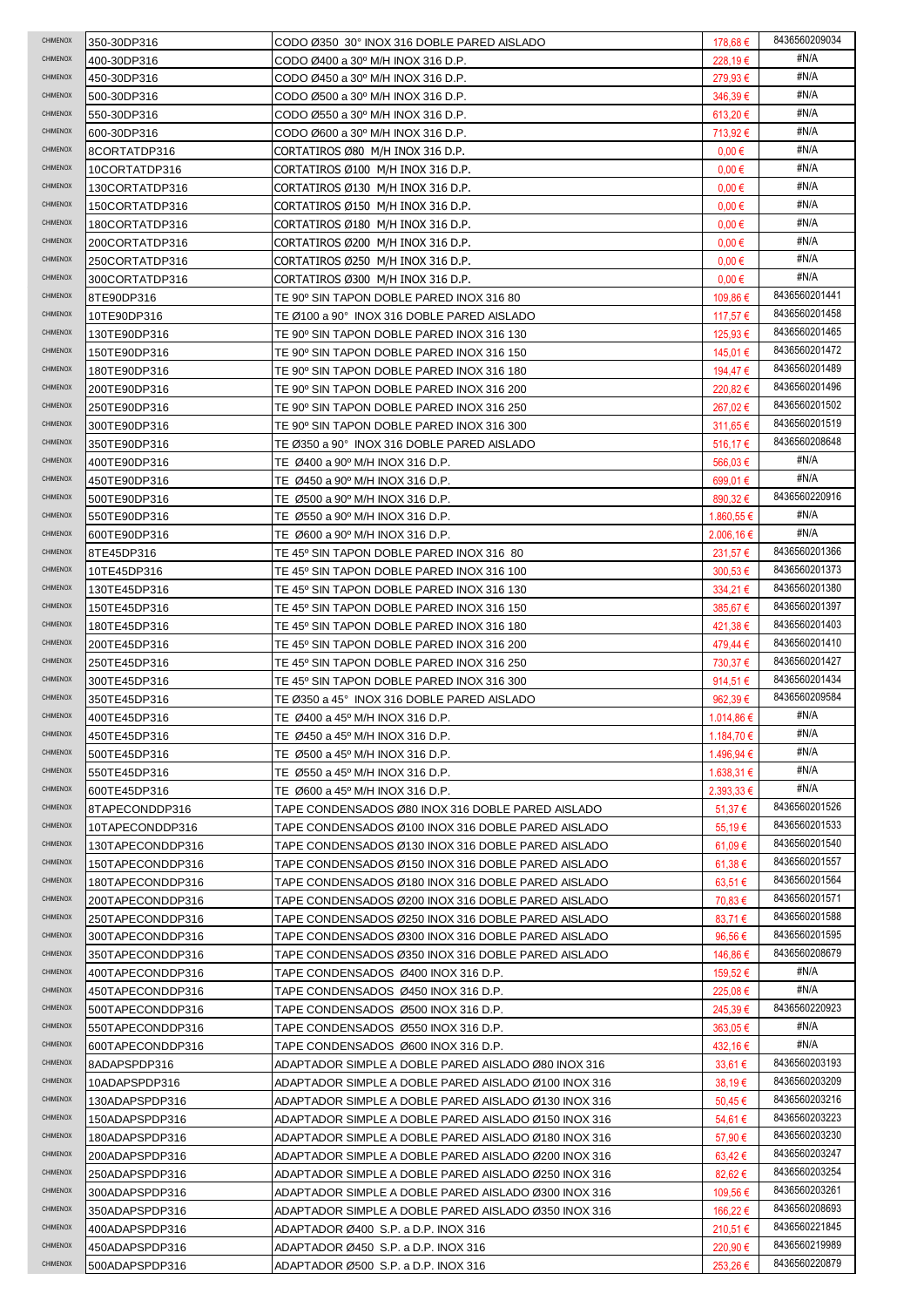| | | | | |
|---|---|---|---|---|
| CHIMENOX | 350-30DP316 | CODO Ø350 30° INOX 316 DOBLE PARED AISLADO | 178,68 € | 8436560209034 |
| CHIMENOX | 400-30DP316 | CODO Ø400 a 30º M/H INOX 316 D.P. | 228,19 € | #N/A |
| CHIMENOX | 450-30DP316 | CODO Ø450 a 30º M/H INOX 316 D.P. | 279,93 € | #N/A |
| CHIMENOX | 500-30DP316 | CODO Ø500 a 30º M/H INOX 316 D.P. | 346,39 € | #N/A |
| CHIMENOX | 550-30DP316 | CODO Ø550 a 30º M/H INOX 316 D.P. | 613,20 € | #N/A |
| CHIMENOX | 600-30DP316 | CODO Ø600 a 30º M/H INOX 316 D.P. | 713,92 € | #N/A |
| CHIMENOX | 8CORTATDP316 | CORTATIROS Ø80 M/H INOX 316 D.P. | 0,00 € | #N/A |
| CHIMENOX | 10CORTATDP316 | CORTATIROS Ø100 M/H INOX 316 D.P. | 0,00 € | #N/A |
| CHIMENOX | 130CORTATDP316 | CORTATIROS Ø130 M/H INOX 316 D.P. | 0,00 € | #N/A |
| CHIMENOX | 150CORTATDP316 | CORTATIROS Ø150 M/H INOX 316 D.P. | 0,00 € | #N/A |
| CHIMENOX | 180CORTATDP316 | CORTATIROS Ø180 M/H INOX 316 D.P. | 0,00 € | #N/A |
| CHIMENOX | 200CORTATDP316 | CORTATIROS Ø200 M/H INOX 316 D.P. | 0,00 € | #N/A |
| CHIMENOX | 250CORTATDP316 | CORTATIROS Ø250 M/H INOX 316 D.P. | 0,00 € | #N/A |
| CHIMENOX | 300CORTATDP316 | CORTATIROS Ø300 M/H INOX 316 D.P. | 0,00 € | #N/A |
| CHIMENOX | 8TE90DP316 | TE 90º SIN TAPON DOBLE PARED INOX 316 80 | 109,86 € | 8436560201441 |
| CHIMENOX | 10TE90DP316 | TE Ø100 a 90° INOX 316 DOBLE PARED AISLADO | 117,57 € | 8436560201458 |
| CHIMENOX | 130TE90DP316 | TE 90º SIN TAPON DOBLE PARED INOX 316 130 | 125,93 € | 8436560201465 |
| CHIMENOX | 150TE90DP316 | TE 90º SIN TAPON DOBLE PARED INOX 316 150 | 145,01 € | 8436560201472 |
| CHIMENOX | 180TE90DP316 | TE 90º SIN TAPON DOBLE PARED INOX 316 180 | 194,47 € | 8436560201489 |
| CHIMENOX | 200TE90DP316 | TE 90º SIN TAPON DOBLE PARED INOX 316 200 | 220,82 € | 8436560201496 |
| CHIMENOX | 250TE90DP316 | TE 90º SIN TAPON DOBLE PARED INOX 316 250 | 267,02 € | 8436560201502 |
| CHIMENOX | 300TE90DP316 | TE 90º SIN TAPON DOBLE PARED INOX 316 300 | 311,65 € | 8436560201519 |
| CHIMENOX | 350TE90DP316 | TE Ø350 a 90° INOX 316 DOBLE PARED AISLADO | 516,17 € | 8436560208648 |
| CHIMENOX | 400TE90DP316 | TE Ø400 a 90º M/H INOX 316 D.P. | 566,03 € | #N/A |
| CHIMENOX | 450TE90DP316 | TE Ø450 a 90º M/H INOX 316 D.P. | 699,01 € | #N/A |
| CHIMENOX | 500TE90DP316 | TE Ø500 a 90º M/H INOX 316 D.P. | 890,32 € | 8436560220916 |
| CHIMENOX | 550TE90DP316 | TE Ø550 a 90º M/H INOX 316 D.P. | 1.860,55 € | #N/A |
| CHIMENOX | 600TE90DP316 | TE Ø600 a 90º M/H INOX 316 D.P. | 2.006,16 € | #N/A |
| CHIMENOX | 8TE45DP316 | TE 45º SIN TAPON DOBLE PARED INOX 316 80 | 231,57 € | 8436560201366 |
| CHIMENOX | 10TE45DP316 | TE 45º SIN TAPON DOBLE PARED INOX 316 100 | 300,53 € | 8436560201373 |
| CHIMENOX | 130TE45DP316 | TE 45º SIN TAPON DOBLE PARED INOX 316 130 | 334,21 € | 8436560201380 |
| CHIMENOX | 150TE45DP316 | TE 45º SIN TAPON DOBLE PARED INOX 316 150 | 385,67 € | 8436560201397 |
| CHIMENOX | 180TE45DP316 | TE 45º SIN TAPON DOBLE PARED INOX 316 180 | 421,38 € | 8436560201403 |
| CHIMENOX | 200TE45DP316 | TE 45º SIN TAPON DOBLE PARED INOX 316 200 | 479,44 € | 8436560201410 |
| CHIMENOX | 250TE45DP316 | TE 45º SIN TAPON DOBLE PARED INOX 316 250 | 730,37 € | 8436560201427 |
| CHIMENOX | 300TE45DP316 | TE 45º SIN TAPON DOBLE PARED INOX 316 300 | 914,51 € | 8436560201434 |
| CHIMENOX | 350TE45DP316 | TE Ø350 a 45° INOX 316 DOBLE PARED AISLADO | 962,39 € | 8436560209584 |
| CHIMENOX | 400TE45DP316 | TE Ø400 a 45º M/H INOX 316 D.P. | 1.014,86 € | #N/A |
| CHIMENOX | 450TE45DP316 | TE Ø450 a 45º M/H INOX 316 D.P. | 1.184,70 € | #N/A |
| CHIMENOX | 500TE45DP316 | TE Ø500 a 45º M/H INOX 316 D.P. | 1.496,94 € | #N/A |
| CHIMENOX | 550TE45DP316 | TE Ø550 a 45º M/H INOX 316 D.P. | 1.638,31 € | #N/A |
| CHIMENOX | 600TE45DP316 | TE Ø600 a 45º M/H INOX 316 D.P. | 2.393,33 € | #N/A |
| CHIMENOX | 8TAPECONDDP316 | TAPE CONDENSADOS Ø80 INOX 316 DOBLE PARED AISLADO | 51,37 € | 8436560201526 |
| CHIMENOX | 10TAPECONDDP316 | TAPE CONDENSADOS Ø100 INOX 316 DOBLE PARED AISLADO | 55,19 € | 8436560201533 |
| CHIMENOX | 130TAPECONDDP316 | TAPE CONDENSADOS Ø130 INOX 316 DOBLE PARED AISLADO | 61,09 € | 8436560201540 |
| CHIMENOX | 150TAPECONDDP316 | TAPE CONDENSADOS Ø150 INOX 316 DOBLE PARED AISLADO | 61,38 € | 8436560201557 |
| CHIMENOX | 180TAPECONDDP316 | TAPE CONDENSADOS Ø180 INOX 316 DOBLE PARED AISLADO | 63,51 € | 8436560201564 |
| CHIMENOX | 200TAPECONDDP316 | TAPE CONDENSADOS Ø200 INOX 316 DOBLE PARED AISLADO | 70,83 € | 8436560201571 |
| CHIMENOX | 250TAPECONDDP316 | TAPE CONDENSADOS Ø250 INOX 316 DOBLE PARED AISLADO | 83,71 € | 8436560201588 |
| CHIMENOX | 300TAPECONDDP316 | TAPE CONDENSADOS Ø300 INOX 316 DOBLE PARED AISLADO | 96,56 € | 8436560201595 |
| CHIMENOX | 350TAPECONDDP316 | TAPE CONDENSADOS Ø350 INOX 316 DOBLE PARED AISLADO | 146,86 € | 8436560208679 |
| CHIMENOX | 400TAPECONDDP316 | TAPE CONDENSADOS Ø400 INOX 316 D.P. | 159,52 € | #N/A |
| CHIMENOX | 450TAPECONDDP316 | TAPE CONDENSADOS Ø450 INOX 316 D.P. | 225,08 € | #N/A |
| CHIMENOX | 500TAPECONDDP316 | TAPE CONDENSADOS Ø500 INOX 316 D.P. | 245,39 € | 8436560220923 |
| CHIMENOX | 550TAPECONDDP316 | TAPE CONDENSADOS Ø550 INOX 316 D.P. | 363,05 € | #N/A |
| CHIMENOX | 600TAPECONDDP316 | TAPE CONDENSADOS Ø600 INOX 316 D.P. | 432,16 € | #N/A |
| CHIMENOX | 8ADAPSPDP316 | ADAPTADOR SIMPLE A DOBLE PARED AISLADO Ø80 INOX 316 | 33,61 € | 8436560203193 |
| CHIMENOX | 10ADAPSPDP316 | ADAPTADOR SIMPLE A DOBLE PARED AISLADO Ø100 INOX 316 | 38,19 € | 8436560203209 |
| CHIMENOX | 130ADAPSPDP316 | ADAPTADOR SIMPLE A DOBLE PARED AISLADO Ø130 INOX 316 | 50,45 € | 8436560203216 |
| CHIMENOX | 150ADAPSPDP316 | ADAPTADOR SIMPLE A DOBLE PARED AISLADO Ø150 INOX 316 | 54,61 € | 8436560203223 |
| CHIMENOX | 180ADAPSPDP316 | ADAPTADOR SIMPLE A DOBLE PARED AISLADO Ø180 INOX 316 | 57,90 € | 8436560203230 |
| CHIMENOX | 200ADAPSPDP316 | ADAPTADOR SIMPLE A DOBLE PARED AISLADO Ø200 INOX 316 | 63,42 € | 8436560203247 |
| CHIMENOX | 250ADAPSPDP316 | ADAPTADOR SIMPLE A DOBLE PARED AISLADO Ø250 INOX 316 | 82,62 € | 8436560203254 |
| CHIMENOX | 300ADAPSPDP316 | ADAPTADOR SIMPLE A DOBLE PARED AISLADO Ø300 INOX 316 | 109,56 € | 8436560203261 |
| CHIMENOX | 350ADAPSPDP316 | ADAPTADOR SIMPLE A DOBLE PARED AISLADO Ø350 INOX 316 | 166,22 € | 8436560208693 |
| CHIMENOX | 400ADAPSPDP316 | ADAPTADOR Ø400 S.P. a D.P. INOX 316 | 210,51 € | 8436560221845 |
| CHIMENOX | 450ADAPSPDP316 | ADAPTADOR Ø450 S.P. a D.P. INOX 316 | 220,90 € | 8436560219989 |
| CHIMENOX | 500ADAPSPDP316 | ADAPTADOR Ø500 S.P. a D.P. INOX 316 | 253,26 € | 8436560220879 |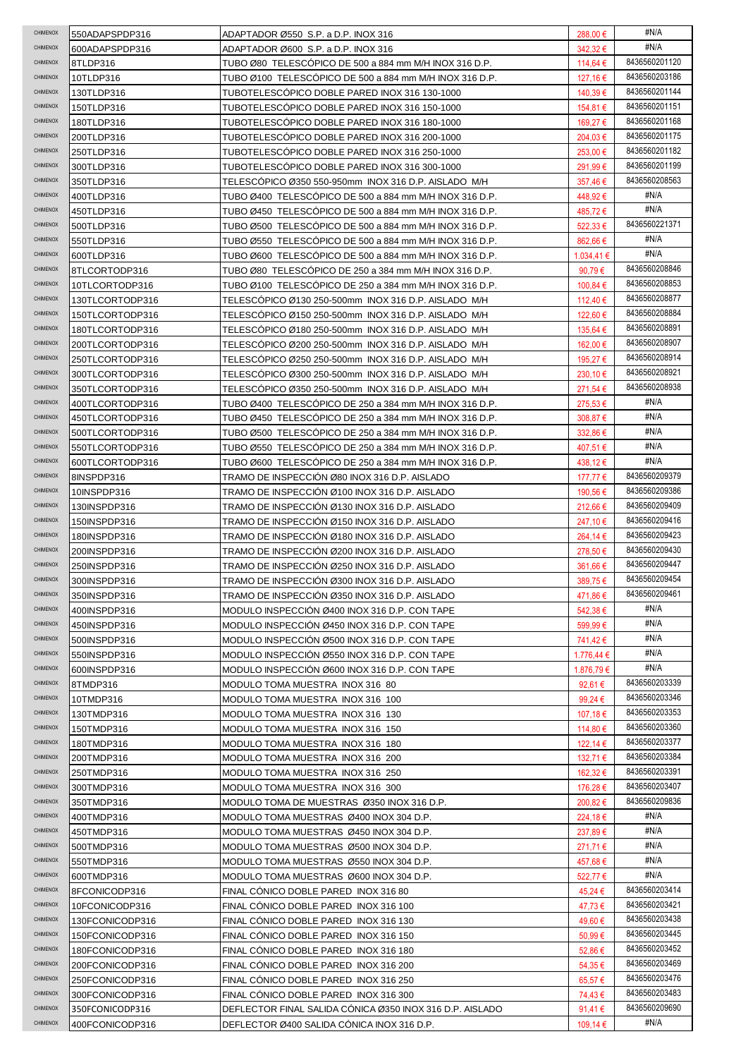| CHIMENOX | 550ADAPSPDP316 | ADAPTADOR Ø550 S.P. a D.P. INOX 316 | 288,00 € | #N/A |
|---|---|---|---|---|
| CHIMENOX | 600ADAPSPDP316 | ADAPTADOR Ø600 S.P. a D.P. INOX 316 | 342,32 € | #N/A |
| CHIMENOX | 8TLDP316 | TUBO Ø80 TELESCÓPICO DE 500 a 884 mm M/H INOX 316 D.P. | 114,64 € | 8436560201120 |
| CHIMENOX | 10TLDP316 | TUBO Ø100 TELESCÓPICO DE 500 a 884 mm M/H INOX 316 D.P. | 127,16 € | 8436560203186 |
| CHIMENOX | 130TLDP316 | TUBOTELESCÓPICO DOBLE PARED INOX 316 130-1000 | 140,39 € | 8436560201144 |
| CHIMENOX | 150TLDP316 | TUBOTELESCÓPICO DOBLE PARED INOX 316 150-1000 | 154,81 € | 8436560201151 |
| CHIMENOX | 180TLDP316 | TUBOTELESCÓPICO DOBLE PARED INOX 316 180-1000 | 169,27 € | 8436560201168 |
| CHIMENOX | 200TLDP316 | TUBOTELESCÓPICO DOBLE PARED INOX 316 200-1000 | 204,03 € | 8436560201175 |
| CHIMENOX | 250TLDP316 | TUBOTELESCÓPICO DOBLE PARED INOX 316 250-1000 | 253,00 € | 8436560201182 |
| CHIMENOX | 300TLDP316 | TUBOTELESCÓPICO DOBLE PARED INOX 316 300-1000 | 291,99 € | 8436560201199 |
| CHIMENOX | 350TLDP316 | TELESCÓPICO Ø350 550-950mm INOX 316 D.P. AISLADO M/H | 357,46 € | 8436560208563 |
| CHIMENOX | 400TLDP316 | TUBO Ø400 TELESCÓPICO DE 500 a 884 mm M/H INOX 316 D.P. | 448,92 € | #N/A |
| CHIMENOX | 450TLDP316 | TUBO Ø450 TELESCÓPICO DE 500 a 884 mm M/H INOX 316 D.P. | 485,72 € | #N/A |
| CHIMENOX | 500TLDP316 | TUBO Ø500 TELESCÓPICO DE 500 a 884 mm M/H INOX 316 D.P. | 522,33 € | 8436560221371 |
| CHIMENOX | 550TLDP316 | TUBO Ø550 TELESCÓPICO DE 500 a 884 mm M/H INOX 316 D.P. | 862,66 € | #N/A |
| CHIMENOX | 600TLDP316 | TUBO Ø600 TELESCÓPICO DE 500 a 884 mm M/H INOX 316 D.P. | 1.034,41 € | #N/A |
| CHIMENOX | 8TLCORTODP316 | TUBO Ø80 TELESCÓPICO DE 250 a 384 mm M/H INOX 316 D.P. | 90,79 € | 8436560208846 |
| CHIMENOX | 10TLCORTODP316 | TUBO Ø100 TELESCÓPICO DE 250 a 384 mm M/H INOX 316 D.P. | 100,84 € | 8436560208853 |
| CHIMENOX | 130TLCORTODP316 | TELESCÓPICO Ø130 250-500mm INOX 316 D.P. AISLADO M/H | 112,40 € | 8436560208877 |
| CHIMENOX | 150TLCORTODP316 | TELESCÓPICO Ø150 250-500mm INOX 316 D.P. AISLADO M/H | 122,60 € | 8436560208884 |
| CHIMENOX | 180TLCORTODP316 | TELESCÓPICO Ø180 250-500mm INOX 316 D.P. AISLADO M/H | 135,64 € | 8436560208891 |
| CHIMENOX | 200TLCORTODP316 | TELESCÓPICO Ø200 250-500mm INOX 316 D.P. AISLADO M/H | 162,00 € | 8436560208907 |
| CHIMENOX | 250TLCORTODP316 | TELESCÓPICO Ø250 250-500mm INOX 316 D.P. AISLADO M/H | 195,27 € | 8436560208914 |
| CHIMENOX | 300TLCORTODP316 | TELESCÓPICO Ø300 250-500mm INOX 316 D.P. AISLADO M/H | 230,10 € | 8436560208921 |
| CHIMENOX | 350TLCORTODP316 | TELESCÓPICO Ø350 250-500mm INOX 316 D.P. AISLADO M/H | 271,54 € | 8436560208938 |
| CHIMENOX | 400TLCORTODP316 | TUBO Ø400 TELESCÓPICO DE 250 a 384 mm M/H INOX 316 D.P. | 275,53 € | #N/A |
| CHIMENOX | 450TLCORTODP316 | TUBO Ø450 TELESCÓPICO DE 250 a 384 mm M/H INOX 316 D.P. | 308,87 € | #N/A |
| CHIMENOX | 500TLCORTODP316 | TUBO Ø500 TELESCÓPICO DE 250 a 384 mm M/H INOX 316 D.P. | 332,86 € | #N/A |
| CHIMENOX | 550TLCORTODP316 | TUBO Ø550 TELESCÓPICO DE 250 a 384 mm M/H INOX 316 D.P. | 407,51 € | #N/A |
| CHIMENOX | 600TLCORTODP316 | TUBO Ø600 TELESCÓPICO DE 250 a 384 mm M/H INOX 316 D.P. | 438,12 € | #N/A |
| CHIMENOX | 8INSPDP316 | TRAMO DE INSPECCIÓN Ø80 INOX 316 D.P. AISLADO | 177,77 € | 8436560209379 |
| CHIMENOX | 10INSPDP316 | TRAMO DE INSPECCIÓN Ø100 INOX 316 D.P. AISLADO | 190,56 € | 8436560209386 |
| CHIMENOX | 130INSPDP316 | TRAMO DE INSPECCIÓN Ø130 INOX 316 D.P. AISLADO | 212,66 € | 8436560209409 |
| CHIMENOX | 150INSPDP316 | TRAMO DE INSPECCIÓN Ø150 INOX 316 D.P. AISLADO | 247,10 € | 8436560209416 |
| CHIMENOX | 180INSPDP316 | TRAMO DE INSPECCIÓN Ø180 INOX 316 D.P. AISLADO | 264,14 € | 8436560209423 |
| CHIMENOX | 200INSPDP316 | TRAMO DE INSPECCIÓN Ø200 INOX 316 D.P. AISLADO | 278,50 € | 8436560209430 |
| CHIMENOX | 250INSPDP316 | TRAMO DE INSPECCIÓN Ø250 INOX 316 D.P. AISLADO | 361,66 € | 8436560209447 |
| CHIMENOX | 300INSPDP316 | TRAMO DE INSPECCIÓN Ø300 INOX 316 D.P. AISLADO | 389,75 € | 8436560209454 |
| CHIMENOX | 350INSPDP316 | TRAMO DE INSPECCIÓN Ø350 INOX 316 D.P. AISLADO | 471,86 € | 8436560209461 |
| CHIMENOX | 400INSPDP316 | MODULO INSPECCIÓN Ø400 INOX 316 D.P. CON TAPE | 542,38 € | #N/A |
| CHIMENOX | 450INSPDP316 | MODULO INSPECCIÓN Ø450 INOX 316 D.P. CON TAPE | 599,99 € | #N/A |
| CHIMENOX | 500INSPDP316 | MODULO INSPECCIÓN Ø500 INOX 316 D.P. CON TAPE | 741,42 € | #N/A |
| CHIMENOX | 550INSPDP316 | MODULO INSPECCIÓN Ø550 INOX 316 D.P. CON TAPE | 1.776,44 € | #N/A |
| CHIMENOX | 600INSPDP316 | MODULO INSPECCIÓN Ø600 INOX 316 D.P. CON TAPE | 1.876,79 € | #N/A |
| CHIMENOX | 8TMDP316 | MODULO TOMA MUESTRA INOX 316 80 | 92,61 € | 8436560203339 |
| CHIMENOX | 10TMDP316 | MODULO TOMA MUESTRA INOX 316 100 | 99,24 € | 8436560203346 |
| CHIMENOX | 130TMDP316 | MODULO TOMA MUESTRA INOX 316 130 | 107,18 € | 8436560203353 |
| CHIMENOX | 150TMDP316 | MODULO TOMA MUESTRA INOX 316 150 | 114,80 € | 8436560203360 |
| CHIMENOX | 180TMDP316 | MODULO TOMA MUESTRA INOX 316 180 | 122,14 € | 8436560203377 |
| CHIMENOX | 200TMDP316 | MODULO TOMA MUESTRA INOX 316 200 | 132,71 € | 8436560203384 |
| CHIMENOX | 250TMDP316 | MODULO TOMA MUESTRA INOX 316 250 | 162,32 € | 8436560203391 |
| CHIMENOX | 300TMDP316 | MODULO TOMA MUESTRA INOX 316 300 | 176,28 € | 8436560203407 |
| CHIMENOX | 350TMDP316 | MODULO TOMA DE MUESTRAS Ø350 INOX 316 D.P. | 200,82 € | 8436560209836 |
| CHIMENOX | 400TMDP316 | MODULO TOMA MUESTRAS Ø400 INOX 304 D.P. | 224,18 € | #N/A |
| CHIMENOX | 450TMDP316 | MODULO TOMA MUESTRAS Ø450 INOX 304 D.P. | 237,89 € | #N/A |
| CHIMENOX | 500TMDP316 | MODULO TOMA MUESTRAS Ø500 INOX 304 D.P. | 271,71 € | #N/A |
| CHIMENOX | 550TMDP316 | MODULO TOMA MUESTRAS Ø550 INOX 304 D.P. | 457,68 € | #N/A |
| CHIMENOX | 600TMDP316 | MODULO TOMA MUESTRAS Ø600 INOX 304 D.P. | 522,77 € | #N/A |
| CHIMENOX | 8FCONICODP316 | FINAL CÓNICO DOBLE PARED INOX 316 80 | 45,24 € | 8436560203414 |
| CHIMENOX | 10FCONICODP316 | FINAL CÓNICO DOBLE PARED INOX 316 100 | 47,73 € | 8436560203421 |
| CHIMENOX | 130FCONICODP316 | FINAL CÓNICO DOBLE PARED INOX 316 130 | 49,60 € | 8436560203438 |
| CHIMENOX | 150FCONICODP316 | FINAL CÓNICO DOBLE PARED INOX 316 150 | 50,99 € | 8436560203445 |
| CHIMENOX | 180FCONICODP316 | FINAL CÓNICO DOBLE PARED INOX 316 180 | 52,86 € | 8436560203452 |
| CHIMENOX | 200FCONICODP316 | FINAL CÓNICO DOBLE PARED INOX 316 200 | 54,35 € | 8436560203469 |
| CHIMENOX | 250FCONICODP316 | FINAL CÓNICO DOBLE PARED INOX 316 250 | 65,57 € | 8436560203476 |
| CHIMENOX | 300FCONICODP316 | FINAL CÓNICO DOBLE PARED INOX 316 300 | 74,43 € | 8436560203483 |
| CHIMENOX | 350FCONICODP316 | DEFLECTOR FINAL SALIDA CÓNICA Ø350 INOX 316 D.P. AISLADO | 91,41 € | 8436560209690 |
| CHIMENOX | 400FCONICODP316 | DEFLECTOR Ø400 SALIDA CÓNICA INOX 316 D.P. | 109,14 € | #N/A |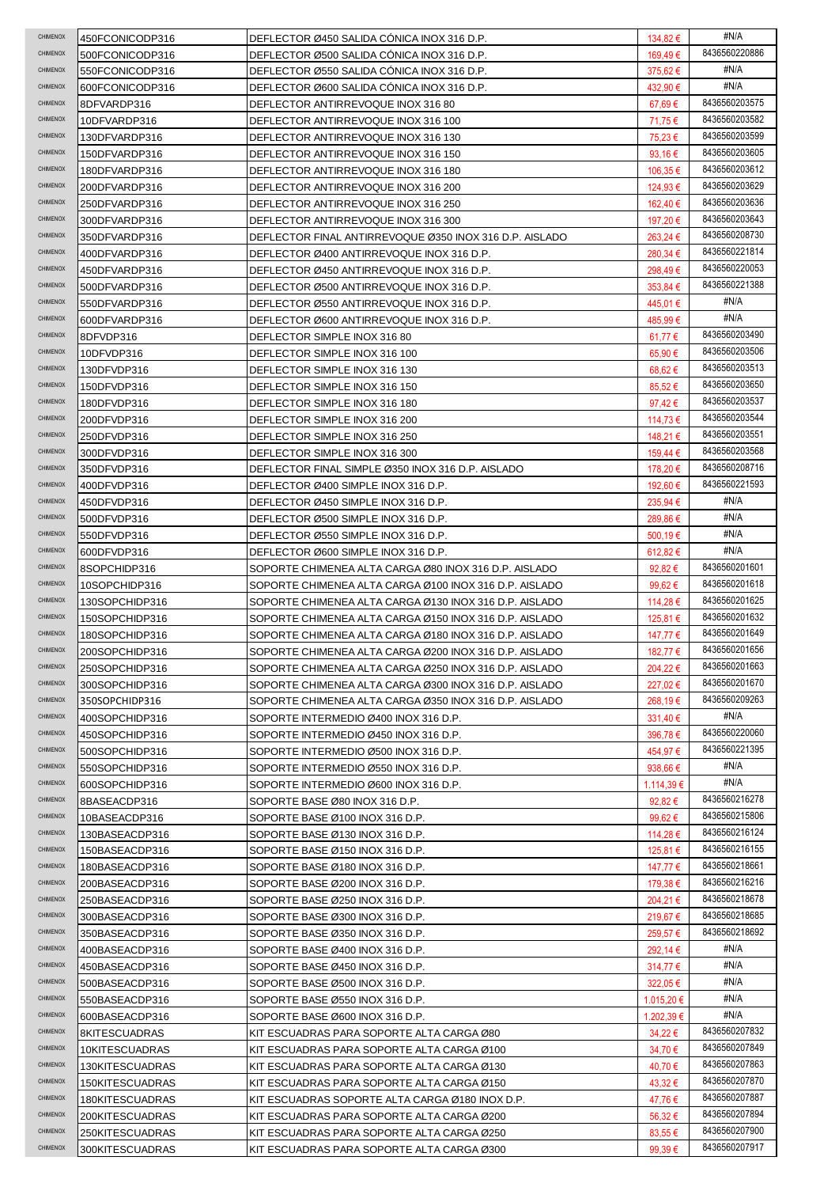| | | | | |
|---|---|---|---|---|
| CHIMENOX | 450FCONICODP316 | DEFLECTOR Ø450 SALIDA CÓNICA INOX 316 D.P. | 134,82 € | #N/A |
| CHIMENOX | 500FCONICODP316 | DEFLECTOR Ø500 SALIDA CÓNICA INOX 316 D.P. | 169,49 € | 8436560220886 |
| CHIMENOX | 550FCONICODP316 | DEFLECTOR Ø550 SALIDA CÓNICA INOX 316 D.P. | 375,62 € | #N/A |
| CHIMENOX | 600FCONICODP316 | DEFLECTOR Ø600 SALIDA CÓNICA INOX 316 D.P. | 432,90 € | #N/A |
| CHIMENOX | 8DFVARDP316 | DEFLECTOR ANTIRREVOQUE INOX 316 80 | 67,69 € | 8436560203575 |
| CHIMENOX | 10DFVARDP316 | DEFLECTOR ANTIRREVOQUE INOX 316 100 | 71,75 € | 8436560203582 |
| CHIMENOX | 130DFVARDP316 | DEFLECTOR ANTIRREVOQUE INOX 316 130 | 75,23 € | 8436560203599 |
| CHIMENOX | 150DFVARDP316 | DEFLECTOR ANTIRREVOQUE INOX 316 150 | 93,16 € | 8436560203605 |
| CHIMENOX | 180DFVARDP316 | DEFLECTOR ANTIRREVOQUE INOX 316 180 | 106,35 € | 8436560203612 |
| CHIMENOX | 200DFVARDP316 | DEFLECTOR ANTIRREVOQUE INOX 316 200 | 124,93 € | 8436560203629 |
| CHIMENOX | 250DFVARDP316 | DEFLECTOR ANTIRREVOQUE INOX 316 250 | 162,40 € | 8436560203636 |
| CHIMENOX | 300DFVARDP316 | DEFLECTOR ANTIRREVOQUE INOX 316 300 | 197,20 € | 8436560203643 |
| CHIMENOX | 350DFVARDP316 | DEFLECTOR FINAL ANTIRREVOQUE Ø350 INOX 316 D.P. AISLADO | 263,24 € | 8436560208730 |
| CHIMENOX | 400DFVARDP316 | DEFLECTOR Ø400 ANTIRREVOQUE INOX 316 D.P. | 280,34 € | 8436560221814 |
| CHIMENOX | 450DFVARDP316 | DEFLECTOR Ø450 ANTIRREVOQUE INOX 316 D.P. | 298,49 € | 8436560220053 |
| CHIMENOX | 500DFVARDP316 | DEFLECTOR Ø500 ANTIRREVOQUE INOX 316 D.P. | 353,84 € | 8436560221388 |
| CHIMENOX | 550DFVARDP316 | DEFLECTOR Ø550 ANTIRREVOQUE INOX 316 D.P. | 445,01 € | #N/A |
| CHIMENOX | 600DFVARDP316 | DEFLECTOR Ø600 ANTIRREVOQUE INOX 316 D.P. | 485,99 € | #N/A |
| CHIMENOX | 8DFVDP316 | DEFLECTOR SIMPLE INOX 316 80 | 61,77 € | 8436560203490 |
| CHIMENOX | 10DFVDP316 | DEFLECTOR SIMPLE INOX 316 100 | 65,90 € | 8436560203506 |
| CHIMENOX | 130DFVDP316 | DEFLECTOR SIMPLE INOX 316 130 | 68,62 € | 8436560203513 |
| CHIMENOX | 150DFVDP316 | DEFLECTOR SIMPLE INOX 316 150 | 85,52 € | 8436560203650 |
| CHIMENOX | 180DFVDP316 | DEFLECTOR SIMPLE INOX 316 180 | 97,42 € | 8436560203537 |
| CHIMENOX | 200DFVDP316 | DEFLECTOR SIMPLE INOX 316 200 | 114,73 € | 8436560203544 |
| CHIMENOX | 250DFVDP316 | DEFLECTOR SIMPLE INOX 316 250 | 148,21 € | 8436560203551 |
| CHIMENOX | 300DFVDP316 | DEFLECTOR SIMPLE INOX 316 300 | 159,44 € | 8436560203568 |
| CHIMENOX | 350DFVDP316 | DEFLECTOR FINAL SIMPLE Ø350 INOX 316 D.P. AISLADO | 178,20 € | 8436560208716 |
| CHIMENOX | 400DFVDP316 | DEFLECTOR Ø400 SIMPLE INOX 316 D.P. | 192,60 € | 8436560221593 |
| CHIMENOX | 450DFVDP316 | DEFLECTOR Ø450 SIMPLE INOX 316 D.P. | 235,94 € | #N/A |
| CHIMENOX | 500DFVDP316 | DEFLECTOR Ø500 SIMPLE INOX 316 D.P. | 289,86 € | #N/A |
| CHIMENOX | 550DFVDP316 | DEFLECTOR Ø550 SIMPLE INOX 316 D.P. | 500,19 € | #N/A |
| CHIMENOX | 600DFVDP316 | DEFLECTOR Ø600 SIMPLE INOX 316 D.P. | 612,82 € | #N/A |
| CHIMENOX | 8SOPCHIDP316 | SOPORTE CHIMENEA ALTA CARGA Ø80 INOX 316 D.P. AISLADO | 92,82 € | 8436560201601 |
| CHIMENOX | 10SOPCHIDP316 | SOPORTE CHIMENEA ALTA CARGA Ø100 INOX 316 D.P. AISLADO | 99,62 € | 8436560201618 |
| CHIMENOX | 130SOPCHIDP316 | SOPORTE CHIMENEA ALTA CARGA Ø130 INOX 316 D.P. AISLADO | 114,28 € | 8436560201625 |
| CHIMENOX | 150SOPCHIDP316 | SOPORTE CHIMENEA ALTA CARGA Ø150 INOX 316 D.P. AISLADO | 125,81 € | 8436560201632 |
| CHIMENOX | 180SOPCHIDP316 | SOPORTE CHIMENEA ALTA CARGA Ø180 INOX 316 D.P. AISLADO | 147,77 € | 8436560201649 |
| CHIMENOX | 200SOPCHIDP316 | SOPORTE CHIMENEA ALTA CARGA Ø200 INOX 316 D.P. AISLADO | 182,77 € | 8436560201656 |
| CHIMENOX | 250SOPCHIDP316 | SOPORTE CHIMENEA ALTA CARGA Ø250 INOX 316 D.P. AISLADO | 204,22 € | 8436560201663 |
| CHIMENOX | 300SOPCHIDP316 | SOPORTE CHIMENEA ALTA CARGA Ø300 INOX 316 D.P. AISLADO | 227,02 € | 8436560201670 |
| CHIMENOX | 350SOPCHIDP316 | SOPORTE CHIMENEA ALTA CARGA Ø350 INOX 316 D.P. AISLADO | 268,19 € | 8436560209263 |
| CHIMENOX | 400SOPCHIDP316 | SOPORTE INTERMEDIO Ø400 INOX 316 D.P. | 331,40 € | #N/A |
| CHIMENOX | 450SOPCHIDP316 | SOPORTE INTERMEDIO Ø450 INOX 316 D.P. | 396,78 € | 8436560220060 |
| CHIMENOX | 500SOPCHIDP316 | SOPORTE INTERMEDIO Ø500 INOX 316 D.P. | 454,97 € | 8436560221395 |
| CHIMENOX | 550SOPCHIDP316 | SOPORTE INTERMEDIO Ø550 INOX 316 D.P. | 938,66 € | #N/A |
| CHIMENOX | 600SOPCHIDP316 | SOPORTE INTERMEDIO Ø600 INOX 316 D.P. | 1.114,39 € | #N/A |
| CHIMENOX | 8BASEACDP316 | SOPORTE BASE Ø80 INOX 316 D.P. | 92,82 € | 8436560216278 |
| CHIMENOX | 10BASEACDP316 | SOPORTE BASE Ø100 INOX 316 D.P. | 99,62 € | 8436560215806 |
| CHIMENOX | 130BASEACDP316 | SOPORTE BASE Ø130 INOX 316 D.P. | 114,28 € | 8436560216124 |
| CHIMENOX | 150BASEACDP316 | SOPORTE BASE Ø150 INOX 316 D.P. | 125,81 € | 8436560216155 |
| CHIMENOX | 180BASEACDP316 | SOPORTE BASE Ø180 INOX 316 D.P. | 147,77 € | 8436560218661 |
| CHIMENOX | 200BASEACDP316 | SOPORTE BASE Ø200 INOX 316 D.P. | 179,38 € | 8436560216216 |
| CHIMENOX | 250BASEACDP316 | SOPORTE BASE Ø250 INOX 316 D.P. | 204,21 € | 8436560218678 |
| CHIMENOX | 300BASEACDP316 | SOPORTE BASE Ø300 INOX 316 D.P. | 219,67 € | 8436560218685 |
| CHIMENOX | 350BASEACDP316 | SOPORTE BASE Ø350 INOX 316 D.P. | 259,57 € | 8436560218692 |
| CHIMENOX | 400BASEACDP316 | SOPORTE BASE Ø400 INOX 316 D.P. | 292,14 € | #N/A |
| CHIMENOX | 450BASEACDP316 | SOPORTE BASE Ø450 INOX 316 D.P. | 314,77 € | #N/A |
| CHIMENOX | 500BASEACDP316 | SOPORTE BASE Ø500 INOX 316 D.P. | 322,05 € | #N/A |
| CHIMENOX | 550BASEACDP316 | SOPORTE BASE Ø550 INOX 316 D.P. | 1.015,20 € | #N/A |
| CHIMENOX | 600BASEACDP316 | SOPORTE BASE Ø600 INOX 316 D.P. | 1.202,39 € | #N/A |
| CHIMENOX | 8KITESCUADRAS | KIT ESCUADRAS PARA SOPORTE ALTA CARGA Ø80 | 34,22 € | 8436560207832 |
| CHIMENOX | 10KITESCUADRAS | KIT ESCUADRAS PARA SOPORTE ALTA CARGA Ø100 | 34,70 € | 8436560207849 |
| CHIMENOX | 130KITESCUADRAS | KIT ESCUADRAS PARA SOPORTE ALTA CARGA Ø130 | 40,70 € | 8436560207863 |
| CHIMENOX | 150KITESCUADRAS | KIT ESCUADRAS PARA SOPORTE ALTA CARGA Ø150 | 43,32 € | 8436560207870 |
| CHIMENOX | 180KITESCUADRAS | KIT ESCUADRAS SOPORTE ALTA CARGA Ø180 INOX D.P. | 47,76 € | 8436560207887 |
| CHIMENOX | 200KITESCUADRAS | KIT ESCUADRAS PARA SOPORTE ALTA CARGA Ø200 | 56,32 € | 8436560207894 |
| CHIMENOX | 250KITESCUADRAS | KIT ESCUADRAS PARA SOPORTE ALTA CARGA Ø250 | 83,55 € | 8436560207900 |
| CHIMENOX | 300KITESCUADRAS | KIT ESCUADRAS PARA SOPORTE ALTA CARGA Ø300 | 99,39 € | 8436560207917 |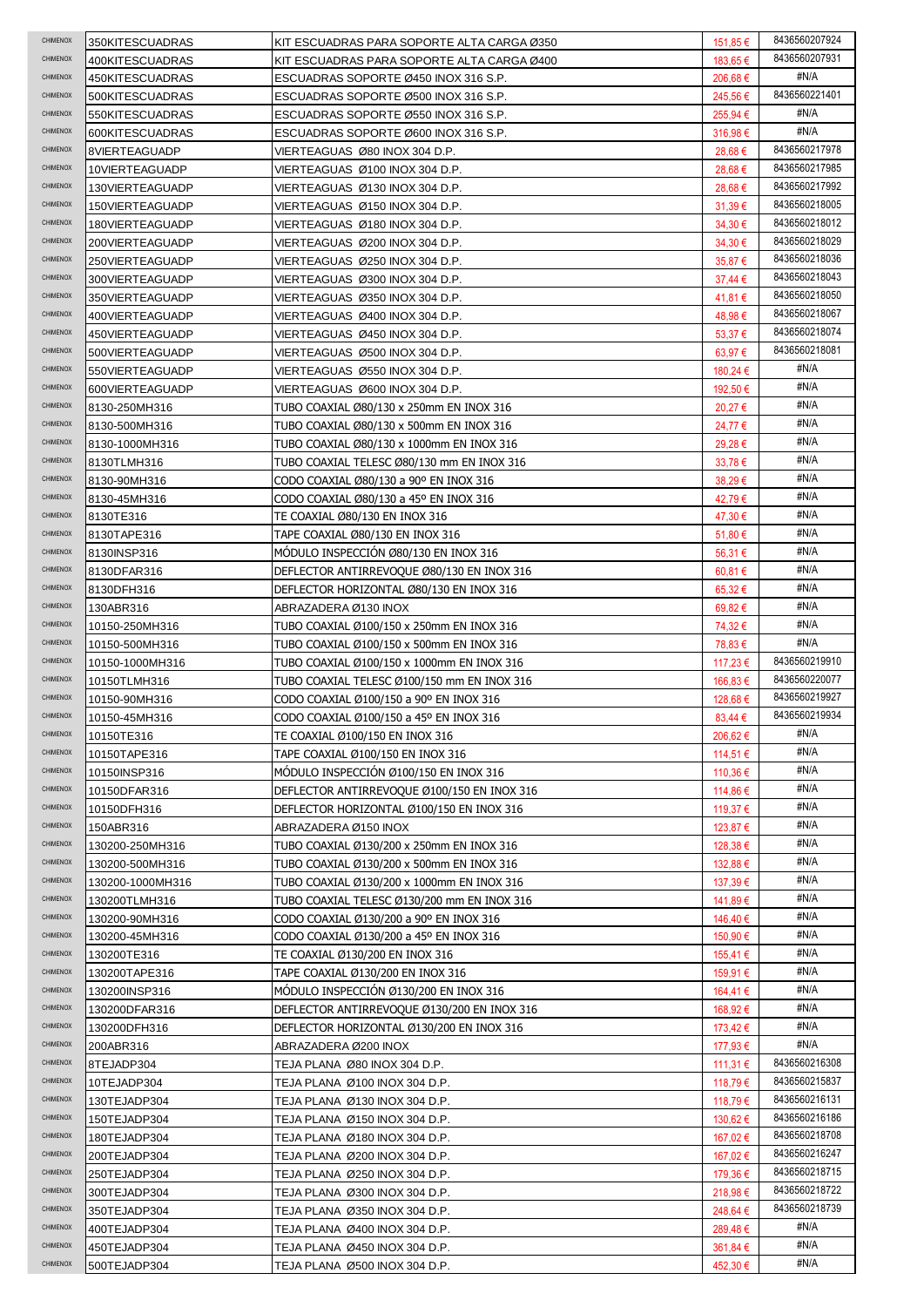| | | | | |
|---|---|---|---|---|
| CHIMENOX | 350KITESCUADRAS | KIT ESCUADRAS PARA SOPORTE ALTA CARGA Ø350 | 151,85 € | 8436560207924 |
| CHIMENOX | 400KITESCUADRAS | KIT ESCUADRAS PARA SOPORTE ALTA CARGA Ø400 | 183,65 € | 8436560207931 |
| CHIMENOX | 450KITESCUADRAS | ESCUADRAS SOPORTE Ø450 INOX 316 S.P. | 206,68 € | #N/A |
| CHIMENOX | 500KITESCUADRAS | ESCUADRAS SOPORTE Ø500 INOX 316 S.P. | 245,56 € | 8436560221401 |
| CHIMENOX | 550KITESCUADRAS | ESCUADRAS SOPORTE Ø550 INOX 316 S.P. | 255,94 € | #N/A |
| CHIMENOX | 600KITESCUADRAS | ESCUADRAS SOPORTE Ø600 INOX 316 S.P. | 316,98 € | #N/A |
| CHIMENOX | 8VIERTEAGUADP | VIERTEAGUAS Ø80 INOX 304 D.P. | 28,68 € | 8436560217978 |
| CHIMENOX | 10VIERTEAGUADP | VIERTEAGUAS Ø100 INOX 304 D.P. | 28,68 € | 8436560217985 |
| CHIMENOX | 130VIERTEAGUADP | VIERTEAGUAS Ø130 INOX 304 D.P. | 28,68 € | 8436560217992 |
| CHIMENOX | 150VIERTEAGUADP | VIERTEAGUAS Ø150 INOX 304 D.P. | 31,39 € | 8436560218005 |
| CHIMENOX | 180VIERTEAGUADP | VIERTEAGUAS Ø180 INOX 304 D.P. | 34,30 € | 8436560218012 |
| CHIMENOX | 200VIERTEAGUADP | VIERTEAGUAS Ø200 INOX 304 D.P. | 34,30 € | 8436560218029 |
| CHIMENOX | 250VIERTEAGUADP | VIERTEAGUAS Ø250 INOX 304 D.P. | 35,87 € | 8436560218036 |
| CHIMENOX | 300VIERTEAGUADP | VIERTEAGUAS Ø300 INOX 304 D.P. | 37,44 € | 8436560218043 |
| CHIMENOX | 350VIERTEAGUADP | VIERTEAGUAS Ø350 INOX 304 D.P. | 41,81 € | 8436560218050 |
| CHIMENOX | 400VIERTEAGUADP | VIERTEAGUAS Ø400 INOX 304 D.P. | 48,98 € | 8436560218067 |
| CHIMENOX | 450VIERTEAGUADP | VIERTEAGUAS Ø450 INOX 304 D.P. | 53,37 € | 8436560218074 |
| CHIMENOX | 500VIERTEAGUADP | VIERTEAGUAS Ø500 INOX 304 D.P. | 63,97 € | 8436560218081 |
| CHIMENOX | 550VIERTEAGUADP | VIERTEAGUAS Ø550 INOX 304 D.P. | 180,24 € | #N/A |
| CHIMENOX | 600VIERTEAGUADP | VIERTEAGUAS Ø600 INOX 304 D.P. | 192,50 € | #N/A |
| CHIMENOX | 8130-250MH316 | TUBO COAXIAL Ø80/130 x 250mm EN INOX 316 | 20,27 € | #N/A |
| CHIMENOX | 8130-500MH316 | TUBO COAXIAL Ø80/130 x 500mm EN INOX 316 | 24,77 € | #N/A |
| CHIMENOX | 8130-1000MH316 | TUBO COAXIAL Ø80/130 x 1000mm EN INOX 316 | 29,28 € | #N/A |
| CHIMENOX | 8130TLMH316 | TUBO COAXIAL TELESC Ø80/130 mm EN INOX 316 | 33,78 € | #N/A |
| CHIMENOX | 8130-90MH316 | CODO COAXIAL Ø80/130 a 90º EN INOX 316 | 38,29 € | #N/A |
| CHIMENOX | 8130-45MH316 | CODO COAXIAL Ø80/130 a 45º EN INOX 316 | 42,79 € | #N/A |
| CHIMENOX | 8130TE316 | TE COAXIAL Ø80/130 EN INOX 316 | 47,30 € | #N/A |
| CHIMENOX | 8130TAPE316 | TAPE COAXIAL Ø80/130 EN INOX 316 | 51,80 € | #N/A |
| CHIMENOX | 8130INSP316 | MÓDULO INSPECCIÓN Ø80/130 EN INOX 316 | 56,31 € | #N/A |
| CHIMENOX | 8130DFAR316 | DEFLECTOR ANTIRREVOQUE Ø80/130 EN INOX 316 | 60,81 € | #N/A |
| CHIMENOX | 8130DFH316 | DEFLECTOR HORIZONTAL Ø80/130 EN INOX 316 | 65,32 € | #N/A |
| CHIMENOX | 130ABR316 | ABRAZADERA Ø130 INOX | 69,82 € | #N/A |
| CHIMENOX | 10150-250MH316 | TUBO COAXIAL Ø100/150 x 250mm EN INOX 316 | 74,32 € | #N/A |
| CHIMENOX | 10150-500MH316 | TUBO COAXIAL Ø100/150 x 500mm EN INOX 316 | 78,83 € | #N/A |
| CHIMENOX | 10150-1000MH316 | TUBO COAXIAL Ø100/150 x 1000mm EN INOX 316 | 117,23 € | 8436560219910 |
| CHIMENOX | 10150TLMH316 | TUBO COAXIAL TELESC Ø100/150 mm EN INOX 316 | 166,83 € | 8436560220077 |
| CHIMENOX | 10150-90MH316 | CODO COAXIAL Ø100/150 a 90º EN INOX 316 | 128,68 € | 8436560219927 |
| CHIMENOX | 10150-45MH316 | CODO COAXIAL Ø100/150 a 45º EN INOX 316 | 83,44 € | 8436560219934 |
| CHIMENOX | 10150TE316 | TE COAXIAL Ø100/150 EN INOX 316 | 206,62 € | #N/A |
| CHIMENOX | 10150TAPE316 | TAPE COAXIAL Ø100/150 EN INOX 316 | 114,51 € | #N/A |
| CHIMENOX | 10150INSP316 | MÓDULO INSPECCIÓN Ø100/150 EN INOX 316 | 110,36 € | #N/A |
| CHIMENOX | 10150DFAR316 | DEFLECTOR ANTIRREVOQUE Ø100/150 EN INOX 316 | 114,86 € | #N/A |
| CHIMENOX | 10150DFH316 | DEFLECTOR HORIZONTAL Ø100/150 EN INOX 316 | 119,37 € | #N/A |
| CHIMENOX | 150ABR316 | ABRAZADERA Ø150 INOX | 123,87 € | #N/A |
| CHIMENOX | 130200-250MH316 | TUBO COAXIAL Ø130/200 x 250mm EN INOX 316 | 128,38 € | #N/A |
| CHIMENOX | 130200-500MH316 | TUBO COAXIAL Ø130/200 x 500mm EN INOX 316 | 132,88 € | #N/A |
| CHIMENOX | 130200-1000MH316 | TUBO COAXIAL Ø130/200 x 1000mm EN INOX 316 | 137,39 € | #N/A |
| CHIMENOX | 130200TLMH316 | TUBO COAXIAL TELESC Ø130/200 mm EN INOX 316 | 141,89 € | #N/A |
| CHIMENOX | 130200-90MH316 | CODO COAXIAL Ø130/200 a 90º EN INOX 316 | 146,40 € | #N/A |
| CHIMENOX | 130200-45MH316 | CODO COAXIAL Ø130/200 a 45º EN INOX 316 | 150,90 € | #N/A |
| CHIMENOX | 130200TE316 | TE COAXIAL Ø130/200 EN INOX 316 | 155,41 € | #N/A |
| CHIMENOX | 130200TAPE316 | TAPE COAXIAL Ø130/200 EN INOX 316 | 159,91 € | #N/A |
| CHIMENOX | 130200INSP316 | MÓDULO INSPECCIÓN Ø130/200 EN INOX 316 | 164,41 € | #N/A |
| CHIMENOX | 130200DFAR316 | DEFLECTOR ANTIRREVOQUE Ø130/200 EN INOX 316 | 168,92 € | #N/A |
| CHIMENOX | 130200DFH316 | DEFLECTOR HORIZONTAL Ø130/200 EN INOX 316 | 173,42 € | #N/A |
| CHIMENOX | 200ABR316 | ABRAZADERA Ø200 INOX | 177,93 € | #N/A |
| CHIMENOX | 8TEJADP304 | TEJA PLANA Ø80 INOX 304 D.P. | 111,31 € | 8436560216308 |
| CHIMENOX | 10TEJADP304 | TEJA PLANA Ø100 INOX 304 D.P. | 118,79 € | 8436560215837 |
| CHIMENOX | 130TEJADP304 | TEJA PLANA Ø130 INOX 304 D.P. | 118,79 € | 8436560216131 |
| CHIMENOX | 150TEJADP304 | TEJA PLANA Ø150 INOX 304 D.P. | 130,62 € | 8436560216186 |
| CHIMENOX | 180TEJADP304 | TEJA PLANA Ø180 INOX 304 D.P. | 167,02 € | 8436560218708 |
| CHIMENOX | 200TEJADP304 | TEJA PLANA Ø200 INOX 304 D.P. | 167,02 € | 8436560216247 |
| CHIMENOX | 250TEJADP304 | TEJA PLANA Ø250 INOX 304 D.P. | 179,36 € | 8436560218715 |
| CHIMENOX | 300TEJADP304 | TEJA PLANA Ø300 INOX 304 D.P. | 218,98 € | 8436560218722 |
| CHIMENOX | 350TEJADP304 | TEJA PLANA Ø350 INOX 304 D.P. | 248,64 € | 8436560218739 |
| CHIMENOX | 400TEJADP304 | TEJA PLANA Ø400 INOX 304 D.P. | 289,48 € | #N/A |
| CHIMENOX | 450TEJADP304 | TEJA PLANA Ø450 INOX 304 D.P. | 361,84 € | #N/A |
| CHIMENOX | 500TEJADP304 | TEJA PLANA Ø500 INOX 304 D.P. | 452,30 € | #N/A |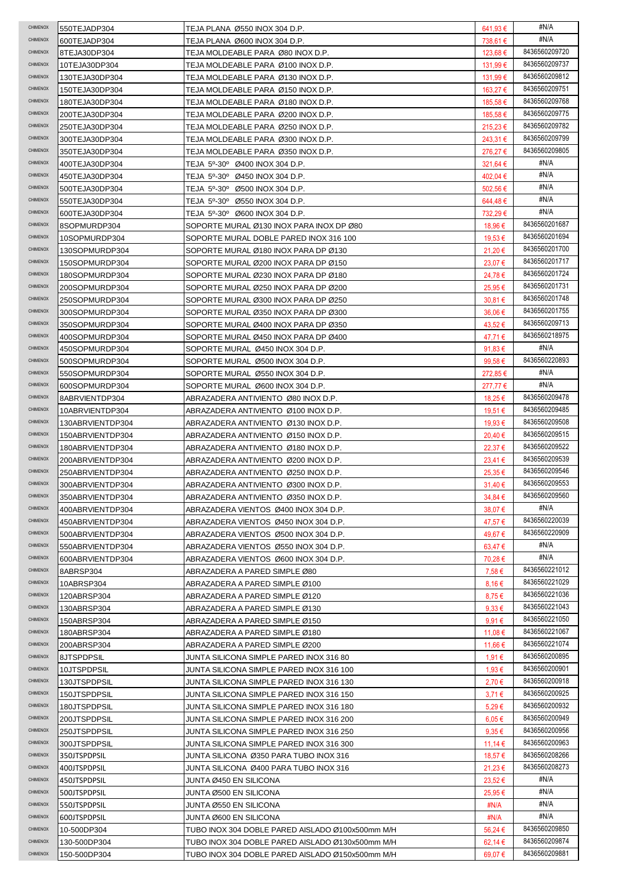| | | | | |
|---|---|---|---|---|
| CHIMENOX | 550TEJADP304 | TEJA PLANA Ø550 INOX 304 D.P. | 641,93 € | #N/A |
| CHIMENOX | 600TEJADP304 | TEJA PLANA Ø600 INOX 304 D.P. | 738,61 € | #N/A |
| CHIMENOX | 8TEJA30DP304 | TEJA MOLDEABLE PARA Ø80 INOX D.P. | 123,68 € | 8436560209720 |
| CHIMENOX | 10TEJA30DP304 | TEJA MOLDEABLE PARA Ø100 INOX D.P. | 131,99 € | 8436560209737 |
| CHIMENOX | 130TEJA30DP304 | TEJA MOLDEABLE PARA Ø130 INOX D.P. | 131,99 € | 8436560209812 |
| CHIMENOX | 150TEJA30DP304 | TEJA MOLDEABLE PARA Ø150 INOX D.P. | 163,27 € | 8436560209751 |
| CHIMENOX | 180TEJA30DP304 | TEJA MOLDEABLE PARA Ø180 INOX D.P. | 185,58 € | 8436560209768 |
| CHIMENOX | 200TEJA30DP304 | TEJA MOLDEABLE PARA Ø200 INOX D.P. | 185,58 € | 8436560209775 |
| CHIMENOX | 250TEJA30DP304 | TEJA MOLDEABLE PARA Ø250 INOX D.P. | 215,23 € | 8436560209782 |
| CHIMENOX | 300TEJA30DP304 | TEJA MOLDEABLE PARA Ø300 INOX D.P. | 243,31 € | 8436560209799 |
| CHIMENOX | 350TEJA30DP304 | TEJA MOLDEABLE PARA Ø350 INOX D.P. | 276,27 € | 8436560209805 |
| CHIMENOX | 400TEJA30DP304 | TEJA 5º-30º Ø400 INOX 304 D.P. | 321,64 € | #N/A |
| CHIMENOX | 450TEJA30DP304 | TEJA 5º-30º Ø450 INOX 304 D.P. | 402,04 € | #N/A |
| CHIMENOX | 500TEJA30DP304 | TEJA 5º-30º Ø500 INOX 304 D.P. | 502,56 € | #N/A |
| CHIMENOX | 550TEJA30DP304 | TEJA 5º-30º Ø550 INOX 304 D.P. | 644,48 € | #N/A |
| CHIMENOX | 600TEJA30DP304 | TEJA 5º-30º Ø600 INOX 304 D.P. | 732,29 € | #N/A |
| CHIMENOX | 8SOPMURDP304 | SOPORTE MURAL Ø130 INOX PARA INOX DP Ø80 | 18,96 € | 8436560201687 |
| CHIMENOX | 10SOPMURDP304 | SOPORTE MURAL DOBLE PARED INOX 316 100 | 19,53 € | 8436560201694 |
| CHIMENOX | 130SOPMURDP304 | SOPORTE MURAL Ø180 INOX PARA DP Ø130 | 21,20 € | 8436560201700 |
| CHIMENOX | 150SOPMURDP304 | SOPORTE MURAL Ø200 INOX PARA DP Ø150 | 23,07 € | 8436560201717 |
| CHIMENOX | 180SOPMURDP304 | SOPORTE MURAL Ø230 INOX PARA DP Ø180 | 24,78 € | 8436560201724 |
| CHIMENOX | 200SOPMURDP304 | SOPORTE MURAL Ø250 INOX PARA DP Ø200 | 25,95 € | 8436560201731 |
| CHIMENOX | 250SOPMURDP304 | SOPORTE MURAL Ø300 INOX PARA DP Ø250 | 30,81 € | 8436560201748 |
| CHIMENOX | 300SOPMURDP304 | SOPORTE MURAL Ø350 INOX PARA DP Ø300 | 36,06 € | 8436560201755 |
| CHIMENOX | 350SOPMURDP304 | SOPORTE MURAL Ø400 INOX PARA DP Ø350 | 43,52 € | 8436560209713 |
| CHIMENOX | 400SOPMURDP304 | SOPORTE MURAL Ø450 INOX PARA DP Ø400 | 47,71 € | 8436560218975 |
| CHIMENOX | 450SOPMURDP304 | SOPORTE MURAL Ø450 INOX 304 D.P. | 91,83 € | #N/A |
| CHIMENOX | 500SOPMURDP304 | SOPORTE MURAL Ø500 INOX 304 D.P. | 99,58 € | 8436560220893 |
| CHIMENOX | 550SOPMURDP304 | SOPORTE MURAL Ø550 INOX 304 D.P. | 272,85 € | #N/A |
| CHIMENOX | 600SOPMURDP304 | SOPORTE MURAL Ø600 INOX 304 D.P. | 277,77 € | #N/A |
| CHIMENOX | 8ABRVIENTDP304 | ABRAZADERA ANTIVIENTO Ø80 INOX D.P. | 18,25 € | 8436560209478 |
| CHIMENOX | 10ABRVIENTDP304 | ABRAZADERA ANTIVIENTO Ø100 INOX D.P. | 19,51 € | 8436560209485 |
| CHIMENOX | 130ABRVIENTDP304 | ABRAZADERA ANTIVIENTO Ø130 INOX D.P. | 19,93 € | 8436560209508 |
| CHIMENOX | 150ABRVIENTDP304 | ABRAZADERA ANTIVIENTO Ø150 INOX D.P. | 20,40 € | 8436560209515 |
| CHIMENOX | 180ABRVIENTDP304 | ABRAZADERA ANTIVIENTO Ø180 INOX D.P. | 22,37 € | 8436560209522 |
| CHIMENOX | 200ABRVIENTDP304 | ABRAZADERA ANTIVIENTO Ø200 INOX D.P. | 23,41 € | 8436560209539 |
| CHIMENOX | 250ABRVIENTDP304 | ABRAZADERA ANTIVIENTO Ø250 INOX D.P. | 25,35 € | 8436560209546 |
| CHIMENOX | 300ABRVIENTDP304 | ABRAZADERA ANTIVIENTO Ø300 INOX D.P. | 31,40 € | 8436560209553 |
| CHIMENOX | 350ABRVIENTDP304 | ABRAZADERA ANTIVIENTO Ø350 INOX D.P. | 34,84 € | 8436560209560 |
| CHIMENOX | 400ABRVIENTDP304 | ABRAZADERA VIENTOS Ø400 INOX 304 D.P. | 38,07 € | #N/A |
| CHIMENOX | 450ABRVIENTDP304 | ABRAZADERA VIENTOS Ø450 INOX 304 D.P. | 47,57 € | 8436560220039 |
| CHIMENOX | 500ABRVIENTDP304 | ABRAZADERA VIENTOS Ø500 INOX 304 D.P. | 49,67 € | 8436560220909 |
| CHIMENOX | 550ABRVIENTDP304 | ABRAZADERA VIENTOS Ø550 INOX 304 D.P. | 63,47 € | #N/A |
| CHIMENOX | 600ABRVIENTDP304 | ABRAZADERA VIENTOS Ø600 INOX 304 D.P. | 70,28 € | #N/A |
| CHIMENOX | 8ABRSP304 | ABRAZADERA A PARED SIMPLE Ø80 | 7,58 € | 8436560221012 |
| CHIMENOX | 10ABRSP304 | ABRAZADERA A PARED SIMPLE Ø100 | 8,16 € | 8436560221029 |
| CHIMENOX | 120ABRSP304 | ABRAZADERA A PARED SIMPLE Ø120 | 8,75 € | 8436560221036 |
| CHIMENOX | 130ABRSP304 | ABRAZADERA A PARED SIMPLE Ø130 | 9,33 € | 8436560221043 |
| CHIMENOX | 150ABRSP304 | ABRAZADERA A PARED SIMPLE Ø150 | 9,91 € | 8436560221050 |
| CHIMENOX | 180ABRSP304 | ABRAZADERA A PARED SIMPLE Ø180 | 11,08 € | 8436560221067 |
| CHIMENOX | 200ABRSP304 | ABRAZADERA A PARED SIMPLE Ø200 | 11,66 € | 8436560221074 |
| CHIMENOX | 8JTSPDPSIL | JUNTA SILICONA SIMPLE PARED INOX 316 80 | 1,91 € | 8436560200895 |
| CHIMENOX | 10JTSPDPSIL | JUNTA SILICONA SIMPLE PARED INOX 316 100 | 1,93 € | 8436560200901 |
| CHIMENOX | 130JTSPDPSIL | JUNTA SILICONA SIMPLE PARED INOX 316 130 | 2,70 € | 8436560200918 |
| CHIMENOX | 150JTSPDPSIL | JUNTA SILICONA SIMPLE PARED INOX 316 150 | 3,71 € | 8436560200925 |
| CHIMENOX | 180JTSPDPSIL | JUNTA SILICONA SIMPLE PARED INOX 316 180 | 5,29 € | 8436560200932 |
| CHIMENOX | 200JTSPDPSIL | JUNTA SILICONA SIMPLE PARED INOX 316 200 | 6,05 € | 8436560200949 |
| CHIMENOX | 250JTSPDPSIL | JUNTA SILICONA SIMPLE PARED INOX 316 250 | 9,35 € | 8436560200956 |
| CHIMENOX | 300JTSPDPSIL | JUNTA SILICONA SIMPLE PARED INOX 316 300 | 11,14 € | 8436560200963 |
| CHIMENOX | 350JTSPDPSIL | JUNTA SILICONA Ø350 PARA TUBO INOX 316 | 18,57 € | 8436560208266 |
| CHIMENOX | 400JTSPDPSIL | JUNTA SILICONA Ø400 PARA TUBO INOX 316 | 21,23 € | 8436560208273 |
| CHIMENOX | 450JTSPDPSIL | JUNTA Ø450 EN SILICONA | 23,52 € | #N/A |
| CHIMENOX | 500JTSPDPSIL | JUNTA Ø500 EN SILICONA | 25,95 € | #N/A |
| CHIMENOX | 550JTSPDPSIL | JUNTA Ø550 EN SILICONA | #N/A | #N/A |
| CHIMENOX | 600JTSPDPSIL | JUNTA Ø600 EN SILICONA | #N/A | #N/A |
| CHIMENOX | 10-500DP304 | TUBO INOX 304 DOBLE PARED AISLADO Ø100x500mm M/H | 56,24 € | 8436560209850 |
| CHIMENOX | 130-500DP304 | TUBO INOX 304 DOBLE PARED AISLADO Ø130x500mm M/H | 62,14 € | 8436560209874 |
| CHIMENOX | 150-500DP304 | TUBO INOX 304 DOBLE PARED AISLADO Ø150x500mm M/H | 69,07 € | 8436560209881 |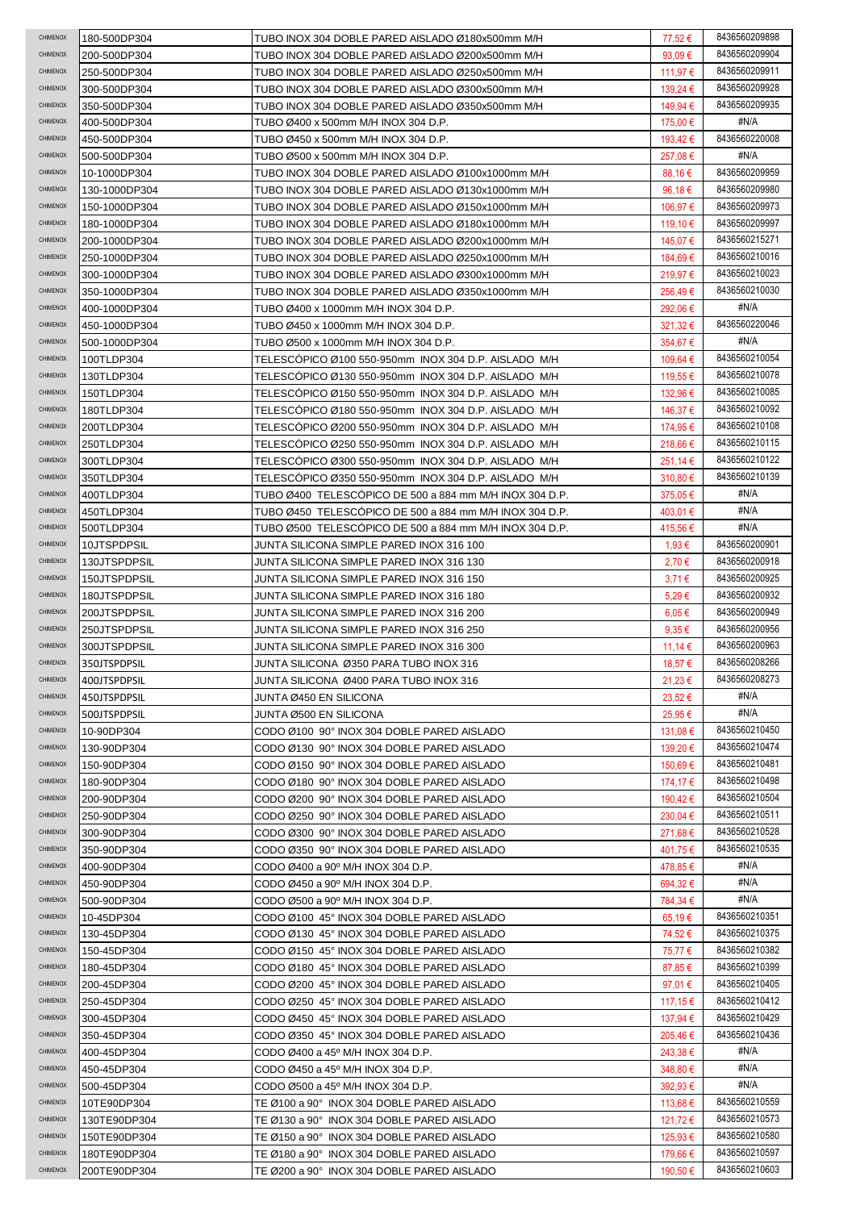| | | | | |
|---|---|---|---|---|
| CHIMENOX | 180-500DP304 | TUBO INOX 304 DOBLE PARED AISLADO Ø180x500mm M/H | 77,52 € | 8436560209898 |
| CHIMENOX | 200-500DP304 | TUBO INOX 304 DOBLE PARED AISLADO Ø200x500mm M/H | 93,09 € | 8436560209904 |
| CHIMENOX | 250-500DP304 | TUBO INOX 304 DOBLE PARED AISLADO Ø250x500mm M/H | 111,97 € | 8436560209911 |
| CHIMENOX | 300-500DP304 | TUBO INOX 304 DOBLE PARED AISLADO Ø300x500mm M/H | 139,24 € | 8436560209928 |
| CHIMENOX | 350-500DP304 | TUBO INOX 304 DOBLE PARED AISLADO Ø350x500mm M/H | 149,94 € | 8436560209935 |
| CHIMENOX | 400-500DP304 | TUBO Ø400 x 500mm M/H INOX 304 D.P. | 175,00 € | #N/A |
| CHIMENOX | 450-500DP304 | TUBO Ø450 x 500mm M/H INOX 304 D.P. | 193,42 € | 8436560220008 |
| CHIMENOX | 500-500DP304 | TUBO Ø500 x 500mm M/H INOX 304 D.P. | 257,08 € | #N/A |
| CHIMENOX | 10-1000DP304 | TUBO INOX 304 DOBLE PARED AISLADO Ø100x1000mm M/H | 88,16 € | 8436560209959 |
| CHIMENOX | 130-1000DP304 | TUBO INOX 304 DOBLE PARED AISLADO Ø130x1000mm M/H | 96,18 € | 8436560209980 |
| CHIMENOX | 150-1000DP304 | TUBO INOX 304 DOBLE PARED AISLADO Ø150x1000mm M/H | 106,97 € | 8436560209973 |
| CHIMENOX | 180-1000DP304 | TUBO INOX 304 DOBLE PARED AISLADO Ø180x1000mm M/H | 119,10 € | 8436560209997 |
| CHIMENOX | 200-1000DP304 | TUBO INOX 304 DOBLE PARED AISLADO Ø200x1000mm M/H | 145,07 € | 8436560215271 |
| CHIMENOX | 250-1000DP304 | TUBO INOX 304 DOBLE PARED AISLADO Ø250x1000mm M/H | 184,69 € | 8436560210016 |
| CHIMENOX | 300-1000DP304 | TUBO INOX 304 DOBLE PARED AISLADO Ø300x1000mm M/H | 219,97 € | 8436560210023 |
| CHIMENOX | 350-1000DP304 | TUBO INOX 304 DOBLE PARED AISLADO Ø350x1000mm M/H | 256,49 € | 8436560210030 |
| CHIMENOX | 400-1000DP304 | TUBO Ø400 x 1000mm M/H INOX 304 D.P. | 292,06 € | #N/A |
| CHIMENOX | 450-1000DP304 | TUBO Ø450 x 1000mm M/H INOX 304 D.P. | 321,32 € | 8436560220046 |
| CHIMENOX | 500-1000DP304 | TUBO Ø500 x 1000mm M/H INOX 304 D.P. | 354,67 € | #N/A |
| CHIMENOX | 100TLDP304 | TELESCÓPICO Ø100 550-950mm INOX 304 D.P. AISLADO M/H | 109,64 € | 8436560210054 |
| CHIMENOX | 130TLDP304 | TELESCÓPICO Ø130 550-950mm INOX 304 D.P. AISLADO M/H | 119,55 € | 8436560210078 |
| CHIMENOX | 150TLDP304 | TELESCÓPICO Ø150 550-950mm INOX 304 D.P. AISLADO M/H | 132,96 € | 8436560210085 |
| CHIMENOX | 180TLDP304 | TELESCÓPICO Ø180 550-950mm INOX 304 D.P. AISLADO M/H | 146,37 € | 8436560210092 |
| CHIMENOX | 200TLDP304 | TELESCÓPICO Ø200 550-950mm INOX 304 D.P. AISLADO M/H | 174,95 € | 8436560210108 |
| CHIMENOX | 250TLDP304 | TELESCÓPICO Ø250 550-950mm INOX 304 D.P. AISLADO M/H | 218,66 € | 8436560210115 |
| CHIMENOX | 300TLDP304 | TELESCÓPICO Ø300 550-950mm INOX 304 D.P. AISLADO M/H | 251,14 € | 8436560210122 |
| CHIMENOX | 350TLDP304 | TELESCÓPICO Ø350 550-950mm INOX 304 D.P. AISLADO M/H | 310,80 € | 8436560210139 |
| CHIMENOX | 400TLDP304 | TUBO Ø400 TELESCÓPICO DE 500 a 884 mm M/H INOX 304 D.P. | 375,05 € | #N/A |
| CHIMENOX | 450TLDP304 | TUBO Ø450 TELESCÓPICO DE 500 a 884 mm M/H INOX 304 D.P. | 403,01 € | #N/A |
| CHIMENOX | 500TLDP304 | TUBO Ø500 TELESCÓPICO DE 500 a 884 mm M/H INOX 304 D.P. | 415,56 € | #N/A |
| CHIMENOX | 10JTSPDPSIL | JUNTA SILICONA SIMPLE PARED INOX 316 100 | 1,93 € | 8436560200901 |
| CHIMENOX | 130JTSPDPSIL | JUNTA SILICONA SIMPLE PARED INOX 316 130 | 2,70 € | 8436560200918 |
| CHIMENOX | 150JTSPDPSIL | JUNTA SILICONA SIMPLE PARED INOX 316 150 | 3,71 € | 8436560200925 |
| CHIMENOX | 180JTSPDPSIL | JUNTA SILICONA SIMPLE PARED INOX 316 180 | 5,29 € | 8436560200932 |
| CHIMENOX | 200JTSPDPSIL | JUNTA SILICONA SIMPLE PARED INOX 316 200 | 6,05 € | 8436560200949 |
| CHIMENOX | 250JTSPDPSIL | JUNTA SILICONA SIMPLE PARED INOX 316 250 | 9,35 € | 8436560200956 |
| CHIMENOX | 300JTSPDPSIL | JUNTA SILICONA SIMPLE PARED INOX 316 300 | 11,14 € | 8436560200963 |
| CHIMENOX | 350JTSPDPSIL | JUNTA SILICONA Ø350 PARA TUBO INOX 316 | 18,57 € | 8436560208266 |
| CHIMENOX | 400JTSPDPSIL | JUNTA SILICONA Ø400 PARA TUBO INOX 316 | 21,23 € | 8436560208273 |
| CHIMENOX | 450JTSPDPSIL | JUNTA Ø450 EN SILICONA | 23,52 € | #N/A |
| CHIMENOX | 500JTSPDPSIL | JUNTA Ø500 EN SILICONA | 25,95 € | #N/A |
| CHIMENOX | 10-90DP304 | CODO Ø100 90° INOX 304 DOBLE PARED AISLADO | 131,08 € | 8436560210450 |
| CHIMENOX | 130-90DP304 | CODO Ø130 90° INOX 304 DOBLE PARED AISLADO | 139,20 € | 8436560210474 |
| CHIMENOX | 150-90DP304 | CODO Ø150 90° INOX 304 DOBLE PARED AISLADO | 150,69 € | 8436560210481 |
| CHIMENOX | 180-90DP304 | CODO Ø180 90° INOX 304 DOBLE PARED AISLADO | 174,17 € | 8436560210498 |
| CHIMENOX | 200-90DP304 | CODO Ø200 90° INOX 304 DOBLE PARED AISLADO | 190,42 € | 8436560210504 |
| CHIMENOX | 250-90DP304 | CODO Ø250 90° INOX 304 DOBLE PARED AISLADO | 230,04 € | 8436560210511 |
| CHIMENOX | 300-90DP304 | CODO Ø300 90° INOX 304 DOBLE PARED AISLADO | 271,68 € | 8436560210528 |
| CHIMENOX | 350-90DP304 | CODO Ø350 90° INOX 304 DOBLE PARED AISLADO | 401,75 € | 8436560210535 |
| CHIMENOX | 400-90DP304 | CODO Ø400 a 90º M/H INOX 304 D.P. | 478,85 € | #N/A |
| CHIMENOX | 450-90DP304 | CODO Ø450 a 90º M/H INOX 304 D.P. | 694,32 € | #N/A |
| CHIMENOX | 500-90DP304 | CODO Ø500 a 90º M/H INOX 304 D.P. | 784,34 € | #N/A |
| CHIMENOX | 10-45DP304 | CODO Ø100 45° INOX 304 DOBLE PARED AISLADO | 65,19 € | 8436560210351 |
| CHIMENOX | 130-45DP304 | CODO Ø130 45° INOX 304 DOBLE PARED AISLADO | 74,52 € | 8436560210375 |
| CHIMENOX | 150-45DP304 | CODO Ø150 45° INOX 304 DOBLE PARED AISLADO | 75,77 € | 8436560210382 |
| CHIMENOX | 180-45DP304 | CODO Ø180 45° INOX 304 DOBLE PARED AISLADO | 87,85 € | 8436560210399 |
| CHIMENOX | 200-45DP304 | CODO Ø200 45° INOX 304 DOBLE PARED AISLADO | 97,01 € | 8436560210405 |
| CHIMENOX | 250-45DP304 | CODO Ø250 45° INOX 304 DOBLE PARED AISLADO | 117,15 € | 8436560210412 |
| CHIMENOX | 300-45DP304 | CODO Ø450 45° INOX 304 DOBLE PARED AISLADO | 137,94 € | 8436560210429 |
| CHIMENOX | 350-45DP304 | CODO Ø350 45° INOX 304 DOBLE PARED AISLADO | 205,46 € | 8436560210436 |
| CHIMENOX | 400-45DP304 | CODO Ø400 a 45º M/H INOX 304 D.P. | 243,38 € | #N/A |
| CHIMENOX | 450-45DP304 | CODO Ø450 a 45º M/H INOX 304 D.P. | 348,80 € | #N/A |
| CHIMENOX | 500-45DP304 | CODO Ø500 a 45º M/H INOX 304 D.P. | 392,93 € | #N/A |
| CHIMENOX | 10TE90DP304 | TE Ø100 a 90° INOX 304 DOBLE PARED AISLADO | 113,68 € | 8436560210559 |
| CHIMENOX | 130TE90DP304 | TE Ø130 a 90° INOX 304 DOBLE PARED AISLADO | 121,72 € | 8436560210573 |
| CHIMENOX | 150TE90DP304 | TE Ø150 a 90° INOX 304 DOBLE PARED AISLADO | 125,93 € | 8436560210580 |
| CHIMENOX | 180TE90DP304 | TE Ø180 a 90° INOX 304 DOBLE PARED AISLADO | 179,66 € | 8436560210597 |
| CHIMENOX | 200TE90DP304 | TE Ø200 a 90° INOX 304 DOBLE PARED AISLADO | 190,50 € | 8436560210603 |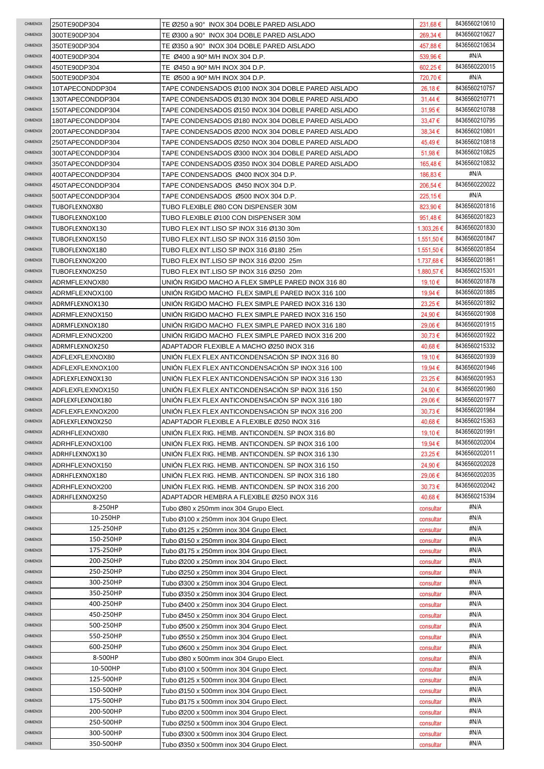| CHIMENOX | 250TE90DP304 | TE Ø250 a 90° INOX 304 DOBLE PARED AISLADO | 231,68 € | 8436560210610 |
|---|---|---|---|---|
| CHIMENOX | 300TE90DP304 | TE Ø300 a 90° INOX 304 DOBLE PARED AISLADO | 269,34 € | 8436560210627 |
| CHIMENOX | 350TE90DP304 | TE Ø350 a 90° INOX 304 DOBLE PARED AISLADO | 457,88 € | 8436560210634 |
| CHIMENOX | 400TE90DP304 | TE Ø400 a 90º M/H INOX 304 D.P. | 539,96 € | #N/A |
| CHIMENOX | 450TE90DP304 | TE Ø450 a 90º M/H INOX 304 D.P. | 602,25 € | 8436560220015 |
| CHIMENOX | 500TE90DP304 | TE Ø500 a 90º M/H INOX 304 D.P. | 720,70 € | #N/A |
| CHIMENOX | 10TAPECONDDP304 | TAPE CONDENSADOS Ø100 INOX 304 DOBLE PARED AISLADO | 26,18 € | 8436560210757 |
| CHIMENOX | 130TAPECONDDP304 | TAPE CONDENSADOS Ø130 INOX 304 DOBLE PARED AISLADO | 31,44 € | 8436560210771 |
| CHIMENOX | 150TAPECONDDP304 | TAPE CONDENSADOS Ø150 INOX 304 DOBLE PARED AISLADO | 31,95 € | 8436560210788 |
| CHIMENOX | 180TAPECONDDP304 | TAPE CONDENSADOS Ø180 INOX 304 DOBLE PARED AISLADO | 33,47 € | 8436560210795 |
| CHIMENOX | 200TAPECONDDP304 | TAPE CONDENSADOS Ø200 INOX 304 DOBLE PARED AISLADO | 38,34 € | 8436560210801 |
| CHIMENOX | 250TAPECONDDP304 | TAPE CONDENSADOS Ø250 INOX 304 DOBLE PARED AISLADO | 45,49 € | 8436560210818 |
| CHIMENOX | 300TAPECONDDP304 | TAPE CONDENSADOS Ø300 INOX 304 DOBLE PARED AISLADO | 51,98 € | 8436560210825 |
| CHIMENOX | 350TAPECONDDP304 | TAPE CONDENSADOS Ø350 INOX 304 DOBLE PARED AISLADO | 165,48 € | 8436560210832 |
| CHIMENOX | 400TAPECONDDP304 | TAPE CONDENSADOS Ø400 INOX 304 D.P. | 186,83 € | #N/A |
| CHIMENOX | 450TAPECONDDP304 | TAPE CONDENSADOS Ø450 INOX 304 D.P. | 206,54 € | 8436560220022 |
| CHIMENOX | 500TAPECONDDP304 | TAPE CONDENSADOS Ø500 INOX 304 D.P. | 225,15 € | #N/A |
| CHIMENOX | TUBOFLEXNOX80 | TUBO FLEXIBLE Ø80 CON DISPENSER 30M | 823,90 € | 8436560201816 |
| CHIMENOX | TUBOFLEXNOX100 | TUBO FLEXIBLE Ø100 CON DISPENSER 30M | 951,48 € | 8436560201823 |
| CHIMENOX | TUBOFLEXNOX130 | TUBO FLEX INT.LISO SP INOX 316 Ø130 30m | 1.303,26 € | 8436560201830 |
| CHIMENOX | TUBOFLEXNOX150 | TUBO FLEX INT.LISO SP INOX 316 Ø150 30m | 1.551,50 € | 8436560201847 |
| CHIMENOX | TUBOFLEXNOX180 | TUBO FLEX INT.LISO SP INOX 316 Ø180 25m | 1.551,50 € | 8436560201854 |
| CHIMENOX | TUBOFLEXNOX200 | TUBO FLEX INT.LISO SP INOX 316 Ø200 25m | 1.737,68 € | 8436560201861 |
| CHIMENOX | TUBOFLEXNOX250 | TUBO FLEX INT.LISO SP INOX 316 Ø250 20m | 1.880,57 € | 8436560215301 |
| CHIMENOX | ADRMFLEXNOX80 | UNIÓN RIGIDO MACHO A FLEX SIMPLE PARED INOX 316 80 | 19,10 € | 8436560201878 |
| CHIMENOX | ADRMFLEXNOX100 | UNIÓN RIGIDO MACHO FLEX SIMPLE PARED INOX 316 100 | 19,94 € | 8436560201885 |
| CHIMENOX | ADRMFLEXNOX130 | UNIÓN RIGIDO MACHO FLEX SIMPLE PARED INOX 316 130 | 23,25 € | 8436560201892 |
| CHIMENOX | ADRMFLEXNOX150 | UNIÓN RIGIDO MACHO FLEX SIMPLE PARED INOX 316 150 | 24,90 € | 8436560201908 |
| CHIMENOX | ADRMFLEXNOX180 | UNIÓN RIGIDO MACHO FLEX SIMPLE PARED INOX 316 180 | 29,06 € | 8436560201915 |
| CHIMENOX | ADRMFLEXNOX200 | UNIÓN RIGIDO MACHO FLEX SIMPLE PARED INOX 316 200 | 30,73 € | 8436560201922 |
| CHIMENOX | ADRMFLEXNOX250 | ADAPTADOR FLEXIBLE A MACHO Ø250 INOX 316 | 40,68 € | 8436560215332 |
| CHIMENOX | ADFLEXFLEXNOX80 | UNIÓN FLEX FLEX ANTICONDENSACIÓN SP INOX 316 80 | 19,10 € | 8436560201939 |
| CHIMENOX | ADFLEXFLEXNOX100 | UNIÓN FLEX FLEX ANTICONDENSACIÓN SP INOX 316 100 | 19,94 € | 8436560201946 |
| CHIMENOX | ADFLEXFLEXNOX130 | UNIÓN FLEX FLEX ANTICONDENSACIÓN SP INOX 316 130 | 23,25 € | 8436560201953 |
| CHIMENOX | ADFLEXFLEXNOX150 | UNIÓN FLEX FLEX ANTICONDENSACIÓN SP INOX 316 150 | 24,90 € | 8436560201960 |
| CHIMENOX | ADFLEXFLEXNOX180 | UNIÓN FLEX FLEX ANTICONDENSACIÓN SP INOX 316 180 | 29,06 € | 8436560201977 |
| CHIMENOX | ADFLEXFLEXNOX200 | UNIÓN FLEX FLEX ANTICONDENSACIÓN SP INOX 316 200 | 30,73 € | 8436560201984 |
| CHIMENOX | ADFLEXFLEXNOX250 | ADAPTADOR FLEXIBLE A FLEXIBLE Ø250 INOX 316 | 40,68 € | 8436560215363 |
| CHIMENOX | ADRHFLEXNOX80 | UNIÓN FLEX RIG. HEMB. ANTICONDEN. SP INOX 316 80 | 19,10 € | 8436560201991 |
| CHIMENOX | ADRHFLEXNOX100 | UNIÓN FLEX RIG. HEMB. ANTICONDEN. SP INOX 316 100 | 19,94 € | 8436560202004 |
| CHIMENOX | ADRHFLEXNOX130 | UNIÓN FLEX RIG. HEMB. ANTICONDEN. SP INOX 316 130 | 23,25 € | 8436560202011 |
| CHIMENOX | ADRHFLEXNOX150 | UNIÓN FLEX RIG. HEMB. ANTICONDEN. SP INOX 316 150 | 24,90 € | 8436560202028 |
| CHIMENOX | ADRHFLEXNOX180 | UNIÓN FLEX RIG. HEMB. ANTICONDEN. SP INOX 316 180 | 29,06 € | 8436560202035 |
| CHIMENOX | ADRHFLEXNOX200 | UNIÓN FLEX RIG. HEMB. ANTICONDEN. SP INOX 316 200 | 30,73 € | 8436560202042 |
| CHIMENOX | ADRHFLEXNOX250 | ADAPTADOR HEMBRA A FLEXIBLE Ø250 INOX 316 | 40,68 € | 8436560215394 |
| CHIMENOX | 8-250HP | Tubo Ø80 x 250mm inox 304 Grupo Elect. | consultar | #N/A |
| CHIMENOX | 10-250HP | Tubo Ø100 x 250mm inox 304 Grupo Elect. | consultar | #N/A |
| CHIMENOX | 125-250HP | Tubo Ø125 x 250mm inox 304 Grupo Elect. | consultar | #N/A |
| CHIMENOX | 150-250HP | Tubo Ø150 x 250mm inox 304 Grupo Elect. | consultar | #N/A |
| CHIMENOX | 175-250HP | Tubo Ø175 x 250mm inox 304 Grupo Elect. | consultar | #N/A |
| CHIMENOX | 200-250HP | Tubo Ø200 x 250mm inox 304 Grupo Elect. | consultar | #N/A |
| CHIMENOX | 250-250HP | Tubo Ø250 x 250mm inox 304 Grupo Elect. | consultar | #N/A |
| CHIMENOX | 300-250HP | Tubo Ø300 x 250mm inox 304 Grupo Elect. | consultar | #N/A |
| CHIMENOX | 350-250HP | Tubo Ø350 x 250mm inox 304 Grupo Elect. | consultar | #N/A |
| CHIMENOX | 400-250HP | Tubo Ø400 x 250mm inox 304 Grupo Elect. | consultar | #N/A |
| CHIMENOX | 450-250HP | Tubo Ø450 x 250mm inox 304 Grupo Elect. | consultar | #N/A |
| CHIMENOX | 500-250HP | Tubo Ø500 x 250mm inox 304 Grupo Elect. | consultar | #N/A |
| CHIMENOX | 550-250HP | Tubo Ø550 x 250mm inox 304 Grupo Elect. | consultar | #N/A |
| CHIMENOX | 600-250HP | Tubo Ø600 x 250mm inox 304 Grupo Elect. | consultar | #N/A |
| CHIMENOX | 8-500HP | Tubo Ø80 x 500mm inox 304 Grupo Elect. | consultar | #N/A |
| CHIMENOX | 10-500HP | Tubo Ø100 x 500mm inox 304 Grupo Elect. | consultar | #N/A |
| CHIMENOX | 125-500HP | Tubo Ø125 x 500mm inox 304 Grupo Elect. | consultar | #N/A |
| CHIMENOX | 150-500HP | Tubo Ø150 x 500mm inox 304 Grupo Elect. | consultar | #N/A |
| CHIMENOX | 175-500HP | Tubo Ø175 x 500mm inox 304 Grupo Elect. | consultar | #N/A |
| CHIMENOX | 200-500HP | Tubo Ø200 x 500mm inox 304 Grupo Elect. | consultar | #N/A |
| CHIMENOX | 250-500HP | Tubo Ø250 x 500mm inox 304 Grupo Elect. | consultar | #N/A |
| CHIMENOX | 300-500HP | Tubo Ø300 x 500mm inox 304 Grupo Elect. | consultar | #N/A |
| CHIMENOX | 350-500HP | Tubo Ø350 x 500mm inox 304 Grupo Elect. | consultar | #N/A |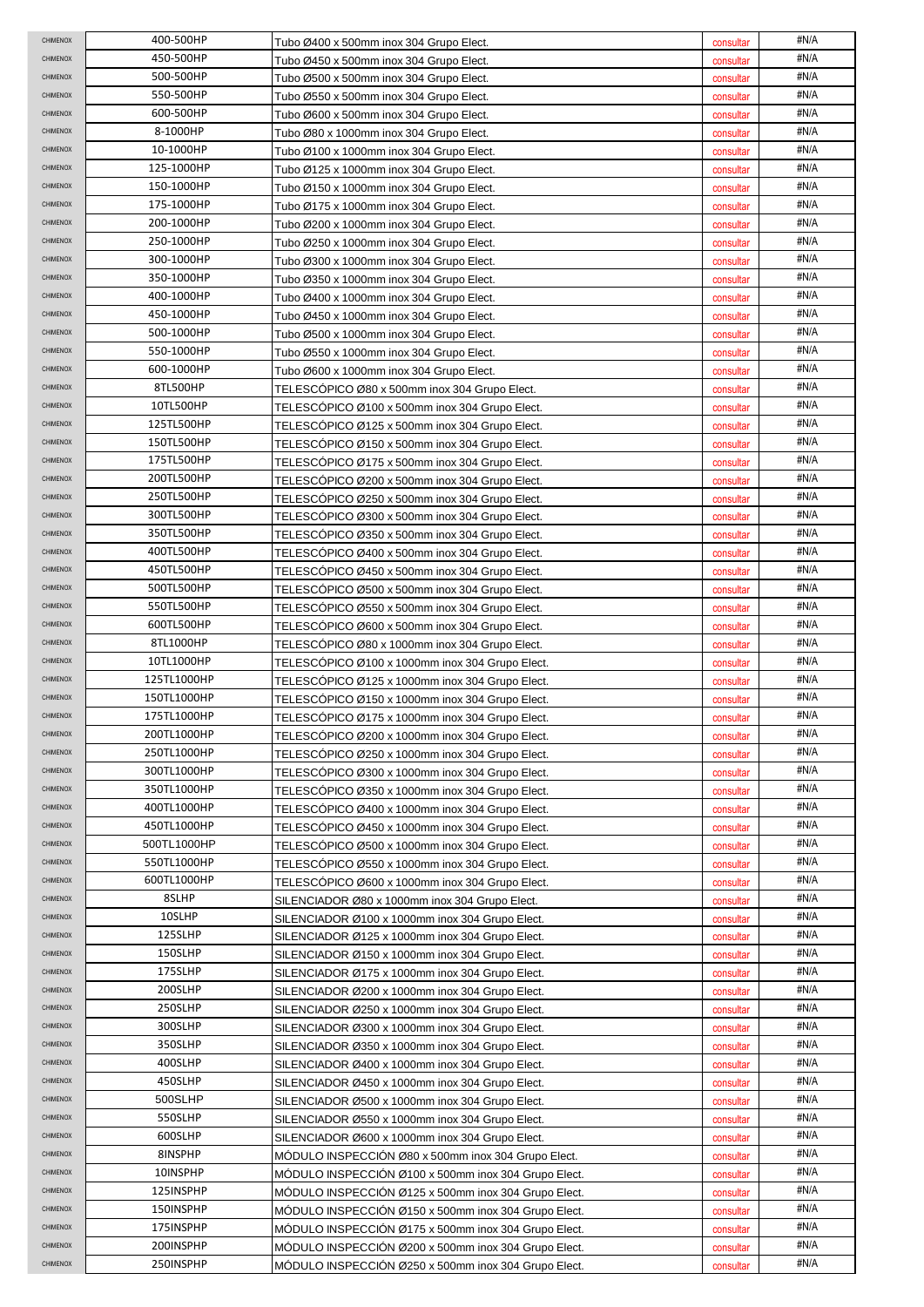| | | | | |
|---|---|---|---|---|
| CHIMENOX | 400-500HP | Tubo Ø400 x 500mm inox 304 Grupo Elect. | consultar | #N/A |
| CHIMENOX | 450-500HP | Tubo Ø450 x 500mm inox 304 Grupo Elect. | consultar | #N/A |
| CHIMENOX | 500-500HP | Tubo Ø500 x 500mm inox 304 Grupo Elect. | consultar | #N/A |
| CHIMENOX | 550-500HP | Tubo Ø550 x 500mm inox 304 Grupo Elect. | consultar | #N/A |
| CHIMENOX | 600-500HP | Tubo Ø600 x 500mm inox 304 Grupo Elect. | consultar | #N/A |
| CHIMENOX | 8-1000HP | Tubo Ø80 x 1000mm inox 304 Grupo Elect. | consultar | #N/A |
| CHIMENOX | 10-1000HP | Tubo Ø100 x 1000mm inox 304 Grupo Elect. | consultar | #N/A |
| CHIMENOX | 125-1000HP | Tubo Ø125 x 1000mm inox 304 Grupo Elect. | consultar | #N/A |
| CHIMENOX | 150-1000HP | Tubo Ø150 x 1000mm inox 304 Grupo Elect. | consultar | #N/A |
| CHIMENOX | 175-1000HP | Tubo Ø175 x 1000mm inox 304 Grupo Elect. | consultar | #N/A |
| CHIMENOX | 200-1000HP | Tubo Ø200 x 1000mm inox 304 Grupo Elect. | consultar | #N/A |
| CHIMENOX | 250-1000HP | Tubo Ø250 x 1000mm inox 304 Grupo Elect. | consultar | #N/A |
| CHIMENOX | 300-1000HP | Tubo Ø300 x 1000mm inox 304 Grupo Elect. | consultar | #N/A |
| CHIMENOX | 350-1000HP | Tubo Ø350 x 1000mm inox 304 Grupo Elect. | consultar | #N/A |
| CHIMENOX | 400-1000HP | Tubo Ø400 x 1000mm inox 304 Grupo Elect. | consultar | #N/A |
| CHIMENOX | 450-1000HP | Tubo Ø450 x 1000mm inox 304 Grupo Elect. | consultar | #N/A |
| CHIMENOX | 500-1000HP | Tubo Ø500 x 1000mm inox 304 Grupo Elect. | consultar | #N/A |
| CHIMENOX | 550-1000HP | Tubo Ø550 x 1000mm inox 304 Grupo Elect. | consultar | #N/A |
| CHIMENOX | 600-1000HP | Tubo Ø600 x 1000mm inox 304 Grupo Elect. | consultar | #N/A |
| CHIMENOX | 8TL500HP | TELESCÓPICO Ø80 x 500mm inox 304 Grupo Elect. | consultar | #N/A |
| CHIMENOX | 10TL500HP | TELESCÓPICO Ø100 x 500mm inox 304 Grupo Elect. | consultar | #N/A |
| CHIMENOX | 125TL500HP | TELESCÓPICO Ø125 x 500mm inox 304 Grupo Elect. | consultar | #N/A |
| CHIMENOX | 150TL500HP | TELESCÓPICO Ø150 x 500mm inox 304 Grupo Elect. | consultar | #N/A |
| CHIMENOX | 175TL500HP | TELESCÓPICO Ø175 x 500mm inox 304 Grupo Elect. | consultar | #N/A |
| CHIMENOX | 200TL500HP | TELESCÓPICO Ø200 x 500mm inox 304 Grupo Elect. | consultar | #N/A |
| CHIMENOX | 250TL500HP | TELESCÓPICO Ø250 x 500mm inox 304 Grupo Elect. | consultar | #N/A |
| CHIMENOX | 300TL500HP | TELESCÓPICO Ø300 x 500mm inox 304 Grupo Elect. | consultar | #N/A |
| CHIMENOX | 350TL500HP | TELESCÓPICO Ø350 x 500mm inox 304 Grupo Elect. | consultar | #N/A |
| CHIMENOX | 400TL500HP | TELESCÓPICO Ø400 x 500mm inox 304 Grupo Elect. | consultar | #N/A |
| CHIMENOX | 450TL500HP | TELESCÓPICO Ø450 x 500mm inox 304 Grupo Elect. | consultar | #N/A |
| CHIMENOX | 500TL500HP | TELESCÓPICO Ø500 x 500mm inox 304 Grupo Elect. | consultar | #N/A |
| CHIMENOX | 550TL500HP | TELESCÓPICO Ø550 x 500mm inox 304 Grupo Elect. | consultar | #N/A |
| CHIMENOX | 600TL500HP | TELESCÓPICO Ø600 x 500mm inox 304 Grupo Elect. | consultar | #N/A |
| CHIMENOX | 8TL1000HP | TELESCÓPICO Ø80 x 1000mm inox 304 Grupo Elect. | consultar | #N/A |
| CHIMENOX | 10TL1000HP | TELESCÓPICO Ø100 x 1000mm inox 304 Grupo Elect. | consultar | #N/A |
| CHIMENOX | 125TL1000HP | TELESCÓPICO Ø125 x 1000mm inox 304 Grupo Elect. | consultar | #N/A |
| CHIMENOX | 150TL1000HP | TELESCÓPICO Ø150 x 1000mm inox 304 Grupo Elect. | consultar | #N/A |
| CHIMENOX | 175TL1000HP | TELESCÓPICO Ø175 x 1000mm inox 304 Grupo Elect. | consultar | #N/A |
| CHIMENOX | 200TL1000HP | TELESCÓPICO Ø200 x 1000mm inox 304 Grupo Elect. | consultar | #N/A |
| CHIMENOX | 250TL1000HP | TELESCÓPICO Ø250 x 1000mm inox 304 Grupo Elect. | consultar | #N/A |
| CHIMENOX | 300TL1000HP | TELESCÓPICO Ø300 x 1000mm inox 304 Grupo Elect. | consultar | #N/A |
| CHIMENOX | 350TL1000HP | TELESCÓPICO Ø350 x 1000mm inox 304 Grupo Elect. | consultar | #N/A |
| CHIMENOX | 400TL1000HP | TELESCÓPICO Ø400 x 1000mm inox 304 Grupo Elect. | consultar | #N/A |
| CHIMENOX | 450TL1000HP | TELESCÓPICO Ø450 x 1000mm inox 304 Grupo Elect. | consultar | #N/A |
| CHIMENOX | 500TL1000HP | TELESCÓPICO Ø500 x 1000mm inox 304 Grupo Elect. | consultar | #N/A |
| CHIMENOX | 550TL1000HP | TELESCÓPICO Ø550 x 1000mm inox 304 Grupo Elect. | consultar | #N/A |
| CHIMENOX | 600TL1000HP | TELESCÓPICO Ø600 x 1000mm inox 304 Grupo Elect. | consultar | #N/A |
| CHIMENOX | 8SLHP | SILENCIADOR Ø80 x 1000mm inox 304 Grupo Elect. | consultar | #N/A |
| CHIMENOX | 10SLHP | SILENCIADOR Ø100 x 1000mm inox 304 Grupo Elect. | consultar | #N/A |
| CHIMENOX | 125SLHP | SILENCIADOR Ø125 x 1000mm inox 304 Grupo Elect. | consultar | #N/A |
| CHIMENOX | 150SLHP | SILENCIADOR Ø150 x 1000mm inox 304 Grupo Elect. | consultar | #N/A |
| CHIMENOX | 175SLHP | SILENCIADOR Ø175 x 1000mm inox 304 Grupo Elect. | consultar | #N/A |
| CHIMENOX | 200SLHP | SILENCIADOR Ø200 x 1000mm inox 304 Grupo Elect. | consultar | #N/A |
| CHIMENOX | 250SLHP | SILENCIADOR Ø250 x 1000mm inox 304 Grupo Elect. | consultar | #N/A |
| CHIMENOX | 300SLHP | SILENCIADOR Ø300 x 1000mm inox 304 Grupo Elect. | consultar | #N/A |
| CHIMENOX | 350SLHP | SILENCIADOR Ø350 x 1000mm inox 304 Grupo Elect. | consultar | #N/A |
| CHIMENOX | 400SLHP | SILENCIADOR Ø400 x 1000mm inox 304 Grupo Elect. | consultar | #N/A |
| CHIMENOX | 450SLHP | SILENCIADOR Ø450 x 1000mm inox 304 Grupo Elect. | consultar | #N/A |
| CHIMENOX | 500SLHP | SILENCIADOR Ø500 x 1000mm inox 304 Grupo Elect. | consultar | #N/A |
| CHIMENOX | 550SLHP | SILENCIADOR Ø550 x 1000mm inox 304 Grupo Elect. | consultar | #N/A |
| CHIMENOX | 600SLHP | SILENCIADOR Ø600 x 1000mm inox 304 Grupo Elect. | consultar | #N/A |
| CHIMENOX | 8INSPHP | MÓDULO INSPECCIÓN Ø80 x 500mm inox 304 Grupo Elect. | consultar | #N/A |
| CHIMENOX | 10INSPHP | MÓDULO INSPECCIÓN Ø100 x 500mm inox 304 Grupo Elect. | consultar | #N/A |
| CHIMENOX | 125INSPHP | MÓDULO INSPECCIÓN Ø125 x 500mm inox 304 Grupo Elect. | consultar | #N/A |
| CHIMENOX | 150INSPHP | MÓDULO INSPECCIÓN Ø150 x 500mm inox 304 Grupo Elect. | consultar | #N/A |
| CHIMENOX | 175INSPHP | MÓDULO INSPECCIÓN Ø175 x 500mm inox 304 Grupo Elect. | consultar | #N/A |
| CHIMENOX | 200INSPHP | MÓDULO INSPECCIÓN Ø200 x 500mm inox 304 Grupo Elect. | consultar | #N/A |
| CHIMENOX | 250INSPHP | MÓDULO INSPECCIÓN Ø250 x 500mm inox 304 Grupo Elect. | consultar | #N/A |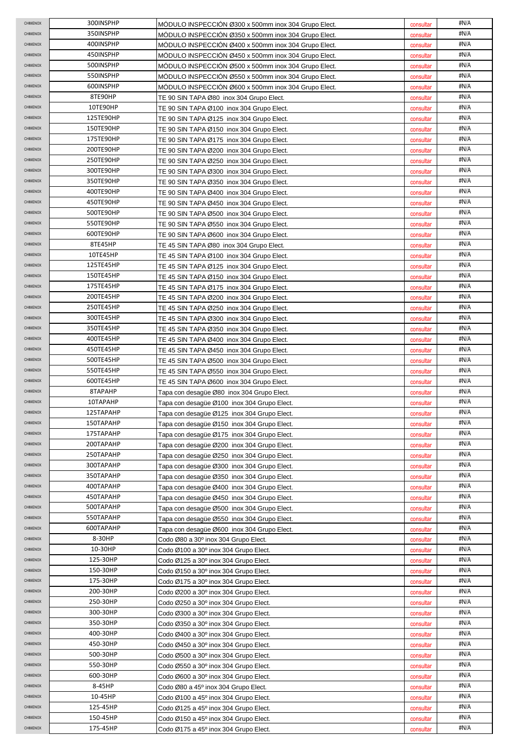| CHIMENOX | 300INSPHP | MÓDULO INSPECCIÓN Ø300 x 500mm inox 304 Grupo Elect. | consultar | #N/A |
|---|---|---|---|---|
| CHIMENOX | 350INSPHP | MÓDULO INSPECCIÓN Ø350 x 500mm inox 304 Grupo Elect. | consultar | #N/A |
| CHIMENOX | 400INSPHP | MÓDULO INSPECCIÓN Ø400 x 500mm inox 304 Grupo Elect. | consultar | #N/A |
| CHIMENOX | 450INSPHP | MÓDULO INSPECCIÓN Ø450 x 500mm inox 304 Grupo Elect. | consultar | #N/A |
| CHIMENOX | 500INSPHP | MÓDULO INSPECCIÓN Ø500 x 500mm inox 304 Grupo Elect. | consultar | #N/A |
| CHIMENOX | 550INSPHP | MÓDULO INSPECCIÓN Ø550 x 500mm inox 304 Grupo Elect. | consultar | #N/A |
| CHIMENOX | 600INSPHP | MÓDULO INSPECCIÓN Ø600 x 500mm inox 304 Grupo Elect. | consultar | #N/A |
| CHIMENOX | 8TE90HP | TE 90 SIN TAPA Ø80 inox 304 Grupo Elect. | consultar | #N/A |
| CHIMENOX | 10TE90HP | TE 90 SIN TAPA Ø100 inox 304 Grupo Elect. | consultar | #N/A |
| CHIMENOX | 125TE90HP | TE 90 SIN TAPA Ø125 inox 304 Grupo Elect. | consultar | #N/A |
| CHIMENOX | 150TE90HP | TE 90 SIN TAPA Ø150 inox 304 Grupo Elect. | consultar | #N/A |
| CHIMENOX | 175TE90HP | TE 90 SIN TAPA Ø175 inox 304 Grupo Elect. | consultar | #N/A |
| CHIMENOX | 200TE90HP | TE 90 SIN TAPA Ø200 inox 304 Grupo Elect. | consultar | #N/A |
| CHIMENOX | 250TE90HP | TE 90 SIN TAPA Ø250 inox 304 Grupo Elect. | consultar | #N/A |
| CHIMENOX | 300TE90HP | TE 90 SIN TAPA Ø300 inox 304 Grupo Elect. | consultar | #N/A |
| CHIMENOX | 350TE90HP | TE 90 SIN TAPA Ø350 inox 304 Grupo Elect. | consultar | #N/A |
| CHIMENOX | 400TE90HP | TE 90 SIN TAPA Ø400 inox 304 Grupo Elect. | consultar | #N/A |
| CHIMENOX | 450TE90HP | TE 90 SIN TAPA Ø450 inox 304 Grupo Elect. | consultar | #N/A |
| CHIMENOX | 500TE90HP | TE 90 SIN TAPA Ø500 inox 304 Grupo Elect. | consultar | #N/A |
| CHIMENOX | 550TE90HP | TE 90 SIN TAPA Ø550 inox 304 Grupo Elect. | consultar | #N/A |
| CHIMENOX | 600TE90HP | TE 90 SIN TAPA Ø600 inox 304 Grupo Elect. | consultar | #N/A |
| CHIMENOX | 8TE45HP | TE 45 SIN TAPA Ø80 inox 304 Grupo Elect. | consultar | #N/A |
| CHIMENOX | 10TE45HP | TE 45 SIN TAPA Ø100 inox 304 Grupo Elect. | consultar | #N/A |
| CHIMENOX | 125TE45HP | TE 45 SIN TAPA Ø125 inox 304 Grupo Elect. | consultar | #N/A |
| CHIMENOX | 150TE45HP | TE 45 SIN TAPA Ø150 inox 304 Grupo Elect. | consultar | #N/A |
| CHIMENOX | 175TE45HP | TE 45 SIN TAPA Ø175 inox 304 Grupo Elect. | consultar | #N/A |
| CHIMENOX | 200TE45HP | TE 45 SIN TAPA Ø200 inox 304 Grupo Elect. | consultar | #N/A |
| CHIMENOX | 250TE45HP | TE 45 SIN TAPA Ø250 inox 304 Grupo Elect. | consultar | #N/A |
| CHIMENOX | 300TE45HP | TE 45 SIN TAPA Ø300 inox 304 Grupo Elect. | consultar | #N/A |
| CHIMENOX | 350TE45HP | TE 45 SIN TAPA Ø350 inox 304 Grupo Elect. | consultar | #N/A |
| CHIMENOX | 400TE45HP | TE 45 SIN TAPA Ø400 inox 304 Grupo Elect. | consultar | #N/A |
| CHIMENOX | 450TE45HP | TE 45 SIN TAPA Ø450 inox 304 Grupo Elect. | consultar | #N/A |
| CHIMENOX | 500TE45HP | TE 45 SIN TAPA Ø500 inox 304 Grupo Elect. | consultar | #N/A |
| CHIMENOX | 550TE45HP | TE 45 SIN TAPA Ø550 inox 304 Grupo Elect. | consultar | #N/A |
| CHIMENOX | 600TE45HP | TE 45 SIN TAPA Ø600 inox 304 Grupo Elect. | consultar | #N/A |
| CHIMENOX | 8TAPAHP | Tapa con desagüe Ø80 inox 304 Grupo Elect. | consultar | #N/A |
| CHIMENOX | 10TAPAHP | Tapa con desagüe Ø100 inox 304 Grupo Elect. | consultar | #N/A |
| CHIMENOX | 125TAPAHP | Tapa con desagüe Ø125 inox 304 Grupo Elect. | consultar | #N/A |
| CHIMENOX | 150TAPAHP | Tapa con desagüe Ø150 inox 304 Grupo Elect. | consultar | #N/A |
| CHIMENOX | 175TAPAHP | Tapa con desagüe Ø175 inox 304 Grupo Elect. | consultar | #N/A |
| CHIMENOX | 200TAPAHP | Tapa con desagüe Ø200 inox 304 Grupo Elect. | consultar | #N/A |
| CHIMENOX | 250TAPAHP | Tapa con desagüe Ø250 inox 304 Grupo Elect. | consultar | #N/A |
| CHIMENOX | 300TAPAHP | Tapa con desagüe Ø300 inox 304 Grupo Elect. | consultar | #N/A |
| CHIMENOX | 350TAPAHP | Tapa con desagüe Ø350 inox 304 Grupo Elect. | consultar | #N/A |
| CHIMENOX | 400TAPAHP | Tapa con desagüe Ø400 inox 304 Grupo Elect. | consultar | #N/A |
| CHIMENOX | 450TAPAHP | Tapa con desagüe Ø450 inox 304 Grupo Elect. | consultar | #N/A |
| CHIMENOX | 500TAPAHP | Tapa con desagüe Ø500 inox 304 Grupo Elect. | consultar | #N/A |
| CHIMENOX | 550TAPAHP | Tapa con desagüe Ø550 inox 304 Grupo Elect. | consultar | #N/A |
| CHIMENOX | 600TAPAHP | Tapa con desagüe Ø600 inox 304 Grupo Elect. | consultar | #N/A |
| CHIMENOX | 8-30HP | Codo Ø80 a 30º inox 304 Grupo Elect. | consultar | #N/A |
| CHIMENOX | 10-30HP | Codo Ø100 a 30º inox 304 Grupo Elect. | consultar | #N/A |
| CHIMENOX | 125-30HP | Codo Ø125 a 30º inox 304 Grupo Elect. | consultar | #N/A |
| CHIMENOX | 150-30HP | Codo Ø150 a 30º inox 304 Grupo Elect. | consultar | #N/A |
| CHIMENOX | 175-30HP | Codo Ø175 a 30º inox 304 Grupo Elect. | consultar | #N/A |
| CHIMENOX | 200-30HP | Codo Ø200 a 30º inox 304 Grupo Elect. | consultar | #N/A |
| CHIMENOX | 250-30HP | Codo Ø250 a 30º inox 304 Grupo Elect. | consultar | #N/A |
| CHIMENOX | 300-30HP | Codo Ø300 a 30º inox 304 Grupo Elect. | consultar | #N/A |
| CHIMENOX | 350-30HP | Codo Ø350 a 30º inox 304 Grupo Elect. | consultar | #N/A |
| CHIMENOX | 400-30HP | Codo Ø400 a 30º inox 304 Grupo Elect. | consultar | #N/A |
| CHIMENOX | 450-30HP | Codo Ø450 a 30º inox 304 Grupo Elect. | consultar | #N/A |
| CHIMENOX | 500-30HP | Codo Ø500 a 30º inox 304 Grupo Elect. | consultar | #N/A |
| CHIMENOX | 550-30HP | Codo Ø550 a 30º inox 304 Grupo Elect. | consultar | #N/A |
| CHIMENOX | 600-30HP | Codo Ø600 a 30º inox 304 Grupo Elect. | consultar | #N/A |
| CHIMENOX | 8-45HP | Codo Ø80 a 45º inox 304 Grupo Elect. | consultar | #N/A |
| CHIMENOX | 10-45HP | Codo Ø100 a 45º inox 304 Grupo Elect. | consultar | #N/A |
| CHIMENOX | 125-45HP | Codo Ø125 a 45º inox 304 Grupo Elect. | consultar | #N/A |
| CHIMENOX | 150-45HP | Codo Ø150 a 45º inox 304 Grupo Elect. | consultar | #N/A |
| CHIMENOX | 175-45HP | Codo Ø175 a 45º inox 304 Grupo Elect. | consultar | #N/A |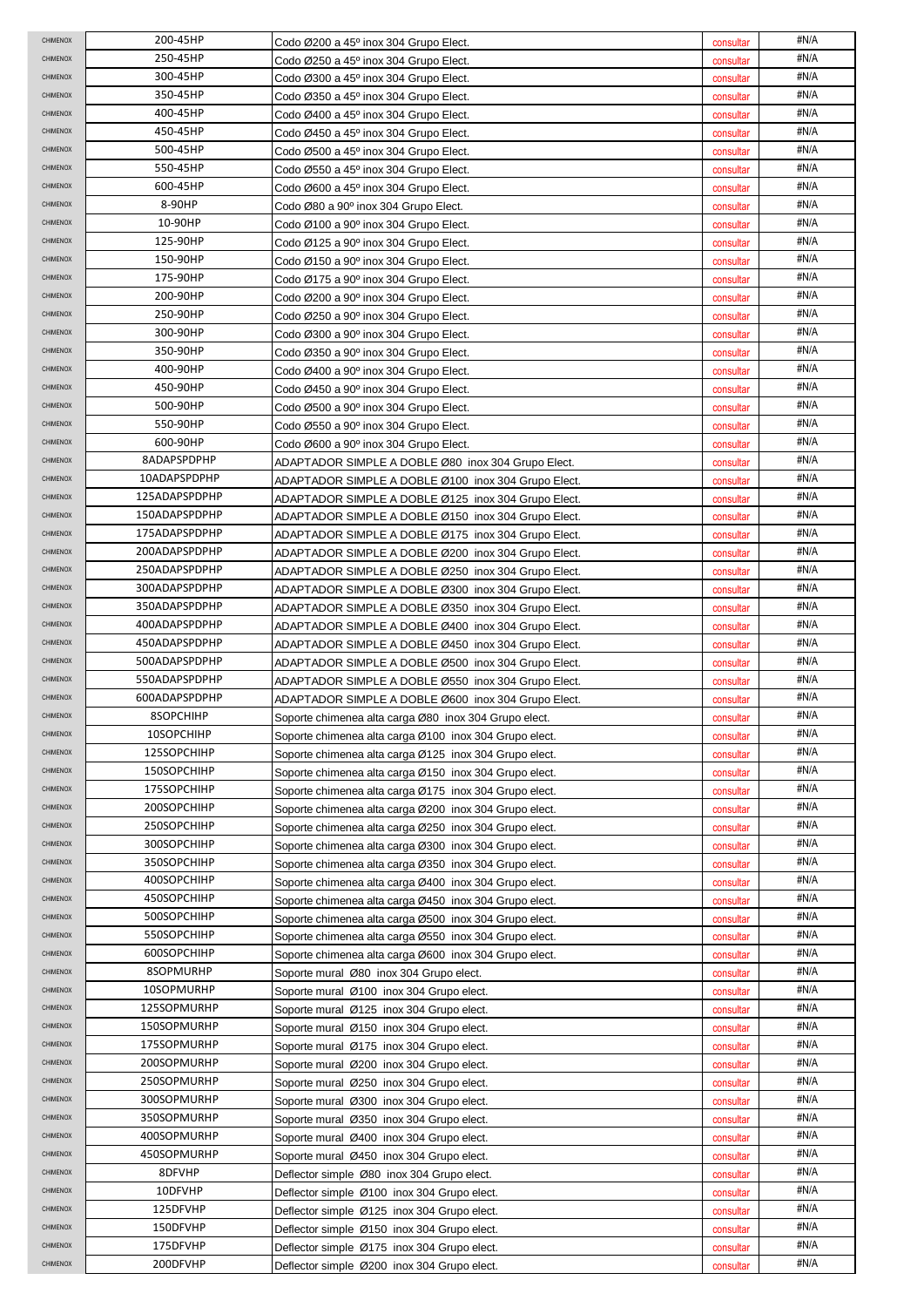| | | | | |
|---|---|---|---|---|
| CHIMENOX | 200-45HP | Codo Ø200 a 45º inox 304 Grupo Elect. | consultar | #N/A |
| CHIMENOX | 250-45HP | Codo Ø250 a 45º inox 304 Grupo Elect. | consultar | #N/A |
| CHIMENOX | 300-45HP | Codo Ø300 a 45º inox 304 Grupo Elect. | consultar | #N/A |
| CHIMENOX | 350-45HP | Codo Ø350 a 45º inox 304 Grupo Elect. | consultar | #N/A |
| CHIMENOX | 400-45HP | Codo Ø400 a 45º inox 304 Grupo Elect. | consultar | #N/A |
| CHIMENOX | 450-45HP | Codo Ø450 a 45º inox 304 Grupo Elect. | consultar | #N/A |
| CHIMENOX | 500-45HP | Codo Ø500 a 45º inox 304 Grupo Elect. | consultar | #N/A |
| CHIMENOX | 550-45HP | Codo Ø550 a 45º inox 304 Grupo Elect. | consultar | #N/A |
| CHIMENOX | 600-45HP | Codo Ø600 a 45º inox 304 Grupo Elect. | consultar | #N/A |
| CHIMENOX | 8-90HP | Codo Ø80 a 90º inox 304 Grupo Elect. | consultar | #N/A |
| CHIMENOX | 10-90HP | Codo Ø100 a 90º inox 304 Grupo Elect. | consultar | #N/A |
| CHIMENOX | 125-90HP | Codo Ø125 a 90º inox 304 Grupo Elect. | consultar | #N/A |
| CHIMENOX | 150-90HP | Codo Ø150 a 90º inox 304 Grupo Elect. | consultar | #N/A |
| CHIMENOX | 175-90HP | Codo Ø175 a 90º inox 304 Grupo Elect. | consultar | #N/A |
| CHIMENOX | 200-90HP | Codo Ø200 a 90º inox 304 Grupo Elect. | consultar | #N/A |
| CHIMENOX | 250-90HP | Codo Ø250 a 90º inox 304 Grupo Elect. | consultar | #N/A |
| CHIMENOX | 300-90HP | Codo Ø300 a 90º inox 304 Grupo Elect. | consultar | #N/A |
| CHIMENOX | 350-90HP | Codo Ø350 a 90º inox 304 Grupo Elect. | consultar | #N/A |
| CHIMENOX | 400-90HP | Codo Ø400 a 90º inox 304 Grupo Elect. | consultar | #N/A |
| CHIMENOX | 450-90HP | Codo Ø450 a 90º inox 304 Grupo Elect. | consultar | #N/A |
| CHIMENOX | 500-90HP | Codo Ø500 a 90º inox 304 Grupo Elect. | consultar | #N/A |
| CHIMENOX | 550-90HP | Codo Ø550 a 90º inox 304 Grupo Elect. | consultar | #N/A |
| CHIMENOX | 600-90HP | Codo Ø600 a 90º inox 304 Grupo Elect. | consultar | #N/A |
| CHIMENOX | 8ADAPSPDPHP | ADAPTADOR SIMPLE A DOBLE Ø80 inox 304 Grupo Elect. | consultar | #N/A |
| CHIMENOX | 10ADAPSPDPHP | ADAPTADOR SIMPLE A DOBLE Ø100 inox 304 Grupo Elect. | consultar | #N/A |
| CHIMENOX | 125ADAPSPDPHP | ADAPTADOR SIMPLE A DOBLE Ø125 inox 304 Grupo Elect. | consultar | #N/A |
| CHIMENOX | 150ADAPSPDPHP | ADAPTADOR SIMPLE A DOBLE Ø150 inox 304 Grupo Elect. | consultar | #N/A |
| CHIMENOX | 175ADAPSPDPHP | ADAPTADOR SIMPLE A DOBLE Ø175 inox 304 Grupo Elect. | consultar | #N/A |
| CHIMENOX | 200ADAPSPDPHP | ADAPTADOR SIMPLE A DOBLE Ø200 inox 304 Grupo Elect. | consultar | #N/A |
| CHIMENOX | 250ADAPSPDPHP | ADAPTADOR SIMPLE A DOBLE Ø250 inox 304 Grupo Elect. | consultar | #N/A |
| CHIMENOX | 300ADAPSPDPHP | ADAPTADOR SIMPLE A DOBLE Ø300 inox 304 Grupo Elect. | consultar | #N/A |
| CHIMENOX | 350ADAPSPDPHP | ADAPTADOR SIMPLE A DOBLE Ø350 inox 304 Grupo Elect. | consultar | #N/A |
| CHIMENOX | 400ADAPSPDPHP | ADAPTADOR SIMPLE A DOBLE Ø400 inox 304 Grupo Elect. | consultar | #N/A |
| CHIMENOX | 450ADAPSPDPHP | ADAPTADOR SIMPLE A DOBLE Ø450 inox 304 Grupo Elect. | consultar | #N/A |
| CHIMENOX | 500ADAPSPDPHP | ADAPTADOR SIMPLE A DOBLE Ø500 inox 304 Grupo Elect. | consultar | #N/A |
| CHIMENOX | 550ADAPSPDPHP | ADAPTADOR SIMPLE A DOBLE Ø550 inox 304 Grupo Elect. | consultar | #N/A |
| CHIMENOX | 600ADAPSPDPHP | ADAPTADOR SIMPLE A DOBLE Ø600 inox 304 Grupo Elect. | consultar | #N/A |
| CHIMENOX | 8SOPCHIHP | Soporte chimenea alta carga Ø80 inox 304 Grupo elect. | consultar | #N/A |
| CHIMENOX | 10SOPCHIHP | Soporte chimenea alta carga Ø100 inox 304 Grupo elect. | consultar | #N/A |
| CHIMENOX | 125SOPCHIHP | Soporte chimenea alta carga Ø125 inox 304 Grupo elect. | consultar | #N/A |
| CHIMENOX | 150SOPCHIHP | Soporte chimenea alta carga Ø150 inox 304 Grupo elect. | consultar | #N/A |
| CHIMENOX | 175SOPCHIHP | Soporte chimenea alta carga Ø175 inox 304 Grupo elect. | consultar | #N/A |
| CHIMENOX | 200SOPCHIHP | Soporte chimenea alta carga Ø200 inox 304 Grupo elect. | consultar | #N/A |
| CHIMENOX | 250SOPCHIHP | Soporte chimenea alta carga Ø250 inox 304 Grupo elect. | consultar | #N/A |
| CHIMENOX | 300SOPCHIHP | Soporte chimenea alta carga Ø300 inox 304 Grupo elect. | consultar | #N/A |
| CHIMENOX | 350SOPCHIHP | Soporte chimenea alta carga Ø350 inox 304 Grupo elect. | consultar | #N/A |
| CHIMENOX | 400SOPCHIHP | Soporte chimenea alta carga Ø400 inox 304 Grupo elect. | consultar | #N/A |
| CHIMENOX | 450SOPCHIHP | Soporte chimenea alta carga Ø450 inox 304 Grupo elect. | consultar | #N/A |
| CHIMENOX | 500SOPCHIHP | Soporte chimenea alta carga Ø500 inox 304 Grupo elect. | consultar | #N/A |
| CHIMENOX | 550SOPCHIHP | Soporte chimenea alta carga Ø550 inox 304 Grupo elect. | consultar | #N/A |
| CHIMENOX | 600SOPCHIHP | Soporte chimenea alta carga Ø600 inox 304 Grupo elect. | consultar | #N/A |
| CHIMENOX | 8SOPMURHP | Soporte mural Ø80 inox 304 Grupo elect. | consultar | #N/A |
| CHIMENOX | 10SOPMURHP | Soporte mural Ø100 inox 304 Grupo elect. | consultar | #N/A |
| CHIMENOX | 125SOPMURHP | Soporte mural Ø125 inox 304 Grupo elect. | consultar | #N/A |
| CHIMENOX | 150SOPMURHP | Soporte mural Ø150 inox 304 Grupo elect. | consultar | #N/A |
| CHIMENOX | 175SOPMURHP | Soporte mural Ø175 inox 304 Grupo elect. | consultar | #N/A |
| CHIMENOX | 200SOPMURHP | Soporte mural Ø200 inox 304 Grupo elect. | consultar | #N/A |
| CHIMENOX | 250SOPMURHP | Soporte mural Ø250 inox 304 Grupo elect. | consultar | #N/A |
| CHIMENOX | 300SOPMURHP | Soporte mural Ø300 inox 304 Grupo elect. | consultar | #N/A |
| CHIMENOX | 350SOPMURHP | Soporte mural Ø350 inox 304 Grupo elect. | consultar | #N/A |
| CHIMENOX | 400SOPMURHP | Soporte mural Ø400 inox 304 Grupo elect. | consultar | #N/A |
| CHIMENOX | 450SOPMURHP | Soporte mural Ø450 inox 304 Grupo elect. | consultar | #N/A |
| CHIMENOX | 8DFVHP | Deflector simple Ø80 inox 304 Grupo elect. | consultar | #N/A |
| CHIMENOX | 10DFVHP | Deflector simple Ø100 inox 304 Grupo elect. | consultar | #N/A |
| CHIMENOX | 125DFVHP | Deflector simple Ø125 inox 304 Grupo elect. | consultar | #N/A |
| CHIMENOX | 150DFVHP | Deflector simple Ø150 inox 304 Grupo elect. | consultar | #N/A |
| CHIMENOX | 175DFVHP | Deflector simple Ø175 inox 304 Grupo elect. | consultar | #N/A |
| CHIMENOX | 200DFVHP | Deflector simple Ø200 inox 304 Grupo elect. | consultar | #N/A |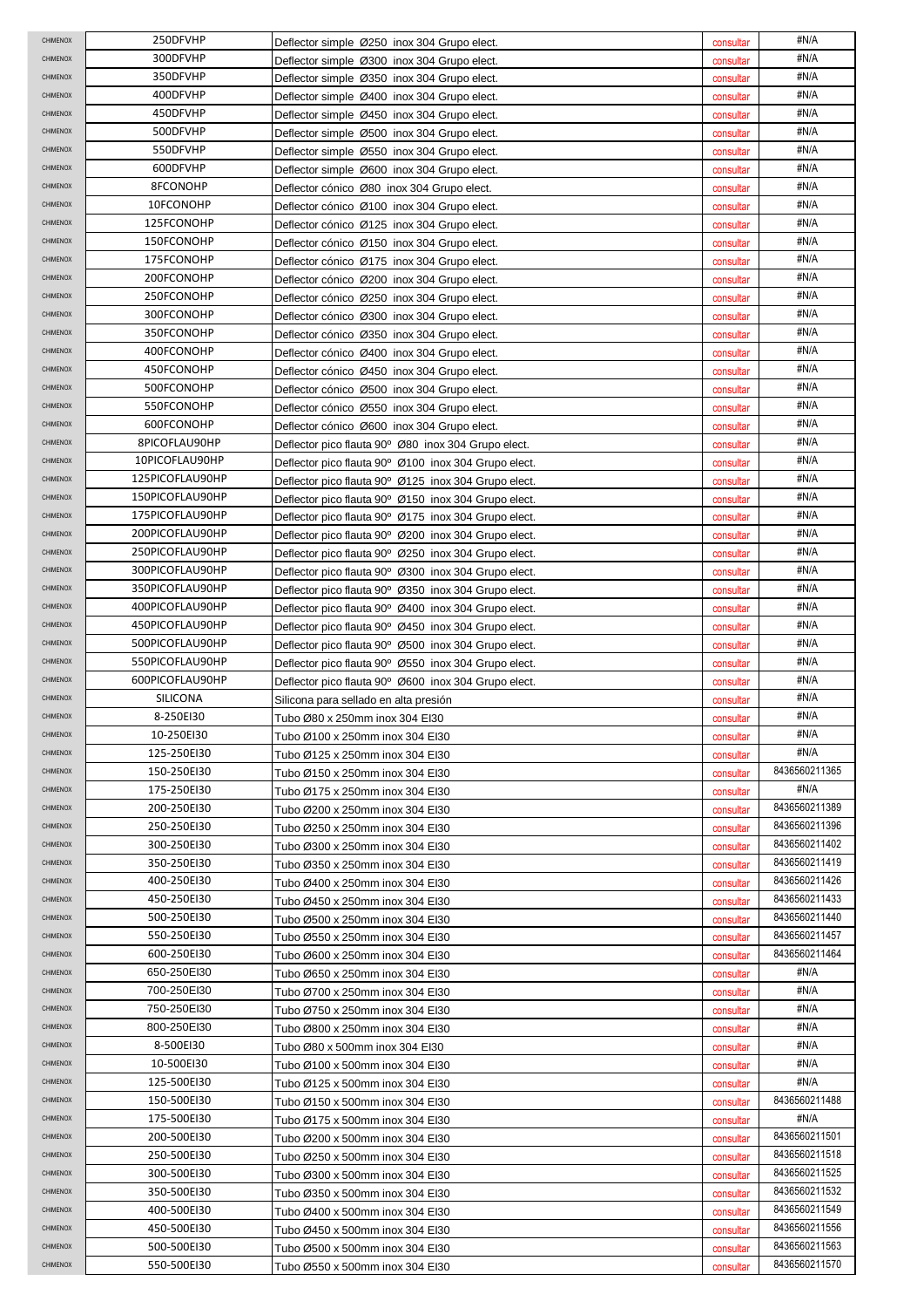| | | | | |
|---|---|---|---|---|
| CHIMENOX | 250DFVHP | Deflector simple Ø250 inox 304 Grupo elect. | consultar | #N/A |
| CHIMENOX | 300DFVHP | Deflector simple Ø300 inox 304 Grupo elect. | consultar | #N/A |
| CHIMENOX | 350DFVHP | Deflector simple Ø350 inox 304 Grupo elect. | consultar | #N/A |
| CHIMENOX | 400DFVHP | Deflector simple Ø400 inox 304 Grupo elect. | consultar | #N/A |
| CHIMENOX | 450DFVHP | Deflector simple Ø450 inox 304 Grupo elect. | consultar | #N/A |
| CHIMENOX | 500DFVHP | Deflector simple Ø500 inox 304 Grupo elect. | consultar | #N/A |
| CHIMENOX | 550DFVHP | Deflector simple Ø550 inox 304 Grupo elect. | consultar | #N/A |
| CHIMENOX | 600DFVHP | Deflector simple Ø600 inox 304 Grupo elect. | consultar | #N/A |
| CHIMENOX | 8FCONOHP | Deflector cónico Ø80 inox 304 Grupo elect. | consultar | #N/A |
| CHIMENOX | 10FCONOHP | Deflector cónico Ø100 inox 304 Grupo elect. | consultar | #N/A |
| CHIMENOX | 125FCONOHP | Deflector cónico Ø125 inox 304 Grupo elect. | consultar | #N/A |
| CHIMENOX | 150FCONOHP | Deflector cónico Ø150 inox 304 Grupo elect. | consultar | #N/A |
| CHIMENOX | 175FCONOHP | Deflector cónico Ø175 inox 304 Grupo elect. | consultar | #N/A |
| CHIMENOX | 200FCONOHP | Deflector cónico Ø200 inox 304 Grupo elect. | consultar | #N/A |
| CHIMENOX | 250FCONOHP | Deflector cónico Ø250 inox 304 Grupo elect. | consultar | #N/A |
| CHIMENOX | 300FCONOHP | Deflector cónico Ø300 inox 304 Grupo elect. | consultar | #N/A |
| CHIMENOX | 350FCONOHP | Deflector cónico Ø350 inox 304 Grupo elect. | consultar | #N/A |
| CHIMENOX | 400FCONOHP | Deflector cónico Ø400 inox 304 Grupo elect. | consultar | #N/A |
| CHIMENOX | 450FCONOHP | Deflector cónico Ø450 inox 304 Grupo elect. | consultar | #N/A |
| CHIMENOX | 500FCONOHP | Deflector cónico Ø500 inox 304 Grupo elect. | consultar | #N/A |
| CHIMENOX | 550FCONOHP | Deflector cónico Ø550 inox 304 Grupo elect. | consultar | #N/A |
| CHIMENOX | 600FCONOHP | Deflector cónico Ø600 inox 304 Grupo elect. | consultar | #N/A |
| CHIMENOX | 8PICOFLAU90HP | Deflector pico flauta 90º Ø80 inox 304 Grupo elect. | consultar | #N/A |
| CHIMENOX | 10PICOFLAU90HP | Deflector pico flauta 90º Ø100 inox 304 Grupo elect. | consultar | #N/A |
| CHIMENOX | 125PICOFLAU90HP | Deflector pico flauta 90º Ø125 inox 304 Grupo elect. | consultar | #N/A |
| CHIMENOX | 150PICOFLAU90HP | Deflector pico flauta 90º Ø150 inox 304 Grupo elect. | consultar | #N/A |
| CHIMENOX | 175PICOFLAU90HP | Deflector pico flauta 90º Ø175 inox 304 Grupo elect. | consultar | #N/A |
| CHIMENOX | 200PICOFLAU90HP | Deflector pico flauta 90º Ø200 inox 304 Grupo elect. | consultar | #N/A |
| CHIMENOX | 250PICOFLAU90HP | Deflector pico flauta 90º Ø250 inox 304 Grupo elect. | consultar | #N/A |
| CHIMENOX | 300PICOFLAU90HP | Deflector pico flauta 90º Ø300 inox 304 Grupo elect. | consultar | #N/A |
| CHIMENOX | 350PICOFLAU90HP | Deflector pico flauta 90º Ø350 inox 304 Grupo elect. | consultar | #N/A |
| CHIMENOX | 400PICOFLAU90HP | Deflector pico flauta 90º Ø400 inox 304 Grupo elect. | consultar | #N/A |
| CHIMENOX | 450PICOFLAU90HP | Deflector pico flauta 90º Ø450 inox 304 Grupo elect. | consultar | #N/A |
| CHIMENOX | 500PICOFLAU90HP | Deflector pico flauta 90º Ø500 inox 304 Grupo elect. | consultar | #N/A |
| CHIMENOX | 550PICOFLAU90HP | Deflector pico flauta 90º Ø550 inox 304 Grupo elect. | consultar | #N/A |
| CHIMENOX | 600PICOFLAU90HP | Deflector pico flauta 90º Ø600 inox 304 Grupo elect. | consultar | #N/A |
| CHIMENOX | SILICONA | Silicona para sellado en alta presión | consultar | #N/A |
| CHIMENOX | 8-250EI30 | Tubo Ø80 x 250mm inox 304 EI30 | consultar | #N/A |
| CHIMENOX | 10-250EI30 | Tubo Ø100 x 250mm inox 304 EI30 | consultar | #N/A |
| CHIMENOX | 125-250EI30 | Tubo Ø125 x 250mm inox 304 EI30 | consultar | #N/A |
| CHIMENOX | 150-250EI30 | Tubo Ø150 x 250mm inox 304 EI30 | consultar | 8436560211365 |
| CHIMENOX | 175-250EI30 | Tubo Ø175 x 250mm inox 304 EI30 | consultar | #N/A |
| CHIMENOX | 200-250EI30 | Tubo Ø200 x 250mm inox 304 EI30 | consultar | 8436560211389 |
| CHIMENOX | 250-250EI30 | Tubo Ø250 x 250mm inox 304 EI30 | consultar | 8436560211396 |
| CHIMENOX | 300-250EI30 | Tubo Ø300 x 250mm inox 304 EI30 | consultar | 8436560211402 |
| CHIMENOX | 350-250EI30 | Tubo Ø350 x 250mm inox 304 EI30 | consultar | 8436560211419 |
| CHIMENOX | 400-250EI30 | Tubo Ø400 x 250mm inox 304 EI30 | consultar | 8436560211426 |
| CHIMENOX | 450-250EI30 | Tubo Ø450 x 250mm inox 304 EI30 | consultar | 8436560211433 |
| CHIMENOX | 500-250EI30 | Tubo Ø500 x 250mm inox 304 EI30 | consultar | 8436560211440 |
| CHIMENOX | 550-250EI30 | Tubo Ø550 x 250mm inox 304 EI30 | consultar | 8436560211457 |
| CHIMENOX | 600-250EI30 | Tubo Ø600 x 250mm inox 304 EI30 | consultar | 8436560211464 |
| CHIMENOX | 650-250EI30 | Tubo Ø650 x 250mm inox 304 EI30 | consultar | #N/A |
| CHIMENOX | 700-250EI30 | Tubo Ø700 x 250mm inox 304 EI30 | consultar | #N/A |
| CHIMENOX | 750-250EI30 | Tubo Ø750 x 250mm inox 304 EI30 | consultar | #N/A |
| CHIMENOX | 800-250EI30 | Tubo Ø800 x 250mm inox 304 EI30 | consultar | #N/A |
| CHIMENOX | 8-500EI30 | Tubo Ø80 x 500mm inox 304 EI30 | consultar | #N/A |
| CHIMENOX | 10-500EI30 | Tubo Ø100 x 500mm inox 304 EI30 | consultar | #N/A |
| CHIMENOX | 125-500EI30 | Tubo Ø125 x 500mm inox 304 EI30 | consultar | #N/A |
| CHIMENOX | 150-500EI30 | Tubo Ø150 x 500mm inox 304 EI30 | consultar | 8436560211488 |
| CHIMENOX | 175-500EI30 | Tubo Ø175 x 500mm inox 304 EI30 | consultar | #N/A |
| CHIMENOX | 200-500EI30 | Tubo Ø200 x 500mm inox 304 EI30 | consultar | 8436560211501 |
| CHIMENOX | 250-500EI30 | Tubo Ø250 x 500mm inox 304 EI30 | consultar | 8436560211518 |
| CHIMENOX | 300-500EI30 | Tubo Ø300 x 500mm inox 304 EI30 | consultar | 8436560211525 |
| CHIMENOX | 350-500EI30 | Tubo Ø350 x 500mm inox 304 EI30 | consultar | 8436560211532 |
| CHIMENOX | 400-500EI30 | Tubo Ø400 x 500mm inox 304 EI30 | consultar | 8436560211549 |
| CHIMENOX | 450-500EI30 | Tubo Ø450 x 500mm inox 304 EI30 | consultar | 8436560211556 |
| CHIMENOX | 500-500EI30 | Tubo Ø500 x 500mm inox 304 EI30 | consultar | 8436560211563 |
| CHIMENOX | 550-500EI30 | Tubo Ø550 x 500mm inox 304 EI30 | consultar | 8436560211570 |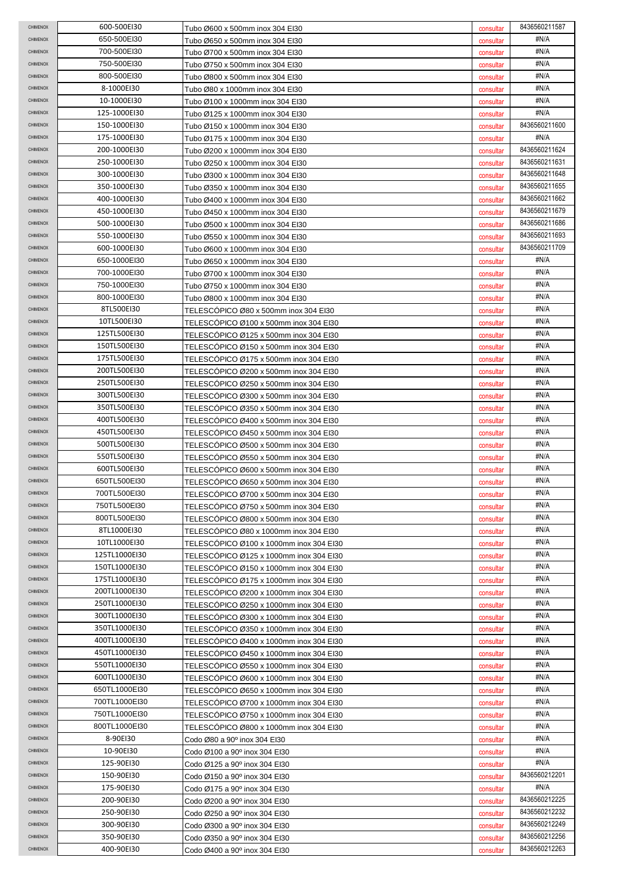| | | | | |
|---|---|---|---|---|
| CHIMENOX | 600-500EI30 | Tubo Ø600 x 500mm inox 304 EI30 | consultar | 8436560211587 |
| CHIMENOX | 650-500EI30 | Tubo Ø650 x 500mm inox 304 EI30 | consultar | #N/A |
| CHIMENOX | 700-500EI30 | Tubo Ø700 x 500mm inox 304 EI30 | consultar | #N/A |
| CHIMENOX | 750-500EI30 | Tubo Ø750 x 500mm inox 304 EI30 | consultar | #N/A |
| CHIMENOX | 800-500EI30 | Tubo Ø800 x 500mm inox 304 EI30 | consultar | #N/A |
| CHIMENOX | 8-1000EI30 | Tubo Ø80 x 1000mm inox 304 EI30 | consultar | #N/A |
| CHIMENOX | 10-1000EI30 | Tubo Ø100 x 1000mm inox 304 EI30 | consultar | #N/A |
| CHIMENOX | 125-1000EI30 | Tubo Ø125 x 1000mm inox 304 EI30 | consultar | #N/A |
| CHIMENOX | 150-1000EI30 | Tubo Ø150 x 1000mm inox 304 EI30 | consultar | 8436560211600 |
| CHIMENOX | 175-1000EI30 | Tubo Ø175 x 1000mm inox 304 EI30 | consultar | #N/A |
| CHIMENOX | 200-1000EI30 | Tubo Ø200 x 1000mm inox 304 EI30 | consultar | 8436560211624 |
| CHIMENOX | 250-1000EI30 | Tubo Ø250 x 1000mm inox 304 EI30 | consultar | 8436560211631 |
| CHIMENOX | 300-1000EI30 | Tubo Ø300 x 1000mm inox 304 EI30 | consultar | 8436560211648 |
| CHIMENOX | 350-1000EI30 | Tubo Ø350 x 1000mm inox 304 EI30 | consultar | 8436560211655 |
| CHIMENOX | 400-1000EI30 | Tubo Ø400 x 1000mm inox 304 EI30 | consultar | 8436560211662 |
| CHIMENOX | 450-1000EI30 | Tubo Ø450 x 1000mm inox 304 EI30 | consultar | 8436560211679 |
| CHIMENOX | 500-1000EI30 | Tubo Ø500 x 1000mm inox 304 EI30 | consultar | 8436560211686 |
| CHIMENOX | 550-1000EI30 | Tubo Ø550 x 1000mm inox 304 EI30 | consultar | 8436560211693 |
| CHIMENOX | 600-1000EI30 | Tubo Ø600 x 1000mm inox 304 EI30 | consultar | 8436560211709 |
| CHIMENOX | 650-1000EI30 | Tubo Ø650 x 1000mm inox 304 EI30 | consultar | #N/A |
| CHIMENOX | 700-1000EI30 | Tubo Ø700 x 1000mm inox 304 EI30 | consultar | #N/A |
| CHIMENOX | 750-1000EI30 | Tubo Ø750 x 1000mm inox 304 EI30 | consultar | #N/A |
| CHIMENOX | 800-1000EI30 | Tubo Ø800 x 1000mm inox 304 EI30 | consultar | #N/A |
| CHIMENOX | 8TL500EI30 | TELESCÓPICO Ø80 x 500mm inox 304 EI30 | consultar | #N/A |
| CHIMENOX | 10TL500EI30 | TELESCÓPICO Ø100 x 500mm inox 304 EI30 | consultar | #N/A |
| CHIMENOX | 125TL500EI30 | TELESCÓPICO Ø125 x 500mm inox 304 EI30 | consultar | #N/A |
| CHIMENOX | 150TL500EI30 | TELESCÓPICO Ø150 x 500mm inox 304 EI30 | consultar | #N/A |
| CHIMENOX | 175TL500EI30 | TELESCÓPICO Ø175 x 500mm inox 304 EI30 | consultar | #N/A |
| CHIMENOX | 200TL500EI30 | TELESCÓPICO Ø200 x 500mm inox 304 EI30 | consultar | #N/A |
| CHIMENOX | 250TL500EI30 | TELESCÓPICO Ø250 x 500mm inox 304 EI30 | consultar | #N/A |
| CHIMENOX | 300TL500EI30 | TELESCÓPICO Ø300 x 500mm inox 304 EI30 | consultar | #N/A |
| CHIMENOX | 350TL500EI30 | TELESCÓPICO Ø350 x 500mm inox 304 EI30 | consultar | #N/A |
| CHIMENOX | 400TL500EI30 | TELESCÓPICO Ø400 x 500mm inox 304 EI30 | consultar | #N/A |
| CHIMENOX | 450TL500EI30 | TELESCÓPICO Ø450 x 500mm inox 304 EI30 | consultar | #N/A |
| CHIMENOX | 500TL500EI30 | TELESCÓPICO Ø500 x 500mm inox 304 EI30 | consultar | #N/A |
| CHIMENOX | 550TL500EI30 | TELESCÓPICO Ø550 x 500mm inox 304 EI30 | consultar | #N/A |
| CHIMENOX | 600TL500EI30 | TELESCÓPICO Ø600 x 500mm inox 304 EI30 | consultar | #N/A |
| CHIMENOX | 650TL500EI30 | TELESCÓPICO Ø650 x 500mm inox 304 EI30 | consultar | #N/A |
| CHIMENOX | 700TL500EI30 | TELESCÓPICO Ø700 x 500mm inox 304 EI30 | consultar | #N/A |
| CHIMENOX | 750TL500EI30 | TELESCÓPICO Ø750 x 500mm inox 304 EI30 | consultar | #N/A |
| CHIMENOX | 800TL500EI30 | TELESCÓPICO Ø800 x 500mm inox 304 EI30 | consultar | #N/A |
| CHIMENOX | 8TL1000EI30 | TELESCÓPICO Ø80 x 1000mm inox 304 EI30 | consultar | #N/A |
| CHIMENOX | 10TL1000EI30 | TELESCÓPICO Ø100 x 1000mm inox 304 EI30 | consultar | #N/A |
| CHIMENOX | 125TL1000EI30 | TELESCÓPICO Ø125 x 1000mm inox 304 EI30 | consultar | #N/A |
| CHIMENOX | 150TL1000EI30 | TELESCÓPICO Ø150 x 1000mm inox 304 EI30 | consultar | #N/A |
| CHIMENOX | 175TL1000EI30 | TELESCÓPICO Ø175 x 1000mm inox 304 EI30 | consultar | #N/A |
| CHIMENOX | 200TL1000EI30 | TELESCÓPICO Ø200 x 1000mm inox 304 EI30 | consultar | #N/A |
| CHIMENOX | 250TL1000EI30 | TELESCÓPICO Ø250 x 1000mm inox 304 EI30 | consultar | #N/A |
| CHIMENOX | 300TL1000EI30 | TELESCÓPICO Ø300 x 1000mm inox 304 EI30 | consultar | #N/A |
| CHIMENOX | 350TL1000EI30 | TELESCÓPICO Ø350 x 1000mm inox 304 EI30 | consultar | #N/A |
| CHIMENOX | 400TL1000EI30 | TELESCÓPICO Ø400 x 1000mm inox 304 EI30 | consultar | #N/A |
| CHIMENOX | 450TL1000EI30 | TELESCÓPICO Ø450 x 1000mm inox 304 EI30 | consultar | #N/A |
| CHIMENOX | 550TL1000EI30 | TELESCÓPICO Ø550 x 1000mm inox 304 EI30 | consultar | #N/A |
| CHIMENOX | 600TL1000EI30 | TELESCÓPICO Ø600 x 1000mm inox 304 EI30 | consultar | #N/A |
| CHIMENOX | 650TL1000EI30 | TELESCÓPICO Ø650 x 1000mm inox 304 EI30 | consultar | #N/A |
| CHIMENOX | 700TL1000EI30 | TELESCÓPICO Ø700 x 1000mm inox 304 EI30 | consultar | #N/A |
| CHIMENOX | 750TL1000EI30 | TELESCÓPICO Ø750 x 1000mm inox 304 EI30 | consultar | #N/A |
| CHIMENOX | 800TL1000EI30 | TELESCÓPICO Ø800 x 1000mm inox 304 EI30 | consultar | #N/A |
| CHIMENOX | 8-90EI30 | Codo Ø80 a 90º inox 304 EI30 | consultar | #N/A |
| CHIMENOX | 10-90EI30 | Codo Ø100 a 90º inox 304 EI30 | consultar | #N/A |
| CHIMENOX | 125-90EI30 | Codo Ø125 a 90º inox 304 EI30 | consultar | #N/A |
| CHIMENOX | 150-90EI30 | Codo Ø150 a 90º inox 304 EI30 | consultar | 8436560212201 |
| CHIMENOX | 175-90EI30 | Codo Ø175 a 90º inox 304 EI30 | consultar | #N/A |
| CHIMENOX | 200-90EI30 | Codo Ø200 a 90º inox 304 EI30 | consultar | 8436560212225 |
| CHIMENOX | 250-90EI30 | Codo Ø250 a 90º inox 304 EI30 | consultar | 8436560212232 |
| CHIMENOX | 300-90EI30 | Codo Ø300 a 90º inox 304 EI30 | consultar | 8436560212249 |
| CHIMENOX | 350-90EI30 | Codo Ø350 a 90º inox 304 EI30 | consultar | 8436560212256 |
| CHIMENOX | 400-90EI30 | Codo Ø400 a 90º inox 304 EI30 | consultar | 8436560212263 |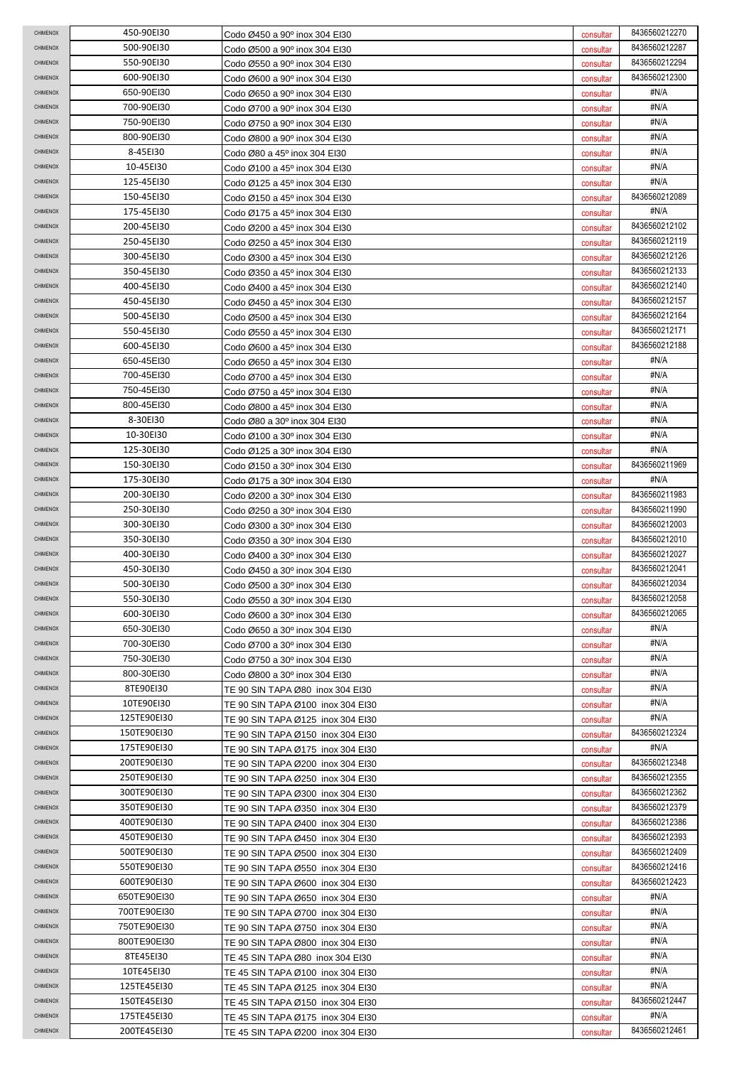| | | | | |
|---|---|---|---|---|
| CHIMENOX | 450-90EI30 | Codo Ø450 a 90º inox 304 EI30 | consultar | 8436560212270 |
| CHIMENOX | 500-90EI30 | Codo Ø500 a 90º inox 304 EI30 | consultar | 8436560212287 |
| CHIMENOX | 550-90EI30 | Codo Ø550 a 90º inox 304 EI30 | consultar | 8436560212294 |
| CHIMENOX | 600-90EI30 | Codo Ø600 a 90º inox 304 EI30 | consultar | 8436560212300 |
| CHIMENOX | 650-90EI30 | Codo Ø650 a 90º inox 304 EI30 | consultar | #N/A |
| CHIMENOX | 700-90EI30 | Codo Ø700 a 90º inox 304 EI30 | consultar | #N/A |
| CHIMENOX | 750-90EI30 | Codo Ø750 a 90º inox 304 EI30 | consultar | #N/A |
| CHIMENOX | 800-90EI30 | Codo Ø800 a 90º inox 304 EI30 | consultar | #N/A |
| CHIMENOX | 8-45EI30 | Codo Ø80 a 45º inox 304 EI30 | consultar | #N/A |
| CHIMENOX | 10-45EI30 | Codo Ø100 a 45º inox 304 EI30 | consultar | #N/A |
| CHIMENOX | 125-45EI30 | Codo Ø125 a 45º inox 304 EI30 | consultar | #N/A |
| CHIMENOX | 150-45EI30 | Codo Ø150 a 45º inox 304 EI30 | consultar | 8436560212089 |
| CHIMENOX | 175-45EI30 | Codo Ø175 a 45º inox 304 EI30 | consultar | #N/A |
| CHIMENOX | 200-45EI30 | Codo Ø200 a 45º inox 304 EI30 | consultar | 8436560212102 |
| CHIMENOX | 250-45EI30 | Codo Ø250 a 45º inox 304 EI30 | consultar | 8436560212119 |
| CHIMENOX | 300-45EI30 | Codo Ø300 a 45º inox 304 EI30 | consultar | 8436560212126 |
| CHIMENOX | 350-45EI30 | Codo Ø350 a 45º inox 304 EI30 | consultar | 8436560212133 |
| CHIMENOX | 400-45EI30 | Codo Ø400 a 45º inox 304 EI30 | consultar | 8436560212140 |
| CHIMENOX | 450-45EI30 | Codo Ø450 a 45º inox 304 EI30 | consultar | 8436560212157 |
| CHIMENOX | 500-45EI30 | Codo Ø500 a 45º inox 304 EI30 | consultar | 8436560212164 |
| CHIMENOX | 550-45EI30 | Codo Ø550 a 45º inox 304 EI30 | consultar | 8436560212171 |
| CHIMENOX | 600-45EI30 | Codo Ø600 a 45º inox 304 EI30 | consultar | 8436560212188 |
| CHIMENOX | 650-45EI30 | Codo Ø650 a 45º inox 304 EI30 | consultar | #N/A |
| CHIMENOX | 700-45EI30 | Codo Ø700 a 45º inox 304 EI30 | consultar | #N/A |
| CHIMENOX | 750-45EI30 | Codo Ø750 a 45º inox 304 EI30 | consultar | #N/A |
| CHIMENOX | 800-45EI30 | Codo Ø800 a 45º inox 304 EI30 | consultar | #N/A |
| CHIMENOX | 8-30EI30 | Codo Ø80 a 30º inox 304 EI30 | consultar | #N/A |
| CHIMENOX | 10-30EI30 | Codo Ø100 a 30º inox 304 EI30 | consultar | #N/A |
| CHIMENOX | 125-30EI30 | Codo Ø125 a 30º inox 304 EI30 | consultar | #N/A |
| CHIMENOX | 150-30EI30 | Codo Ø150 a 30º inox 304 EI30 | consultar | 8436560211969 |
| CHIMENOX | 175-30EI30 | Codo Ø175 a 30º inox 304 EI30 | consultar | #N/A |
| CHIMENOX | 200-30EI30 | Codo Ø200 a 30º inox 304 EI30 | consultar | 8436560211983 |
| CHIMENOX | 250-30EI30 | Codo Ø250 a 30º inox 304 EI30 | consultar | 8436560211990 |
| CHIMENOX | 300-30EI30 | Codo Ø300 a 30º inox 304 EI30 | consultar | 8436560212003 |
| CHIMENOX | 350-30EI30 | Codo Ø350 a 30º inox 304 EI30 | consultar | 8436560212010 |
| CHIMENOX | 400-30EI30 | Codo Ø400 a 30º inox 304 EI30 | consultar | 8436560212027 |
| CHIMENOX | 450-30EI30 | Codo Ø450 a 30º inox 304 EI30 | consultar | 8436560212041 |
| CHIMENOX | 500-30EI30 | Codo Ø500 a 30º inox 304 EI30 | consultar | 8436560212034 |
| CHIMENOX | 550-30EI30 | Codo Ø550 a 30º inox 304 EI30 | consultar | 8436560212058 |
| CHIMENOX | 600-30EI30 | Codo Ø600 a 30º inox 304 EI30 | consultar | 8436560212065 |
| CHIMENOX | 650-30EI30 | Codo Ø650 a 30º inox 304 EI30 | consultar | #N/A |
| CHIMENOX | 700-30EI30 | Codo Ø700 a 30º inox 304 EI30 | consultar | #N/A |
| CHIMENOX | 750-30EI30 | Codo Ø750 a 30º inox 304 EI30 | consultar | #N/A |
| CHIMENOX | 800-30EI30 | Codo Ø800 a 30º inox 304 EI30 | consultar | #N/A |
| CHIMENOX | 8TE90EI30 | TE 90 SIN TAPA Ø80 inox 304 EI30 | consultar | #N/A |
| CHIMENOX | 10TE90EI30 | TE 90 SIN TAPA Ø100 inox 304 EI30 | consultar | #N/A |
| CHIMENOX | 125TE90EI30 | TE 90 SIN TAPA Ø125 inox 304 EI30 | consultar | #N/A |
| CHIMENOX | 150TE90EI30 | TE 90 SIN TAPA Ø150 inox 304 EI30 | consultar | 8436560212324 |
| CHIMENOX | 175TE90EI30 | TE 90 SIN TAPA Ø175 inox 304 EI30 | consultar | #N/A |
| CHIMENOX | 200TE90EI30 | TE 90 SIN TAPA Ø200 inox 304 EI30 | consultar | 8436560212348 |
| CHIMENOX | 250TE90EI30 | TE 90 SIN TAPA Ø250 inox 304 EI30 | consultar | 8436560212355 |
| CHIMENOX | 300TE90EI30 | TE 90 SIN TAPA Ø300 inox 304 EI30 | consultar | 8436560212362 |
| CHIMENOX | 350TE90EI30 | TE 90 SIN TAPA Ø350 inox 304 EI30 | consultar | 8436560212379 |
| CHIMENOX | 400TE90EI30 | TE 90 SIN TAPA Ø400 inox 304 EI30 | consultar | 8436560212386 |
| CHIMENOX | 450TE90EI30 | TE 90 SIN TAPA Ø450 inox 304 EI30 | consultar | 8436560212393 |
| CHIMENOX | 500TE90EI30 | TE 90 SIN TAPA Ø500 inox 304 EI30 | consultar | 8436560212409 |
| CHIMENOX | 550TE90EI30 | TE 90 SIN TAPA Ø550 inox 304 EI30 | consultar | 8436560212416 |
| CHIMENOX | 600TE90EI30 | TE 90 SIN TAPA Ø600 inox 304 EI30 | consultar | 8436560212423 |
| CHIMENOX | 650TE90EI30 | TE 90 SIN TAPA Ø650 inox 304 EI30 | consultar | #N/A |
| CHIMENOX | 700TE90EI30 | TE 90 SIN TAPA Ø700 inox 304 EI30 | consultar | #N/A |
| CHIMENOX | 750TE90EI30 | TE 90 SIN TAPA Ø750 inox 304 EI30 | consultar | #N/A |
| CHIMENOX | 800TE90EI30 | TE 90 SIN TAPA Ø800 inox 304 EI30 | consultar | #N/A |
| CHIMENOX | 8TE45EI30 | TE 45 SIN TAPA Ø80 inox 304 EI30 | consultar | #N/A |
| CHIMENOX | 10TE45EI30 | TE 45 SIN TAPA Ø100 inox 304 EI30 | consultar | #N/A |
| CHIMENOX | 125TE45EI30 | TE 45 SIN TAPA Ø125 inox 304 EI30 | consultar | #N/A |
| CHIMENOX | 150TE45EI30 | TE 45 SIN TAPA Ø150 inox 304 EI30 | consultar | 8436560212447 |
| CHIMENOX | 175TE45EI30 | TE 45 SIN TAPA Ø175 inox 304 EI30 | consultar | #N/A |
| CHIMENOX | 200TE45EI30 | TE 45 SIN TAPA Ø200 inox 304 EI30 | consultar | 8436560212461 |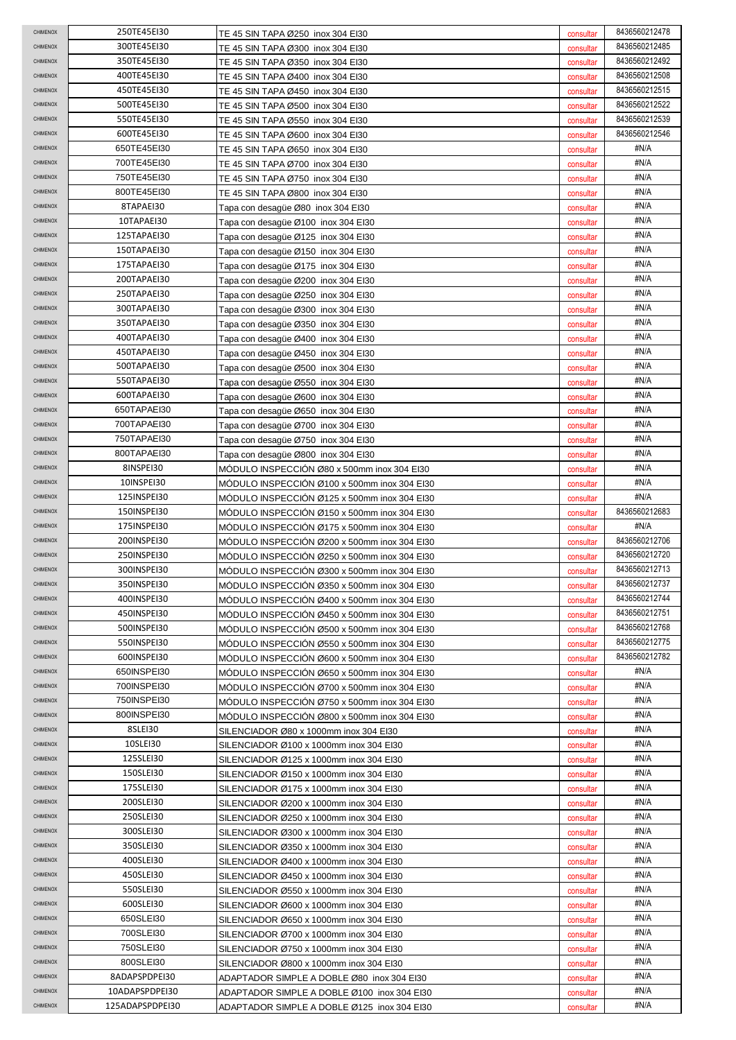| | | | | |
|---|---|---|---|---|
| CHIMENOX | 250TE45EI30 | TE 45 SIN TAPA Ø250 inox 304 EI30 | consultar | 8436560212478 |
| CHIMENOX | 300TE45EI30 | TE 45 SIN TAPA Ø300 inox 304 EI30 | consultar | 8436560212485 |
| CHIMENOX | 350TE45EI30 | TE 45 SIN TAPA Ø350 inox 304 EI30 | consultar | 8436560212492 |
| CHIMENOX | 400TE45EI30 | TE 45 SIN TAPA Ø400 inox 304 EI30 | consultar | 8436560212508 |
| CHIMENOX | 450TE45EI30 | TE 45 SIN TAPA Ø450 inox 304 EI30 | consultar | 8436560212515 |
| CHIMENOX | 500TE45EI30 | TE 45 SIN TAPA Ø500 inox 304 EI30 | consultar | 8436560212522 |
| CHIMENOX | 550TE45EI30 | TE 45 SIN TAPA Ø550 inox 304 EI30 | consultar | 8436560212539 |
| CHIMENOX | 600TE45EI30 | TE 45 SIN TAPA Ø600 inox 304 EI30 | consultar | 8436560212546 |
| CHIMENOX | 650TE45EI30 | TE 45 SIN TAPA Ø650 inox 304 EI30 | consultar | #N/A |
| CHIMENOX | 700TE45EI30 | TE 45 SIN TAPA Ø700 inox 304 EI30 | consultar | #N/A |
| CHIMENOX | 750TE45EI30 | TE 45 SIN TAPA Ø750 inox 304 EI30 | consultar | #N/A |
| CHIMENOX | 800TE45EI30 | TE 45 SIN TAPA Ø800 inox 304 EI30 | consultar | #N/A |
| CHIMENOX | 8TAPAEI30 | Tapa con desagüe Ø80 inox 304 EI30 | consultar | #N/A |
| CHIMENOX | 10TAPAEI30 | Tapa con desagüe Ø100 inox 304 EI30 | consultar | #N/A |
| CHIMENOX | 125TAPAEI30 | Tapa con desagüe Ø125 inox 304 EI30 | consultar | #N/A |
| CHIMENOX | 150TAPAEI30 | Tapa con desagüe Ø150 inox 304 EI30 | consultar | #N/A |
| CHIMENOX | 175TAPAEI30 | Tapa con desagüe Ø175 inox 304 EI30 | consultar | #N/A |
| CHIMENOX | 200TAPAEI30 | Tapa con desagüe Ø200 inox 304 EI30 | consultar | #N/A |
| CHIMENOX | 250TAPAEI30 | Tapa con desagüe Ø250 inox 304 EI30 | consultar | #N/A |
| CHIMENOX | 300TAPAEI30 | Tapa con desagüe Ø300 inox 304 EI30 | consultar | #N/A |
| CHIMENOX | 350TAPAEI30 | Tapa con desagüe Ø350 inox 304 EI30 | consultar | #N/A |
| CHIMENOX | 400TAPAEI30 | Tapa con desagüe Ø400 inox 304 EI30 | consultar | #N/A |
| CHIMENOX | 450TAPAEI30 | Tapa con desagüe Ø450 inox 304 EI30 | consultar | #N/A |
| CHIMENOX | 500TAPAEI30 | Tapa con desagüe Ø500 inox 304 EI30 | consultar | #N/A |
| CHIMENOX | 550TAPAEI30 | Tapa con desagüe Ø550 inox 304 EI30 | consultar | #N/A |
| CHIMENOX | 600TAPAEI30 | Tapa con desagüe Ø600 inox 304 EI30 | consultar | #N/A |
| CHIMENOX | 650TAPAEI30 | Tapa con desagüe Ø650 inox 304 EI30 | consultar | #N/A |
| CHIMENOX | 700TAPAEI30 | Tapa con desagüe Ø700 inox 304 EI30 | consultar | #N/A |
| CHIMENOX | 750TAPAEI30 | Tapa con desagüe Ø750 inox 304 EI30 | consultar | #N/A |
| CHIMENOX | 800TAPAEI30 | Tapa con desagüe Ø800 inox 304 EI30 | consultar | #N/A |
| CHIMENOX | 8INSPEI30 | MÓDULO INSPECCIÓN Ø80 x 500mm inox 304 EI30 | consultar | #N/A |
| CHIMENOX | 10INSPEI30 | MÓDULO INSPECCIÓN Ø100 x 500mm inox 304 EI30 | consultar | #N/A |
| CHIMENOX | 125INSPEI30 | MÓDULO INSPECCIÓN Ø125 x 500mm inox 304 EI30 | consultar | #N/A |
| CHIMENOX | 150INSPEI30 | MÓDULO INSPECCIÓN Ø150 x 500mm inox 304 EI30 | consultar | 8436560212683 |
| CHIMENOX | 175INSPEI30 | MÓDULO INSPECCIÓN Ø175 x 500mm inox 304 EI30 | consultar | #N/A |
| CHIMENOX | 200INSPEI30 | MÓDULO INSPECCIÓN Ø200 x 500mm inox 304 EI30 | consultar | 8436560212706 |
| CHIMENOX | 250INSPEI30 | MÓDULO INSPECCIÓN Ø250 x 500mm inox 304 EI30 | consultar | 8436560212720 |
| CHIMENOX | 300INSPEI30 | MÓDULO INSPECCIÓN Ø300 x 500mm inox 304 EI30 | consultar | 8436560212713 |
| CHIMENOX | 350INSPEI30 | MÓDULO INSPECCIÓN Ø350 x 500mm inox 304 EI30 | consultar | 8436560212737 |
| CHIMENOX | 400INSPEI30 | MÓDULO INSPECCIÓN Ø400 x 500mm inox 304 EI30 | consultar | 8436560212744 |
| CHIMENOX | 450INSPEI30 | MÓDULO INSPECCIÓN Ø450 x 500mm inox 304 EI30 | consultar | 8436560212751 |
| CHIMENOX | 500INSPEI30 | MÓDULO INSPECCIÓN Ø500 x 500mm inox 304 EI30 | consultar | 8436560212768 |
| CHIMENOX | 550INSPEI30 | MÓDULO INSPECCIÓN Ø550 x 500mm inox 304 EI30 | consultar | 8436560212775 |
| CHIMENOX | 600INSPEI30 | MÓDULO INSPECCIÓN Ø600 x 500mm inox 304 EI30 | consultar | 8436560212782 |
| CHIMENOX | 650INSPEI30 | MÓDULO INSPECCIÓN Ø650 x 500mm inox 304 EI30 | consultar | #N/A |
| CHIMENOX | 700INSPEI30 | MÓDULO INSPECCIÓN Ø700 x 500mm inox 304 EI30 | consultar | #N/A |
| CHIMENOX | 750INSPEI30 | MÓDULO INSPECCIÓN Ø750 x 500mm inox 304 EI30 | consultar | #N/A |
| CHIMENOX | 800INSPEI30 | MÓDULO INSPECCIÓN Ø800 x 500mm inox 304 EI30 | consultar | #N/A |
| CHIMENOX | 8SLEI30 | SILENCIADOR Ø80 x 1000mm inox 304 EI30 | consultar | #N/A |
| CHIMENOX | 10SLEI30 | SILENCIADOR Ø100 x 1000mm inox 304 EI30 | consultar | #N/A |
| CHIMENOX | 125SLEI30 | SILENCIADOR Ø125 x 1000mm inox 304 EI30 | consultar | #N/A |
| CHIMENOX | 150SLEI30 | SILENCIADOR Ø150 x 1000mm inox 304 EI30 | consultar | #N/A |
| CHIMENOX | 175SLEI30 | SILENCIADOR Ø175 x 1000mm inox 304 EI30 | consultar | #N/A |
| CHIMENOX | 200SLEI30 | SILENCIADOR Ø200 x 1000mm inox 304 EI30 | consultar | #N/A |
| CHIMENOX | 250SLEI30 | SILENCIADOR Ø250 x 1000mm inox 304 EI30 | consultar | #N/A |
| CHIMENOX | 300SLEI30 | SILENCIADOR Ø300 x 1000mm inox 304 EI30 | consultar | #N/A |
| CHIMENOX | 350SLEI30 | SILENCIADOR Ø350 x 1000mm inox 304 EI30 | consultar | #N/A |
| CHIMENOX | 400SLEI30 | SILENCIADOR Ø400 x 1000mm inox 304 EI30 | consultar | #N/A |
| CHIMENOX | 450SLEI30 | SILENCIADOR Ø450 x 1000mm inox 304 EI30 | consultar | #N/A |
| CHIMENOX | 550SLEI30 | SILENCIADOR Ø550 x 1000mm inox 304 EI30 | consultar | #N/A |
| CHIMENOX | 600SLEI30 | SILENCIADOR Ø600 x 1000mm inox 304 EI30 | consultar | #N/A |
| CHIMENOX | 650SLEI30 | SILENCIADOR Ø650 x 1000mm inox 304 EI30 | consultar | #N/A |
| CHIMENOX | 700SLEI30 | SILENCIADOR Ø700 x 1000mm inox 304 EI30 | consultar | #N/A |
| CHIMENOX | 750SLEI30 | SILENCIADOR Ø750 x 1000mm inox 304 EI30 | consultar | #N/A |
| CHIMENOX | 800SLEI30 | SILENCIADOR Ø800 x 1000mm inox 304 EI30 | consultar | #N/A |
| CHIMENOX | 8ADAPSPDPEI30 | ADAPTADOR SIMPLE A DOBLE Ø80 inox 304 EI30 | consultar | #N/A |
| CHIMENOX | 10ADAPSPDPEI30 | ADAPTADOR SIMPLE A DOBLE Ø100 inox 304 EI30 | consultar | #N/A |
| CHIMENOX | 125ADAPSPDPEI30 | ADAPTADOR SIMPLE A DOBLE Ø125 inox 304 EI30 | consultar | #N/A |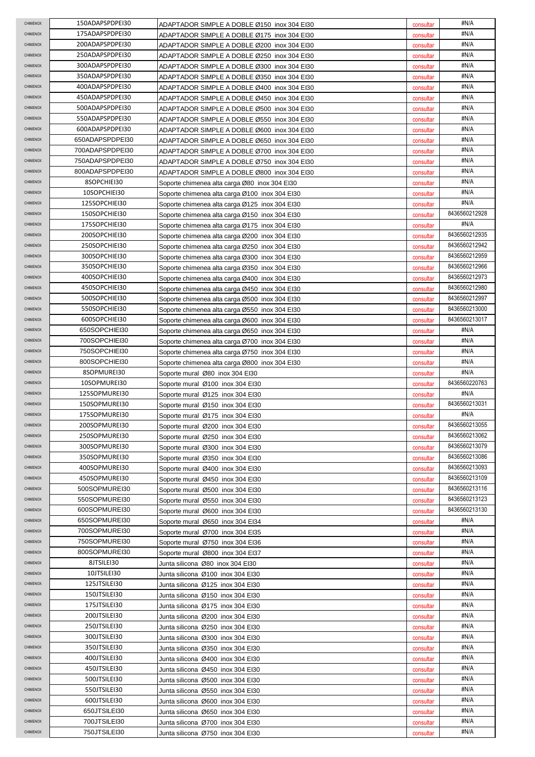| | | | | |
|---|---|---|---|---|
| CHIMENOX | 150ADAPSPDPEI30 | ADAPTADOR SIMPLE A DOBLE Ø150 inox 304 EI30 | consultar | #N/A |
| CHIMENOX | 175ADAPSPDPEI30 | ADAPTADOR SIMPLE A DOBLE Ø175 inox 304 EI30 | consultar | #N/A |
| CHIMENOX | 200ADAPSPDPEI30 | ADAPTADOR SIMPLE A DOBLE Ø200 inox 304 EI30 | consultar | #N/A |
| CHIMENOX | 250ADAPSPDPEI30 | ADAPTADOR SIMPLE A DOBLE Ø250 inox 304 EI30 | consultar | #N/A |
| CHIMENOX | 300ADAPSPDPEI30 | ADAPTADOR SIMPLE A DOBLE Ø300 inox 304 EI30 | consultar | #N/A |
| CHIMENOX | 350ADAPSPDPEI30 | ADAPTADOR SIMPLE A DOBLE Ø350 inox 304 EI30 | consultar | #N/A |
| CHIMENOX | 400ADAPSPDPEI30 | ADAPTADOR SIMPLE A DOBLE Ø400 inox 304 EI30 | consultar | #N/A |
| CHIMENOX | 450ADAPSPDPEI30 | ADAPTADOR SIMPLE A DOBLE Ø450 inox 304 EI30 | consultar | #N/A |
| CHIMENOX | 500ADAPSPDPEI30 | ADAPTADOR SIMPLE A DOBLE Ø500 inox 304 EI30 | consultar | #N/A |
| CHIMENOX | 550ADAPSPDPEI30 | ADAPTADOR SIMPLE A DOBLE Ø550 inox 304 EI30 | consultar | #N/A |
| CHIMENOX | 600ADAPSPDPEI30 | ADAPTADOR SIMPLE A DOBLE Ø600 inox 304 EI30 | consultar | #N/A |
| CHIMENOX | 650ADAPSPDPEI30 | ADAPTADOR SIMPLE A DOBLE Ø650 inox 304 EI30 | consultar | #N/A |
| CHIMENOX | 700ADAPSPDPEI30 | ADAPTADOR SIMPLE A DOBLE Ø700 inox 304 EI30 | consultar | #N/A |
| CHIMENOX | 750ADAPSPDPEI30 | ADAPTADOR SIMPLE A DOBLE Ø750 inox 304 EI30 | consultar | #N/A |
| CHIMENOX | 800ADAPSPDPEI30 | ADAPTADOR SIMPLE A DOBLE Ø800 inox 304 EI30 | consultar | #N/A |
| CHIMENOX | 8SOPCHIEI30 | Soporte chimenea alta carga Ø80 inox 304 EI30 | consultar | #N/A |
| CHIMENOX | 10SOPCHIEI30 | Soporte chimenea alta carga Ø100 inox 304 EI30 | consultar | #N/A |
| CHIMENOX | 125SOPCHIEI30 | Soporte chimenea alta carga Ø125 inox 304 EI30 | consultar | #N/A |
| CHIMENOX | 150SOPCHIEI30 | Soporte chimenea alta carga Ø150 inox 304 EI30 | consultar | 8436560212928 |
| CHIMENOX | 175SOPCHIEI30 | Soporte chimenea alta carga Ø175 inox 304 EI30 | consultar | #N/A |
| CHIMENOX | 200SOPCHIEI30 | Soporte chimenea alta carga Ø200 inox 304 EI30 | consultar | 8436560212935 |
| CHIMENOX | 250SOPCHIEI30 | Soporte chimenea alta carga Ø250 inox 304 EI30 | consultar | 8436560212942 |
| CHIMENOX | 300SOPCHIEI30 | Soporte chimenea alta carga Ø300 inox 304 EI30 | consultar | 8436560212959 |
| CHIMENOX | 350SOPCHIEI30 | Soporte chimenea alta carga Ø350 inox 304 EI30 | consultar | 8436560212966 |
| CHIMENOX | 400SOPCHIEI30 | Soporte chimenea alta carga Ø400 inox 304 EI30 | consultar | 8436560212973 |
| CHIMENOX | 450SOPCHIEI30 | Soporte chimenea alta carga Ø450 inox 304 EI30 | consultar | 8436560212980 |
| CHIMENOX | 500SOPCHIEI30 | Soporte chimenea alta carga Ø500 inox 304 EI30 | consultar | 8436560212997 |
| CHIMENOX | 550SOPCHIEI30 | Soporte chimenea alta carga Ø550 inox 304 EI30 | consultar | 8436560213000 |
| CHIMENOX | 600SOPCHIEI30 | Soporte chimenea alta carga Ø600 inox 304 EI30 | consultar | 8436560213017 |
| CHIMENOX | 650SOPCHIEI30 | Soporte chimenea alta carga Ø650 inox 304 EI30 | consultar | #N/A |
| CHIMENOX | 700SOPCHIEI30 | Soporte chimenea alta carga Ø700 inox 304 EI30 | consultar | #N/A |
| CHIMENOX | 750SOPCHIEI30 | Soporte chimenea alta carga Ø750 inox 304 EI30 | consultar | #N/A |
| CHIMENOX | 800SOPCHIEI30 | Soporte chimenea alta carga Ø800 inox 304 EI30 | consultar | #N/A |
| CHIMENOX | 8SOPMUREI30 | Soporte mural Ø80 inox 304 EI30 | consultar | #N/A |
| CHIMENOX | 10SOPMUREI30 | Soporte mural Ø100 inox 304 EI30 | consultar | 8436560220763 |
| CHIMENOX | 125SOPMUREI30 | Soporte mural Ø125 inox 304 EI30 | consultar | #N/A |
| CHIMENOX | 150SOPMUREI30 | Soporte mural Ø150 inox 304 EI30 | consultar | 8436560213031 |
| CHIMENOX | 175SOPMUREI30 | Soporte mural Ø175 inox 304 EI30 | consultar | #N/A |
| CHIMENOX | 200SOPMUREI30 | Soporte mural Ø200 inox 304 EI30 | consultar | 8436560213055 |
| CHIMENOX | 250SOPMUREI30 | Soporte mural Ø250 inox 304 EI30 | consultar | 8436560213062 |
| CHIMENOX | 300SOPMUREI30 | Soporte mural Ø300 inox 304 EI30 | consultar | 8436560213079 |
| CHIMENOX | 350SOPMUREI30 | Soporte mural Ø350 inox 304 EI30 | consultar | 8436560213086 |
| CHIMENOX | 400SOPMUREI30 | Soporte mural Ø400 inox 304 EI30 | consultar | 8436560213093 |
| CHIMENOX | 450SOPMUREI30 | Soporte mural Ø450 inox 304 EI30 | consultar | 8436560213109 |
| CHIMENOX | 500SOPMUREI30 | Soporte mural Ø500 inox 304 EI30 | consultar | 8436560213116 |
| CHIMENOX | 550SOPMUREI30 | Soporte mural Ø550 inox 304 EI30 | consultar | 8436560213123 |
| CHIMENOX | 600SOPMUREI30 | Soporte mural Ø600 inox 304 EI30 | consultar | 8436560213130 |
| CHIMENOX | 650SOPMUREI30 | Soporte mural Ø650 inox 304 EI34 | consultar | #N/A |
| CHIMENOX | 700SOPMUREI30 | Soporte mural Ø700 inox 304 EI35 | consultar | #N/A |
| CHIMENOX | 750SOPMUREI30 | Soporte mural Ø750 inox 304 EI36 | consultar | #N/A |
| CHIMENOX | 800SOPMUREI30 | Soporte mural Ø800 inox 304 EI37 | consultar | #N/A |
| CHIMENOX | 8JTSILEI30 | Junta silicona Ø80 inox 304 EI30 | consultar | #N/A |
| CHIMENOX | 10JTSILEI30 | Junta silicona Ø100 inox 304 EI30 | consultar | #N/A |
| CHIMENOX | 125JTSILEI30 | Junta silicona Ø125 inox 304 EI30 | consultar | #N/A |
| CHIMENOX | 150JTSILEI30 | Junta silicona Ø150 inox 304 EI30 | consultar | #N/A |
| CHIMENOX | 175JTSILEI30 | Junta silicona Ø175 inox 304 EI30 | consultar | #N/A |
| CHIMENOX | 200JTSILEI30 | Junta silicona Ø200 inox 304 EI30 | consultar | #N/A |
| CHIMENOX | 250JTSILEI30 | Junta silicona Ø250 inox 304 EI30 | consultar | #N/A |
| CHIMENOX | 300JTSILEI30 | Junta silicona Ø300 inox 304 EI30 | consultar | #N/A |
| CHIMENOX | 350JTSILEI30 | Junta silicona Ø350 inox 304 EI30 | consultar | #N/A |
| CHIMENOX | 400JTSILEI30 | Junta silicona Ø400 inox 304 EI30 | consultar | #N/A |
| CHIMENOX | 450JTSILEI30 | Junta silicona Ø450 inox 304 EI30 | consultar | #N/A |
| CHIMENOX | 500JTSILEI30 | Junta silicona Ø500 inox 304 EI30 | consultar | #N/A |
| CHIMENOX | 550JTSILEI30 | Junta silicona Ø550 inox 304 EI30 | consultar | #N/A |
| CHIMENOX | 600JTSILEI30 | Junta silicona Ø600 inox 304 EI30 | consultar | #N/A |
| CHIMENOX | 650JTSILEI30 | Junta silicona Ø650 inox 304 EI30 | consultar | #N/A |
| CHIMENOX | 700JTSILEI30 | Junta silicona Ø700 inox 304 EI30 | consultar | #N/A |
| CHIMENOX | 750JTSILEI30 | Junta silicona Ø750 inox 304 EI30 | consultar | #N/A |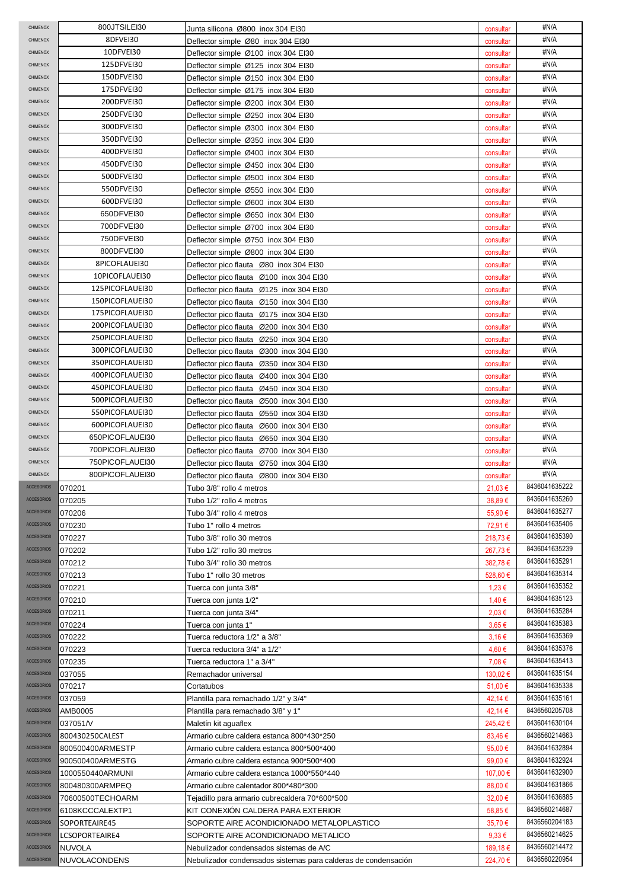| | | | | |
|---|---|---|---|---|
| CHIMENOX | 800JTSILEI30 | Junta silicona Ø800 inox 304 EI30 | consultar | #N/A |
| CHIMENOX | 8DFVEI30 | Deflector simple Ø80 inox 304 EI30 | consultar | #N/A |
| CHIMENOX | 10DFVEI30 | Deflector simple Ø100 inox 304 EI30 | consultar | #N/A |
| CHIMENOX | 125DFVEI30 | Deflector simple Ø125 inox 304 EI30 | consultar | #N/A |
| CHIMENOX | 150DFVEI30 | Deflector simple Ø150 inox 304 EI30 | consultar | #N/A |
| CHIMENOX | 175DFVEI30 | Deflector simple Ø175 inox 304 EI30 | consultar | #N/A |
| CHIMENOX | 200DFVEI30 | Deflector simple Ø200 inox 304 EI30 | consultar | #N/A |
| CHIMENOX | 250DFVEI30 | Deflector simple Ø250 inox 304 EI30 | consultar | #N/A |
| CHIMENOX | 300DFVEI30 | Deflector simple Ø300 inox 304 EI30 | consultar | #N/A |
| CHIMENOX | 350DFVEI30 | Deflector simple Ø350 inox 304 EI30 | consultar | #N/A |
| CHIMENOX | 400DFVEI30 | Deflector simple Ø400 inox 304 EI30 | consultar | #N/A |
| CHIMENOX | 450DFVEI30 | Deflector simple Ø450 inox 304 EI30 | consultar | #N/A |
| CHIMENOX | 500DFVEI30 | Deflector simple Ø500 inox 304 EI30 | consultar | #N/A |
| CHIMENOX | 550DFVEI30 | Deflector simple Ø550 inox 304 EI30 | consultar | #N/A |
| CHIMENOX | 600DFVEI30 | Deflector simple Ø600 inox 304 EI30 | consultar | #N/A |
| CHIMENOX | 650DFVEI30 | Deflector simple Ø650 inox 304 EI30 | consultar | #N/A |
| CHIMENOX | 700DFVEI30 | Deflector simple Ø700 inox 304 EI30 | consultar | #N/A |
| CHIMENOX | 750DFVEI30 | Deflector simple Ø750 inox 304 EI30 | consultar | #N/A |
| CHIMENOX | 800DFVEI30 | Deflector simple Ø800 inox 304 EI30 | consultar | #N/A |
| CHIMENOX | 8PICOFLAUEI30 | Deflector pico flauta Ø80 inox 304 EI30 | consultar | #N/A |
| CHIMENOX | 10PICOFLAUEI30 | Deflector pico flauta Ø100 inox 304 EI30 | consultar | #N/A |
| CHIMENOX | 125PICOFLAUEI30 | Deflector pico flauta Ø125 inox 304 EI30 | consultar | #N/A |
| CHIMENOX | 150PICOFLAUEI30 | Deflector pico flauta Ø150 inox 304 EI30 | consultar | #N/A |
| CHIMENOX | 175PICOFLAUEI30 | Deflector pico flauta Ø175 inox 304 EI30 | consultar | #N/A |
| CHIMENOX | 200PICOFLAUEI30 | Deflector pico flauta Ø200 inox 304 EI30 | consultar | #N/A |
| CHIMENOX | 250PICOFLAUEI30 | Deflector pico flauta Ø250 inox 304 EI30 | consultar | #N/A |
| CHIMENOX | 300PICOFLAUEI30 | Deflector pico flauta Ø300 inox 304 EI30 | consultar | #N/A |
| CHIMENOX | 350PICOFLAUEI30 | Deflector pico flauta Ø350 inox 304 EI30 | consultar | #N/A |
| CHIMENOX | 400PICOFLAUEI30 | Deflector pico flauta Ø400 inox 304 EI30 | consultar | #N/A |
| CHIMENOX | 450PICOFLAUEI30 | Deflector pico flauta Ø450 inox 304 EI30 | consultar | #N/A |
| CHIMENOX | 500PICOFLAUEI30 | Deflector pico flauta Ø500 inox 304 EI30 | consultar | #N/A |
| CHIMENOX | 550PICOFLAUEI30 | Deflector pico flauta Ø550 inox 304 EI30 | consultar | #N/A |
| CHIMENOX | 600PICOFLAUEI30 | Deflector pico flauta Ø600 inox 304 EI30 | consultar | #N/A |
| CHIMENOX | 650PICOFLAUEI30 | Deflector pico flauta Ø650 inox 304 EI30 | consultar | #N/A |
| CHIMENOX | 700PICOFLAUEI30 | Deflector pico flauta Ø700 inox 304 EI30 | consultar | #N/A |
| CHIMENOX | 750PICOFLAUEI30 | Deflector pico flauta Ø750 inox 304 EI30 | consultar | #N/A |
| CHIMENOX | 800PICOFLAUEI30 | Deflector pico flauta Ø800 inox 304 EI30 | consultar | #N/A |
| ACCESORIOS | 070201 | Tubo 3/8" rollo 4 metros | 21,03 € | 8436041635222 |
| ACCESORIOS | 070205 | Tubo 1/2" rollo 4 metros | 38,89 € | 8436041635260 |
| ACCESORIOS | 070206 | Tubo 3/4" rollo 4 metros | 55,90 € | 8436041635277 |
| ACCESORIOS | 070230 | Tubo 1" rollo 4 metros | 72,91 € | 8436041635406 |
| ACCESORIOS | 070227 | Tubo 3/8" rollo 30 metros | 218,73 € | 8436041635390 |
| ACCESORIOS | 070202 | Tubo 1/2" rollo 30 metros | 267,73 € | 8436041635239 |
| ACCESORIOS | 070212 | Tubo 3/4" rollo 30 metros | 382,78 € | 8436041635291 |
| ACCESORIOS | 070213 | Tubo 1" rollo 30 metros | 528,60 € | 8436041635314 |
| ACCESORIOS | 070221 | Tuerca con junta 3/8" | 1,23 € | 8436041635352 |
| ACCESORIOS | 070210 | Tuerca con junta 1/2" | 1,40 € | 8436041635123 |
| ACCESORIOS | 070211 | Tuerca con junta 3/4" | 2,03 € | 8436041635284 |
| ACCESORIOS | 070224 | Tuerca con junta 1" | 3,65 € | 8436041635383 |
| ACCESORIOS | 070222 | Tuerca reductora 1/2" a 3/8" | 3,16 € | 8436041635369 |
| ACCESORIOS | 070223 | Tuerca reductora 3/4" a 1/2" | 4,60 € | 8436041635376 |
| ACCESORIOS | 070235 | Tuerca reductora 1" a 3/4" | 7,08 € | 8436041635413 |
| ACCESORIOS | 037055 | Remachador universal | 130,02 € | 8436041635154 |
| ACCESORIOS | 070217 | Cortatubos | 51,00 € | 8436041635338 |
| ACCESORIOS | 037059 | Plantilla para remachado 1/2" y 3/4" | 42,14 € | 8436041635161 |
| ACCESORIOS | AMB0005 | Plantilla para remachado 3/8" y 1" | 42,14 € | 8436560205708 |
| ACCESORIOS | 037051/V | Maletín kit aguaflex | 245,42 € | 8436041630104 |
| ACCESORIOS | 800430250CALEST | Armario cubre caldera estanca 800*430*250 | 83,46 € | 8436560214663 |
| ACCESORIOS | 800500400ARMESTP | Armario cubre caldera estanca 800*500*400 | 95,00 € | 8436041632894 |
| ACCESORIOS | 900500400ARMESTG | Armario cubre caldera estanca 900*500*400 | 99,00 € | 8436041632924 |
| ACCESORIOS | 1000550440ARMUNI | Armario cubre caldera estanca 1000*550*440 | 107,00 € | 8436041632900 |
| ACCESORIOS | 800480300ARMPEQ | Armario cubre calentador 800*480*300 | 88,00 € | 8436041631866 |
| ACCESORIOS | 70600500TECHOARM | Tejadillo para armario cubrecaldera 70*600*500 | 32,00 € | 8436041636885 |
| ACCESORIOS | 6108KCCCALEXTP1 | KIT CONEXIÓN CALDERA PARA EXTERIOR | 58,85 € | 8436560214687 |
| ACCESORIOS | SOPORTEAIRE45 | SOPORTE AIRE ACONDICIONADO METALOPLASTICO | 35,70 € | 8436560204183 |
| ACCESORIOS | LCSOPORTEAIRE4 | SOPORTE AIRE ACONDICIONADO METALICO | 9,33 € | 8436560214625 |
| ACCESORIOS | NUVOLA | Nebulizador condensados sistemas de A/C | 189,18 € | 8436560214472 |
| ACCESORIOS | NUVOLACONDENS | Nebulizador condensados sistemas para calderas de condensación | 224,70 € | 8436560220954 |